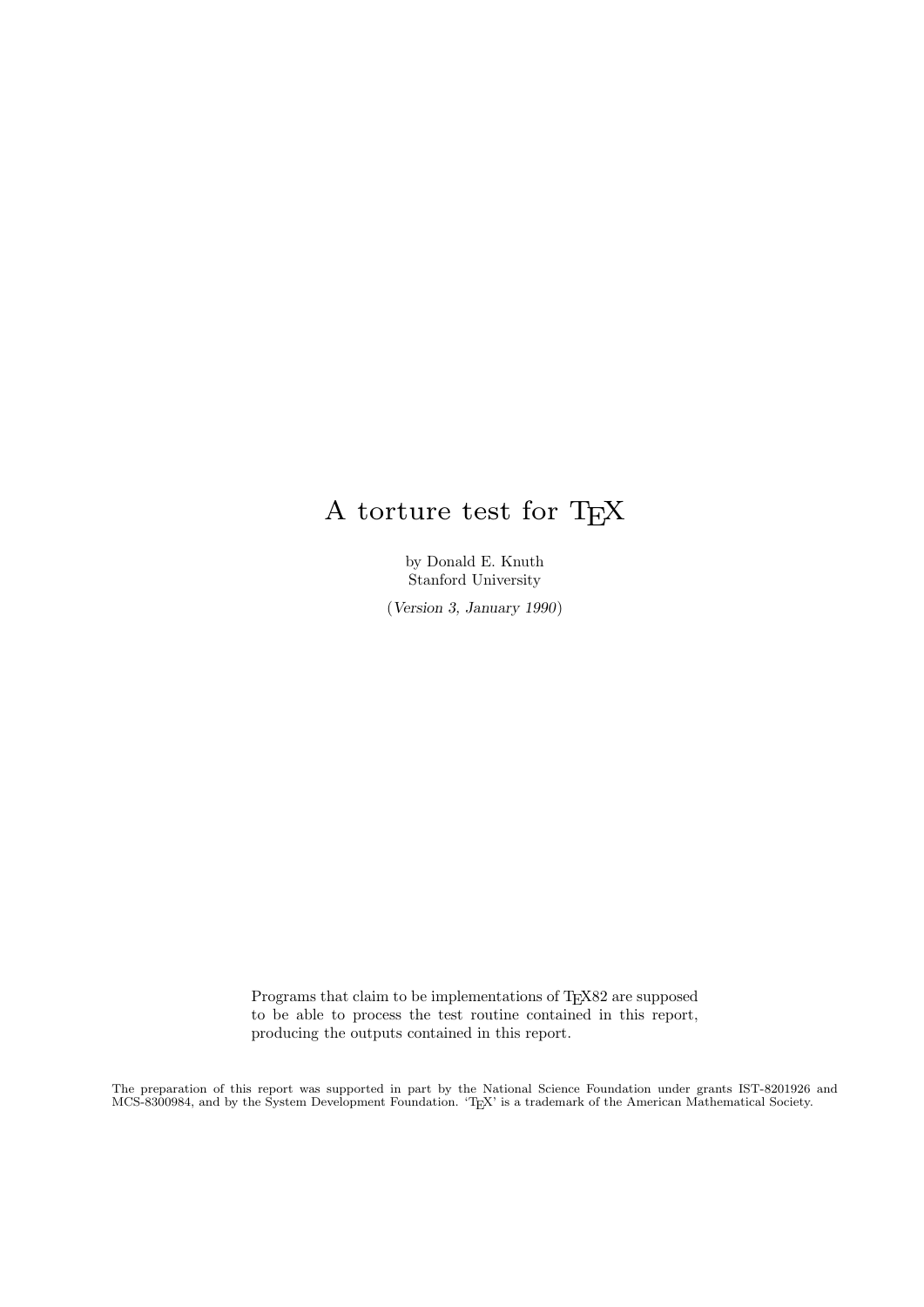# A torture test for TEX

by Donald E. Knuth
Stanford University

(*Version 3, January 1990*)

Programs that claim to be implementations of TEX82 are supposed to be able to process the test routine contained in this report, producing the outputs contained in this report.

The preparation of this report was supported in part by the National Science Foundation under grants IST-8201926 and MCS-8300984, and by the System Development Foundation. 'TEX' is a trademark of the American Mathematical Society.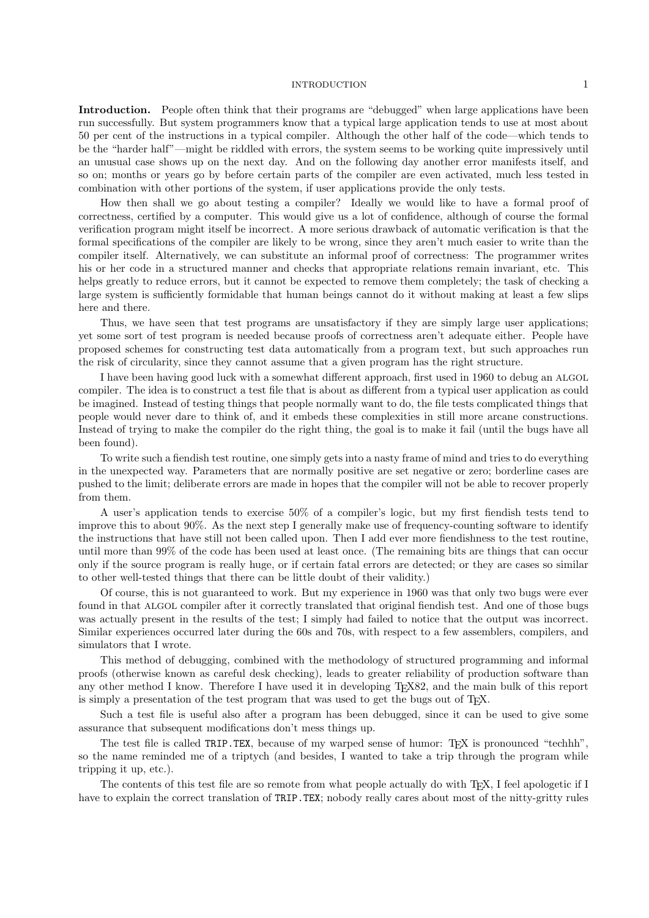**Introduction.** People often think that their programs are "debugged" when large applications have been run successfully. But system programmers know that a typical large application tends to use at most about 50 per cent of the instructions in a typical compiler. Although the other half of the code—which tends to be the "harder half"—might be riddled with errors, the system seems to be working quite impressively until an unusual case shows up on the next day. And on the following day another error manifests itself, and so on; months or years go by before certain parts of the compiler are even activated, much less tested in combination with other portions of the system, if user applications provide the only tests.

How then shall we go about testing a compiler? Ideally we would like to have a formal proof of correctness, certified by a computer. This would give us a lot of confidence, although of course the formal verification program might itself be incorrect. A more serious drawback of automatic verification is that the formal specifications of the compiler are likely to be wrong, since they aren't much easier to write than the compiler itself. Alternatively, we can substitute an informal proof of correctness: The programmer writes his or her code in a structured manner and checks that appropriate relations remain invariant, etc. This helps greatly to reduce errors, but it cannot be expected to remove them completely; the task of checking a large system is sufficiently formidable that human beings cannot do it without making at least a few slips here and there.

Thus, we have seen that test programs are unsatisfactory if they are simply large user applications; yet some sort of test program is needed because proofs of correctness aren't adequate either. People have proposed schemes for constructing test data automatically from a program text, but such approaches run the risk of circularity, since they cannot assume that a given program has the right structure.

I have been having good luck with a somewhat different approach, first used in 1960 to debug an ALGOL compiler. The idea is to construct a test file that is about as different from a typical user application as could be imagined. Instead of testing things that people normally want to do, the file tests complicated things that people would never dare to think of, and it embeds these complexities in still more arcane constructions. Instead of trying to make the compiler do the right thing, the goal is to make it fail (until the bugs have all been found).

To write such a fiendish test routine, one simply gets into a nasty frame of mind and tries to do everything in the unexpected way. Parameters that are normally positive are set negative or zero; borderline cases are pushed to the limit; deliberate errors are made in hopes that the compiler will not be able to recover properly from them.

A user's application tends to exercise 50% of a compiler's logic, but my first fiendish tests tend to improve this to about 90%. As the next step I generally make use of frequency-counting software to identify the instructions that have still not been called upon. Then I add ever more fiendishness to the test routine, until more than 99% of the code has been used at least once. (The remaining bits are things that can occur only if the source program is really huge, or if certain fatal errors are detected; or they are cases so similar to other well-tested things that there can be little doubt of their validity.)

Of course, this is not guaranteed to work. But my experience in 1960 was that only two bugs were ever found in that ALGOL compiler after it correctly translated that original fiendish test. And one of those bugs was actually present in the results of the test; I simply had failed to notice that the output was incorrect. Similar experiences occurred later during the 60s and 70s, with respect to a few assemblers, compilers, and simulators that I wrote.

This method of debugging, combined with the methodology of structured programming and informal proofs (otherwise known as careful desk checking), leads to greater reliability of production software than any other method I know. Therefore I have used it in developing TEX82, and the main bulk of this report is simply a presentation of the test program that was used to get the bugs out of TEX.

Such a test file is useful also after a program has been debugged, since it can be used to give some assurance that subsequent modifications don't mess things up.

The test file is called `TRIP.TEX`, because of my warped sense of humor: TEX is pronounced "techhh", so the name reminded me of a triptych (and besides, I wanted to take a trip through the program while tripping it up, etc.).

The contents of this test file are so remote from what people actually do with TEX, I feel apologetic if I have to explain the correct translation of `TRIP.TEX`; nobody really cares about most of the nitty-gritty rules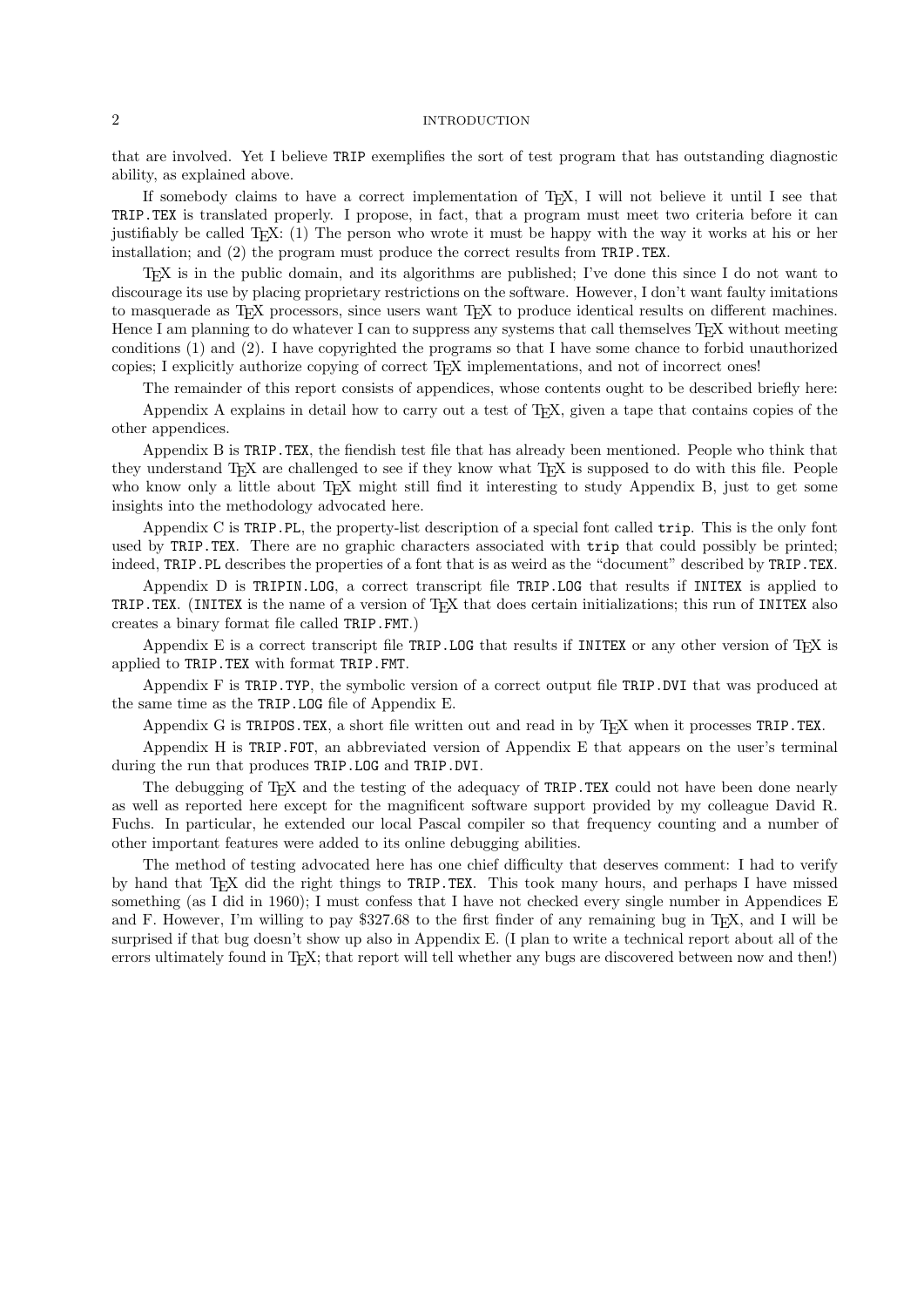that are involved. Yet I believe `TRIP` exemplifies the sort of test program that has outstanding diagnostic ability, as explained above.

If somebody claims to have a correct implementation of TeX, I will not believe it until I see that `TRIP.TEX` is translated properly. I propose, in fact, that a program must meet two criteria before it can justifiably be called TeX: (1) The person who wrote it must be happy with the way it works at his or her installation; and (2) the program must produce the correct results from `TRIP.TEX`.

TeX is in the public domain, and its algorithms are published; I've done this since I do not want to discourage its use by placing proprietary restrictions on the software. However, I don't want faulty imitations to masquerade as TeX processors, since users want TeX to produce identical results on different machines. Hence I am planning to do whatever I can to suppress any systems that call themselves TeX without meeting conditions (1) and (2). I have copyrighted the programs so that I have some chance to forbid unauthorized copies; I explicitly authorize copying of correct TeX implementations, and not of incorrect ones!

The remainder of this report consists of appendices, whose contents ought to be described briefly here:

Appendix A explains in detail how to carry out a test of TeX, given a tape that contains copies of the other appendices.

Appendix B is `TRIP.TEX`, the fiendish test file that has already been mentioned. People who think that they understand TeX are challenged to see if they know what TeX is supposed to do with this file. People who know only a little about TeX might still find it interesting to study Appendix B, just to get some insights into the methodology advocated here.

Appendix C is `TRIP.PL`, the property-list description of a special font called `trip`. This is the only font used by `TRIP.TEX`. There are no graphic characters associated with `trip` that could possibly be printed; indeed, `TRIP.PL` describes the properties of a font that is as weird as the "document" described by `TRIP.TEX`.

Appendix D is `TRIPIN.LOG`, a correct transcript file `TRIP.LOG` that results if `INITEX` is applied to `TRIP.TEX`. (`INITEX` is the name of a version of TeX that does certain initializations; this run of `INITEX` also creates a binary format file called `TRIP.FMT`.)

Appendix E is a correct transcript file `TRIP.LOG` that results if `INITEX` or any other version of TeX is applied to `TRIP.TEX` with format `TRIP.FMT`.

Appendix F is `TRIP.TYP`, the symbolic version of a correct output file `TRIP.DVI` that was produced at the same time as the `TRIP.LOG` file of Appendix E.

Appendix G is `TRIPOS.TEX`, a short file written out and read in by TeX when it processes `TRIP.TEX`.

Appendix H is `TRIP.FOT`, an abbreviated version of Appendix E that appears on the user's terminal during the run that produces `TRIP.LOG` and `TRIP.DVI`.

The debugging of TeX and the testing of the adequacy of `TRIP.TEX` could not have been done nearly as well as reported here except for the magnificent software support provided by my colleague David R. Fuchs. In particular, he extended our local Pascal compiler so that frequency counting and a number of other important features were added to its online debugging abilities.

The method of testing advocated here has one chief difficulty that deserves comment: I had to verify by hand that TeX did the right things to `TRIP.TEX`. This took many hours, and perhaps I have missed something (as I did in 1960); I must confess that I have not checked every single number in Appendices E and F. However, I'm willing to pay $327.68 to the first finder of any remaining bug in TeX, and I will be surprised if that bug doesn't show up also in Appendix E. (I plan to write a technical report about all of the errors ultimately found in TeX; that report will tell whether any bugs are discovered between now and then!)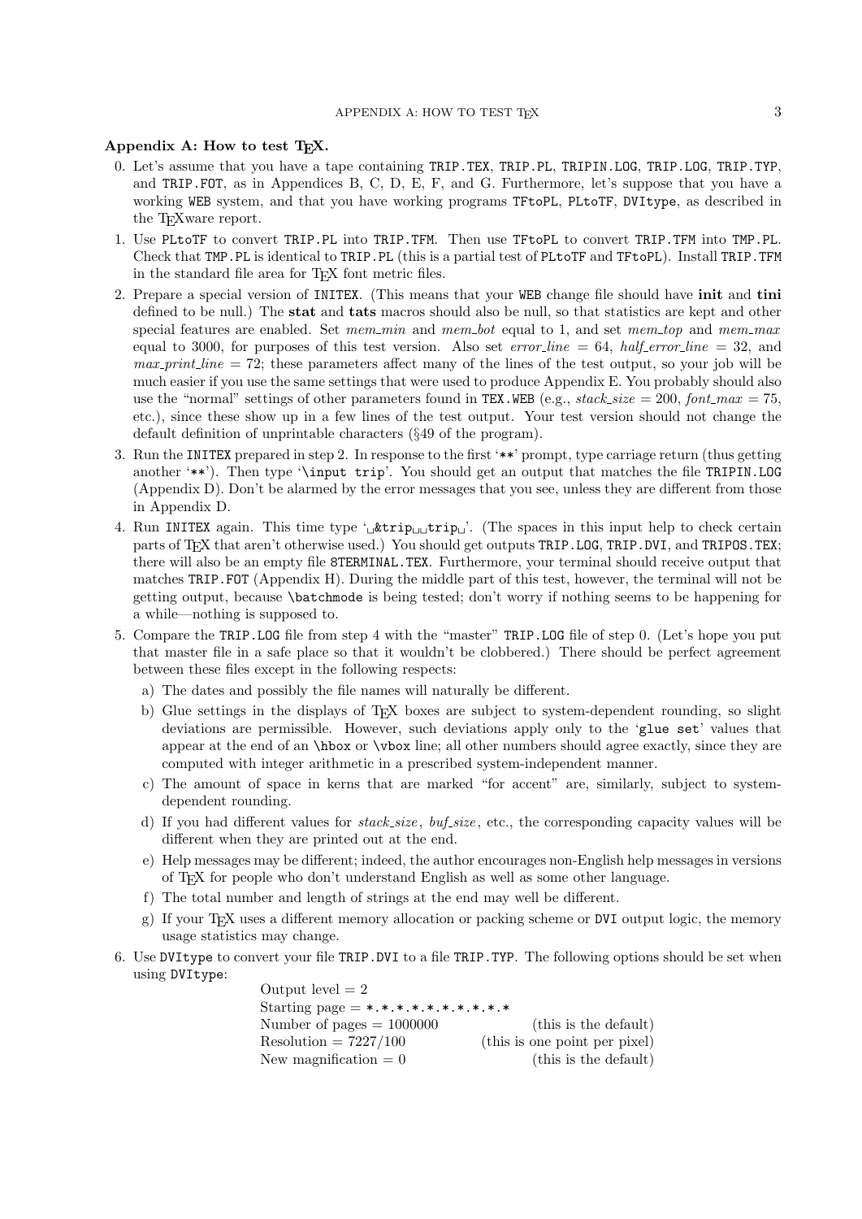## Appendix A: How to test TeX.

0. Let's assume that you have a tape containing `TRIP.TEX`, `TRIP.PL`, `TRIPIN.LOG`, `TRIP.LOG`, `TRIP.TYP`, and `TRIP.FOT`, as in Appendices B, C, D, E, F, and G. Furthermore, let's suppose that you have a working `WEB` system, and that you have working programs `TFtoPL`, `PLtoTF`, `DVItype`, as described in the TeXware report.

1. Use `PLtoTF` to convert `TRIP.PL` into `TRIP.TFM`. Then use `TFtoPL` to convert `TRIP.TFM` into `TMP.PL`. Check that `TMP.PL` is identical to `TRIP.PL` (this is a partial test of `PLtoTF` and `TFtoPL`). Install `TRIP.TFM` in the standard file area for TeX font metric files.

2. Prepare a special version of `INITEX`. (This means that your `WEB` change file should have **init** and **tini** defined to be null.) The **stat** and **tats** macros should also be null, so that statistics are kept and other special features are enabled. Set *mem_min* and *mem_bot* equal to 1, and set *mem_top* and *mem_max* equal to 3000, for purposes of this test version. Also set *error_line* = 64, *half_error_line* = 32, and *max_print_line* = 72; these parameters affect many of the lines of the test output, so your job will be much easier if you use the same settings that were used to produce Appendix E. You probably should also use the "normal" settings of other parameters found in `TEX.WEB` (e.g., *stack_size* = 200, *font_max* = 75, etc.), since these show up in a few lines of the test output. Your test version should not change the default definition of unprintable characters (§49 of the program).

3. Run the `INITEX` prepared in step 2. In response to the first '`**`' prompt, type carriage return (thus getting another '`**`'). Then type '`\input trip`'. You should get an output that matches the file `TRIPIN.LOG` (Appendix D). Don't be alarmed by the error messages that you see, unless they are different from those in Appendix D.

4. Run `INITEX` again. This time type '`␣&trip␣␣trip␣`'. (The spaces in this input help to check certain parts of TeX that aren't otherwise used.) You should get outputs `TRIP.LOG`, `TRIP.DVI`, and `TRIPOS.TEX`; there will also be an empty file `8TERMINAL.TEX`. Furthermore, your terminal should receive output that matches `TRIP.FOT` (Appendix H). During the middle part of this test, however, the terminal will not be getting output, because `\batchmode` is being tested; don't worry if nothing seems to be happening for a while—nothing is supposed to.

5. Compare the `TRIP.LOG` file from step 4 with the "master" `TRIP.LOG` file of step 0. (Let's hope you put that master file in a safe place so that it wouldn't be clobbered.) There should be perfect agreement between these files except in the following respects:

   a) The dates and possibly the file names will naturally be different.

   b) Glue settings in the displays of TeX boxes are subject to system-dependent rounding, so slight deviations are permissible. However, such deviations apply only to the '`glue set`' values that appear at the end of an `\hbox` or `\vbox` line; all other numbers should agree exactly, since they are computed with integer arithmetic in a prescribed system-independent manner.

   c) The amount of space in kerns that are marked "for accent" are, similarly, subject to system-dependent rounding.

   d) If you had different values for *stack_size*, *buf_size*, etc., the corresponding capacity values will be different when they are printed out at the end.

   e) Help messages may be different; indeed, the author encourages non-English help messages in versions of TeX for people who don't understand English as well as some other language.

   f) The total number and length of strings at the end may well be different.

   g) If your TeX uses a different memory allocation or packing scheme or `DVI` output logic, the memory usage statistics may change.

6. Use `DVItype` to convert your file `TRIP.DVI` to a file `TRIP.TYP`. The following options should be set when using `DVItype`:

   Output level = 2
   Starting page = `*.*.*.*.*.*.*.*.*.*`
   Number of pages = 1000000 (this is the default)
   Resolution = 7227/100 (this is one point per pixel)
   New magnification = 0 (this is the default)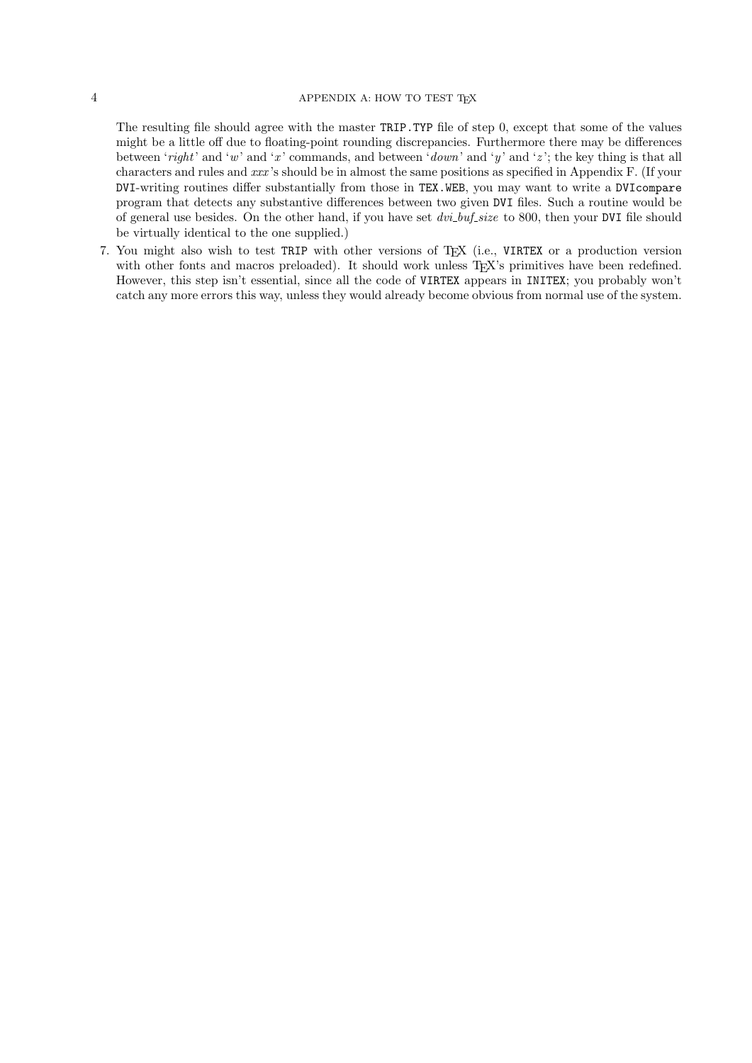The resulting file should agree with the master `TRIP.TYP` file of step 0, except that some of the values might be a little off due to floating-point rounding discrepancies. Furthermore there may be differences between '*right*' and '*w*' and '*x*' commands, and between '*down*' and '*y*' and '*z*'; the key thing is that all characters and rules and *xxx*'s should be in almost the same positions as specified in Appendix F. (If your `DVI`-writing routines differ substantially from those in `TEX.WEB`, you may want to write a `DVIcompare` program that detects any substantive differences between two given `DVI` files. Such a routine would be of general use besides. On the other hand, if you have set *dvi_buf_size* to 800, then your `DVI` file should be virtually identical to the one supplied.)

7. You might also wish to test `TRIP` with other versions of TeX (i.e., `VIRTEX` or a production version with other fonts and macros preloaded). It should work unless TeX's primitives have been redefined. However, this step isn't essential, since all the code of `VIRTEX` appears in `INITEX`; you probably won't catch any more errors this way, unless they would already become obvious from normal use of the system.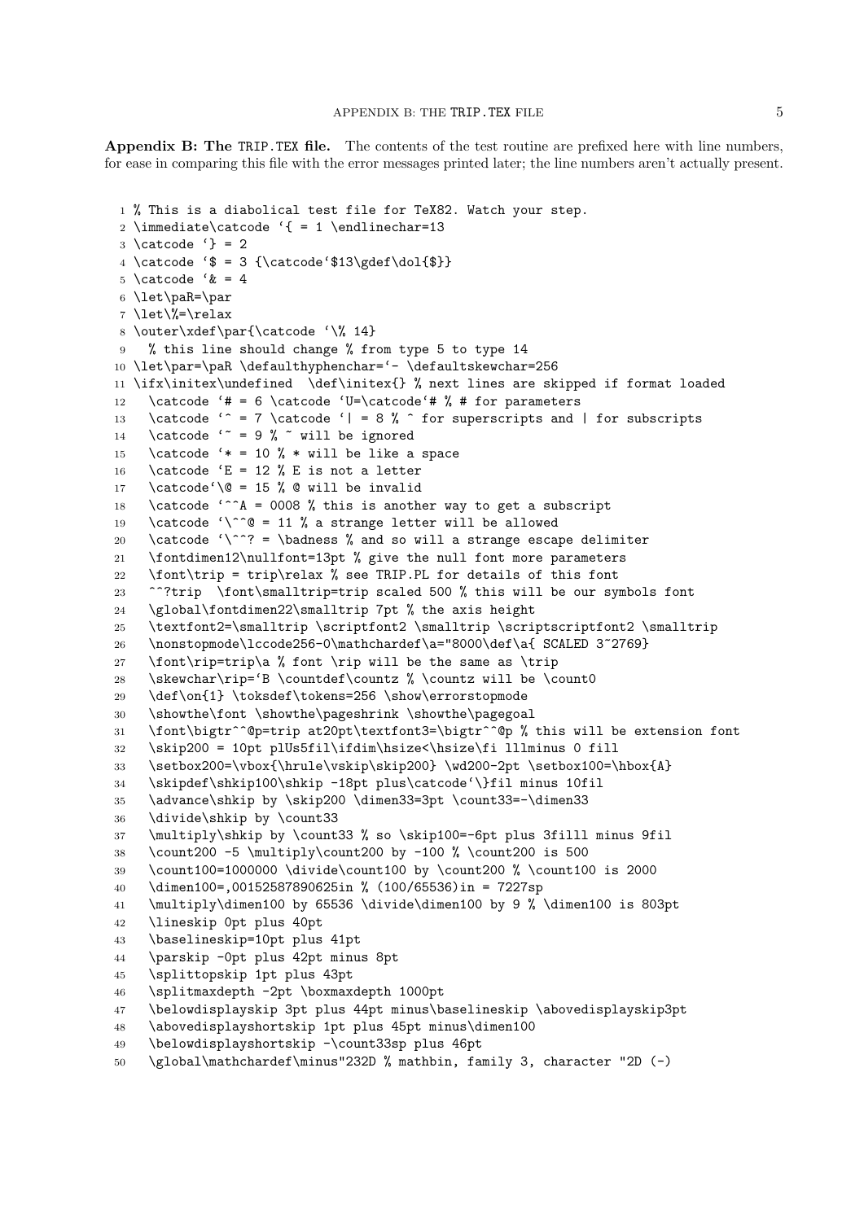**Appendix B: The TRIP.TEX file.** The contents of the test routine are prefixed here with line numbers, for ease in comparing this file with the error messages printed later; the line numbers aren't actually present.

```
 1 % This is a diabolical test file for TeX82. Watch your step.
 2 \immediate\catcode `{ = 1 \endlinechar=13
 3 \catcode `} = 2
 4 \catcode `$ = 3 {\catcode`$13\gdef\dol{$}}
 5 \catcode `& = 4
 6 \let\paR=\par
 7 \let\%=\relax
 8 \outer\xdef\par{\catcode `\% 14}
 9   % this line should change % from type 5 to type 14
10 \let\par=\paR \defaulthyphenchar=`- \defaultskewchar=256
11 \ifx\initex\undefined  \def\initex{} % next lines are skipped if format loaded
12   \catcode `# = 6 \catcode `U=\catcode`# % # for parameters
13   \catcode `^ = 7 \catcode `| = 8 % ^ for superscripts and | for subscripts
14   \catcode `~ = 9 % ~ will be ignored
15   \catcode `* = 10 % * will be like a space
16   \catcode `E = 12 % E is not a letter
17   \catcode`\@ = 15 % @ will be invalid
18   \catcode `^^A = 0008 % this is another way to get a subscript
19   \catcode `\^^@ = 11 % a strange letter will be allowed
20   \catcode `\^^? = \badness % and so will a strange escape delimiter
21   \fontdimen12\nullfont=13pt % give the null font more parameters
22   \font\trip = trip\relax % see TRIP.PL for details of this font
23   ^^?trip  \font\smalltrip=trip scaled 500 % this will be our symbols font
24   \global\fontdimen22\smalltrip 7pt % the axis height
25   \textfont2=\smalltrip \scriptfont2 \smalltrip \scriptscriptfont2 \smalltrip
26   \nonstopmode\lccode256-0\mathchardef\a="8000\def\a{ SCALED 3~2769}
27   \font\rip=trip\a % font \rip will be the same as \trip
28   \skewchar\rip=`B \countdef\countz % \countz will be \count0
29   \def\on{1} \toksdef\tokens=256 \show\errorstopmode
30   \showthe\font \showthe\pageshrink \showthe\pagegoal
31   \font\bigtr^^@p=trip at20pt\textfont3=\bigtr^^@p % this will be extension font
32   \skip200 = 10pt plUs5fil\ifdim\hsize<\hsize\fi lllminus 0 fill
33   \setbox200=\vbox{\hrule\vskip\skip200} \wd200-2pt \setbox100=\hbox{A}
34   \skipdef\shkip100\shkip -18pt plus\catcode`\}fil minus 10fil
35   \advance\shkip by \skip200 \dimen33=3pt \count33=-\dimen33
36   \divide\shkip by \count33
37   \multiply\shkip by \count33 % so \skip100=-6pt plus 3fillll minus 9fil
38   \count200 -5 \multiply\count200 by -100 % \count200 is 500
39   \count100=1000000 \divide\count100 by \count200 % \count100 is 2000
40   \dimen100=,00152587890625in % (100/65536)in = 7227sp
41   \multiply\dimen100 by 65536 \divide\dimen100 by 9 % \dimen100 is 803pt
42   \lineskip 0pt plus 40pt
43   \baselineskip=10pt plus 41pt
44   \parskip -0pt plus 42pt minus 8pt
45   \splittopskip 1pt plus 43pt
46   \splitmaxdepth -2pt \boxmaxdepth 1000pt
47   \belowdisplayskip 3pt plus 44pt minus\baselineskip \abovedisplayskip3pt
48   \abovedisplayshortskip 1pt plus 45pt minus\dimen100
49   \belowdisplayshortskip -\count33sp plus 46pt
50   \global\mathchardef\minus"232D % mathbin, family 3, character "2D (-)
```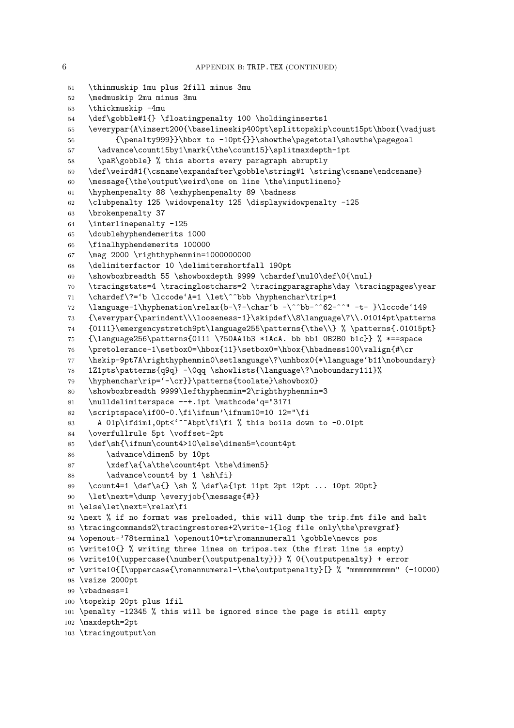```
 51   \thinmuskip 1mu plus 2fill minus 3mu
 52   \medmuskip 2mu minus 3mu
 53   \thickmuskip -4mu
 54   \def\gobble#1{} \floatingpenalty 100 \holdinginserts1
 55   \everypar{A\insert200{\baselineskip400pt\splittopskip\count15pt\hbox{\vadjust
 56         {\penalty999}}\hbox to -10pt{}}\showthe\pagetotal\showthe\pagegoal
 57     \advance\count15by1\mark{\the\count15}\splitmaxdepth-1pt
 58     \paR\gobble} % this aborts every paragraph abruptly
 59   \def\weird#1{\csname\expandafter\gobble\string#1 \string\csname\endcsname}
 60   \message{\the\output\weird\one on line \the\inputlineno}
 61   \hyphenpenalty 88 \exhyphenpenalty 89 \badness
 62   \clubpenalty 125 \widowpenalty 125 \displaywidowpenalty -125
 63   \brokenpenalty 37
 64   \interlinepenalty -125
 65   \doublehyphendemerits 1000
 66   \finalhyphendemerits 100000
 67   \mag 2000 \righthyphenmin=1000000000
 68   \delimiterfactor 10 \delimitershortfall 190pt
 69   \showboxbreadth 55 \showboxdepth 9999 \chardef\nul0\def\0{\nul}
 70   \tracingstats=4 \tracinglostchars=2 \tracingparagraphs\day \tracingpages\year
 71   \chardef\?=`b \lccode`A=1 \let\^^bbb \hyphenchar\trip=1
 72   \language-1\hyphenation\relax{b-\?-\char`b -\^^bb-^^62-^^" -t- }\lccode`149
 73   {\everypar{\parindent\\\looseness-1}\skipdef\\8\language\?\\.01014pt\patterns
 74   {0111}\emergencystretch9pt\language255\patterns{\the\\} % \patterns{.01015pt}
 75   {\language256\patterns{0111 \?50AA1b3 *1AcA. bb bb1 0B2B0 b1c}} % *==space
 76   \pretolerance-1\setbox0=\hbox{11}\setbox0=\hbox{\hbadness100\valign{#\cr
 77   \hskip-9pt7A\righthyphenmin0\setlanguage\?\unhbox0{*\language`b11\noboundary}
 78   1Z1pts\patterns{q9q} -\0qq \showlists{\language\?\noboundary111}%
 79   \hyphenchar\rip=`-\cr}}\patterns{toolate}\showbox0}
 80   \showboxbreadth 9999\lefthyphenmin=2\righthyphenmin=3
 81   \nulldelimiterspace --+.1pt \mathcode`q="3171
 82   \scriptspace\if00-0.\fi\ifnum'\ifnum10=10 12="\fi
 83     A 01p\ifdim1,0pt<`^^Abpt\fi\fi % this boils down to -0.01pt
 84   \overfullrule 5pt \voffset-2pt
 85   \def\sh{\ifnum\count4>10\else\dimen5=\count4pt
 86       \advance\dimen5 by 10pt
 87       \xdef\a{\a\the\count4pt \the\dimen5}
 88       \advance\count4 by 1 \sh\fi}
 89   \count4=1 \def\a{} \sh % \def\a{1pt 11pt 2pt 12pt ... 10pt 20pt}
 90   \let\next=\dump \everyjob{\message{#}}
 91 \else\let\next=\relax\fi
 92 \next % if no format was preloaded, this will dump the trip.fmt file and halt
 93 \tracingcommands2\tracingrestores+2\write-1{log file only\the\prevgraf}
 94 \openout-'78terminal \openout10=tr\romannumeral1 \gobble\newcs pos
 95 \write10{} % writing three lines on tripos.tex (the first line is empty)
 96 \write10{\uppercase{\number{\outputpenalty}}} % 0{\outputpenalty} + error
 97 \write10{[\uppercase{\romannumeral-\the\outputpenalty}[} % "mmmmmmmmmm" (-10000)
 98 \vsize 2000pt
 99 \vbadness=1
100 \topskip 20pt plus 1fil
101 \penalty -12345 % this will be ignored since the page is still empty
102 \maxdepth=2pt
103 \tracingoutput\on
```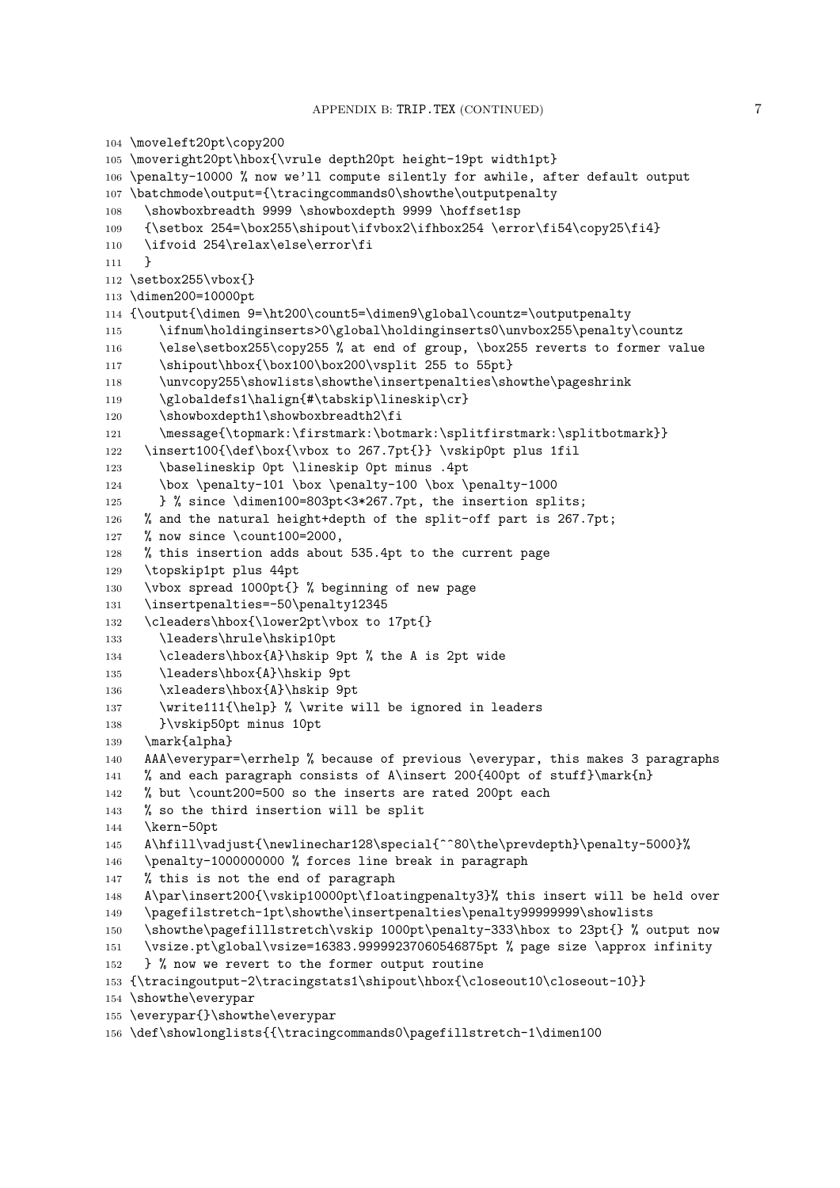```
104 \moveleft20pt\copy200
105 \moveright20pt\hbox{\vrule depth20pt height-19pt width1pt}
106 \penalty-10000 % now we'll compute silently for awhile, after default output
107 \batchmode\output={\tracingcommands0\showthe\outputpenalty
108   \showboxbreadth 9999 \showboxdepth 9999 \hoffset1sp
109   {\setbox 254=\box255\shipout\ifvbox2\ifhbox254 \error\fi54\copy25\fi4}
110   \ifvoid 254\relax\else\error\fi
111   }
112 \setbox255\vbox{}
113 \dimen200=10000pt
114 {\output{\dimen 9=\ht200\count5=\dimen9\global\countz=\outputpenalty
115     \ifnum\holdinginserts>0\global\holdinginserts0\unvbox255\penalty\countz
116     \else\setbox255\copy255 % at end of group, \box255 reverts to former value
117     \shipout\hbox{\box100\box200\vsplit 255 to 55pt}
118     \unvcopy255\showlists\showthe\insertpenalties\showthe\pageshrink
119     \globaldefs1\halign{#\tabskip\lineskip\cr}
120     \showboxdepth1\showboxbreadth2\fi
121     \message{\topmark:\firstmark:\botmark:\splitfirstmark:\splitbotmark}}
122   \insert100{\def\box{\vbox to 267.7pt{}} \vskip0pt plus 1fil
123     \baselineskip 0pt \lineskip 0pt minus .4pt
124     \box \penalty-101 \box \penalty-100 \box \penalty-1000
125     } % since \dimen100=803pt<3*267.7pt, the insertion splits;
126   % and the natural height+depth of the split-off part is 267.7pt;
127   % now since \count100=2000,
128   % this insertion adds about 535.4pt to the current page
129   \topskip1pt plus 44pt
130   \vbox spread 1000pt{} % beginning of new page
131   \insertpenalties=-50\penalty12345
132   \cleaders\hbox{\lower2pt\vbox to 17pt{}
133     \leaders\hrule\hskip10pt
134     \cleaders\hbox{A}\hskip 9pt % the A is 2pt wide
135     \leaders\hbox{A}\hskip 9pt
136     \xleaders\hbox{A}\hskip 9pt
137     \write111{\help} % \write will be ignored in leaders
138     }\vskip50pt minus 10pt
139   \mark{alpha}
140   AAA\everypar=\errhelp % because of previous \everypar, this makes 3 paragraphs
141   % and each paragraph consists of A\insert 200{400pt of stuff}\mark{n}
142   % but \count200=500 so the inserts are rated 200pt each
143   % so the third insertion will be split
144   \kern-50pt
145   A\hfill\vadjust{\newlinechar128\special{^^80\the\prevdepth}\penalty-5000}%
146   \penalty-1000000000 % forces line break in paragraph
147   % this is not the end of paragraph
148   A\par\insert200{\vskip10000pt\floatingpenalty3}% this insert will be held over
149   \pagefilstretch-1pt\showthe\insertpenalties\penalty99999999\showlists
150   \showthe\pagefilllstretch\vskip 1000pt\penalty-333\hbox to 23pt{} % output now
151   \vsize.pt\global\vsize=16383.99999237060546875pt % page size \approx infinity
152   } % now we revert to the former output routine
153 {\tracingoutput-2\tracingstats1\shipout\hbox{\closeout10\closeout-10}}
154 \showthe\everypar
155 \everypar{}\showthe\everypar
156 \def\showlonglists{{\tracingcommands0\pagefillstretch-1\dimen100
```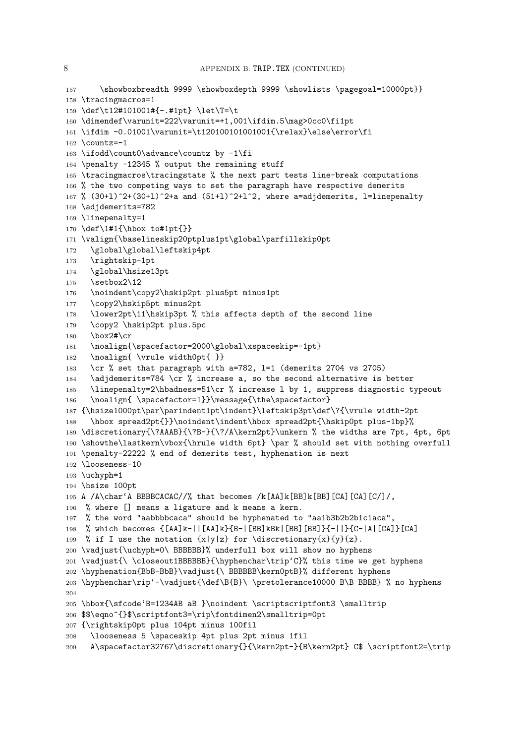```
157    \showboxbreadth 9999 \showboxdepth 9999 \showlists \pagegoal=10000pt}}
158 \tracingmacros=1
159 \def\t12#101001#{-.#1pt} \let\T=\t
160 \dimendef\varunit=222\varunit=+1,001\ifdim.5\mag>0cc0\fi1pt
161 \ifdim -0.01001\varunit=\t120100101001001{\relax}\else\error\fi
162 \countz=-1
163 \ifodd\count0\advance\countz by -1\fi
164 \penalty -12345 % output the remaining stuff
165 \tracingmacros\tracingstats % the next part tests line-break computations
166 % the two competing ways to set the paragraph have respective demerits
167 % (30+l)^2+(30+l)^2+a and (51+l)^2+l^2, where a=adjdemerits, l=linepenalty
168 \adjdemerits=782
169 \linepenalty=1
170 \def\1#1{\hbox to#1pt{}}
171 \valign{\baselineskip20ptplus1pt\global\parfillskip0pt
172   \global\global\leftskip4pt
173   \rightskip-1pt
174   \global\hsize13pt
175   \setbox2\12
176   \noindent\copy2\hskip2pt plus5pt minus1pt
177   \copy2\hskip5pt minus2pt
178   \lower2pt\11\hskip3pt % this affects depth of the second line
179   \copy2 \hskip2pt plus.5pc
180   \box2#\cr
181   \noalign{\spacefactor=2000\global\xspaceskip=-1pt}
182   \noalign{ \vrule width0pt{ }}
183   \cr % set that paragraph with a=782, l=1 (demerits 2704 vs 2705)
184   \adjdemerits=784 \cr % increase a, so the second alternative is better
185   \linepenalty=2\hbadness=51\cr % increase l by 1, suppress diagnostic typeout
186   \noalign{ \spacefactor=1}}\message{\the\spacefactor}
187 {\hsize1000pt\par\parindent1pt\indent}\leftskip3pt\def\?{\vrule width-2pt
188   \hbox spread2pt{}}\noindent\indent\hbox spread2pt{\hskip0pt plus-1bp}%
189 \discretionary{\?AAAB}{\?B-}{\?/A\kern2pt}\unkern % the widths are 7pt, 4pt, 6pt
190 \showthe\lastkern\vbox{\hrule width 6pt} \par % should set with nothing overfull
191 \penalty-22222 % end of demerits test, hyphenation is next
192 \looseness-10
193 \uchyph=1
194 \hsize 100pt
195 A /A\char`A BBBBCACAC//% that becomes /k[AA]k[BB]k[BB][CA][CA][C/]/,
196  % where [] means a ligature and k means a kern.
197  % the word "aabbbbcaca" should be hyphenated to "aa1b3b2b2b1c1aca",
198  % which becomes {[AA]k-||[AA]k}{B-|[BB]kBk|[BB][BB]}{-||}{C-|A|[CA]}[CA]
199  % if I use the notation {x|y|z} for \discretionary{x}{y}{z}.
200 \vadjust{\uchyph=0\ BBBBBB}% underfull box will show no hyphens
201 \vadjust{\ \closeout1BBBBBB}{\hyphenchar\trip`C}% this time we get hyphens
202 \hyphenation{BbB-BbB}\vadjust{\ BBBBBB\kern0ptB}% different hyphens
203 \hyphenchar\rip`-\vadjust{\def\B{B}\ \pretolerance10000 B\B BBBB} % no hyphens
204
205 \hbox{\sfcode`B=1234AB aB }\noindent \scriptscriptfont3 \smalltrip
206 $$\eqno^{}$\scriptfont3=\rip\fontdimen2\smalltrip=0pt
207 {\rightskip0pt plus 104pt minus 100fil
208   \looseness 5 \spaceskip 4pt plus 2pt minus 1fil
209   A\spacefactor32767\discretionary{}{\kern2pt-}{B\kern2pt} C$ \scriptfont2=\trip
```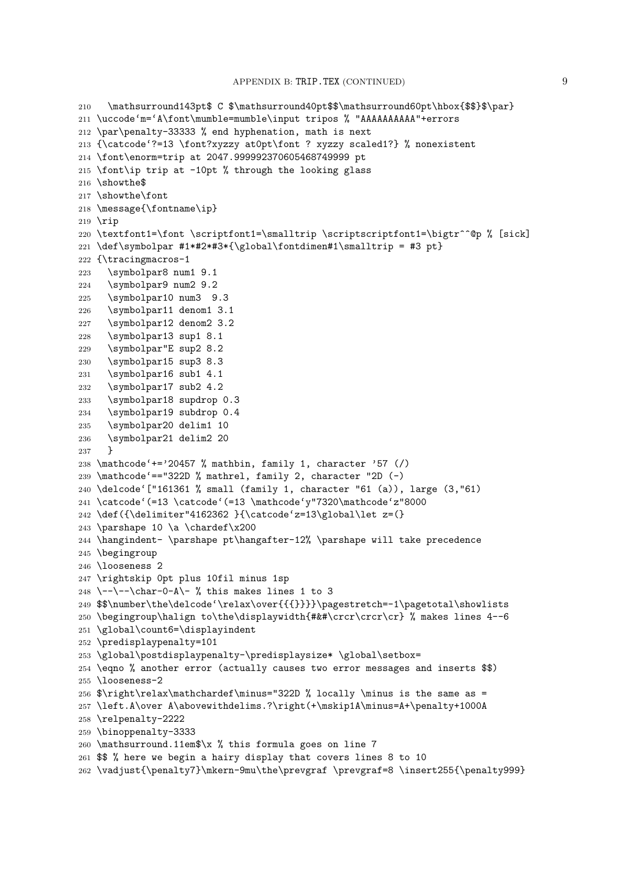```
210   \mathsurround143pt$ C $\mathsurround40pt$$\mathsurround60pt\hbox{$$}$\par}
211 \uccode`m=`A\font\mumble=mumble\input tripos % "AAAAAAAAAA"+errors
212 \par\penalty-33333 % end hyphenation, math is next
213 {\catcode`?=13 \font?xyzzy at0pt\font ? xyzzy scaled1?} % nonexistent
214 \font\enorm=trip at 2047.999992370605468749999 pt
215 \font\ip trip at -10pt % through the looking glass
216 \showthe$
217 \showthe\font
218 \message{\fontname\ip}
219 \rip
220 \textfont1=\font \scriptfont1=\smalltrip \scriptscriptfont1=\bigtr^^@p % [sick]
221 \def\symbolpar #1*#2*#3*{\global\fontdimen#1\smalltrip = #3 pt}
222 {\tracingmacros-1
223   \symbolpar8 num1 9.1
224   \symbolpar9 num2 9.2
225   \symbolpar10 num3  9.3
226   \symbolpar11 denom1 3.1
227   \symbolpar12 denom2 3.2
228   \symbolpar13 sup1 8.1
229   \symbolpar"E sup2 8.2
230   \symbolpar15 sup3 8.3
231   \symbolpar16 sub1 4.1
232   \symbolpar17 sub2 4.2
233   \symbolpar18 supdrop 0.3
234   \symbolpar19 subdrop 0.4
235   \symbolpar20 delim1 10
236   \symbolpar21 delim2 20
237   }
238 \mathcode`+='20457 % mathbin, family 1, character '57 (/)
239 \mathcode`=="322D % mathrel, family 2, character "2D (-)
240 \delcode`["161361 % small (family 1, character "61 (a)), large (3,"61)
241 \catcode`(=13 \catcode`(=13 \mathcode`y"7320\mathcode`z"8000
242 \def({\delimiter"4162362 }{\catcode`z=13\global\let z=(}
243 \parshape 10 \a \chardef\x200
244 \hangindent- \parshape pt\hangafter-12% \parshape will take precedence
245 \begingroup
246 \looseness 2
247 \rightskip 0pt plus 10fil minus 1sp
248 \--\--\char-0-A\- % this makes lines 1 to 3
249 $$\number\the\delcode`\relax\over{{{}}}}\pagestretch=-1\pagetotal\showlists
250 \begingroup\halign to\the\displaywidth{#&#\crcr\crcr\cr} % makes lines 4--6
251 \global\count6=\displayindent
252 \predisplaypenalty=101
253 \global\postdisplaypenalty-\predisplaysize* \global\setbox=
254 \eqno % another error (actually causes two error messages and inserts $$)
255 \looseness-2
256 $\right\relax\mathchardef\minus="322D % locally \minus is the same as =
257 \left.A\over A\abovewithdelims.?\right(+\mskip1A\minus=A+\penalty+1000A
258 \relpenalty-2222
259 \binoppenalty-3333
260 \mathsurround.11em$\x % this formula goes on line 7
261 $$ % here we begin a hairy display that covers lines 8 to 10
262 \vadjust{\penalty7}\mkern-9mu\the\prevgraf \prevgraf=8 \insert255{\penalty999}
```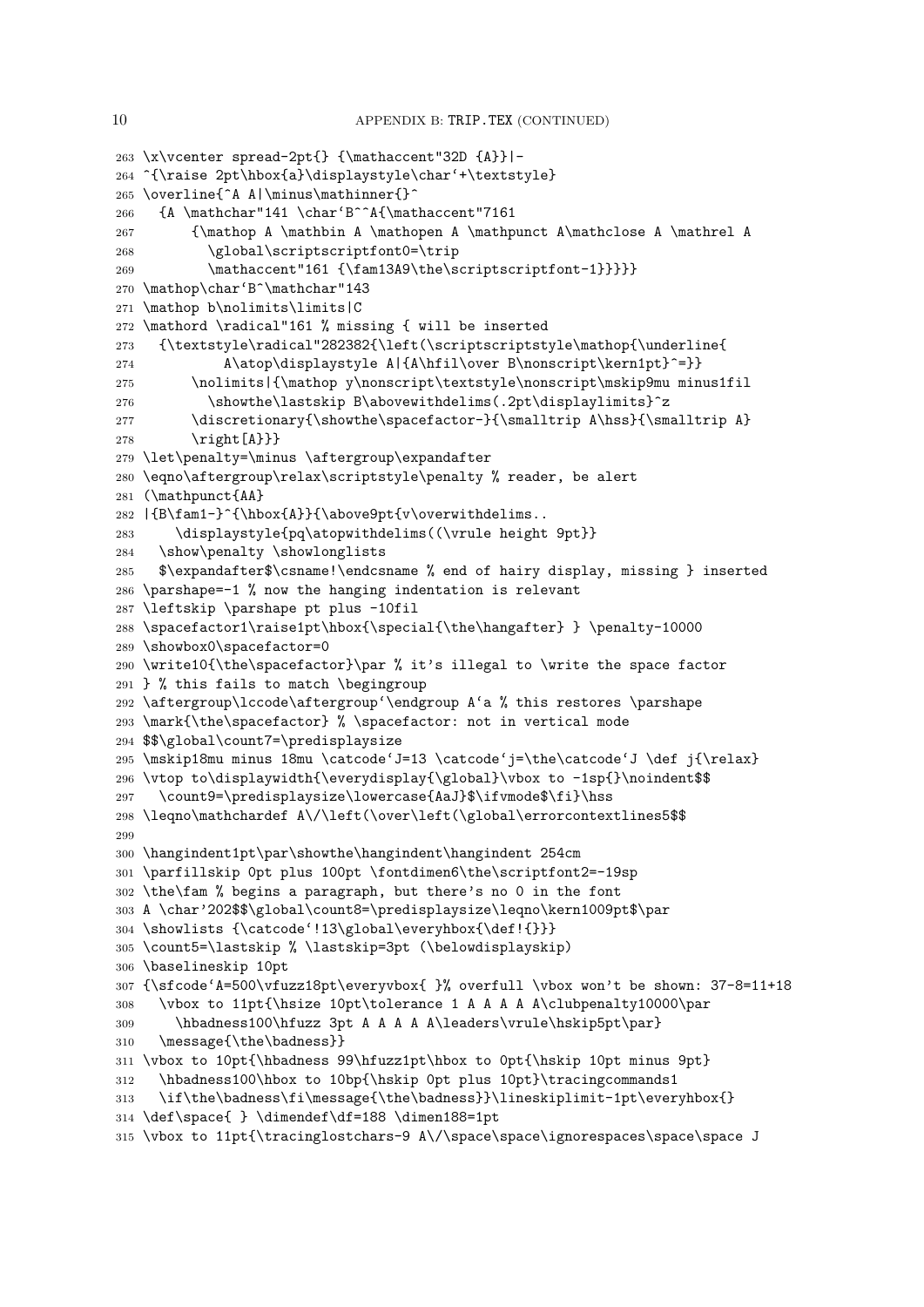```
263 \x\vcenter spread-2pt{} {\mathaccent"32D {A}}|-
264 ^{\raise 2pt\hbox{a}\displaystyle\char`+\textstyle}
265 \overline{^A A|\minus\mathinner{}^
266   {A \mathchar"141 \char`B^^A{\mathaccent"7161
267       {\mathop A \mathbin A \mathopen A \mathpunct A\mathclose A \mathrel A
268         \global\scriptscriptfont0=\trip
269         \mathaccent"161 {\fam13A9\the\scriptscriptfont-1}}}}}
270 \mathop\char`B^\mathchar"143
271 \mathop b\nolimits\limits|C
272 \mathord \radical"161 % missing { will be inserted
273   {\textstyle\radical"282382{\left(\scriptscriptstyle\mathop{\underline{
274           A\atop\displaystyle A|{A\hfil\over B\nonscript\kern1pt}^=}}
275       \nolimits|{\mathop y\nonscript\textstyle\nonscript\mskip9mu minus1fil
276         \showthe\lastskip B\abovewithdelims(.2pt\displaylimits}^z
277       \discretionary{\showthe\spacefactor-}{\smalltrip A\hss}{\smalltrip A}
278       \right[A}}}
279 \let\penalty=\minus \aftergroup\expandafter
280 \eqno\aftergroup\relax\scriptstyle\penalty % reader, be alert
281 (\mathpunct{AA}
282 |{B\fam1-}^{\hbox{A}}{\above9pt{v\overwithdelims..
283     \displaystyle{pq\atopwithdelims((\vrule height 9pt}}
284   \show\penalty \showlonglists
285   $\expandafter$\csname!\endcsname % end of hairy display, missing } inserted
286 \parshape=-1 % now the hanging indentation is relevant
287 \leftskip \parshape pt plus -10fil
288 \spacefactor1\raise1pt\hbox{\special{\the\hangafter} } \penalty-10000
289 \showbox0\spacefactor=0
290 \write10{\the\spacefactor}\par % it's illegal to \write the space factor
291 } % this fails to match \begingroup
292 \aftergroup\lccode\aftergroup`\endgroup A`a % this restores \parshape
293 \mark{\the\spacefactor} % \spacefactor: not in vertical mode
294 $$\global\count7=\predisplaysize
295 \mskip18mu minus 18mu \catcode`J=13 \catcode`j=\the\catcode`J \def j{\relax}
296 \vtop to\displaywidth{\everydisplay{\global}\vbox to -1sp{}\noindent$$
297   \count9=\predisplaysize\lowercase{AaJ}$\ifvmode$\fi}\hss
298 \leqno\mathchardef A\/\left(\over\left(\global\errorcontextlines5$$
299
300 \hangindent1pt\par\showthe\hangindent\hangindent 254cm
301 \parfillskip 0pt plus 100pt \fontdimen6\the\scriptfont2=-19sp
302 \the\fam % begins a paragraph, but there's no 0 in the font
303 A \char'202$$\global\count8=\predisplaysize\leqno\kern1009pt$\par
304 \showlists {\catcode`!13\global\everyhbox{\def!{}}}
305 \count5=\lastskip % \lastskip=3pt (\belowdisplayskip)
306 \baselineskip 10pt
307 {\sfcode`A=500\vfuzz18pt\everyvbox{ }% overfull \vbox won't be shown: 37-8=11+18
308   \vbox to 11pt{\hsize 10pt\tolerance 1 A A A A A\clubpenalty10000\par
309     \hbadness100\hfuzz 3pt A A A A A\leaders\vrule\hskip5pt\par}
310   \message{\the\badness}}
311 \vbox to 10pt{\hbadness 99\hfuzz1pt\hbox to 0pt{\hskip 10pt minus 9pt}
312   \hbadness100\hbox to 10bp{\hskip 0pt plus 10pt}\tracingcommands1
313   \if\the\badness\fi\message{\the\badness}}\lineskiplimit-1pt\everyhbox{}
314 \def\space{ } \dimendef\df=188 \dimen188=1pt
315 \vbox to 11pt{\tracinglostchars-9 A\/\space\space\ignorespaces\space\space J
```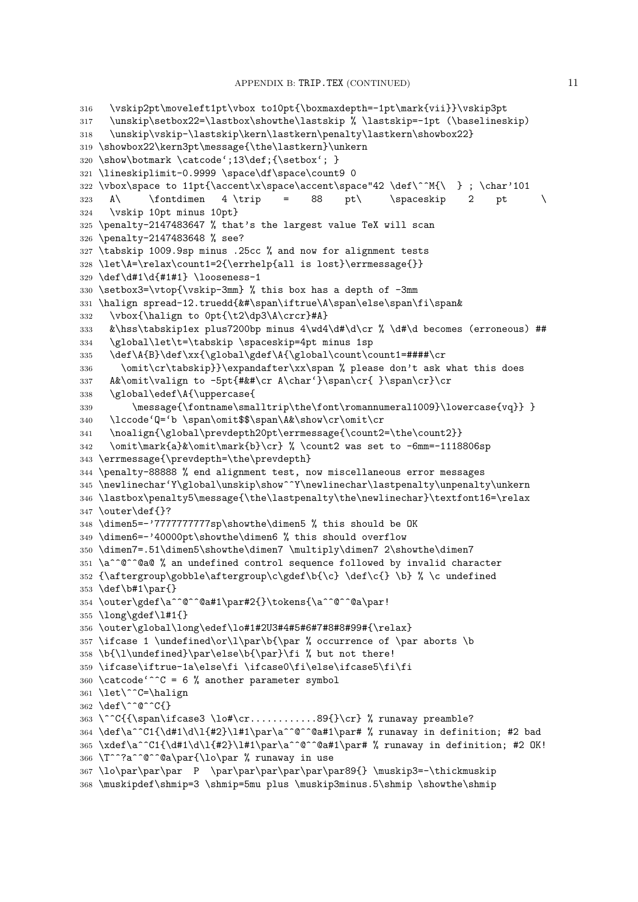```
316   \vskip2pt\moveleft1pt\vbox to10pt{\boxmaxdepth=-1pt\mark{vii}}\vskip3pt
317   \unskip\setbox22=\lastbox\showthe\lastskip % \lastskip=-1pt (\baselineskip)
318   \unskip\vskip-\lastskip\kern\lastkern\penalty\lastkern\showbox22}
319 \showbox22\kern3pt\message{\the\lastkern}\unkern
320 \show\botmark \catcode`;13\def;{\setbox`; }
321 \lineskiplimit-0.9999 \space\df\space\count9 0
322 \vbox\space to 11pt{\accent\x\space\accent\space"42 \def\^^M{\  } ; \char'101
323   A\     \fontdimen   4 \trip    =    88    pt\     \spaceskip    2    pt      \
324   \vskip 10pt minus 10pt}
325 \penalty-2147483647 % that's the largest value TeX will scan
326 \penalty-2147483648 % see?
327 \tabskip 1009.9sp minus .25cc % and now for alignment tests
328 \let\A=\relax\count1=2{\errhelp{all is lost}\errmessage{}}
329 \def\d#1\d{#1#1} \looseness-1
330 \setbox3=\vtop{\vskip-3mm} % this box has a depth of -3mm
331 \halign spread-12.truedd{&#\span\iftrue\A\span\else\span\fi\span&
332   \vbox{\halign to 0pt{\t2\dp3\A\crcr}#A}
333   &\hss\tabskip1ex plus7200bp minus 4\wd4\d#\d\cr % \d#\d becomes (erroneous) ##
334   \global\let\t=\tabskip \spaceskip=4pt minus 1sp
335   \def\A{B}\def\xx{\global\gdef\A{\global\count\count1=####\cr
336     \omit\cr\tabskip}}\expandafter\xx\span % please don't ask what this does
337   A&\omit\valign to -5pt{#&#\cr A\char`}\span\cr{ }\span\cr}\cr
338   \global\edef\A{\uppercase{
339       \message{\fontname\smalltrip\the\font\romannumeral1009}\lowercase{vq}} }
340   \lccode`Q=`b \span\omit$$\span\A&\show\cr\omit\cr
341   \noalign{\global\prevdepth20pt\errmessage{\count2=\the\count2}}
342   \omit\mark{a}&\omit\mark{b}\cr} % \count2 was set to -6mm=-1118806sp
343 \errmessage{\prevdepth=\the\prevdepth}
344 \penalty-88888 % end alignment test, now miscellaneous error messages
345 \newlinechar`Y\global\unskip\show^^Y\newlinechar\lastpenalty\unpenalty\unkern
346 \lastbox\penalty5\message{\the\lastpenalty\the\newlinechar}\textfont16=\relax
347 \outer\def{}?
348 \dimen5=-'7777777777sp\showthe\dimen5 % this should be OK
349 \dimen6=-'40000pt\showthe\dimen6 % this should overflow
350 \dimen7=.51\dimen5\showthe\dimen7 \multiply\dimen7 2\showthe\dimen7
351 \a^^@^^@a@ % an undefined control sequence followed by invalid character
352 {\aftergroup\gobble\aftergroup\c\gdef\b{\c} \def\c{} \b} % \c undefined
353 \def\b#1\par{}
354 \outer\gdef\a^^@^^@a#1\par#2{}\tokens{\a^^@^^@a\par!
355 \long\gdef\l#1{}
356 \outer\global\long\edef\lo#1#2U3#4#5#6#7#8#8#99#{\relax}
357 \ifcase 1 \undefined\or\l\par\b{\par % occurrence of \par aborts \b
358 \b{\l\undefined}\par\else\b{\par}\fi % but not there!
359 \ifcase\iftrue-1a\else\fi \ifcase0\fi\else\ifcase5\fi\fi
360 \catcode`^^C = 6 % another parameter symbol
361 \let\^^C=\halign
362 \def\^^@^^C{}
363 \^^C{{\span\ifcase3 \lo#\cr............89{}\cr} % runaway preamble?
364 \def\a^^C1{\d#1\d\l{#2}\l#1\par\a^^@^^@a#1\par# % runaway in definition; #2 bad
365 \xdef\a^^C1{\d#1\d\l{#2}\l#1\par\a^^@^^@a#1\par# % runaway in definition; #2 OK!
366 \T^^?a^^@^^@a\par{\lo\par % runaway in use
367 \lo\par\par\par  P  \par\par\par\par\par\par89{} \muskip3=-\thickmuskip
368 \muskipdef\shmip=3 \shmip=5mu plus \muskip3minus.5\shmip \showthe\shmip
```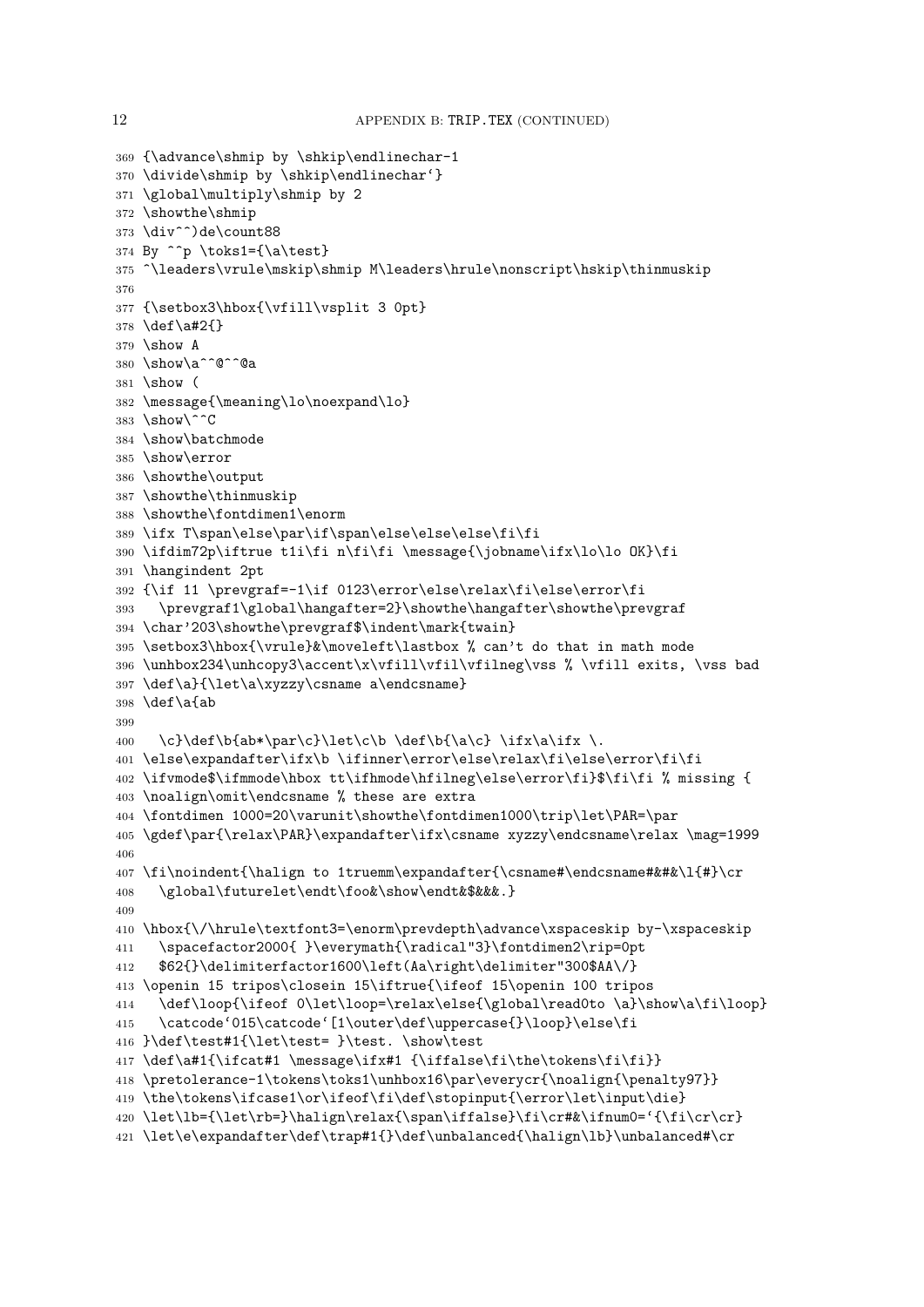```
369 {\advance\shmip by \shkip\endlinechar-1
370 \divide\shmip by \shkip\endlinechar`}
371 \global\multiply\shmip by 2
372 \showthe\shmip
373 \div^^)de\count88
374 By ^^p \toks1={\a\test}
375 ^\leaders\vrule\mskip\shmip M\leaders\hrule\nonscript\hskip\thinmuskip
376
377 {\setbox3\hbox{\vfill\vsplit 3 0pt}
378 \def\a#2{}
379 \show A
380 \show\a^^@^^@a
381 \show (
382 \message{\meaning\lo\noexpand\lo}
383 \show\^^C
384 \show\batchmode
385 \show\error
386 \showthe\output
387 \showthe\thinmuskip
388 \showthe\fontdimen1\enorm
389 \ifx T\span\else\par\if\span\else\else\else\fi\fi
390 \ifdim72p\iftrue t1i\fi n\fi\fi \message{\jobname\ifx\lo\lo OK}\fi
391 \hangindent 2pt
392 {\if 11 \prevgraf=-1\if 0123\error\else\relax\fi\else\error\fi
393   \prevgraf1\global\hangafter=2}\showthe\hangafter\showthe\prevgraf
394 \char'203\showthe\prevgraf$\indent\mark{twain}
395 \setbox3\hbox{\vrule}&\moveleft\lastbox % can't do that in math mode
396 \unhbox234\unhcopy3\accent\x\vfill\vfil\vfilneg\vss % \vfill exits, \vss bad
397 \def\a}{\let\a\xyzzy\csname a\endcsname}
398 \def\a{ab
399
400   \c}\def\b{ab*\par\c}\let\c\b \def\b{\a\c} \ifx\a\ifx \.
401 \else\expandafter\ifx\b \ifinner\error\else\relax\fi\else\error\fi\fi
402 \ifvmode$\ifmmode\hbox tt\ifhmode\hfilneg\else\error\fi}$\fi\fi % missing {
403 \noalign\omit\endcsname % these are extra
404 \fontdimen 1000=20\varunit\showthe\fontdimen1000\trip\let\PAR=\par
405 \gdef\par{\relax\PAR}\expandafter\ifx\csname xyzzy\endcsname\relax \mag=1999
406
407 \fi\noindent{\halign to 1truemm\expandafter{\csname#\endcsname#&#&\l{#}\cr
408   \global\futurelet\endt\foo&\show\endt&$&&&.}
409
410 \hbox{\/\hrule\textfont3=\enorm\prevdepth\advance\xspaceskip by-\xspaceskip
411   \spacefactor2000{ }\everymath{\radical"3}\fontdimen2\rip=0pt
412   $62{}\delimiterfactor1600\left(Aa\right\delimiter"300$AA\/}
413 \openin 15 tripos\closein 15\iftrue{\ifeof 15\openin 100 tripos
414   \def\loop{\ifeof 0\let\loop=\relax\else{\global\read0to \a}\show\a\fi\loop}
415   \catcode`015\catcode`[1\outer\def\uppercase{}\loop}\else\fi
416 }\def\test#1{\let\test= }\test. \show\test
417 \def\a#1{\ifcat#1 \message\ifx#1 {\iffalse\fi\the\tokens\fi\fi}}
418 \pretolerance-1\tokens\toks1\unhbox16\par\everycr{\noalign{\penalty97}}
419 \the\tokens\ifcase1\or\ifeof\fi\def\stopinput{\error\let\input\die}
420 \let\lb={\let\rb=}\halign\relax{\span\iffalse}\fi\cr#&\ifnum0=`{\fi\cr\cr}
421 \let\e\expandafter\def\trap#1{}\def\unbalanced{\halign\lb}\unbalanced#\cr
```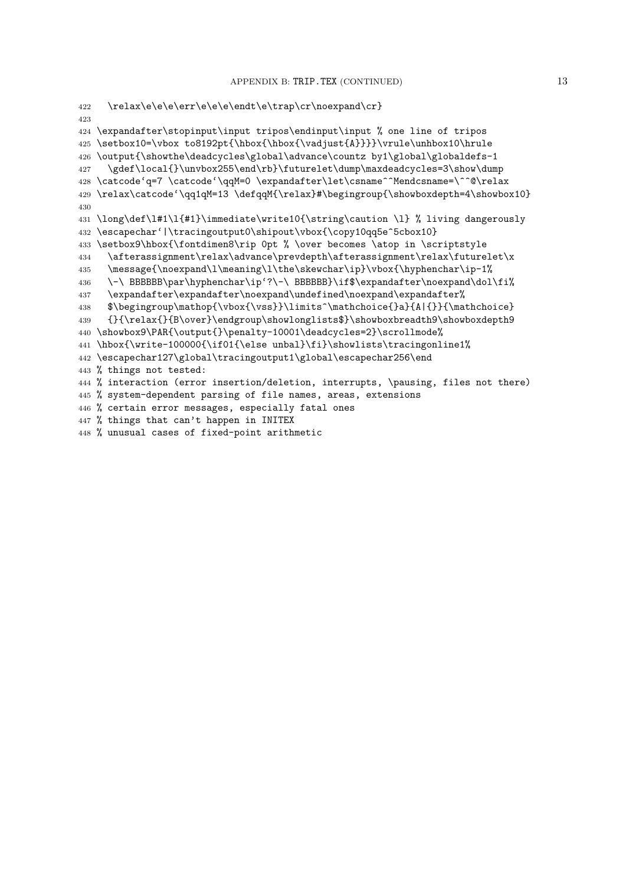```
422   \relax\e\e\e\err\e\e\e\endt\e\trap\cr\noexpand\cr}
423
424 \expandafter\stopinput\input tripos\endinput\input % one line of tripos
425 \setbox10=\vbox to8192pt{\hbox{\hbox{\vadjust{A}}}}\vrule\unhbox10\hrule
426 \output{\showthe\deadcycles\global\advance\countz by1\global\globaldefs-1
427   \gdef\local{}\unvbox255\end\rb}\futurelet\dump\maxdeadcycles=3\show\dump
428 \catcode`q=7 \catcode`\qqM=0 \expandafter\let\csname^^Mendcsname=\^^@\relax
429 \relax\catcode`\qq1qM=13 \defqqM{\relax}#\begingroup{\showboxdepth=4\showbox10}
430
431 \long\def\l#1\l{#1}\immediate\write10{\string\caution \l} % living dangerously
432 \escapechar`|\tracingoutput0\shipout\vbox{\copy10qq5e^5cbox10}
433 \setbox9\hbox{\fontdimen8\rip 0pt % \over becomes \atop in \scriptstyle
434   \afterassignment\relax\advance\prevdepth\afterassignment\relax\futurelet\x
435   \message{\noexpand\l\meaning\l\the\skewchar\ip}\vbox{\hyphenchar\ip-1%
436   \-\ BBBBBB\par\hyphenchar\ip`?\-\ BBBBBB}\if$\expandafter\noexpand\dol\fi%
437   \expandafter\expandafter\noexpand\undefined\noexpand\expandafter%
438   $\begingroup\mathop{\vbox{\vss}}\limits^\mathchoice{}a}{A|{}}{\mathchoice}
439   {}{\relax{}{B\over}\endgroup\showlonglists$}\showboxbreadth9\showboxdepth9
440 \showbox9\PAR{\output{}\penalty-10001\deadcycles=2}\scrollmode%
441 \hbox{\write-100000{\if01{\else unbal}\fi}\showlists\tracingonline1%
442 \escapechar127\global\tracingoutput1\global\escapechar256\end
443 % things not tested:
444 % interaction (error insertion/deletion, interrupts, \pausing, files not there)
445 % system-dependent parsing of file names, areas, extensions
446 % certain error messages, especially fatal ones
447 % things that can't happen in INITEX
448 % unusual cases of fixed-point arithmetic
```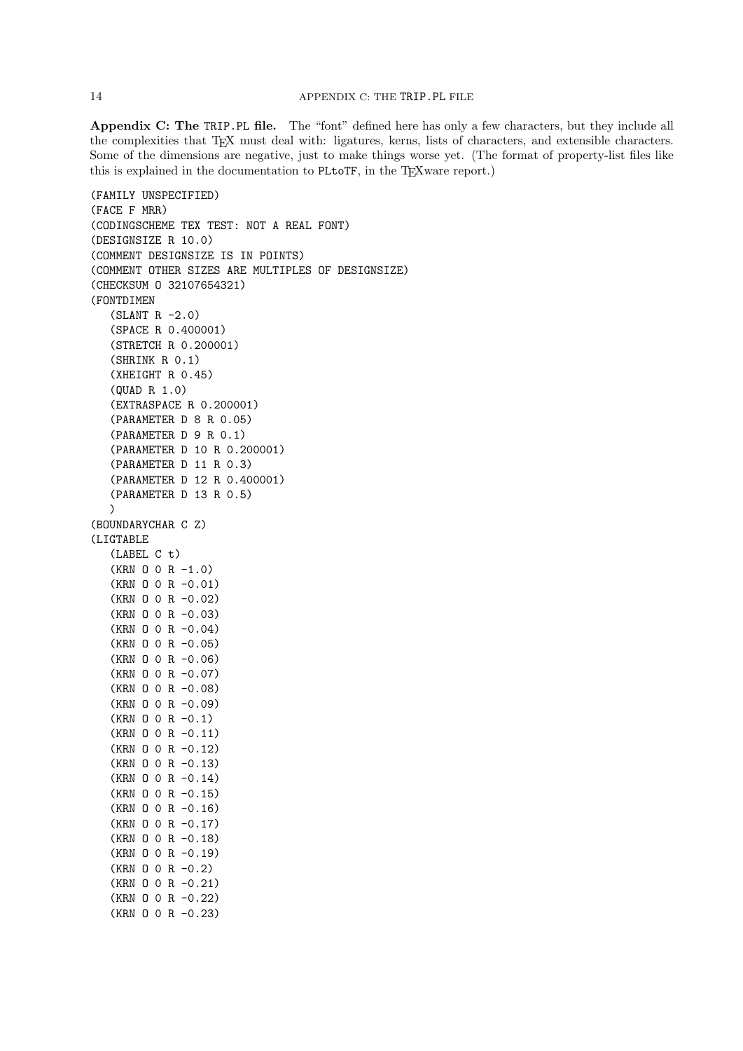**Appendix C: The TRIP.PL file.** The "font" defined here has only a few characters, but they include all the complexities that TEX must deal with: ligatures, kerns, lists of characters, and extensible characters. Some of the dimensions are negative, just to make things worse yet. (The format of property-list files like this is explained in the documentation to PLtoTF, in the TEXware report.)

```
(FAMILY UNSPECIFIED)
(FACE F MRR)
(CODINGSCHEME TEX TEST: NOT A REAL FONT)
(DESIGNSIZE R 10.0)
(COMMENT DESIGNSIZE IS IN POINTS)
(COMMENT OTHER SIZES ARE MULTIPLES OF DESIGNSIZE)
(CHECKSUM O 32107654321)
(FONTDIMEN
   (SLANT R -2.0)
   (SPACE R 0.400001)
   (STRETCH R 0.200001)
   (SHRINK R 0.1)
   (XHEIGHT R 0.45)
   (QUAD R 1.0)
   (EXTRASPACE R 0.200001)
   (PARAMETER D 8 R 0.05)
   (PARAMETER D 9 R 0.1)
   (PARAMETER D 10 R 0.200001)
   (PARAMETER D 11 R 0.3)
   (PARAMETER D 12 R 0.400001)
   (PARAMETER D 13 R 0.5)
   )
(BOUNDARYCHAR C Z)
(LIGTABLE
   (LABEL C t)
   (KRN O 0 R -1.0)
   (KRN O 0 R -0.01)
   (KRN O 0 R -0.02)
   (KRN O 0 R -0.03)
   (KRN O 0 R -0.04)
   (KRN O 0 R -0.05)
   (KRN O 0 R -0.06)
   (KRN O 0 R -0.07)
   (KRN O 0 R -0.08)
   (KRN O 0 R -0.09)
   (KRN O 0 R -0.1)
   (KRN O 0 R -0.11)
   (KRN O 0 R -0.12)
   (KRN O 0 R -0.13)
   (KRN O 0 R -0.14)
   (KRN O 0 R -0.15)
   (KRN O 0 R -0.16)
   (KRN O 0 R -0.17)
   (KRN O 0 R -0.18)
   (KRN O 0 R -0.19)
   (KRN O 0 R -0.2)
   (KRN O 0 R -0.21)
   (KRN O 0 R -0.22)
   (KRN O 0 R -0.23)
```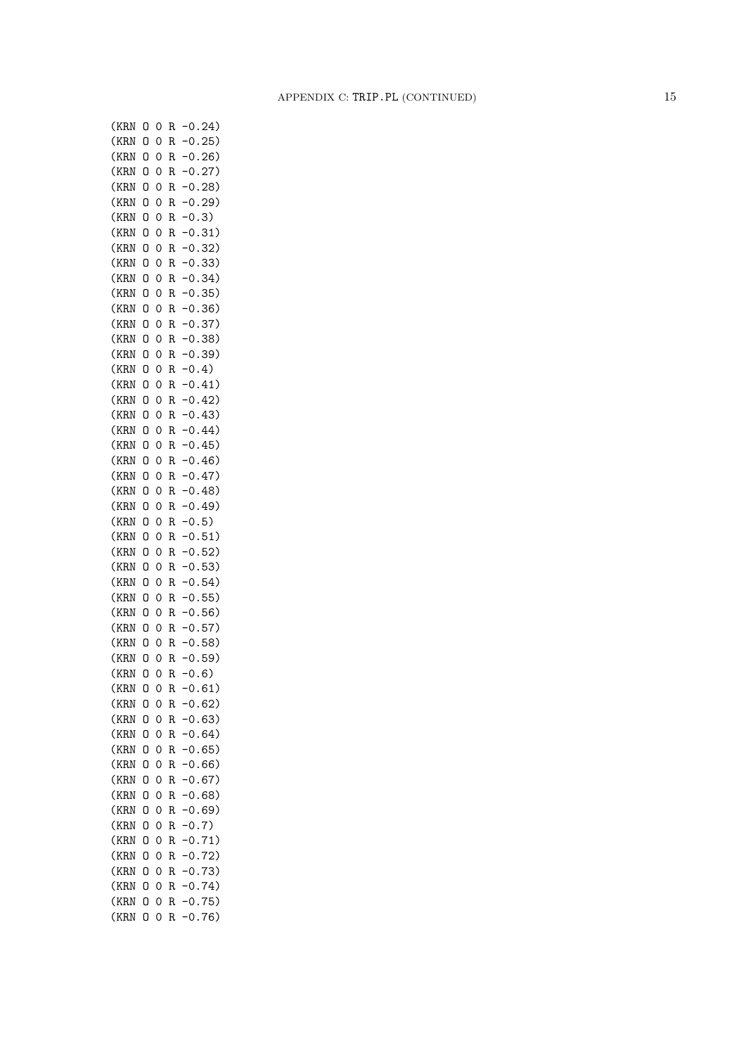```
(KRN O 0 R -0.24)
(KRN O 0 R -0.25)
(KRN O 0 R -0.26)
(KRN O 0 R -0.27)
(KRN O 0 R -0.28)
(KRN O 0 R -0.29)
(KRN O 0 R -0.3)
(KRN O 0 R -0.31)
(KRN O 0 R -0.32)
(KRN O 0 R -0.33)
(KRN O 0 R -0.34)
(KRN O 0 R -0.35)
(KRN O 0 R -0.36)
(KRN O 0 R -0.37)
(KRN O 0 R -0.38)
(KRN O 0 R -0.39)
(KRN O 0 R -0.4)
(KRN O 0 R -0.41)
(KRN O 0 R -0.42)
(KRN O 0 R -0.43)
(KRN O 0 R -0.44)
(KRN O 0 R -0.45)
(KRN O 0 R -0.46)
(KRN O 0 R -0.47)
(KRN O 0 R -0.48)
(KRN O 0 R -0.49)
(KRN O 0 R -0.5)
(KRN O 0 R -0.51)
(KRN O 0 R -0.52)
(KRN O 0 R -0.53)
(KRN O 0 R -0.54)
(KRN O 0 R -0.55)
(KRN O 0 R -0.56)
(KRN O 0 R -0.57)
(KRN O 0 R -0.58)
(KRN O 0 R -0.59)
(KRN O 0 R -0.6)
(KRN O 0 R -0.61)
(KRN O 0 R -0.62)
(KRN O 0 R -0.63)
(KRN O 0 R -0.64)
(KRN O 0 R -0.65)
(KRN O 0 R -0.66)
(KRN O 0 R -0.67)
(KRN O 0 R -0.68)
(KRN O 0 R -0.69)
(KRN O 0 R -0.7)
(KRN O 0 R -0.71)
(KRN O 0 R -0.72)
(KRN O 0 R -0.73)
(KRN O 0 R -0.74)
(KRN O 0 R -0.75)
(KRN O 0 R -0.76)
```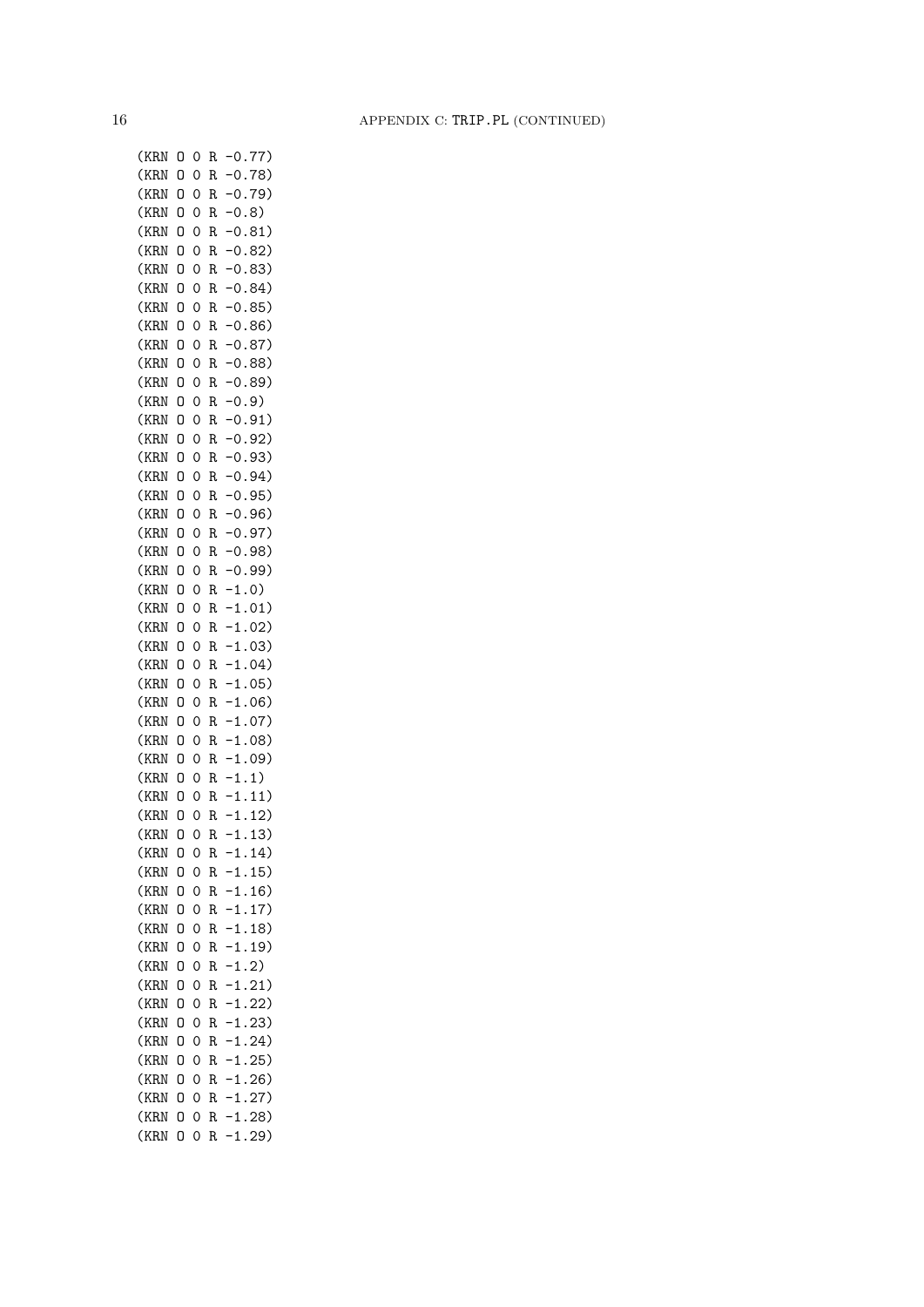```
(KRN O 0 R -0.77)
(KRN O 0 R -0.78)
(KRN O 0 R -0.79)
(KRN O 0 R -0.8)
(KRN O 0 R -0.81)
(KRN O 0 R -0.82)
(KRN O 0 R -0.83)
(KRN O 0 R -0.84)
(KRN O 0 R -0.85)
(KRN O 0 R -0.86)
(KRN O 0 R -0.87)
(KRN O 0 R -0.88)
(KRN O 0 R -0.89)
(KRN O 0 R -0.9)
(KRN O 0 R -0.91)
(KRN O 0 R -0.92)
(KRN O 0 R -0.93)
(KRN O 0 R -0.94)
(KRN O 0 R -0.95)
(KRN O 0 R -0.96)
(KRN O 0 R -0.97)
(KRN O 0 R -0.98)
(KRN O 0 R -0.99)
(KRN O 0 R -1.0)
(KRN O 0 R -1.01)
(KRN O 0 R -1.02)
(KRN O 0 R -1.03)
(KRN O 0 R -1.04)
(KRN O 0 R -1.05)
(KRN O 0 R -1.06)
(KRN O 0 R -1.07)
(KRN O 0 R -1.08)
(KRN O 0 R -1.09)
(KRN O 0 R -1.1)
(KRN O 0 R -1.11)
(KRN O 0 R -1.12)
(KRN O 0 R -1.13)
(KRN O 0 R -1.14)
(KRN O 0 R -1.15)
(KRN O 0 R -1.16)
(KRN O 0 R -1.17)
(KRN O 0 R -1.18)
(KRN O 0 R -1.19)
(KRN O 0 R -1.2)
(KRN O 0 R -1.21)
(KRN O 0 R -1.22)
(KRN O 0 R -1.23)
(KRN O 0 R -1.24)
(KRN O 0 R -1.25)
(KRN O 0 R -1.26)
(KRN O 0 R -1.27)
(KRN O 0 R -1.28)
(KRN O 0 R -1.29)
```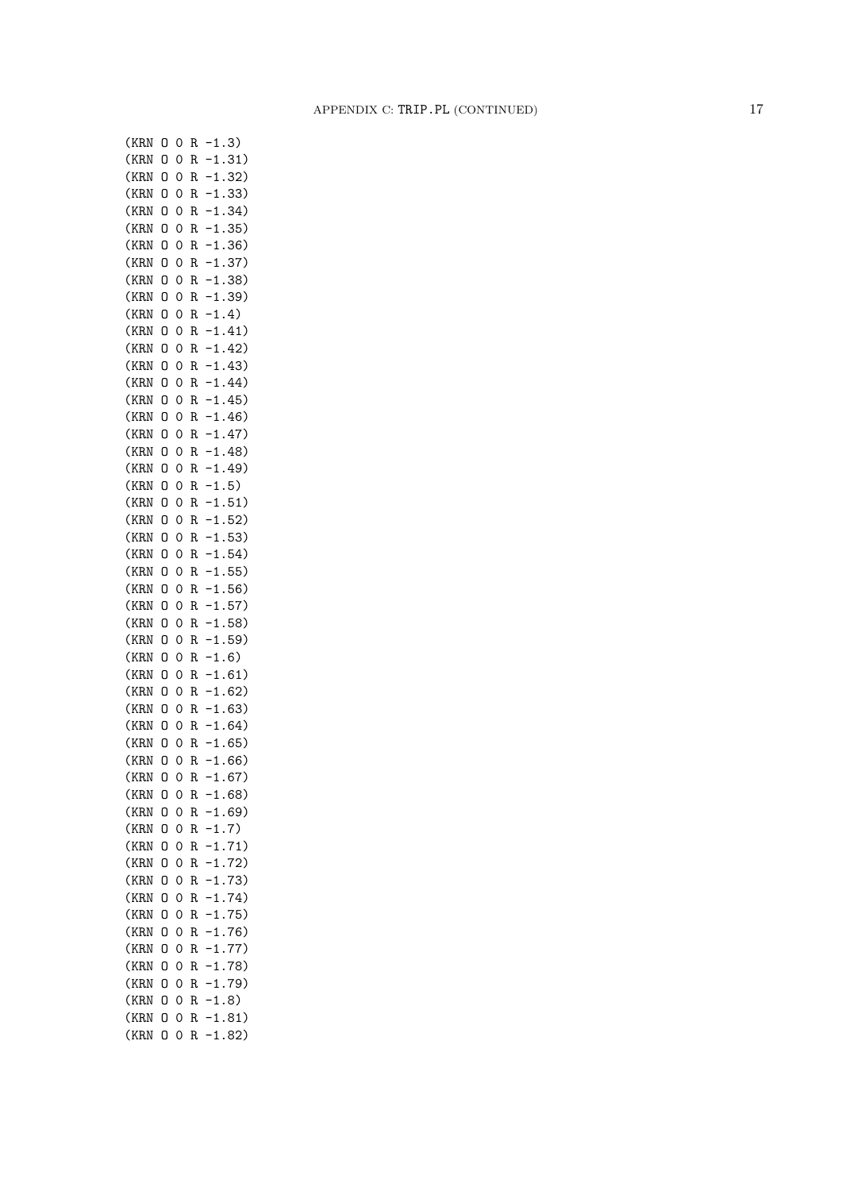```
(KRN O 0 R -1.3)
(KRN O 0 R -1.31)
(KRN O 0 R -1.32)
(KRN O 0 R -1.33)
(KRN O 0 R -1.34)
(KRN O 0 R -1.35)
(KRN O 0 R -1.36)
(KRN O 0 R -1.37)
(KRN O 0 R -1.38)
(KRN O 0 R -1.39)
(KRN O 0 R -1.4)
(KRN O 0 R -1.41)
(KRN O 0 R -1.42)
(KRN O 0 R -1.43)
(KRN O 0 R -1.44)
(KRN O 0 R -1.45)
(KRN O 0 R -1.46)
(KRN O 0 R -1.47)
(KRN O 0 R -1.48)
(KRN O 0 R -1.49)
(KRN O 0 R -1.5)
(KRN O 0 R -1.51)
(KRN O 0 R -1.52)
(KRN O 0 R -1.53)
(KRN O 0 R -1.54)
(KRN O 0 R -1.55)
(KRN O 0 R -1.56)
(KRN O 0 R -1.57)
(KRN O 0 R -1.58)
(KRN O 0 R -1.59)
(KRN O 0 R -1.6)
(KRN O 0 R -1.61)
(KRN O 0 R -1.62)
(KRN O 0 R -1.63)
(KRN O 0 R -1.64)
(KRN O 0 R -1.65)
(KRN O 0 R -1.66)
(KRN O 0 R -1.67)
(KRN O 0 R -1.68)
(KRN O 0 R -1.69)
(KRN O 0 R -1.7)
(KRN O 0 R -1.71)
(KRN O 0 R -1.72)
(KRN O 0 R -1.73)
(KRN O 0 R -1.74)
(KRN O 0 R -1.75)
(KRN O 0 R -1.76)
(KRN O 0 R -1.77)
(KRN O 0 R -1.78)
(KRN O 0 R -1.79)
(KRN O 0 R -1.8)
(KRN O 0 R -1.81)
(KRN O 0 R -1.82)
```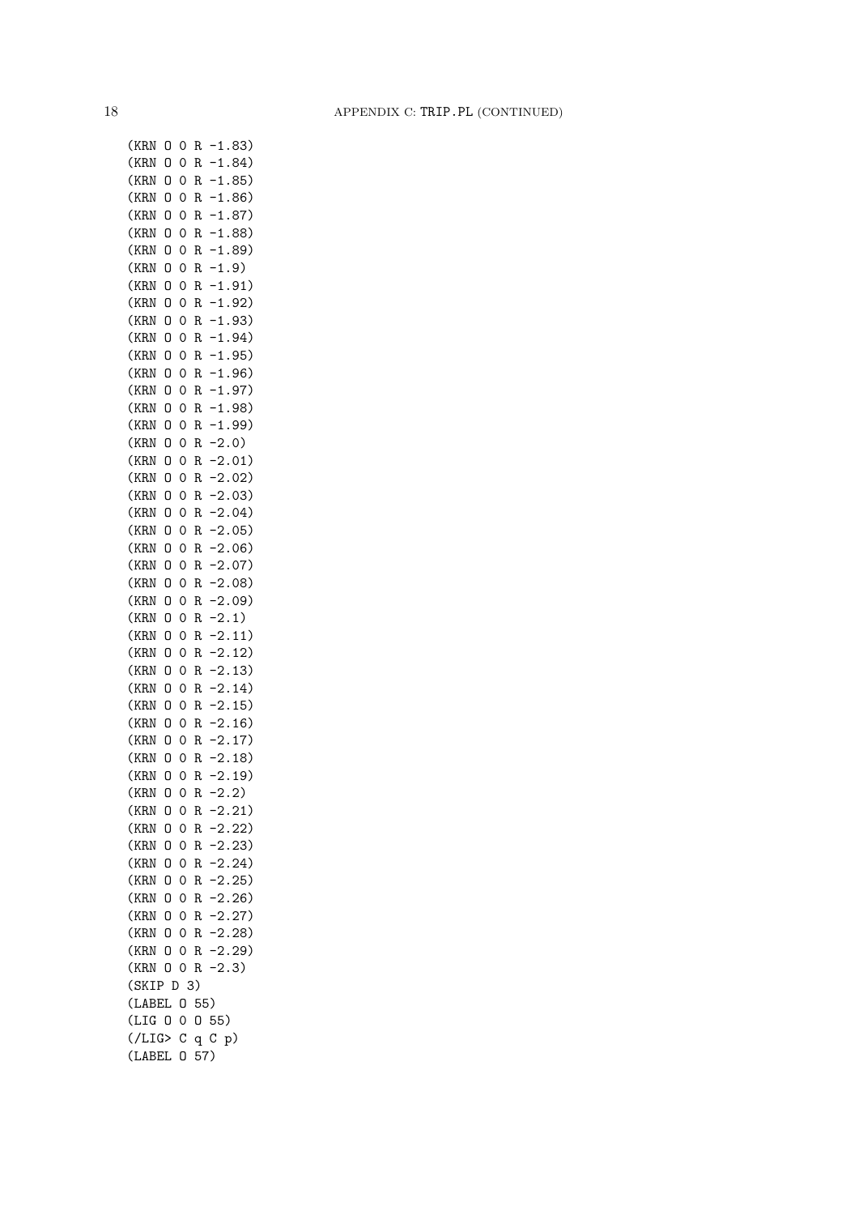```
(KRN O 0 R -1.83)
(KRN O 0 R -1.84)
(KRN O 0 R -1.85)
(KRN O 0 R -1.86)
(KRN O 0 R -1.87)
(KRN O 0 R -1.88)
(KRN O 0 R -1.89)
(KRN O 0 R -1.9)
(KRN O 0 R -1.91)
(KRN O 0 R -1.92)
(KRN O 0 R -1.93)
(KRN O 0 R -1.94)
(KRN O 0 R -1.95)
(KRN O 0 R -1.96)
(KRN O 0 R -1.97)
(KRN O 0 R -1.98)
(KRN O 0 R -1.99)
(KRN O 0 R -2.0)
(KRN O 0 R -2.01)
(KRN O 0 R -2.02)
(KRN O 0 R -2.03)
(KRN O 0 R -2.04)
(KRN O 0 R -2.05)
(KRN O 0 R -2.06)
(KRN O 0 R -2.07)
(KRN O 0 R -2.08)
(KRN O 0 R -2.09)
(KRN O 0 R -2.1)
(KRN O 0 R -2.11)
(KRN O 0 R -2.12)
(KRN O 0 R -2.13)
(KRN O 0 R -2.14)
(KRN O 0 R -2.15)
(KRN O 0 R -2.16)
(KRN O 0 R -2.17)
(KRN O 0 R -2.18)
(KRN O 0 R -2.19)
(KRN O 0 R -2.2)
(KRN O 0 R -2.21)
(KRN O 0 R -2.22)
(KRN O 0 R -2.23)
(KRN O 0 R -2.24)
(KRN O 0 R -2.25)
(KRN O 0 R -2.26)
(KRN O 0 R -2.27)
(KRN O 0 R -2.28)
(KRN O 0 R -2.29)
(KRN O 0 R -2.3)
(SKIP D 3)
(LABEL O 55)
(LIG O 0 O 55)
(/LIG> C q C p)
(LABEL O 57)
```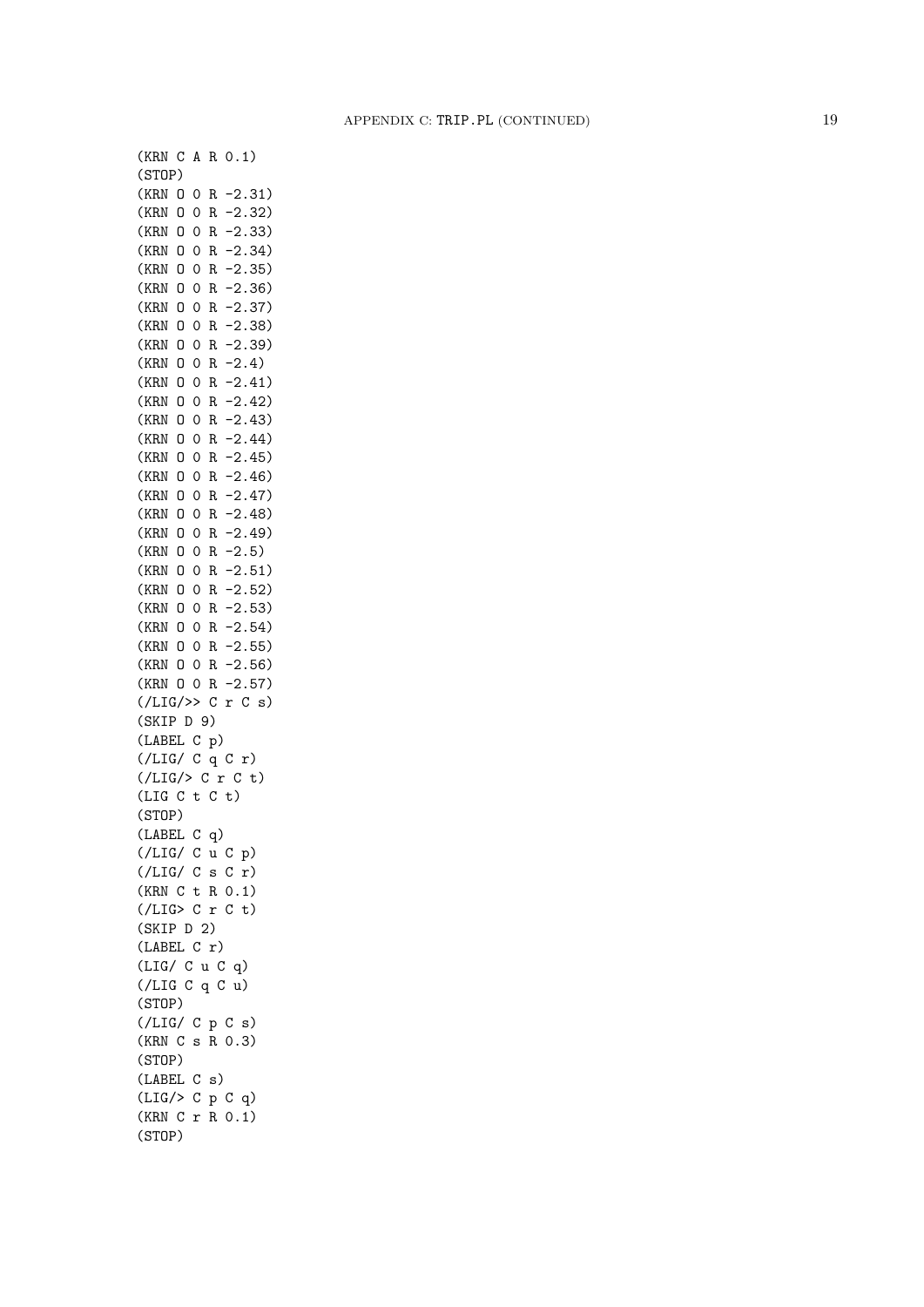```
(KRN C A R 0.1)
(STOP)
(KRN O 0 R -2.31)
(KRN O 0 R -2.32)
(KRN O 0 R -2.33)
(KRN O 0 R -2.34)
(KRN O 0 R -2.35)
(KRN O 0 R -2.36)
(KRN O 0 R -2.37)
(KRN O 0 R -2.38)
(KRN O 0 R -2.39)
(KRN O 0 R -2.4)
(KRN O 0 R -2.41)
(KRN O 0 R -2.42)
(KRN O 0 R -2.43)
(KRN O 0 R -2.44)
(KRN O 0 R -2.45)
(KRN O 0 R -2.46)
(KRN O 0 R -2.47)
(KRN O 0 R -2.48)
(KRN O 0 R -2.49)
(KRN O 0 R -2.5)
(KRN O 0 R -2.51)
(KRN O 0 R -2.52)
(KRN O 0 R -2.53)
(KRN O 0 R -2.54)
(KRN O 0 R -2.55)
(KRN O 0 R -2.56)
(KRN O 0 R -2.57)
(/LIG/>> C r C s)
(SKIP D 9)
(LABEL C p)
(/LIG/ C q C r)
(/LIG/> C r C t)
(LIG C t C t)
(STOP)
(LABEL C q)
(/LIG/ C u C p)
(/LIG/ C s C r)
(KRN C t R 0.1)
(/LIG> C r C t)
(SKIP D 2)
(LABEL C r)
(LIG/ C u C q)
(/LIG C q C u)
(STOP)
(/LIG/ C p C s)
(KRN C s R 0.3)
(STOP)
(LABEL C s)
(LIG/> C p C q)
(KRN C r R 0.1)
(STOP)
```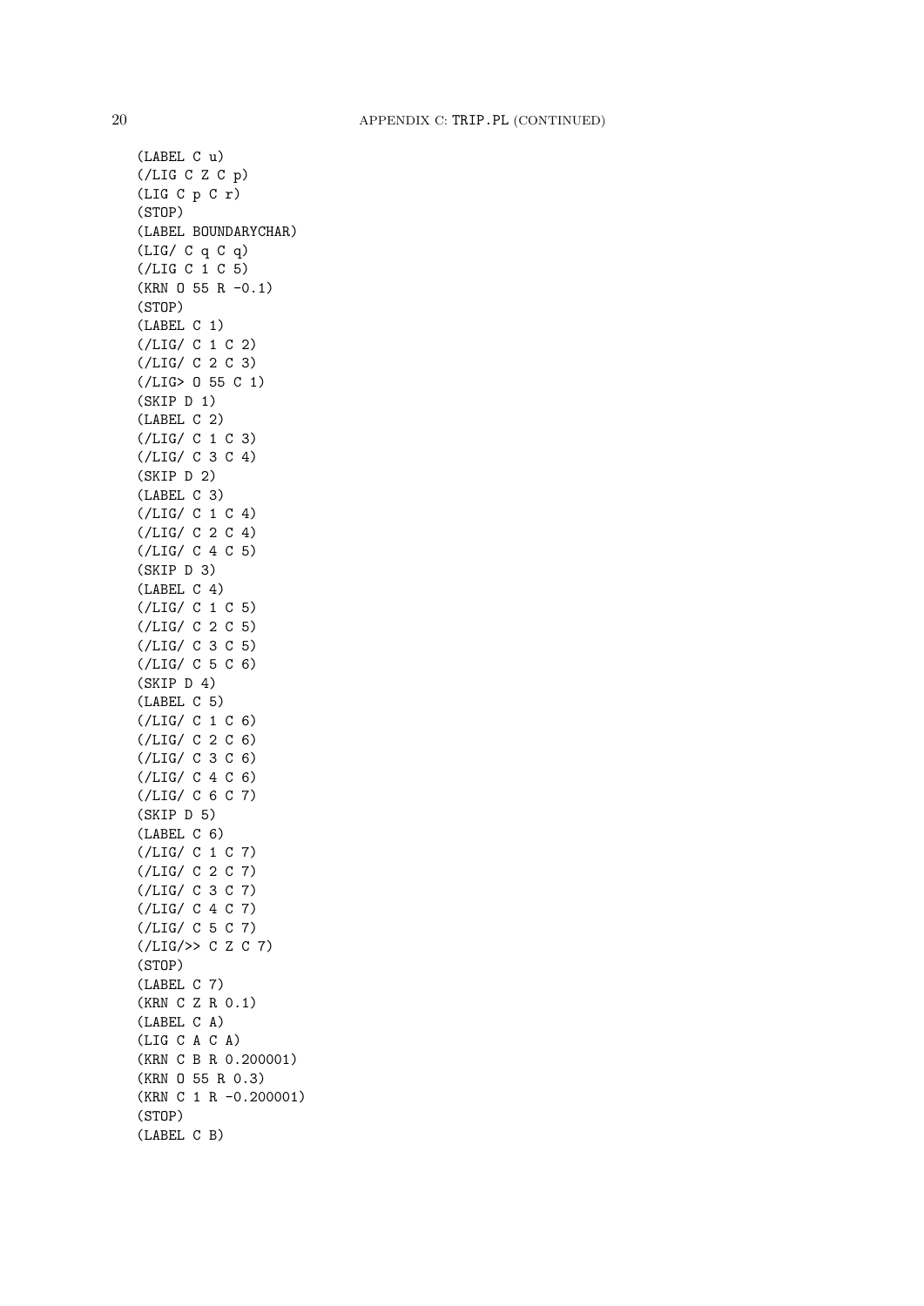```
(LABEL C u)
(/LIG C Z C p)
(LIG C p C r)
(STOP)
(LABEL BOUNDARYCHAR)
(LIG/ C q C q)
(/LIG C 1 C 5)
(KRN O 55 R -0.1)
(STOP)
(LABEL C 1)
(/LIG/ C 1 C 2)
(/LIG/ C 2 C 3)
(/LIG> O 55 C 1)
(SKIP D 1)
(LABEL C 2)
(/LIG/ C 1 C 3)
(/LIG/ C 3 C 4)
(SKIP D 2)
(LABEL C 3)
(/LIG/ C 1 C 4)
(/LIG/ C 2 C 4)
(/LIG/ C 4 C 5)
(SKIP D 3)
(LABEL C 4)
(/LIG/ C 1 C 5)
(/LIG/ C 2 C 5)
(/LIG/ C 3 C 5)
(/LIG/ C 5 C 6)
(SKIP D 4)
(LABEL C 5)
(/LIG/ C 1 C 6)
(/LIG/ C 2 C 6)
(/LIG/ C 3 C 6)
(/LIG/ C 4 C 6)
(/LIG/ C 6 C 7)
(SKIP D 5)
(LABEL C 6)
(/LIG/ C 1 C 7)
(/LIG/ C 2 C 7)
(/LIG/ C 3 C 7)
(/LIG/ C 4 C 7)
(/LIG/ C 5 C 7)
(/LIG/>> C Z C 7)
(STOP)
(LABEL C 7)
(KRN C Z R 0.1)
(LABEL C A)
(LIG C A C A)
(KRN C B R 0.200001)
(KRN O 55 R 0.3)
(KRN C 1 R -0.200001)
(STOP)
(LABEL C B)
```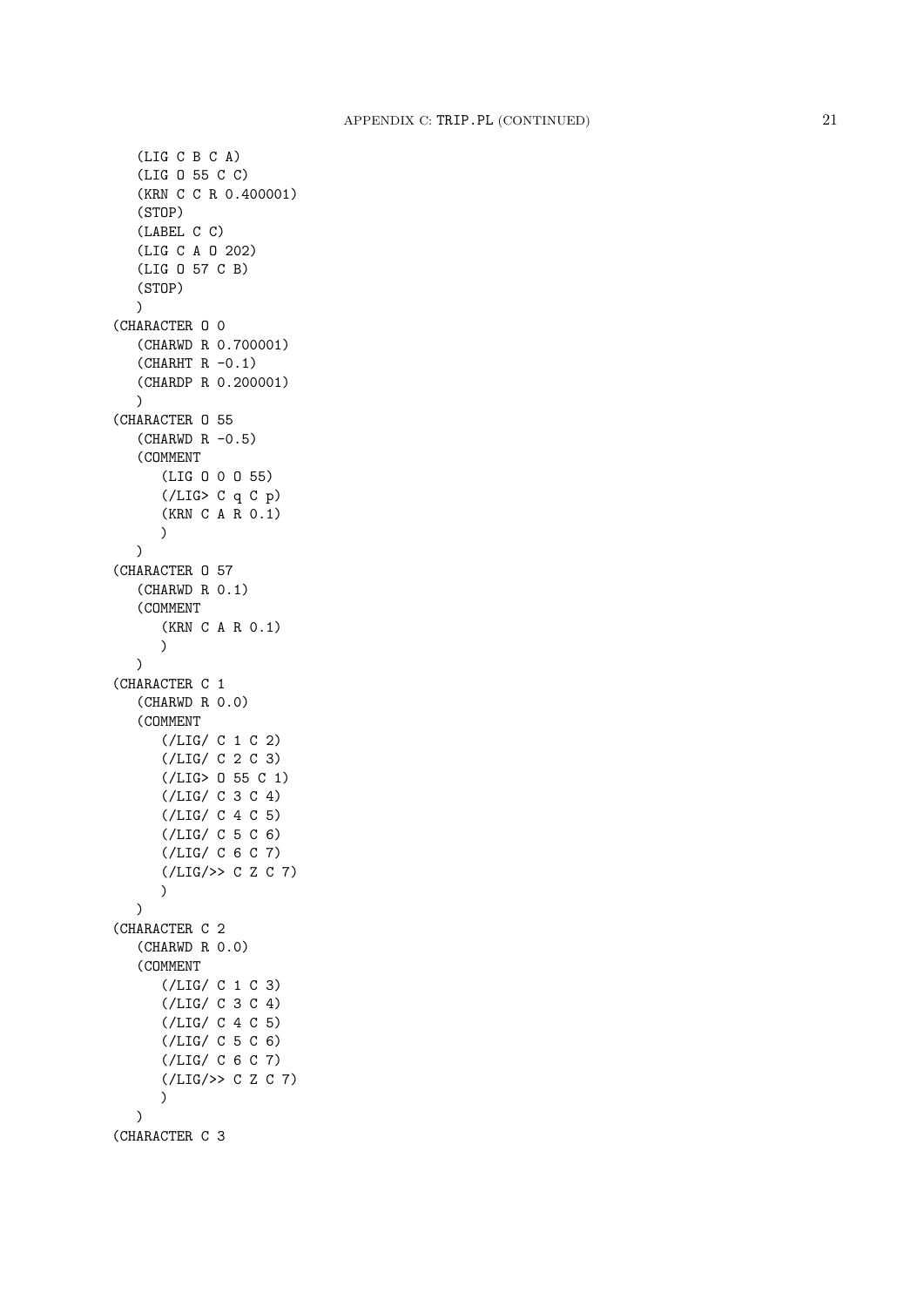```
   (LIG C B C A)
   (LIG O 55 C C)
   (KRN C C R 0.400001)
   (STOP)
   (LABEL C C)
   (LIG C A O 202)
   (LIG O 57 C B)
   (STOP)
   )
(CHARACTER O 0
   (CHARWD R 0.700001)
   (CHARHT R -0.1)
   (CHARDP R 0.200001)
   )
(CHARACTER O 55
   (CHARWD R -0.5)
   (COMMENT
      (LIG O 0 O 55)
      (/LIG> C q C p)
      (KRN C A R 0.1)
      )
   )
(CHARACTER O 57
   (CHARWD R 0.1)
   (COMMENT
      (KRN C A R 0.1)
      )
   )
(CHARACTER C 1
   (CHARWD R 0.0)
   (COMMENT
      (/LIG/ C 1 C 2)
      (/LIG/ C 2 C 3)
      (/LIG> O 55 C 1)
      (/LIG/ C 3 C 4)
      (/LIG/ C 4 C 5)
      (/LIG/ C 5 C 6)
      (/LIG/ C 6 C 7)
      (/LIG/>> C Z C 7)
      )
   )
(CHARACTER C 2
   (CHARWD R 0.0)
   (COMMENT
      (/LIG/ C 1 C 3)
      (/LIG/ C 3 C 4)
      (/LIG/ C 4 C 5)
      (/LIG/ C 5 C 6)
      (/LIG/ C 6 C 7)
      (/LIG/>> C Z C 7)
      )
   )
(CHARACTER C 3
```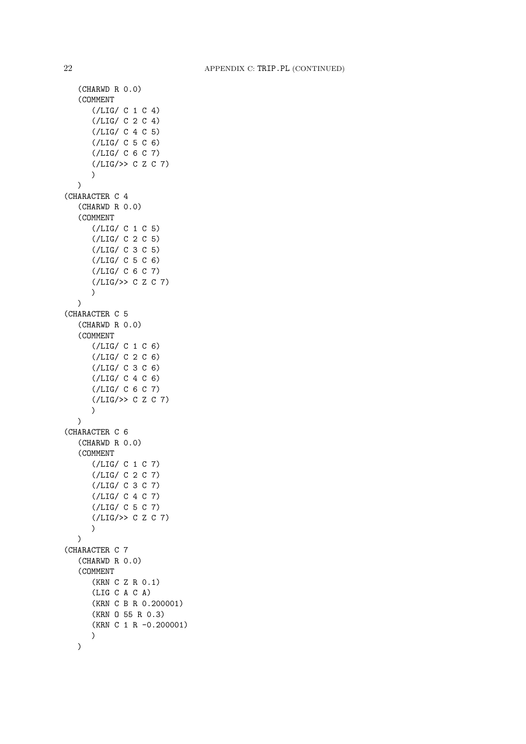```
   (CHARWD R 0.0)
   (COMMENT
      (/LIG/ C 1 C 4)
      (/LIG/ C 2 C 4)
      (/LIG/ C 4 C 5)
      (/LIG/ C 5 C 6)
      (/LIG/ C 6 C 7)
      (/LIG/>> C Z C 7)
      )
   )
(CHARACTER C 4
   (CHARWD R 0.0)
   (COMMENT
      (/LIG/ C 1 C 5)
      (/LIG/ C 2 C 5)
      (/LIG/ C 3 C 5)
      (/LIG/ C 5 C 6)
      (/LIG/ C 6 C 7)
      (/LIG/>> C Z C 7)
      )
   )
(CHARACTER C 5
   (CHARWD R 0.0)
   (COMMENT
      (/LIG/ C 1 C 6)
      (/LIG/ C 2 C 6)
      (/LIG/ C 3 C 6)
      (/LIG/ C 4 C 6)
      (/LIG/ C 6 C 7)
      (/LIG/>> C Z C 7)
      )
   )
(CHARACTER C 6
   (CHARWD R 0.0)
   (COMMENT
      (/LIG/ C 1 C 7)
      (/LIG/ C 2 C 7)
      (/LIG/ C 3 C 7)
      (/LIG/ C 4 C 7)
      (/LIG/ C 5 C 7)
      (/LIG/>> C Z C 7)
      )
   )
(CHARACTER C 7
   (CHARWD R 0.0)
   (COMMENT
      (KRN C Z R 0.1)
      (LIG C A C A)
      (KRN C B R 0.200001)
      (KRN O 55 R 0.3)
      (KRN C 1 R -0.200001)
      )
   )
```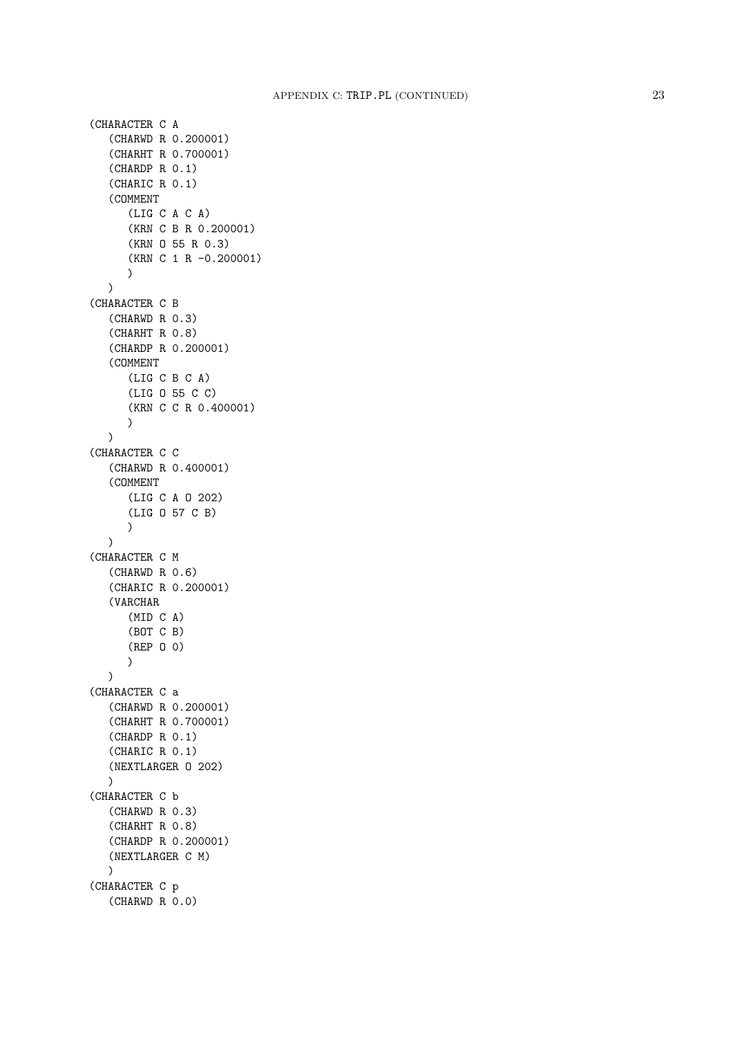```
(CHARACTER C A
   (CHARWD R 0.200001)
   (CHARHT R 0.700001)
   (CHARDP R 0.1)
   (CHARIC R 0.1)
   (COMMENT
      (LIG C A C A)
      (KRN C B R 0.200001)
      (KRN O 55 R 0.3)
      (KRN C 1 R -0.200001)
      )
   )
(CHARACTER C B
   (CHARWD R 0.3)
   (CHARHT R 0.8)
   (CHARDP R 0.200001)
   (COMMENT
      (LIG C B C A)
      (LIG O 55 C C)
      (KRN C C R 0.400001)
      )
   )
(CHARACTER C C
   (CHARWD R 0.400001)
   (COMMENT
      (LIG C A O 202)
      (LIG O 57 C B)
      )
   )
(CHARACTER C M
   (CHARWD R 0.6)
   (CHARIC R 0.200001)
   (VARCHAR
      (MID C A)
      (BOT C B)
      (REP O 0)
      )
   )
(CHARACTER C a
   (CHARWD R 0.200001)
   (CHARHT R 0.700001)
   (CHARDP R 0.1)
   (CHARIC R 0.1)
   (NEXTLARGER O 202)
   )
(CHARACTER C b
   (CHARWD R 0.3)
   (CHARHT R 0.8)
   (CHARDP R 0.200001)
   (NEXTLARGER C M)
   )
(CHARACTER C p
   (CHARWD R 0.0)
```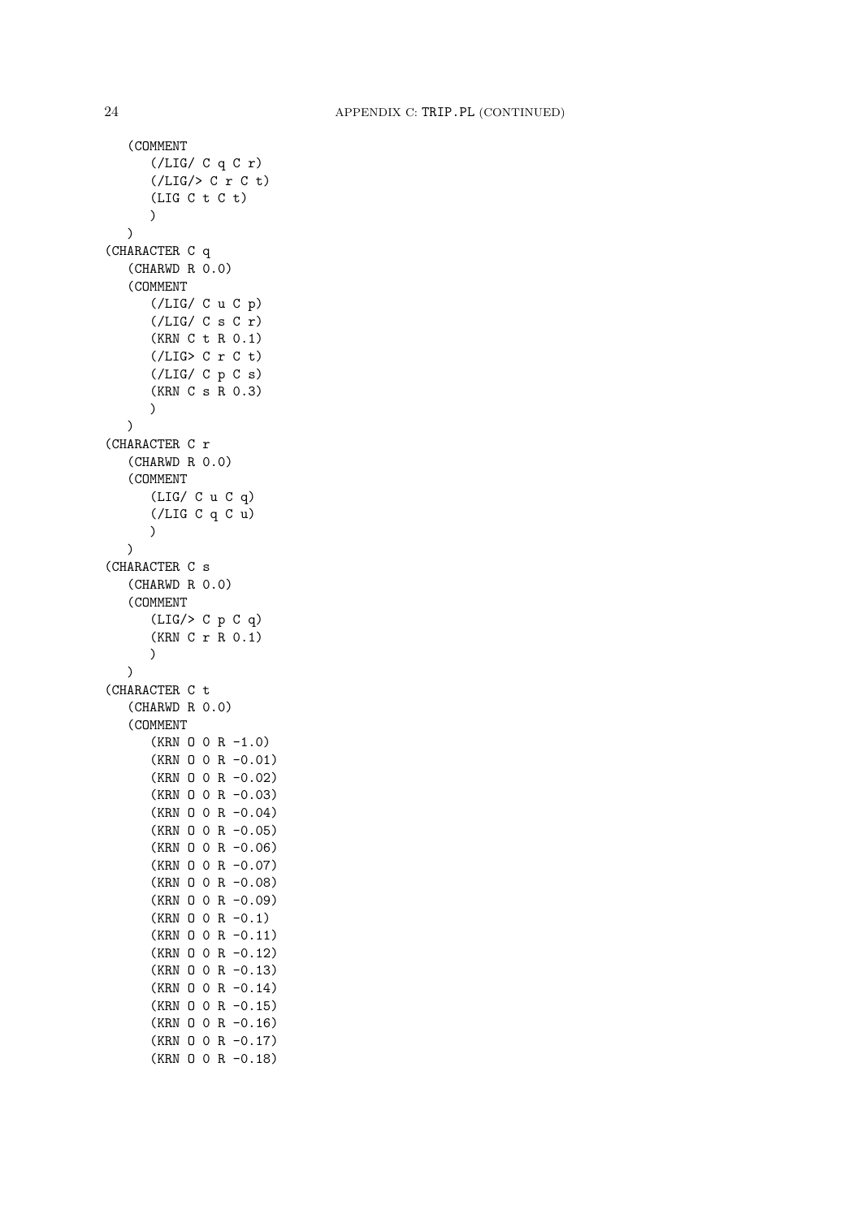```
   (COMMENT
      (/LIG/ C q C r)
      (/LIG/> C r C t)
      (LIG C t C t)
      )
   )
(CHARACTER C q
   (CHARWD R 0.0)
   (COMMENT
      (/LIG/ C u C p)
      (/LIG/ C s C r)
      (KRN C t R 0.1)
      (/LIG> C r C t)
      (/LIG/ C p C s)
      (KRN C s R 0.3)
      )
   )
(CHARACTER C r
   (CHARWD R 0.0)
   (COMMENT
      (LIG/ C u C q)
      (/LIG C q C u)
      )
   )
(CHARACTER C s
   (CHARWD R 0.0)
   (COMMENT
      (LIG/> C p C q)
      (KRN C r R 0.1)
      )
   )
(CHARACTER C t
   (CHARWD R 0.0)
   (COMMENT
      (KRN O 0 R -1.0)
      (KRN O 0 R -0.01)
      (KRN O 0 R -0.02)
      (KRN O 0 R -0.03)
      (KRN O 0 R -0.04)
      (KRN O 0 R -0.05)
      (KRN O 0 R -0.06)
      (KRN O 0 R -0.07)
      (KRN O 0 R -0.08)
      (KRN O 0 R -0.09)
      (KRN O 0 R -0.1)
      (KRN O 0 R -0.11)
      (KRN O 0 R -0.12)
      (KRN O 0 R -0.13)
      (KRN O 0 R -0.14)
      (KRN O 0 R -0.15)
      (KRN O 0 R -0.16)
      (KRN O 0 R -0.17)
      (KRN O 0 R -0.18)
```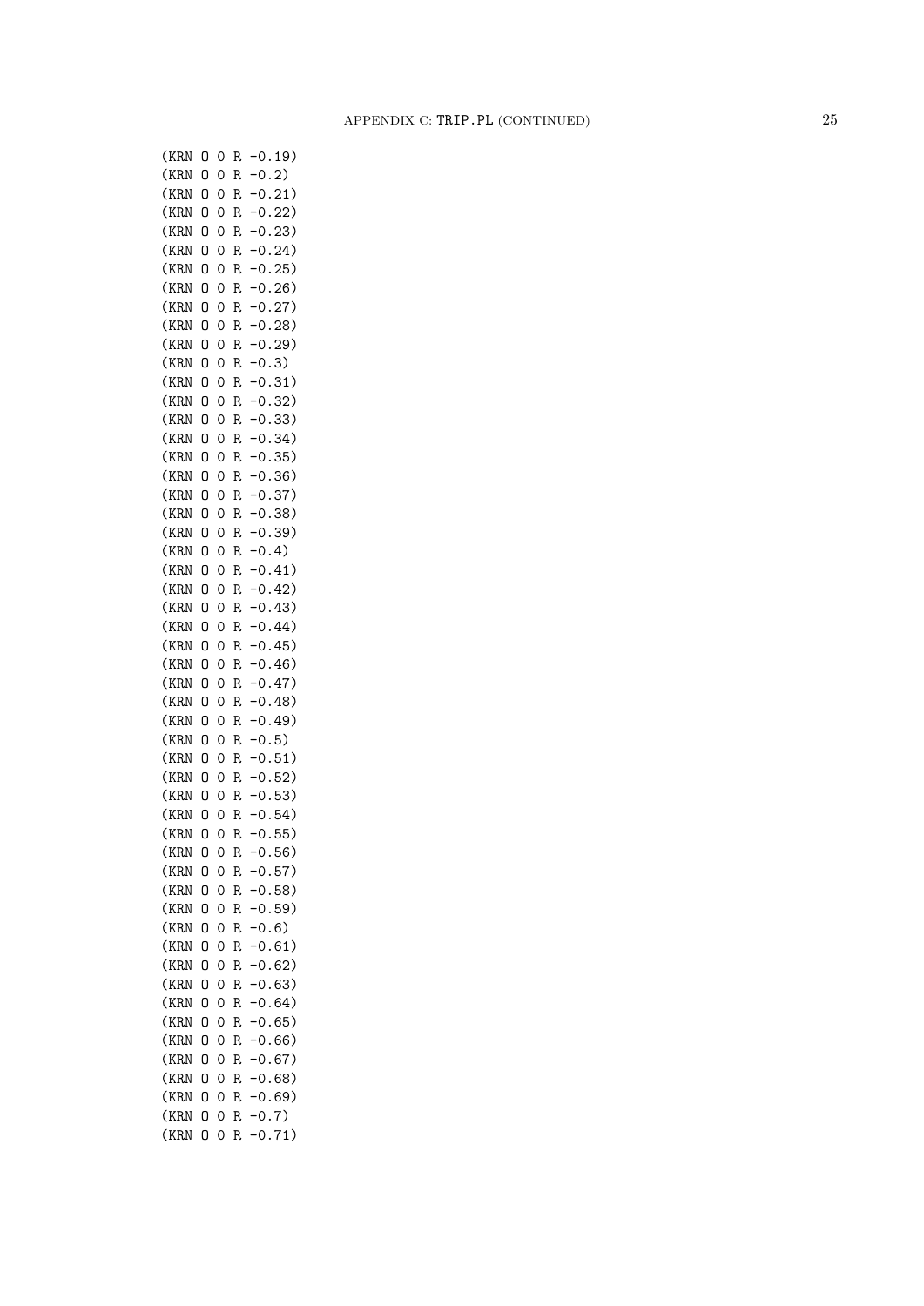```
(KRN O 0 R -0.19)
(KRN O 0 R -0.2)
(KRN O 0 R -0.21)
(KRN O 0 R -0.22)
(KRN O 0 R -0.23)
(KRN O 0 R -0.24)
(KRN O 0 R -0.25)
(KRN O 0 R -0.26)
(KRN O 0 R -0.27)
(KRN O 0 R -0.28)
(KRN O 0 R -0.29)
(KRN O 0 R -0.3)
(KRN O 0 R -0.31)
(KRN O 0 R -0.32)
(KRN O 0 R -0.33)
(KRN O 0 R -0.34)
(KRN O 0 R -0.35)
(KRN O 0 R -0.36)
(KRN O 0 R -0.37)
(KRN O 0 R -0.38)
(KRN O 0 R -0.39)
(KRN O 0 R -0.4)
(KRN O 0 R -0.41)
(KRN O 0 R -0.42)
(KRN O 0 R -0.43)
(KRN O 0 R -0.44)
(KRN O 0 R -0.45)
(KRN O 0 R -0.46)
(KRN O 0 R -0.47)
(KRN O 0 R -0.48)
(KRN O 0 R -0.49)
(KRN O 0 R -0.5)
(KRN O 0 R -0.51)
(KRN O 0 R -0.52)
(KRN O 0 R -0.53)
(KRN O 0 R -0.54)
(KRN O 0 R -0.55)
(KRN O 0 R -0.56)
(KRN O 0 R -0.57)
(KRN O 0 R -0.58)
(KRN O 0 R -0.59)
(KRN O 0 R -0.6)
(KRN O 0 R -0.61)
(KRN O 0 R -0.62)
(KRN O 0 R -0.63)
(KRN O 0 R -0.64)
(KRN O 0 R -0.65)
(KRN O 0 R -0.66)
(KRN O 0 R -0.67)
(KRN O 0 R -0.68)
(KRN O 0 R -0.69)
(KRN O 0 R -0.7)
(KRN O 0 R -0.71)
```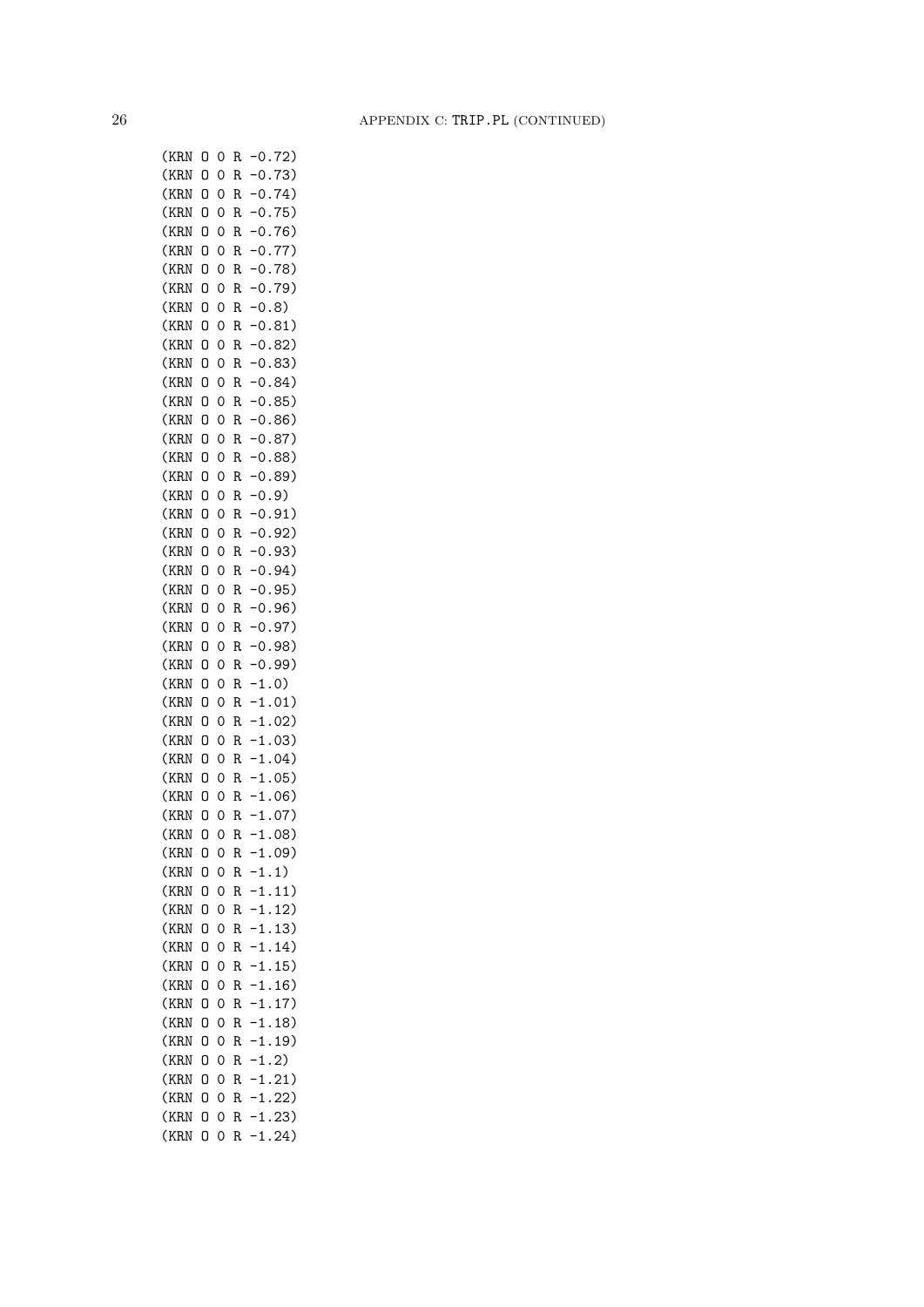```
(KRN O 0 R -0.72)
(KRN O 0 R -0.73)
(KRN O 0 R -0.74)
(KRN O 0 R -0.75)
(KRN O 0 R -0.76)
(KRN O 0 R -0.77)
(KRN O 0 R -0.78)
(KRN O 0 R -0.79)
(KRN O 0 R -0.8)
(KRN O 0 R -0.81)
(KRN O 0 R -0.82)
(KRN O 0 R -0.83)
(KRN O 0 R -0.84)
(KRN O 0 R -0.85)
(KRN O 0 R -0.86)
(KRN O 0 R -0.87)
(KRN O 0 R -0.88)
(KRN O 0 R -0.89)
(KRN O 0 R -0.9)
(KRN O 0 R -0.91)
(KRN O 0 R -0.92)
(KRN O 0 R -0.93)
(KRN O 0 R -0.94)
(KRN O 0 R -0.95)
(KRN O 0 R -0.96)
(KRN O 0 R -0.97)
(KRN O 0 R -0.98)
(KRN O 0 R -0.99)
(KRN O 0 R -1.0)
(KRN O 0 R -1.01)
(KRN O 0 R -1.02)
(KRN O 0 R -1.03)
(KRN O 0 R -1.04)
(KRN O 0 R -1.05)
(KRN O 0 R -1.06)
(KRN O 0 R -1.07)
(KRN O 0 R -1.08)
(KRN O 0 R -1.09)
(KRN O 0 R -1.1)
(KRN O 0 R -1.11)
(KRN O 0 R -1.12)
(KRN O 0 R -1.13)
(KRN O 0 R -1.14)
(KRN O 0 R -1.15)
(KRN O 0 R -1.16)
(KRN O 0 R -1.17)
(KRN O 0 R -1.18)
(KRN O 0 R -1.19)
(KRN O 0 R -1.2)
(KRN O 0 R -1.21)
(KRN O 0 R -1.22)
(KRN O 0 R -1.23)
(KRN O 0 R -1.24)
```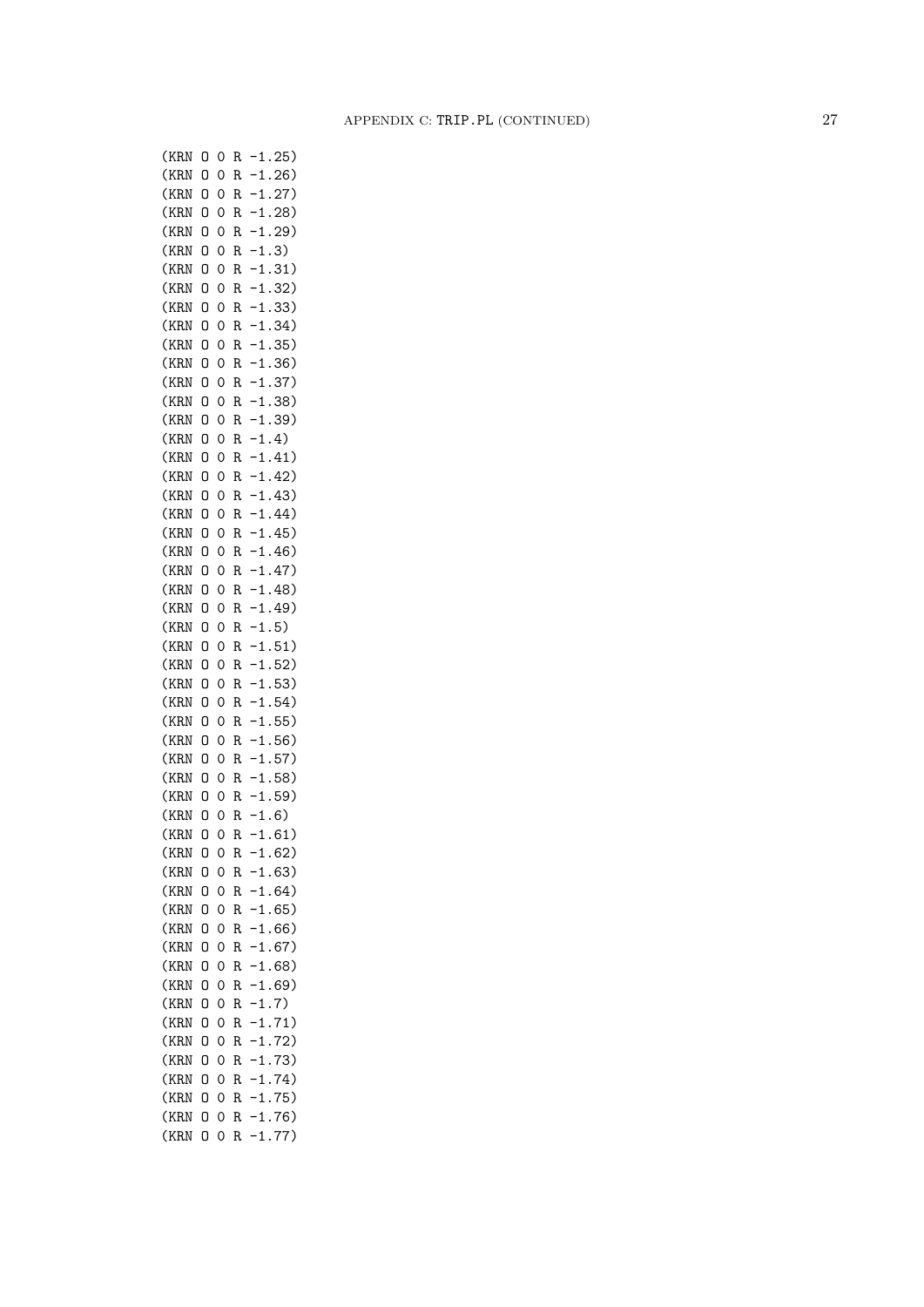```
(KRN O 0 R -1.25)
(KRN O 0 R -1.26)
(KRN O 0 R -1.27)
(KRN O 0 R -1.28)
(KRN O 0 R -1.29)
(KRN O 0 R -1.3)
(KRN O 0 R -1.31)
(KRN O 0 R -1.32)
(KRN O 0 R -1.33)
(KRN O 0 R -1.34)
(KRN O 0 R -1.35)
(KRN O 0 R -1.36)
(KRN O 0 R -1.37)
(KRN O 0 R -1.38)
(KRN O 0 R -1.39)
(KRN O 0 R -1.4)
(KRN O 0 R -1.41)
(KRN O 0 R -1.42)
(KRN O 0 R -1.43)
(KRN O 0 R -1.44)
(KRN O 0 R -1.45)
(KRN O 0 R -1.46)
(KRN O 0 R -1.47)
(KRN O 0 R -1.48)
(KRN O 0 R -1.49)
(KRN O 0 R -1.5)
(KRN O 0 R -1.51)
(KRN O 0 R -1.52)
(KRN O 0 R -1.53)
(KRN O 0 R -1.54)
(KRN O 0 R -1.55)
(KRN O 0 R -1.56)
(KRN O 0 R -1.57)
(KRN O 0 R -1.58)
(KRN O 0 R -1.59)
(KRN O 0 R -1.6)
(KRN O 0 R -1.61)
(KRN O 0 R -1.62)
(KRN O 0 R -1.63)
(KRN O 0 R -1.64)
(KRN O 0 R -1.65)
(KRN O 0 R -1.66)
(KRN O 0 R -1.67)
(KRN O 0 R -1.68)
(KRN O 0 R -1.69)
(KRN O 0 R -1.7)
(KRN O 0 R -1.71)
(KRN O 0 R -1.72)
(KRN O 0 R -1.73)
(KRN O 0 R -1.74)
(KRN O 0 R -1.75)
(KRN O 0 R -1.76)
(KRN O 0 R -1.77)
```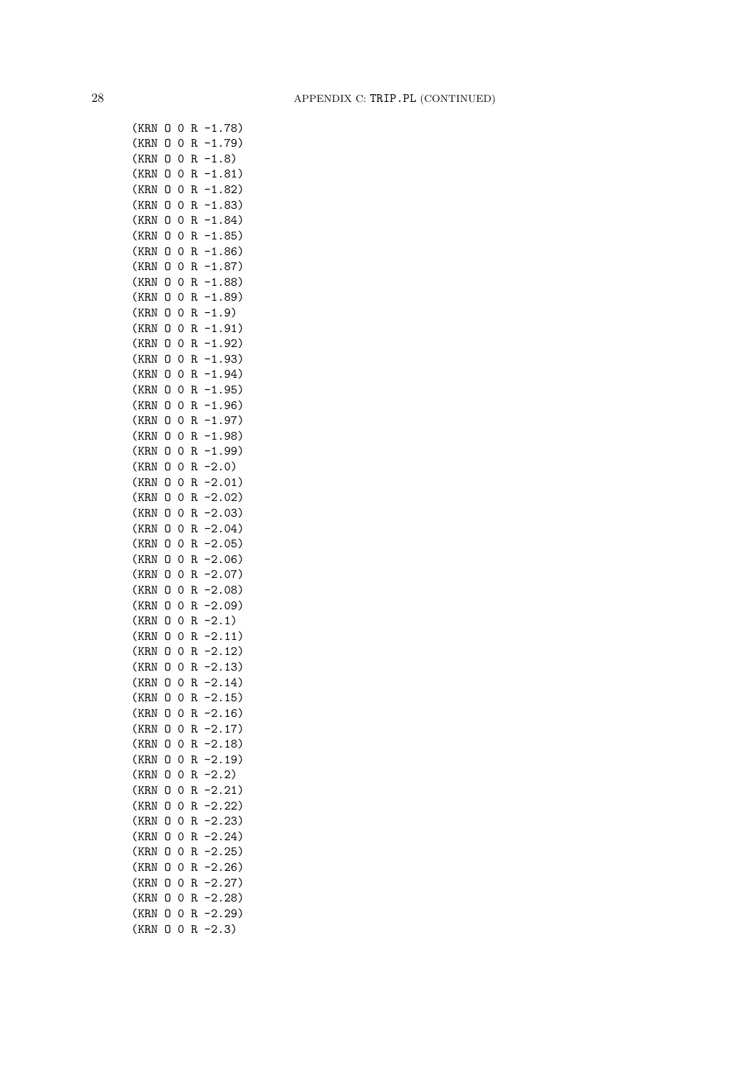```
(KRN O 0 R -1.78)
(KRN O 0 R -1.79)
(KRN O 0 R -1.8)
(KRN O 0 R -1.81)
(KRN O 0 R -1.82)
(KRN O 0 R -1.83)
(KRN O 0 R -1.84)
(KRN O 0 R -1.85)
(KRN O 0 R -1.86)
(KRN O 0 R -1.87)
(KRN O 0 R -1.88)
(KRN O 0 R -1.89)
(KRN O 0 R -1.9)
(KRN O 0 R -1.91)
(KRN O 0 R -1.92)
(KRN O 0 R -1.93)
(KRN O 0 R -1.94)
(KRN O 0 R -1.95)
(KRN O 0 R -1.96)
(KRN O 0 R -1.97)
(KRN O 0 R -1.98)
(KRN O 0 R -1.99)
(KRN O 0 R -2.0)
(KRN O 0 R -2.01)
(KRN O 0 R -2.02)
(KRN O 0 R -2.03)
(KRN O 0 R -2.04)
(KRN O 0 R -2.05)
(KRN O 0 R -2.06)
(KRN O 0 R -2.07)
(KRN O 0 R -2.08)
(KRN O 0 R -2.09)
(KRN O 0 R -2.1)
(KRN O 0 R -2.11)
(KRN O 0 R -2.12)
(KRN O 0 R -2.13)
(KRN O 0 R -2.14)
(KRN O 0 R -2.15)
(KRN O 0 R -2.16)
(KRN O 0 R -2.17)
(KRN O 0 R -2.18)
(KRN O 0 R -2.19)
(KRN O 0 R -2.2)
(KRN O 0 R -2.21)
(KRN O 0 R -2.22)
(KRN O 0 R -2.23)
(KRN O 0 R -2.24)
(KRN O 0 R -2.25)
(KRN O 0 R -2.26)
(KRN O 0 R -2.27)
(KRN O 0 R -2.28)
(KRN O 0 R -2.29)
(KRN O 0 R -2.3)
```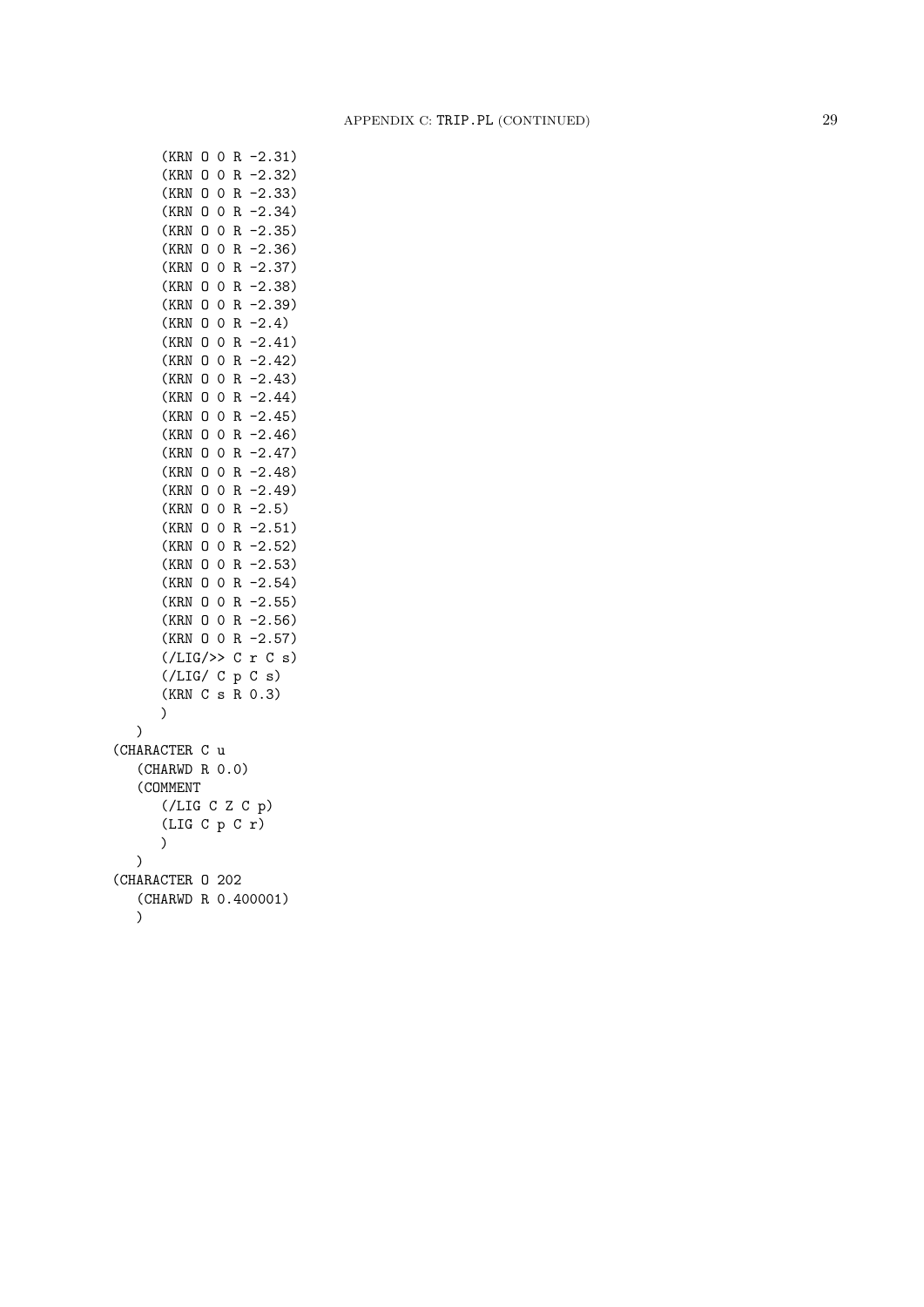```
      (KRN O 0 R -2.31)
      (KRN O 0 R -2.32)
      (KRN O 0 R -2.33)
      (KRN O 0 R -2.34)
      (KRN O 0 R -2.35)
      (KRN O 0 R -2.36)
      (KRN O 0 R -2.37)
      (KRN O 0 R -2.38)
      (KRN O 0 R -2.39)
      (KRN O 0 R -2.4)
      (KRN O 0 R -2.41)
      (KRN O 0 R -2.42)
      (KRN O 0 R -2.43)
      (KRN O 0 R -2.44)
      (KRN O 0 R -2.45)
      (KRN O 0 R -2.46)
      (KRN O 0 R -2.47)
      (KRN O 0 R -2.48)
      (KRN O 0 R -2.49)
      (KRN O 0 R -2.5)
      (KRN O 0 R -2.51)
      (KRN O 0 R -2.52)
      (KRN O 0 R -2.53)
      (KRN O 0 R -2.54)
      (KRN O 0 R -2.55)
      (KRN O 0 R -2.56)
      (KRN O 0 R -2.57)
      (/LIG/>> C r C s)
      (/LIG/ C p C s)
      (KRN C s R 0.3)
      )
   )
(CHARACTER C u
   (CHARWD R 0.0)
   (COMMENT
      (/LIG C Z C p)
      (LIG C p C r)
      )
   )
(CHARACTER O 202
   (CHARWD R 0.400001)
   )
```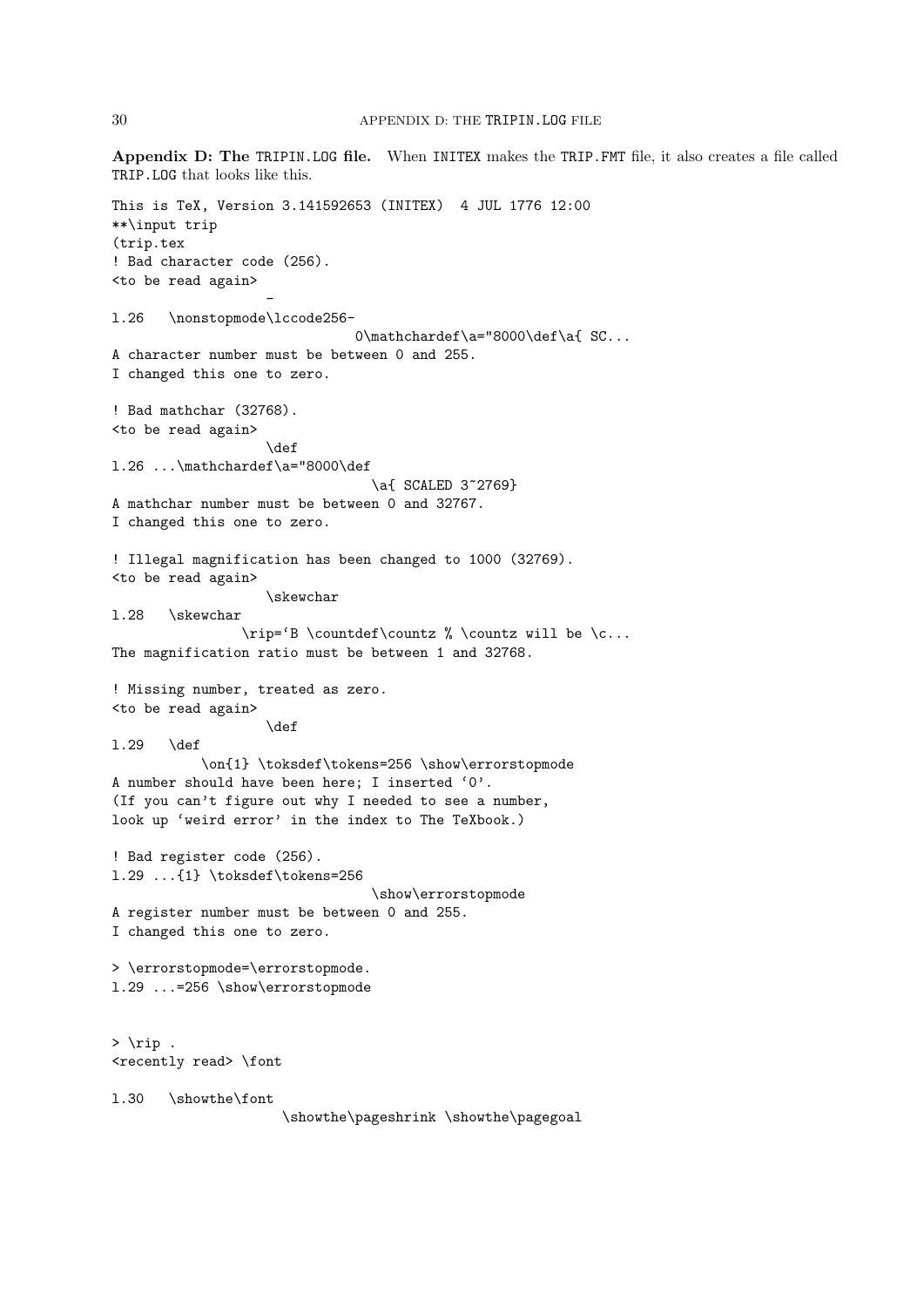**Appendix D: The TRIPIN.LOG file.** When INITEX makes the TRIP.FMT file, it also creates a file called TRIP.LOG that looks like this.

```
This is TeX, Version 3.141592653 (INITEX)  4 JUL 1776 12:00
**\input trip
(trip.tex
! Bad character code (256).
<to be read again> 
                   -
l.26   \nonstopmode\lccode256-
                              0\mathchardef\a="8000\def\a{ SC...
A character number must be between 0 and 255.
I changed this one to zero.

! Bad mathchar (32768).
<to be read again> 
                   \def 
l.26 ...\mathchardef\a="8000\def
                                \a{ SCALED 3~2769}
A mathchar number must be between 0 and 32767.
I changed this one to zero.

! Illegal magnification has been changed to 1000 (32769).
<to be read again> 
                   \skewchar 
l.28   \skewchar
                \rip=`B \countdef\countz % \countz will be \c...
The magnification ratio must be between 1 and 32768.

! Missing number, treated as zero.
<to be read again> 
                   \def 
l.29   \def
           \on{1} \toksdef\tokens=256 \show\errorstopmode
A number should have been here; I inserted `0'.
(If you can't figure out why I needed to see a number,
look up `weird error' in the index to The TeXbook.)

! Bad register code (256).
l.29 ...{1} \toksdef\tokens=256
                                \show\errorstopmode
A register number must be between 0 and 255.
I changed this one to zero.

> \errorstopmode=\errorstopmode.
l.29 ...=256 \show\errorstopmode


> \rip .
<recently read> \font 

l.30   \showthe\font
                     \showthe\pageshrink \showthe\pagegoal
```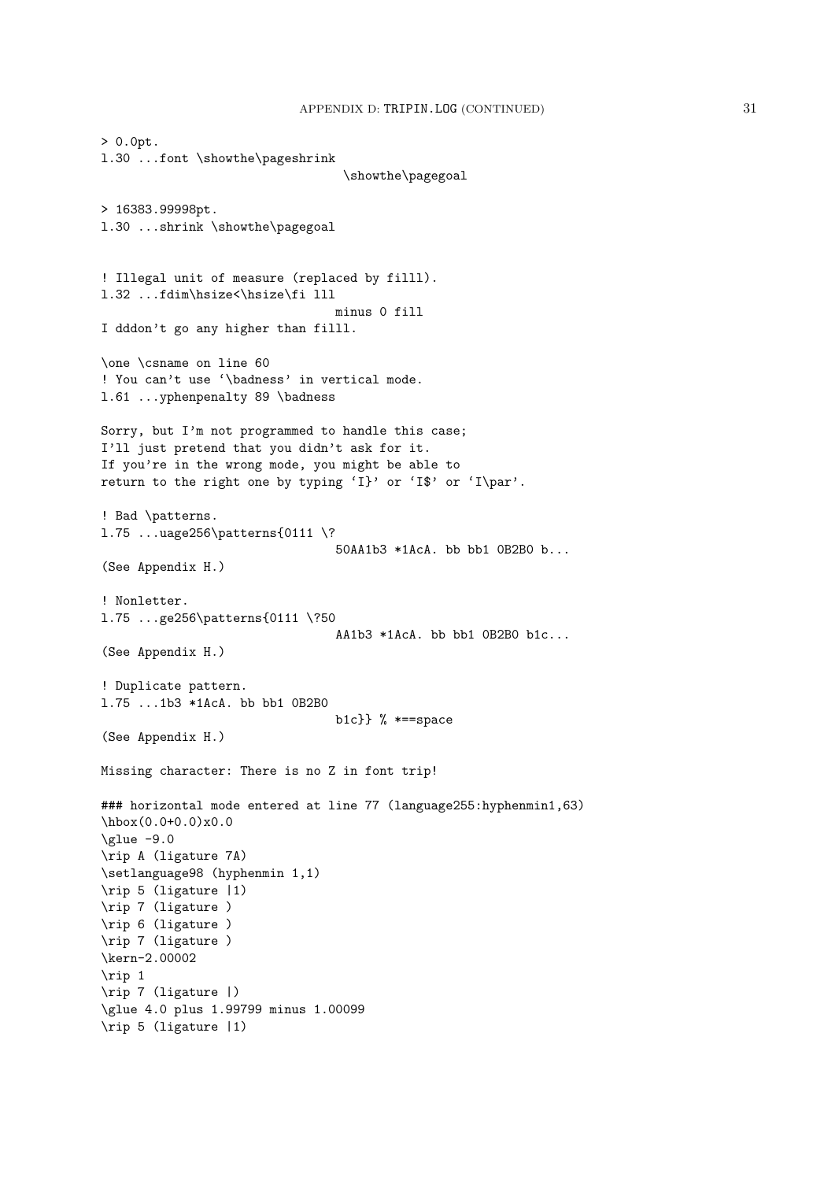```
> 0.0pt.
l.30 ...font \showthe\pageshrink
                                 \showthe\pagegoal

> 16383.99998pt.
l.30 ...shrink \showthe\pagegoal


! Illegal unit of measure (replaced by filll).
l.32 ...fdim\hsize<\hsize\fi lll
                                minus 0 fill
I dddon't go any higher than filll.

\one \csname on line 60
! You can't use `\badness' in vertical mode.
l.61 ...yphenpenalty 89 \badness

Sorry, but I'm not programmed to handle this case;
I'll just pretend that you didn't ask for it.
If you're in the wrong mode, you might be able to
return to the right one by typing `I}' or `I$' or `I\par'.

! Bad \patterns.
l.75 ...uage256\patterns{0111 \?
                                50AA1b3 *1AcA. bb bb1 0B2B0 b...
(See Appendix H.)

! Nonletter.
l.75 ...ge256\patterns{0111 \?50
                                AA1b3 *1AcA. bb bb1 0B2B0 b1c...
(See Appendix H.)

! Duplicate pattern.
l.75 ...1b3 *1AcA. bb bb1 0B2B0
                                b1c}} % *==space
(See Appendix H.)

Missing character: There is no Z in font trip!

### horizontal mode entered at line 77 (language255:hyphenmin1,63)
\hbox(0.0+0.0)x0.0
\glue -9.0
\rip A (ligature 7A)
\setlanguage98 (hyphenmin 1,1)
\rip 5 (ligature |1)
\rip 7 (ligature )
\rip 6 (ligature )
\rip 7 (ligature )
\kern-2.00002
\rip 1
\rip 7 (ligature |)
\glue 4.0 plus 1.99799 minus 1.00099
\rip 5 (ligature |1)
```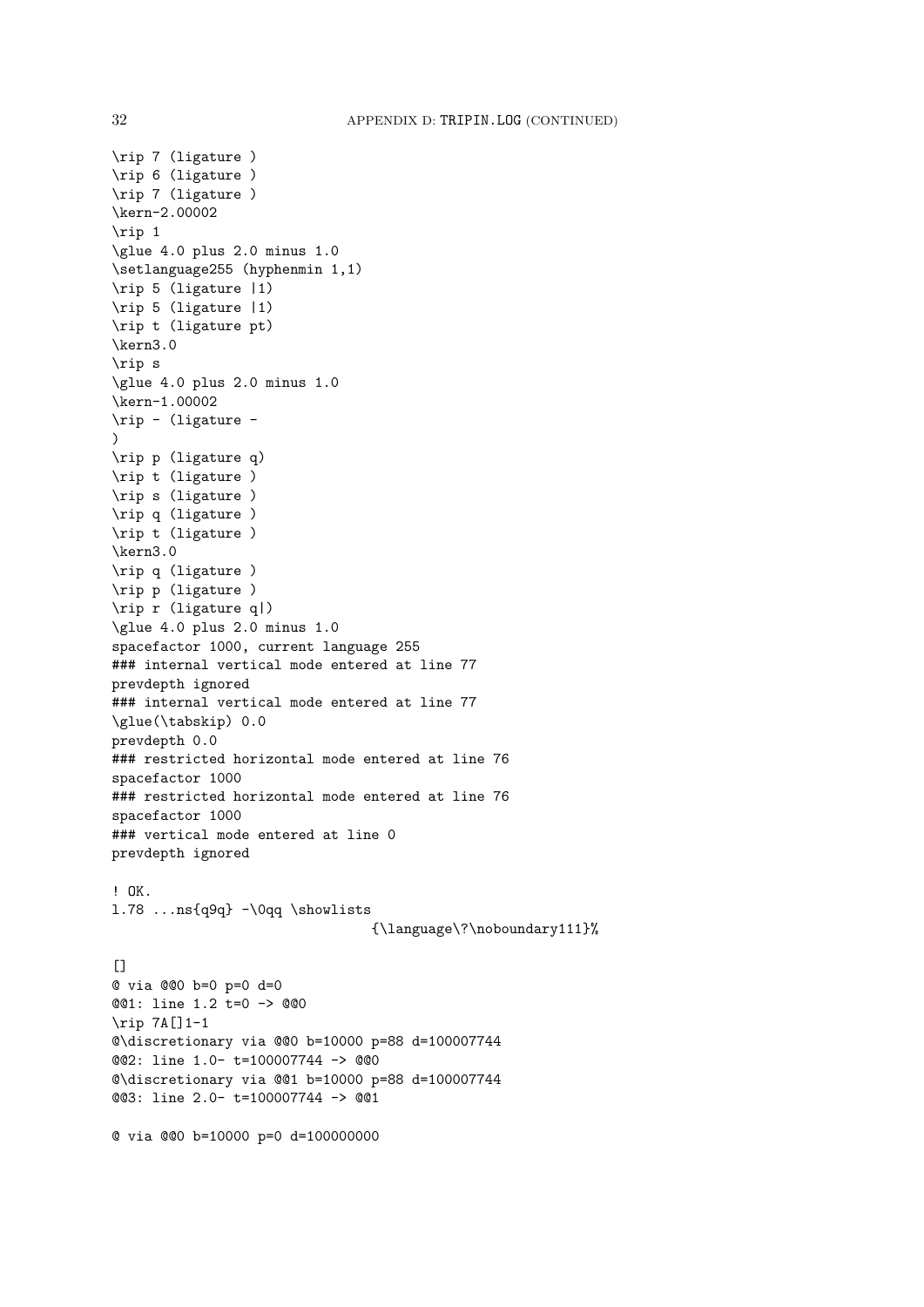```
\rip 7 (ligature )
\rip 6 (ligature )
\rip 7 (ligature )
\kern-2.00002
\rip 1
\glue 4.0 plus 2.0 minus 1.0
\setlanguage255 (hyphenmin 1,1)
\rip 5 (ligature |1)
\rip 5 (ligature |1)
\rip t (ligature pt)
\kern3.0
\rip s
\glue 4.0 plus 2.0 minus 1.0
\kern-1.00002
\rip - (ligature -
)
\rip p (ligature q)
\rip t (ligature )
\rip s (ligature )
\rip q (ligature )
\rip t (ligature )
\kern3.0
\rip q (ligature )
\rip p (ligature )
\rip r (ligature q|)
\glue 4.0 plus 2.0 minus 1.0
spacefactor 1000, current language 255
### internal vertical mode entered at line 77
prevdepth ignored
### internal vertical mode entered at line 77
\glue(\tabskip) 0.0
prevdepth 0.0
### restricted horizontal mode entered at line 76
spacefactor 1000
### restricted horizontal mode entered at line 76
spacefactor 1000
### vertical mode entered at line 0
prevdepth ignored

! OK.
l.78 ...ns{q9q} -\0qq \showlists
                                {\language\?\noboundary111}%

[]
@ via @@0 b=0 p=0 d=0
@@1: line 1.2 t=0 -> @@0
\rip 7A[]1-1
@\discretionary via @@0 b=10000 p=88 d=100007744
@@2: line 1.0- t=100007744 -> @@0
@\discretionary via @@1 b=10000 p=88 d=100007744
@@3: line 2.0- t=100007744 -> @@1

@ via @@0 b=10000 p=0 d=100000000
```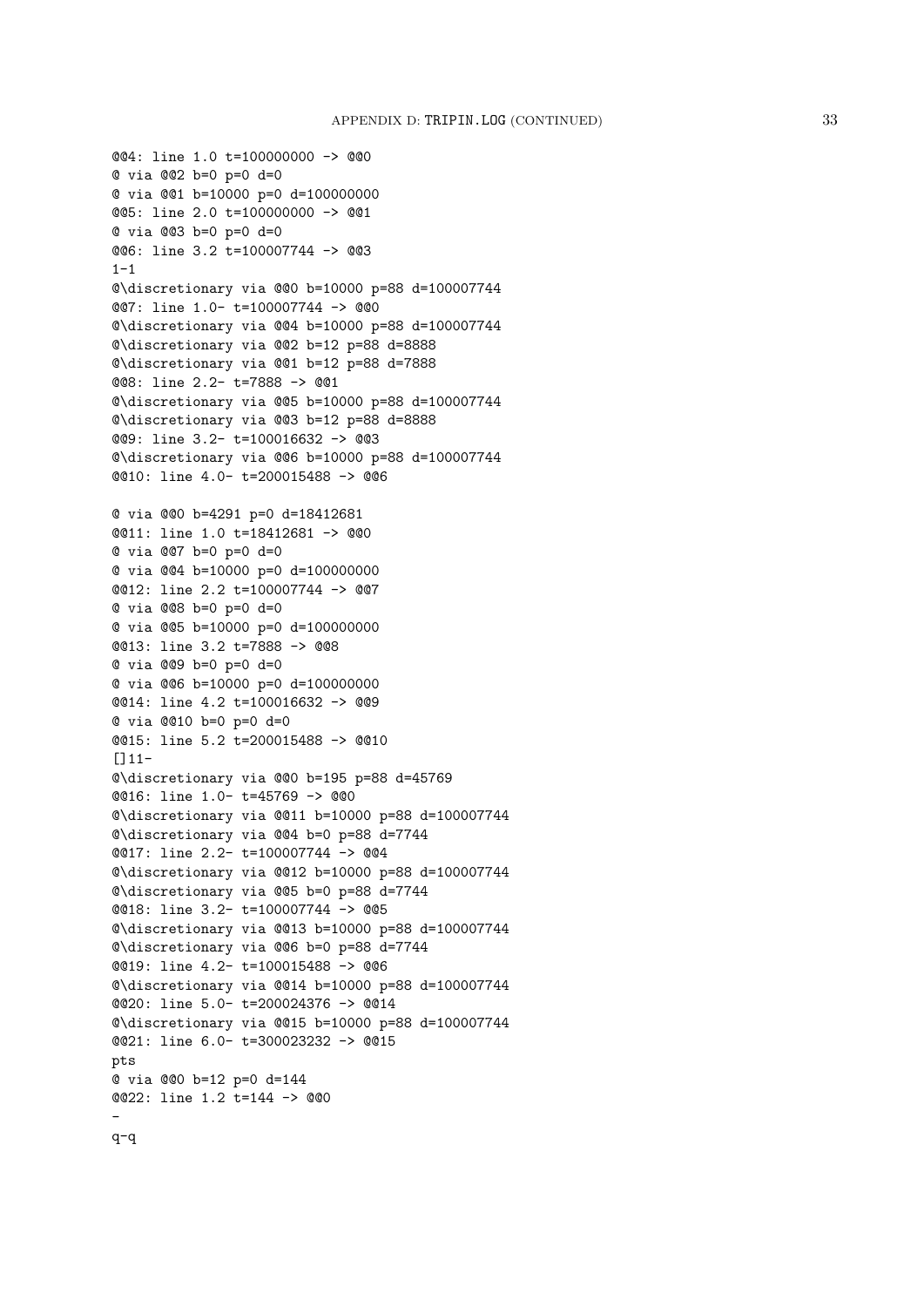```
@@4: line 1.0 t=100000000 -> @@0
@ via @@2 b=0 p=0 d=0
@ via @@1 b=10000 p=0 d=100000000
@@5: line 2.0 t=100000000 -> @@1
@ via @@3 b=0 p=0 d=0
@@6: line 3.2 t=100007744 -> @@3
1-1
@\discretionary via @@0 b=10000 p=88 d=100007744
@@7: line 1.0- t=100007744 -> @@0
@\discretionary via @@4 b=10000 p=88 d=100007744
@\discretionary via @@2 b=12 p=88 d=8888
@\discretionary via @@1 b=12 p=88 d=7888
@@8: line 2.2- t=7888 -> @@1
@\discretionary via @@5 b=10000 p=88 d=100007744
@\discretionary via @@3 b=12 p=88 d=8888
@@9: line 3.2- t=100016632 -> @@3
@\discretionary via @@6 b=10000 p=88 d=100007744
@@10: line 4.0- t=200015488 -> @@6

@ via @@0 b=4291 p=0 d=18412681
@@11: line 1.0 t=18412681 -> @@0
@ via @@7 b=0 p=0 d=0
@ via @@4 b=10000 p=0 d=100000000
@@12: line 2.2 t=100007744 -> @@7
@ via @@8 b=0 p=0 d=0
@ via @@5 b=10000 p=0 d=100000000
@@13: line 3.2 t=7888 -> @@8
@ via @@9 b=0 p=0 d=0
@ via @@6 b=10000 p=0 d=100000000
@@14: line 4.2 t=100016632 -> @@9
@ via @@10 b=0 p=0 d=0
@@15: line 5.2 t=200015488 -> @@10
[]11-
@\discretionary via @@0 b=195 p=88 d=45769
@@16: line 1.0- t=45769 -> @@0
@\discretionary via @@11 b=10000 p=88 d=100007744
@\discretionary via @@4 b=0 p=88 d=7744
@@17: line 2.2- t=100007744 -> @@4
@\discretionary via @@12 b=10000 p=88 d=100007744
@\discretionary via @@5 b=0 p=88 d=7744
@@18: line 3.2- t=100007744 -> @@5
@\discretionary via @@13 b=10000 p=88 d=100007744
@\discretionary via @@6 b=0 p=88 d=7744
@@19: line 4.2- t=100015488 -> @@6
@\discretionary via @@14 b=10000 p=88 d=100007744
@@20: line 5.0- t=200024376 -> @@14
@\discretionary via @@15 b=10000 p=88 d=100007744
@@21: line 6.0- t=300023232 -> @@15
pts
@ via @@0 b=12 p=0 d=144
@@22: line 1.2 t=144 -> @@0
-
q-q
```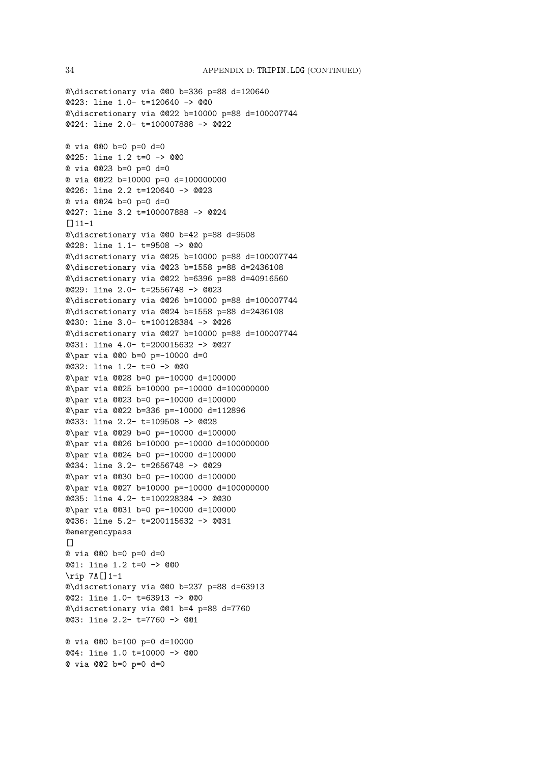```
@\discretionary via @@0 b=336 p=88 d=120640
@@23: line 1.0- t=120640 -> @@0
@\discretionary via @@22 b=10000 p=88 d=100007744
@@24: line 2.0- t=100007888 -> @@22

@ via @@0 b=0 p=0 d=0
@@25: line 1.2 t=0 -> @@0
@ via @@23 b=0 p=0 d=0
@ via @@22 b=10000 p=0 d=100000000
@@26: line 2.2 t=120640 -> @@23
@ via @@24 b=0 p=0 d=0
@@27: line 3.2 t=100007888 -> @@24
[]11-1
@\discretionary via @@0 b=42 p=88 d=9508
@@28: line 1.1- t=9508 -> @@0
@\discretionary via @@25 b=10000 p=88 d=100007744
@\discretionary via @@23 b=1558 p=88 d=2436108
@\discretionary via @@22 b=6396 p=88 d=40916560
@@29: line 2.0- t=2556748 -> @@23
@\discretionary via @@26 b=10000 p=88 d=100007744
@\discretionary via @@24 b=1558 p=88 d=2436108
@@30: line 3.0- t=100128384 -> @@26
@\discretionary via @@27 b=10000 p=88 d=100007744
@@31: line 4.0- t=200015632 -> @@27
@\par via @@0 b=0 p=-10000 d=0
@@32: line 1.2- t=0 -> @@0
@\par via @@28 b=0 p=-10000 d=100000
@\par via @@25 b=10000 p=-10000 d=100000000
@\par via @@23 b=0 p=-10000 d=100000
@\par via @@22 b=336 p=-10000 d=112896
@@33: line 2.2- t=109508 -> @@28
@\par via @@29 b=0 p=-10000 d=100000
@\par via @@26 b=10000 p=-10000 d=100000000
@\par via @@24 b=0 p=-10000 d=100000
@@34: line 3.2- t=2656748 -> @@29
@\par via @@30 b=0 p=-10000 d=100000
@\par via @@27 b=10000 p=-10000 d=100000000
@@35: line 4.2- t=100228384 -> @@30
@\par via @@31 b=0 p=-10000 d=100000
@@36: line 5.2- t=200115632 -> @@31
@emergencypass
[]
@ via @@0 b=0 p=0 d=0
@@1: line 1.2 t=0 -> @@0
\rip 7A[]1-1
@\discretionary via @@0 b=237 p=88 d=63913
@@2: line 1.0- t=63913 -> @@0
@\discretionary via @@1 b=4 p=88 d=7760
@@3: line 2.2- t=7760 -> @@1

@ via @@0 b=100 p=0 d=10000
@@4: line 1.0 t=10000 -> @@0
@ via @@2 b=0 p=0 d=0
```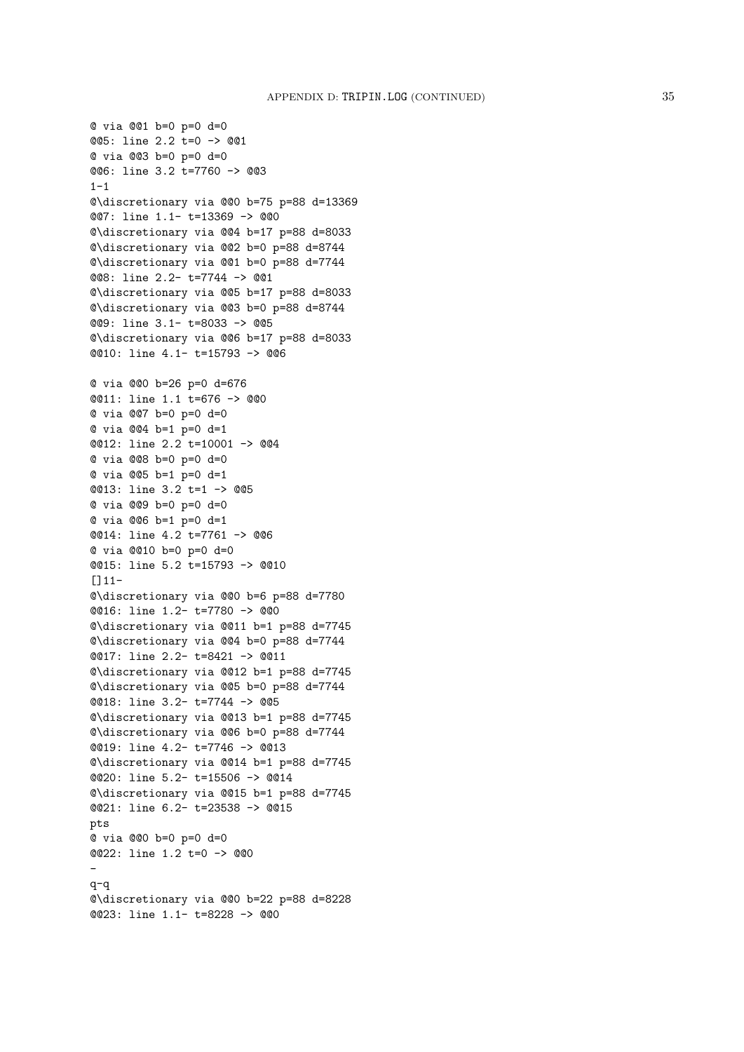```
@ via @@1 b=0 p=0 d=0
@@5: line 2.2 t=0 -> @@1
@ via @@3 b=0 p=0 d=0
@@6: line 3.2 t=7760 -> @@3
1-1
@\discretionary via @@0 b=75 p=88 d=13369
@@7: line 1.1- t=13369 -> @@0
@\discretionary via @@4 b=17 p=88 d=8033
@\discretionary via @@2 b=0 p=88 d=8744
@\discretionary via @@1 b=0 p=88 d=7744
@@8: line 2.2- t=7744 -> @@1
@\discretionary via @@5 b=17 p=88 d=8033
@\discretionary via @@3 b=0 p=88 d=8744
@@9: line 3.1- t=8033 -> @@5
@\discretionary via @@6 b=17 p=88 d=8033
@@10: line 4.1- t=15793 -> @@6

@ via @@0 b=26 p=0 d=676
@@11: line 1.1 t=676 -> @@0
@ via @@7 b=0 p=0 d=0
@ via @@4 b=1 p=0 d=1
@@12: line 2.2 t=10001 -> @@4
@ via @@8 b=0 p=0 d=0
@ via @@5 b=1 p=0 d=1
@@13: line 3.2 t=1 -> @@5
@ via @@9 b=0 p=0 d=0
@ via @@6 b=1 p=0 d=1
@@14: line 4.2 t=7761 -> @@6
@ via @@10 b=0 p=0 d=0
@@15: line 5.2 t=15793 -> @@10
[]11-
@\discretionary via @@0 b=6 p=88 d=7780
@@16: line 1.2- t=7780 -> @@0
@\discretionary via @@11 b=1 p=88 d=7745
@\discretionary via @@4 b=0 p=88 d=7744
@@17: line 2.2- t=8421 -> @@11
@\discretionary via @@12 b=1 p=88 d=7745
@\discretionary via @@5 b=0 p=88 d=7744
@@18: line 3.2- t=7744 -> @@5
@\discretionary via @@13 b=1 p=88 d=7745
@\discretionary via @@6 b=0 p=88 d=7744
@@19: line 4.2- t=7746 -> @@13
@\discretionary via @@14 b=1 p=88 d=7745
@@20: line 5.2- t=15506 -> @@14
@\discretionary via @@15 b=1 p=88 d=7745
@@21: line 6.2- t=23538 -> @@15
pts
@ via @@0 b=0 p=0 d=0
@@22: line 1.2 t=0 -> @@0
-
q-q
@\discretionary via @@0 b=22 p=88 d=8228
@@23: line 1.1- t=8228 -> @@0
```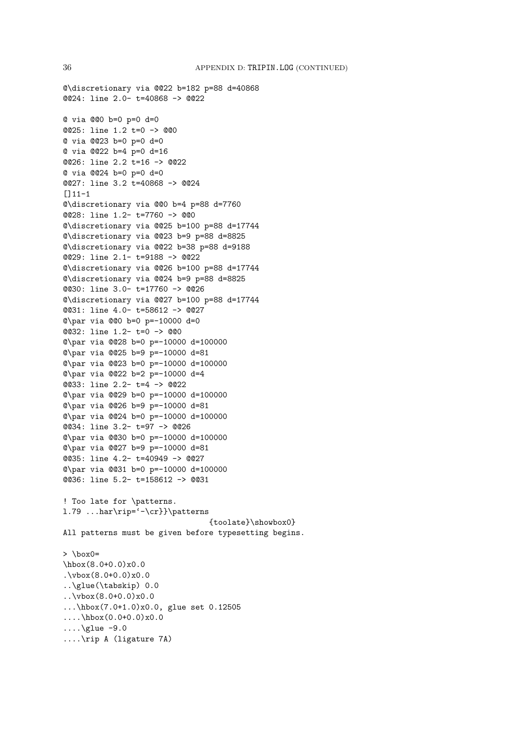```
@\discretionary via @@22 b=182 p=88 d=40868
@@24: line 2.0- t=40868 -> @@22

@ via @@0 b=0 p=0 d=0
@@25: line 1.2 t=0 -> @@0
@ via @@23 b=0 p=0 d=0
@ via @@22 b=4 p=0 d=16
@@26: line 2.2 t=16 -> @@22
@ via @@24 b=0 p=0 d=0
@@27: line 3.2 t=40868 -> @@24
[]11-1
@\discretionary via @@0 b=4 p=88 d=7760
@@28: line 1.2- t=7760 -> @@0
@\discretionary via @@25 b=100 p=88 d=17744
@\discretionary via @@23 b=9 p=88 d=8825
@\discretionary via @@22 b=38 p=88 d=9188
@@29: line 2.1- t=9188 -> @@22
@\discretionary via @@26 b=100 p=88 d=17744
@\discretionary via @@24 b=9 p=88 d=8825
@@30: line 3.0- t=17760 -> @@26
@\discretionary via @@27 b=100 p=88 d=17744
@@31: line 4.0- t=58612 -> @@27
@\par via @@0 b=0 p=-10000 d=0
@@32: line 1.2- t=0 -> @@0
@\par via @@28 b=0 p=-10000 d=100000
@\par via @@25 b=9 p=-10000 d=81
@\par via @@23 b=0 p=-10000 d=100000
@\par via @@22 b=2 p=-10000 d=4
@@33: line 2.2- t=4 -> @@22
@\par via @@29 b=0 p=-10000 d=100000
@\par via @@26 b=9 p=-10000 d=81
@\par via @@24 b=0 p=-10000 d=100000
@@34: line 3.2- t=97 -> @@26
@\par via @@30 b=0 p=-10000 d=100000
@\par via @@27 b=9 p=-10000 d=81
@@35: line 4.2- t=40949 -> @@27
@\par via @@31 b=0 p=-10000 d=100000
@@36: line 5.2- t=158612 -> @@31

! Too late for \patterns.
l.79 ...har\rip='-\cr}}\patterns
                                {toolate}\showbox0}
All patterns must be given before typesetting begins.

> \box0=
\hbox(8.0+0.0)x0.0
.\vbox(8.0+0.0)x0.0
..\glue(\tabskip) 0.0
..\vbox(8.0+0.0)x0.0
...\hbox(7.0+1.0)x0.0, glue set 0.12505
....\hbox(0.0+0.0)x0.0
....\glue -9.0
....\rip A (ligature 7A)
```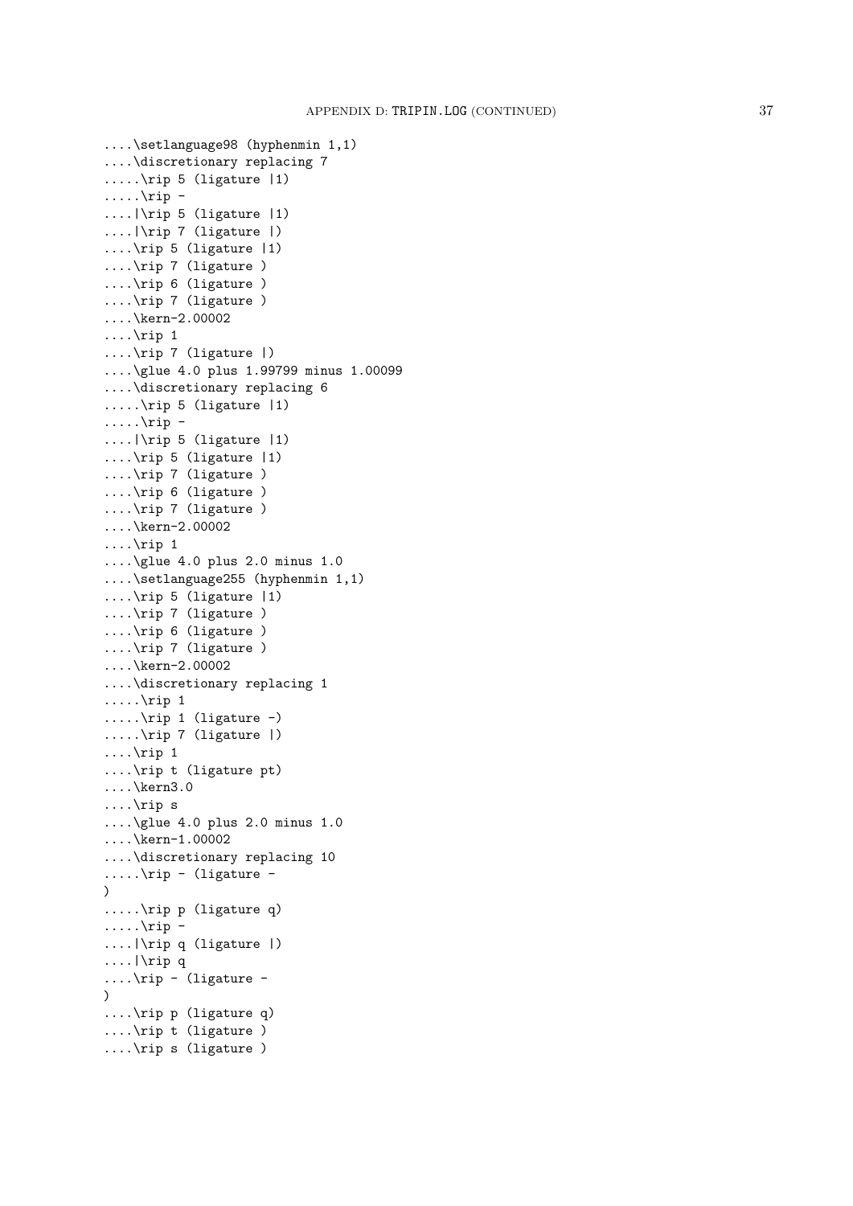```
....\setlanguage98 (hyphenmin 1,1)
....\discretionary replacing 7
.....\rip 5 (ligature |1)
.....\rip -
....|\rip 5 (ligature |1)
....|\rip 7 (ligature |)
....\rip 5 (ligature |1)
....\rip 7 (ligature )
....\rip 6 (ligature )
....\rip 7 (ligature )
....\kern-2.00002
....\rip 1
....\rip 7 (ligature |)
....\glue 4.0 plus 1.99799 minus 1.00099
....\discretionary replacing 6
.....\rip 5 (ligature |1)
.....\rip -
....|\rip 5 (ligature |1)
....\rip 5 (ligature |1)
....\rip 7 (ligature )
....\rip 6 (ligature )
....\rip 7 (ligature )
....\kern-2.00002
....\rip 1
....\glue 4.0 plus 2.0 minus 1.0
....\setlanguage255 (hyphenmin 1,1)
....\rip 5 (ligature |1)
....\rip 7 (ligature )
....\rip 6 (ligature )
....\rip 7 (ligature )
....\kern-2.00002
....\discretionary replacing 1
.....\rip 1
.....\rip 1 (ligature -)
.....\rip 7 (ligature |)
....\rip 1
....\rip t (ligature pt)
....\kern3.0
....\rip s
....\glue 4.0 plus 2.0 minus 1.0
....\kern-1.00002
....\discretionary replacing 10
.....\rip - (ligature -
)
.....\rip p (ligature q)
.....\rip -
....|\rip q (ligature |)
....|\rip q
....\rip - (ligature -
)
....\rip p (ligature q)
....\rip t (ligature )
....\rip s (ligature )
```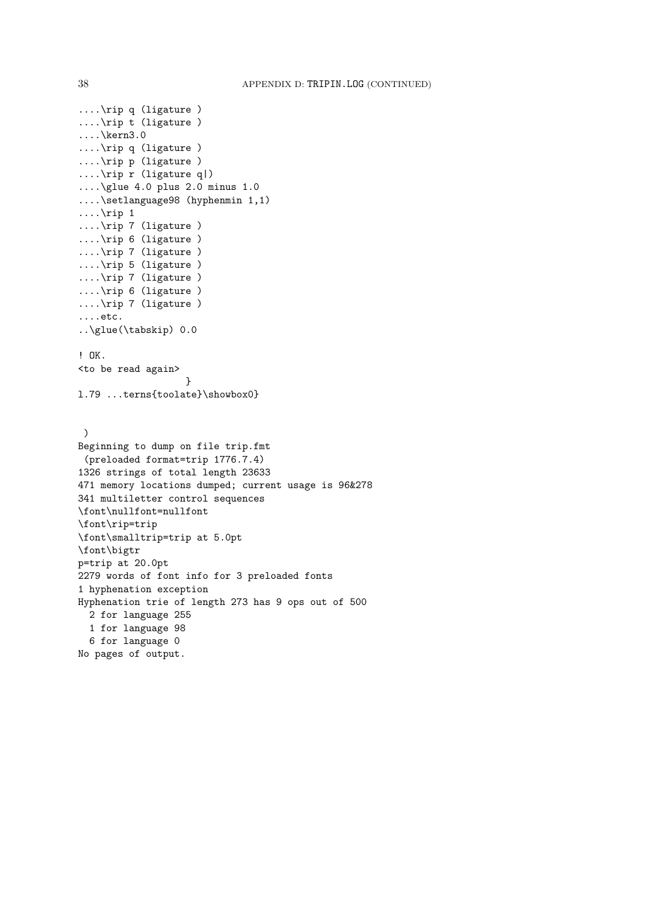```
....\rip q (ligature )
....\rip t (ligature )
....\kern3.0
....\rip q (ligature )
....\rip p (ligature )
....\rip r (ligature q|)
....\glue 4.0 plus 2.0 minus 1.0
....\setlanguage98 (hyphenmin 1,1)
....\rip 1
....\rip 7 (ligature )
....\rip 6 (ligature )
....\rip 7 (ligature )
....\rip 5 (ligature )
....\rip 7 (ligature )
....\rip 6 (ligature )
....\rip 7 (ligature )
....etc.
..\glue(\tabskip) 0.0

! OK.
<to be read again>
                   }
l.79 ...terns{toolate}\showbox0}


 )
Beginning to dump on file trip.fmt
 (preloaded format=trip 1776.7.4)
1326 strings of total length 23633
471 memory locations dumped; current usage is 96&278
341 multiletter control sequences
\font\nullfont=nullfont
\font\rip=trip
\font\smalltrip=trip at 5.0pt
\font\bigtr
p=trip at 20.0pt
2279 words of font info for 3 preloaded fonts
1 hyphenation exception
Hyphenation trie of length 273 has 9 ops out of 500
  2 for language 255
  1 for language 98
  6 for language 0
No pages of output.
```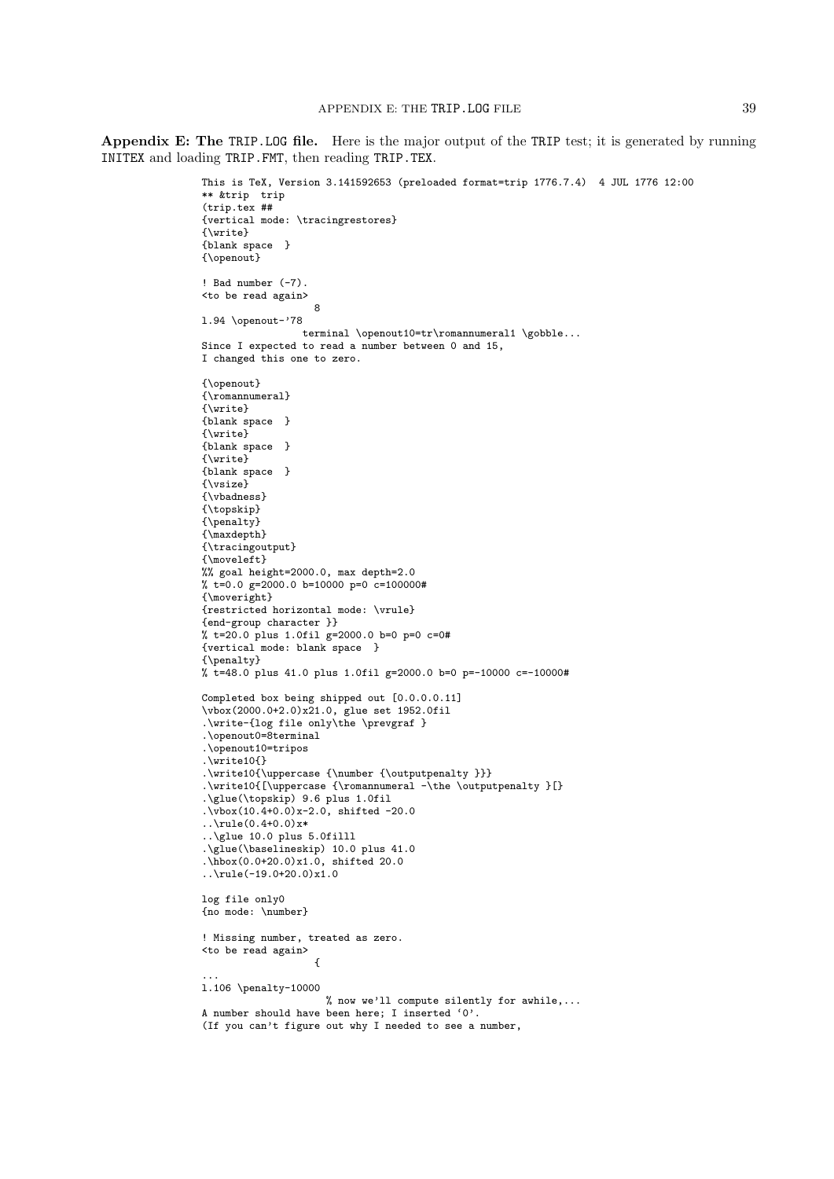**Appendix E: The TRIP.LOG file.** Here is the major output of the TRIP test; it is generated by running INITEX and loading TRIP.FMT, then reading TRIP.TEX.

```
This is TeX, Version 3.141592653 (preloaded format=trip 1776.7.4)  4 JUL 1776 12:00
** &trip  trip
(trip.tex ##
{vertical mode: \tracingrestores}
{\write}
{blank space  }
{\openout}

! Bad number (-7).
<to be read again> 
                   8
l.94 \openout-'78
                 terminal \openout10=tr\romannumeral1 \gobble...
Since I expected to read a number between 0 and 15,
I changed this one to zero.

{\openout}
{\romannumeral}
{\write}
{blank space  }
{\write}
{blank space  }
{\write}
{blank space  }
{\vsize}
{\vbadness}
{\topskip}
{\penalty}
{\maxdepth}
{\tracingoutput}
{\moveleft}
%% goal height=2000.0, max depth=2.0
% t=0.0 g=2000.0 b=10000 p=0 c=100000#
{\moveright}
{restricted horizontal mode: \vrule}
{end-group character }}
% t=20.0 plus 1.0fil g=2000.0 b=0 p=0 c=0#
{vertical mode: blank space  }
{\penalty}
% t=48.0 plus 41.0 plus 1.0fil g=2000.0 b=0 p=-10000 c=-10000#

Completed box being shipped out [0.0.0.0.11]
\vbox(2000.0+2.0)x21.0, glue set 1952.0fil
.\write-{log file only\the \prevgraf }
.\openout0=8terminal
.\openout10=tripos
.\write10{}
.\write10{\uppercase {\number {\outputpenalty }}}
.\write10{[\uppercase {\romannumeral -\the \outputpenalty }[}
.\glue(\topskip) 9.6 plus 1.0fil
.\vbox(10.4+0.0)x-2.0, shifted -20.0
..\rule(0.4+0.0)x*
..\glue 10.0 plus 5.0filll
.\glue(\baselineskip) 10.0 plus 41.0
.\hbox(0.0+20.0)x1.0, shifted 20.0
..\rule(-19.0+20.0)x1.0

log file only0
{no mode: \number}

! Missing number, treated as zero.
<to be read again> 
                   {
...
l.106 \penalty-10000
                     % now we'll compute silently for awhile,...
A number should have been here; I inserted `0'.
(If you can't figure out why I needed to see a number,
```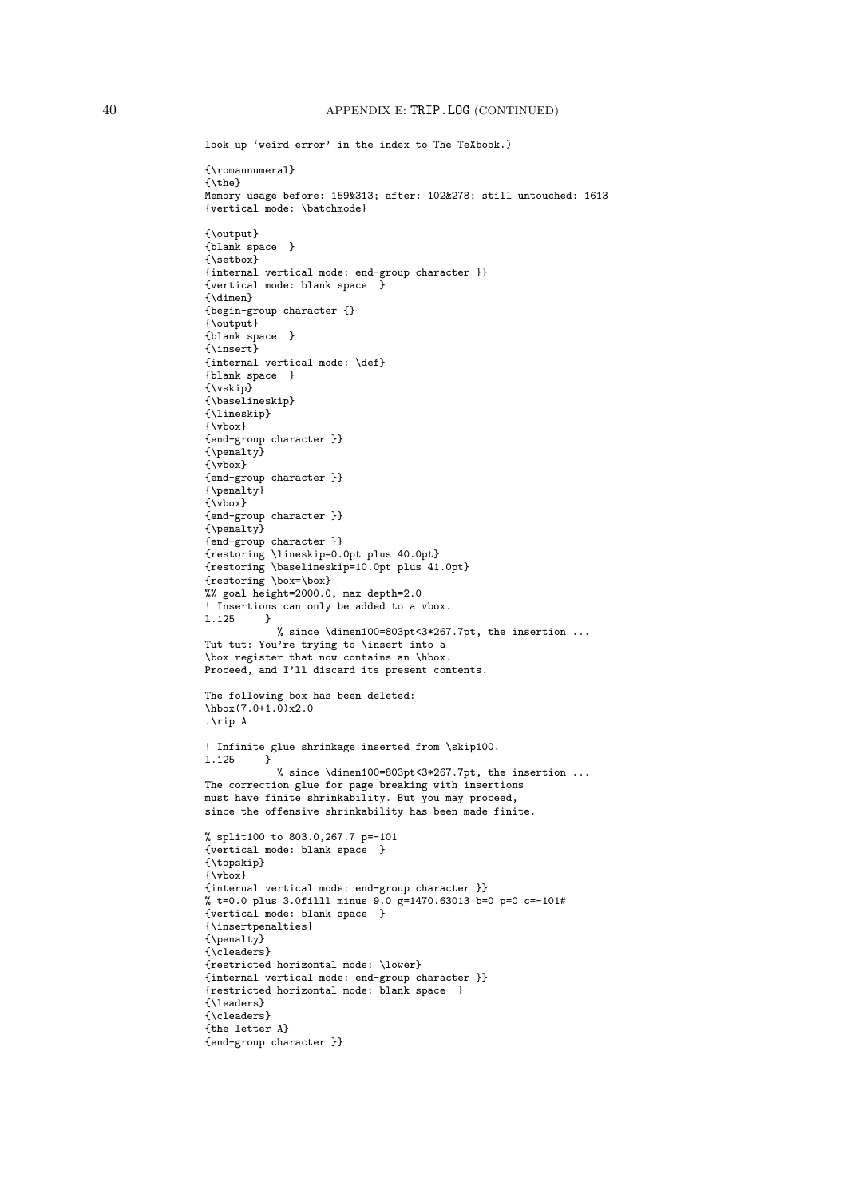```
look up 'weird error' in the index to The TeXbook.)

{\romannumeral}
{\the}
Memory usage before: 159&313; after: 102&278; still untouched: 1613
{vertical mode: \batchmode}

{\output}
{blank space  }
{\setbox}
{internal vertical mode: end-group character }}
{vertical mode: blank space  }
{\dimen}
{begin-group character {}
{\output}
{blank space  }
{\insert}
{internal vertical mode: \def}
{blank space  }
{\vskip}
{\baselineskip}
{\lineskip}
{\vbox}
{end-group character }}
{\penalty}
{\vbox}
{end-group character }}
{\penalty}
{\vbox}
{end-group character }}
{\penalty}
{end-group character }}
{restoring \lineskip=0.0pt plus 40.0pt}
{restoring \baselineskip=10.0pt plus 41.0pt}
{restoring \box=\box}
%% goal height=2000.0, max depth=2.0
! Insertions can only be added to a vbox.
l.125     }
            % since \dimen100=803pt<3*267.7pt, the insertion ...
Tut tut: You're trying to \insert into a
\box register that now contains an \hbox.
Proceed, and I'll discard its present contents.

The following box has been deleted:
\hbox(7.0+1.0)x2.0
.\rip A

! Infinite glue shrinkage inserted from \skip100.
l.125     }
            % since \dimen100=803pt<3*267.7pt, the insertion ...
The correction glue for page breaking with insertions
must have finite shrinkability. But you may proceed,
since the offensive shrinkability has been made finite.

% split100 to 803.0,267.7 p=-101
{vertical mode: blank space  }
{\topskip}
{\vbox}
{internal vertical mode: end-group character }}
% t=0.0 plus 3.0fillll minus 9.0 g=1470.63013 b=0 p=0 c=-101#
{vertical mode: blank space  }
{\insertpenalties}
{\penalty}
{\cleaders}
{restricted horizontal mode: \lower}
{internal vertical mode: end-group character }}
{restricted horizontal mode: blank space  }
{\leaders}
{\cleaders}
{the letter A}
{end-group character }}
```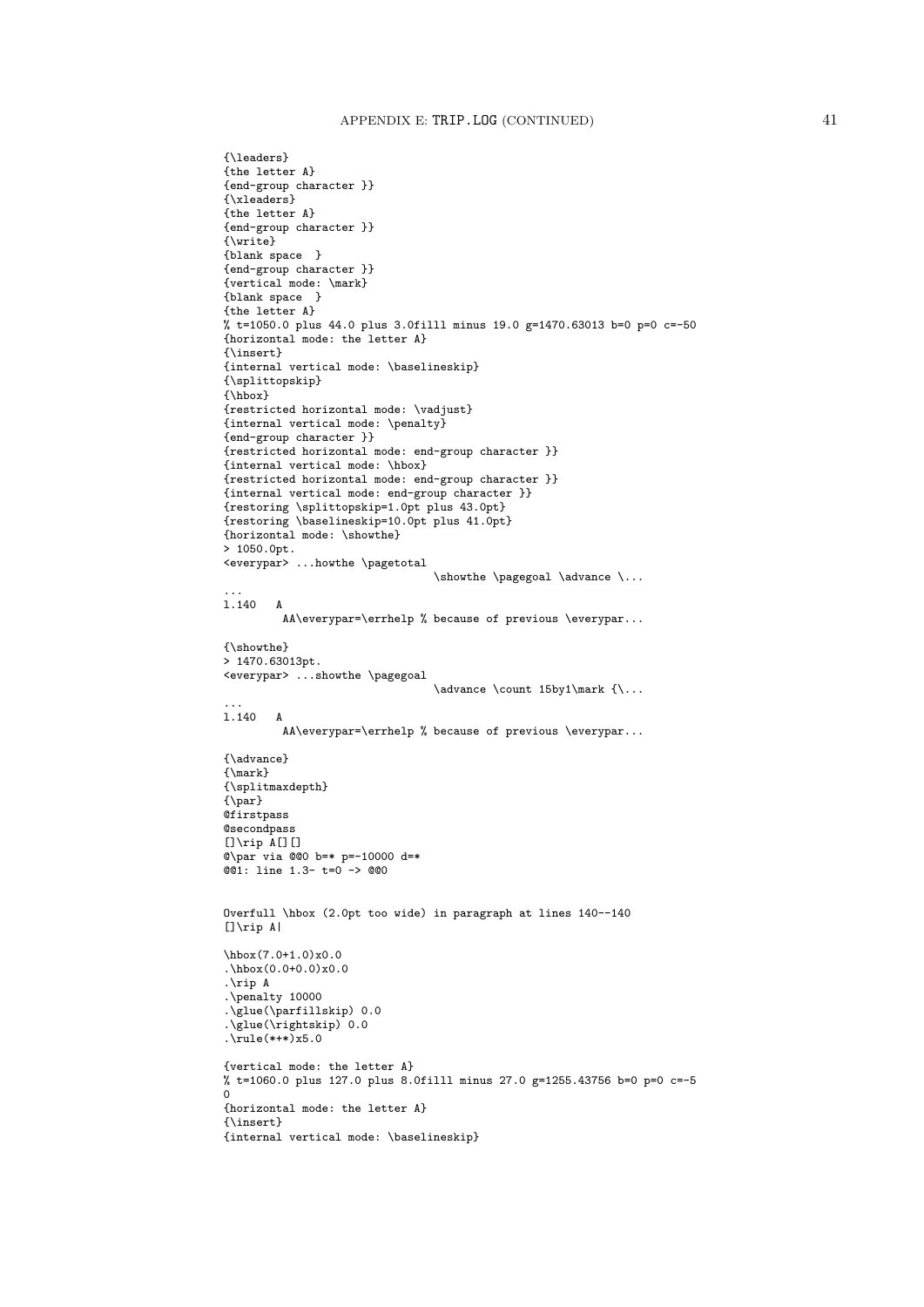```
{\leaders}
{the letter A}
{end-group character }}
{\xleaders}
{the letter A}
{end-group character }}
{\write}
{blank space  }
{end-group character }}
{vertical mode: \mark}
{blank space  }
{the letter A}
% t=1050.0 plus 44.0 plus 3.0filll minus 19.0 g=1470.63013 b=0 p=0 c=-50
{horizontal mode: the letter A}
{\insert}
{internal vertical mode: \baselineskip}
{\splittopskip}
{\hbox}
{restricted horizontal mode: \vadjust}
{internal vertical mode: \penalty}
{end-group character }}
{restricted horizontal mode: end-group character }}
{internal vertical mode: \hbox}
{restricted horizontal mode: end-group character }}
{internal vertical mode: end-group character }}
{restoring \splittopskip=1.0pt plus 43.0pt}
{restoring \baselineskip=10.0pt plus 41.0pt}
{horizontal mode: \showthe}
> 1050.0pt.
<everypar> ...howthe \pagetotal
                                \showthe \pagegoal \advance \...
...
l.140   A
         AA\everypar=\errhelp % because of previous \everypar...

{\showthe}
> 1470.63013pt.
<everypar> ...showthe \pagegoal
                                \advance \count 15by1\mark {\...
...
l.140   A
         AA\everypar=\errhelp % because of previous \everypar...

{\advance}
{\mark}
{\splitmaxdepth}
{\par}
@firstpass
@secondpass
[]\rip A[][]
@\par via @@0 b=* p=-10000 d=*
@@1: line 1.3- t=0 -> @@0


Overfull \hbox (2.0pt too wide) in paragraph at lines 140--140
[]\rip A|

\hbox(7.0+1.0)x0.0
.\hbox(0.0+0.0)x0.0
.\rip A
.\penalty 10000
.\glue(\parfillskip) 0.0
.\glue(\rightskip) 0.0
.\rule(*+*)x5.0

{vertical mode: the letter A}
% t=1060.0 plus 127.0 plus 8.0filll minus 27.0 g=1255.43756 b=0 p=0 c=-5
0
{horizontal mode: the letter A}
{\insert}
{internal vertical mode: \baselineskip}
```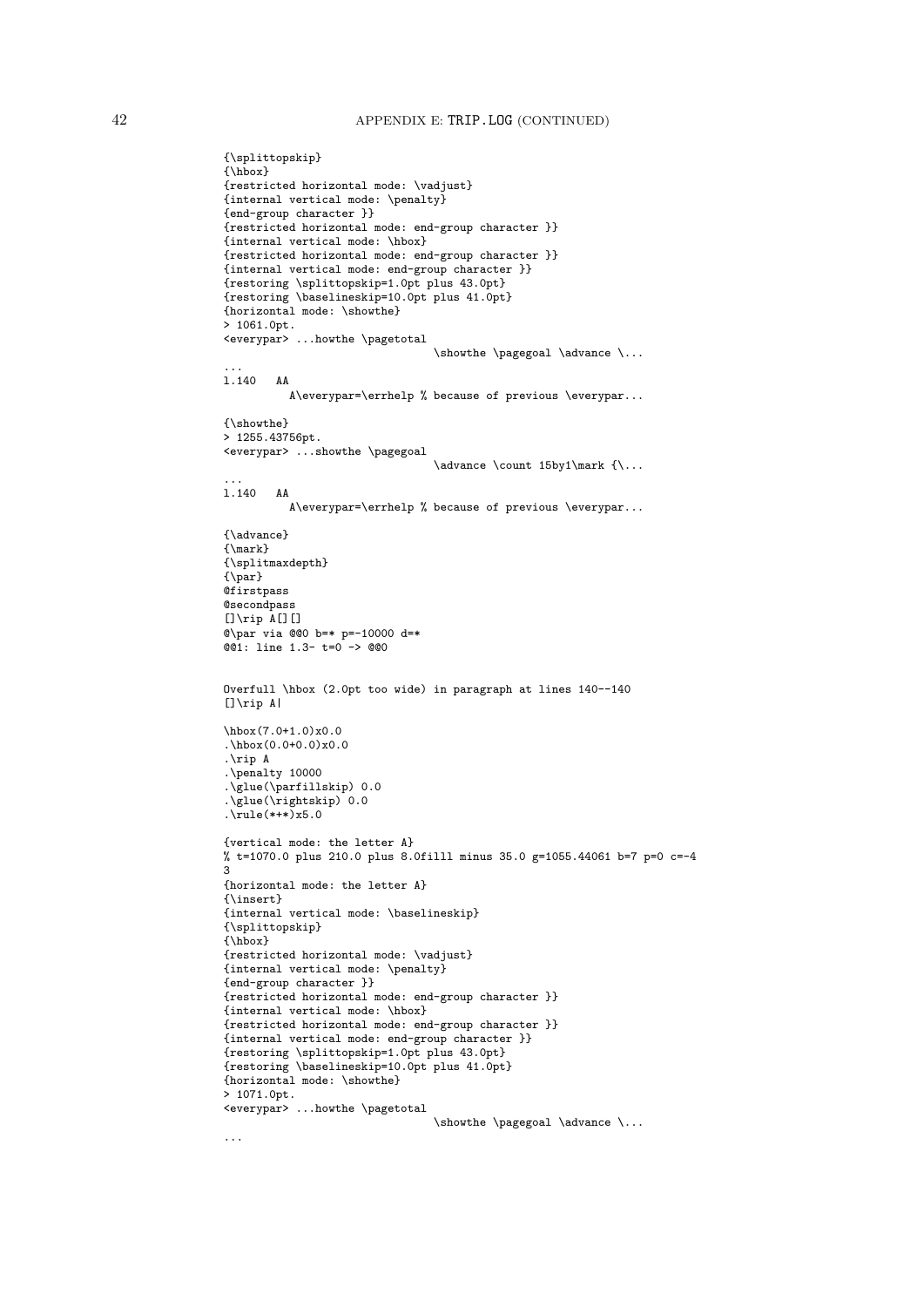```
{\splittopskip}
{\hbox}
{restricted horizontal mode: \vadjust}
{internal vertical mode: \penalty}
{end-group character }}
{restricted horizontal mode: end-group character }}
{internal vertical mode: \hbox}
{restricted horizontal mode: end-group character }}
{internal vertical mode: end-group character }}
{restoring \splittopskip=1.0pt plus 43.0pt}
{restoring \baselineskip=10.0pt plus 41.0pt}
{horizontal mode: \showthe}
> 1061.0pt.
<everypar> ...howthe \pagetotal
                                \showthe \pagegoal \advance \...
...
l.140   AA
          A\everypar=\errhelp % because of previous \everypar...

{\showthe}
> 1255.43756pt.
<everypar> ...showthe \pagegoal
                                \advance \count 15by1\mark {\...
...
l.140   AA
          A\everypar=\errhelp % because of previous \everypar...

{\advance}
{\mark}
{\splitmaxdepth}
{\par}
@firstpass
@secondpass
[]\rip A[][]
@\par via @@0 b=* p=-10000 d=*
@@1: line 1.3- t=0 -> @@0


Overfull \hbox (2.0pt too wide) in paragraph at lines 140--140
[]\rip A|

\hbox(7.0+1.0)x0.0
.\hbox(0.0+0.0)x0.0
.\rip A
.\penalty 10000
.\glue(\parfillskip) 0.0
.\glue(\rightskip) 0.0
.\rule(*+*)x5.0

{vertical mode: the letter A}
% t=1070.0 plus 210.0 plus 8.0fillll minus 35.0 g=1055.44061 b=7 p=0 c=-4
3
{horizontal mode: the letter A}
{\insert}
{internal vertical mode: \baselineskip}
{\splittopskip}
{\hbox}
{restricted horizontal mode: \vadjust}
{internal vertical mode: \penalty}
{end-group character }}
{restricted horizontal mode: end-group character }}
{internal vertical mode: \hbox}
{restricted horizontal mode: end-group character }}
{internal vertical mode: end-group character }}
{restoring \splittopskip=1.0pt plus 43.0pt}
{restoring \baselineskip=10.0pt plus 41.0pt}
{horizontal mode: \showthe}
> 1071.0pt.
<everypar> ...howthe \pagetotal
                                \showthe \pagegoal \advance \...
...
```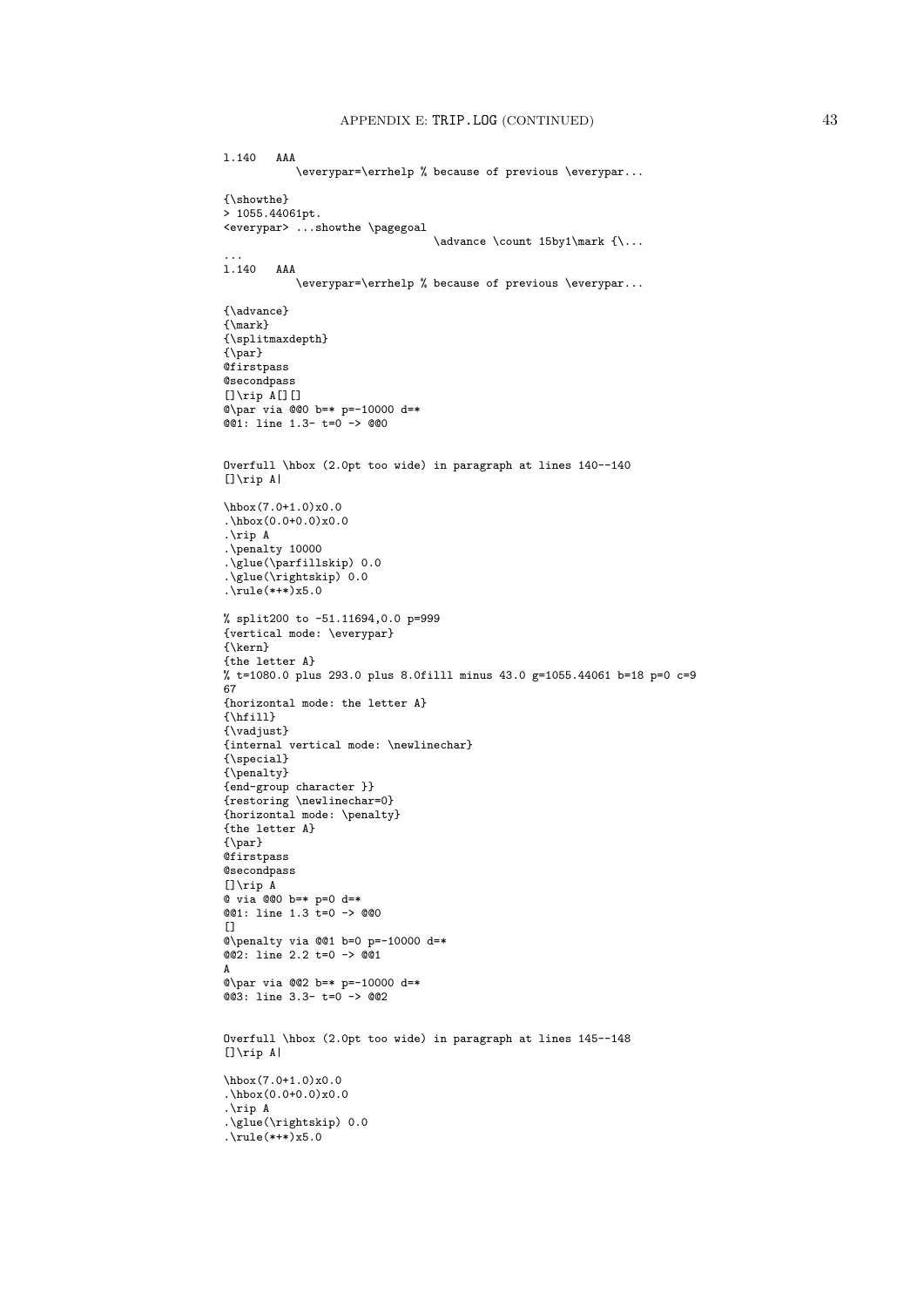```
l.140   AAA
           \everypar=\errhelp % because of previous \everypar...

{\showthe}
> 1055.44061pt.
<everypar> ...showthe \pagegoal
                                  \advance \count 15by1\mark {\...
...
l.140   AAA
           \everypar=\errhelp % because of previous \everypar...

{\advance}
{\mark}
{\splitmaxdepth}
{\par}
@firstpass
@secondpass
[]\rip A[][]
@\par via @@0 b=* p=-10000 d=*
@@1: line 1.3- t=0 -> @@0


Overfull \hbox (2.0pt too wide) in paragraph at lines 140--140
[]\rip A|

\hbox(7.0+1.0)x0.0
.\hbox(0.0+0.0)x0.0
.\rip A
.\penalty 10000
.\glue(\parfillskip) 0.0
.\glue(\rightskip) 0.0
.\rule(*+*)x5.0

% split200 to -51.11694,0.0 p=999
{vertical mode: \everypar}
{\kern}
{the letter A}
% t=1080.0 plus 293.0 plus 8.0filll minus 43.0 g=1055.44061 b=18 p=0 c=9
67
{horizontal mode: the letter A}
{\hfill}
{\vadjust}
{internal vertical mode: \newlinechar}
{\special}
{\penalty}
{end-group character }}
{restoring \newlinechar=0}
{horizontal mode: \penalty}
{the letter A}
{\par}
@firstpass
@secondpass
[]\rip A
@ via @@0 b=* p=0 d=*
@@1: line 1.3 t=0 -> @@0
[]
@\penalty via @@1 b=0 p=-10000 d=*
@@2: line 2.2 t=0 -> @@1
A
@\par via @@2 b=* p=-10000 d=*
@@3: line 3.3- t=0 -> @@2


Overfull \hbox (2.0pt too wide) in paragraph at lines 145--148
[]\rip A|

\hbox(7.0+1.0)x0.0
.\hbox(0.0+0.0)x0.0
.\rip A
.\glue(\rightskip) 0.0
.\rule(*+*)x5.0
```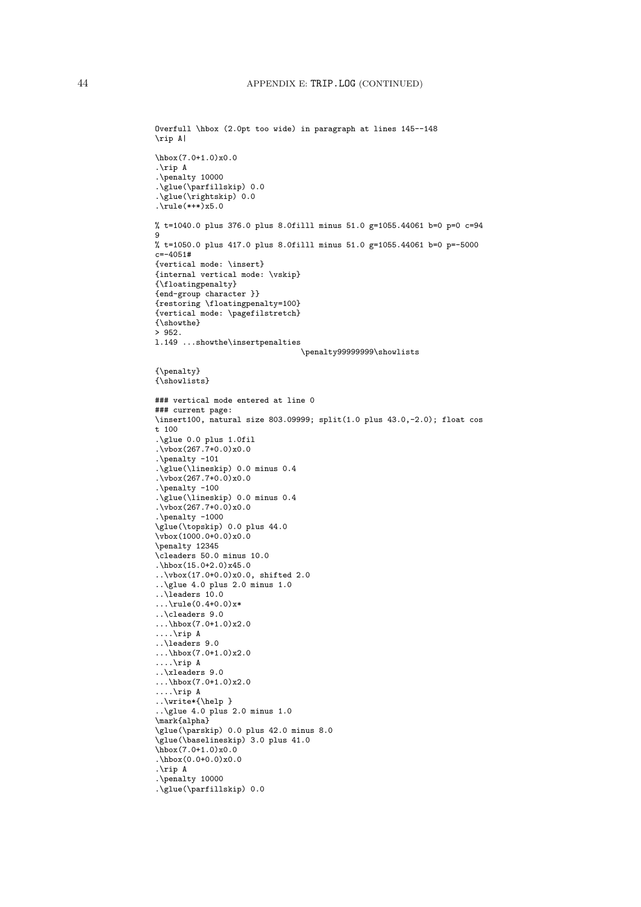```
Overfull \hbox (2.0pt too wide) in paragraph at lines 145--148
\rip A|

\hbox(7.0+1.0)x0.0
.\rip A
.\penalty 10000
.\glue(\parfillskip) 0.0
.\glue(\rightskip) 0.0
.\rule(*+*)x5.0

% t=1040.0 plus 376.0 plus 8.0filll minus 51.0 g=1055.44061 b=0 p=0 c=94
9
% t=1050.0 plus 417.0 plus 8.0filll minus 51.0 g=1055.44061 b=0 p=-5000
c=-4051#
{vertical mode: \insert}
{internal vertical mode: \vskip}
{\floatingpenalty}
{end-group character }}
{restoring \floatingpenalty=100}
{vertical mode: \pagefilstretch}
{\showthe}
> 952.
l.149 ...showthe\insertpenalties
                                  \penalty99999999\showlists

{\penalty}
{\showlists}

### vertical mode entered at line 0
### current page:
\insert100, natural size 803.09999; split(1.0 plus 43.0,-2.0); float cos
t 100
.\glue 0.0 plus 1.0fil
.\vbox(267.7+0.0)x0.0
.\penalty -101
.\glue(\lineskip) 0.0 minus 0.4
.\vbox(267.7+0.0)x0.0
.\penalty -100
.\glue(\lineskip) 0.0 minus 0.4
.\vbox(267.7+0.0)x0.0
.\penalty -1000
\glue(\topskip) 0.0 plus 44.0
\vbox(1000.0+0.0)x0.0
\penalty 12345
\cleaders 50.0 minus 10.0
.\hbox(15.0+2.0)x45.0
..\vbox(17.0+0.0)x0.0, shifted 2.0
..\glue 4.0 plus 2.0 minus 1.0
..\leaders 10.0
...\rule(0.4+0.0)x*
..\cleaders 9.0
...\hbox(7.0+1.0)x2.0
....\rip A
..\leaders 9.0
...\hbox(7.0+1.0)x2.0
....\rip A
..\xleaders 9.0
...\hbox(7.0+1.0)x2.0
....\rip A
..\write*{\help }
..\glue 4.0 plus 2.0 minus 1.0
\mark{alpha}
\glue(\parskip) 0.0 plus 42.0 minus 8.0
\glue(\baselineskip) 3.0 plus 41.0
\hbox(7.0+1.0)x0.0
.\hbox(0.0+0.0)x0.0
.\rip A
.\penalty 10000
.\glue(\parfillskip) 0.0
```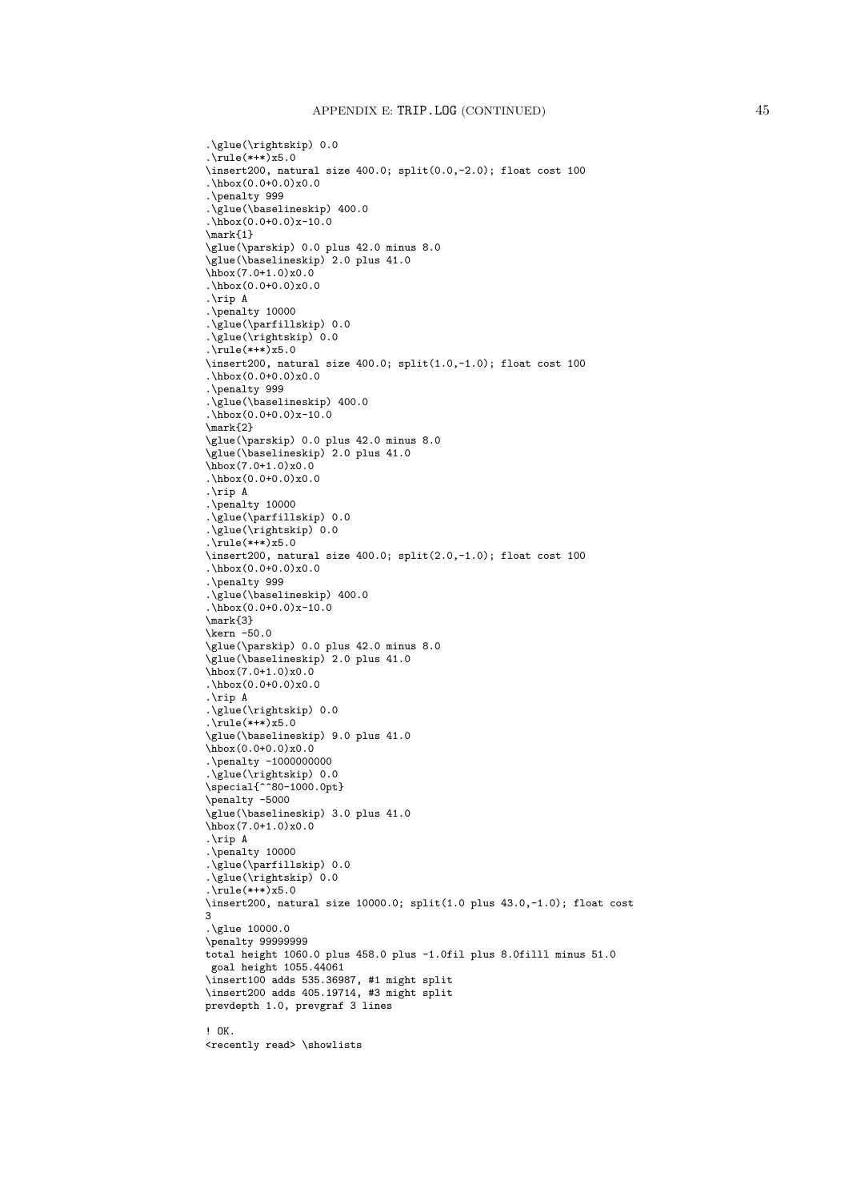```
.\glue(\rightskip) 0.0
.\rule(*+*)x5.0
\insert200, natural size 400.0; split(0.0,-2.0); float cost 100
.\hbox(0.0+0.0)x0.0
.\penalty 999
.\glue(\baselineskip) 400.0
.\hbox(0.0+0.0)x-10.0
\mark{1}
\glue(\parskip) 0.0 plus 42.0 minus 8.0
\glue(\baselineskip) 2.0 plus 41.0
\hbox(7.0+1.0)x0.0
.\hbox(0.0+0.0)x0.0
.\rip A
.\penalty 10000
.\glue(\parfillskip) 0.0
.\glue(\rightskip) 0.0
.\rule(*+*)x5.0
\insert200, natural size 400.0; split(1.0,-1.0); float cost 100
.\hbox(0.0+0.0)x0.0
.\penalty 999
.\glue(\baselineskip) 400.0
.\hbox(0.0+0.0)x-10.0
\mark{2}
\glue(\parskip) 0.0 plus 42.0 minus 8.0
\glue(\baselineskip) 2.0 plus 41.0
\hbox(7.0+1.0)x0.0
.\hbox(0.0+0.0)x0.0
.\rip A
.\penalty 10000
.\glue(\parfillskip) 0.0
.\glue(\rightskip) 0.0
.\rule(*+*)x5.0
\insert200, natural size 400.0; split(2.0,-1.0); float cost 100
.\hbox(0.0+0.0)x0.0
.\penalty 999
.\glue(\baselineskip) 400.0
.\hbox(0.0+0.0)x-10.0
\mark{3}
\kern -50.0
\glue(\parskip) 0.0 plus 42.0 minus 8.0
\glue(\baselineskip) 2.0 plus 41.0
\hbox(7.0+1.0)x0.0
.\hbox(0.0+0.0)x0.0
.\rip A
.\glue(\rightskip) 0.0
.\rule(*+*)x5.0
\glue(\baselineskip) 9.0 plus 41.0
\hbox(0.0+0.0)x0.0
.\penalty -1000000000
.\glue(\rightskip) 0.0
\special{^^80-1000.0pt}
\penalty -5000
\glue(\baselineskip) 3.0 plus 41.0
\hbox(7.0+1.0)x0.0
.\rip A
.\penalty 10000
.\glue(\parfillskip) 0.0
.\glue(\rightskip) 0.0
.\rule(*+*)x5.0
\insert200, natural size 10000.0; split(1.0 plus 43.0,-1.0); float cost
3
.\glue 10000.0
\penalty 99999999
total height 1060.0 plus 458.0 plus -1.0fil plus 8.0filll minus 51.0
 goal height 1055.44061
\insert100 adds 535.36987, #1 might split
\insert200 adds 405.19714, #3 might split
prevdepth 1.0, prevgraf 3 lines

! OK.
<recently read> \showlists
```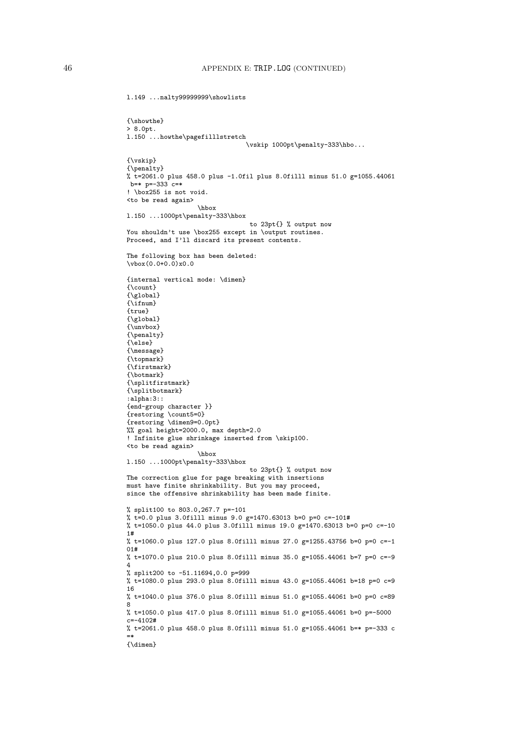```
l.149 ...nalty99999999\showlists


{\showthe}
> 8.0pt.
l.150 ...howthe\pagefilllstretch
                                  \vskip 1000pt\penalty-333\hbo...

{\vskip}
{\penalty}
% t=2061.0 plus 458.0 plus -1.0fil plus 8.0filll minus 51.0 g=1055.44061
 b=* p=-333 c=*
! \box255 is not void.
<to be read again>
                   \hbox
l.150 ...1000pt\penalty-333\hbox
                                 to 23pt{} % output now
You shouldn't use \box255 except in \output routines.
Proceed, and I'll discard its present contents.

The following box has been deleted:
\vbox(0.0+0.0)x0.0

{internal vertical mode: \dimen}
{\count}
{\global}
{\ifnum}
{true}
{\global}
{\unvbox}
{\penalty}
{\else}
{\message}
{\topmark}
{\firstmark}
{\botmark}
{\splitfirstmark}
{\splitbotmark}
:alpha:3::
{end-group character }}
{restoring \count5=0}
{restoring \dimen9=0.0pt}
%% goal height=2000.0, max depth=2.0
! Infinite glue shrinkage inserted from \skip100.
<to be read again>
                   \hbox
l.150 ...1000pt\penalty-333\hbox
                                 to 23pt{} % output now
The correction glue for page breaking with insertions
must have finite shrinkability. But you may proceed,
since the offensive shrinkability has been made finite.

% split100 to 803.0,267.7 p=-101
% t=0.0 plus 3.0filll minus 9.0 g=1470.63013 b=0 p=0 c=-101#
% t=1050.0 plus 44.0 plus 3.0filll minus 19.0 g=1470.63013 b=0 p=0 c=-10
1#
% t=1060.0 plus 127.0 plus 8.0filll minus 27.0 g=1255.43756 b=0 p=0 c=-1
01#
% t=1070.0 plus 210.0 plus 8.0filll minus 35.0 g=1055.44061 b=7 p=0 c=-9
4
% split200 to -51.11694,0.0 p=999
% t=1080.0 plus 293.0 plus 8.0filll minus 43.0 g=1055.44061 b=18 p=0 c=9
16
% t=1040.0 plus 376.0 plus 8.0filll minus 51.0 g=1055.44061 b=0 p=0 c=89
8
% t=1050.0 plus 417.0 plus 8.0filll minus 51.0 g=1055.44061 b=0 p=-5000
c=-4102#
% t=2061.0 plus 458.0 plus 8.0filll minus 51.0 g=1055.44061 b=* p=-333 c
=*
{\dimen}
```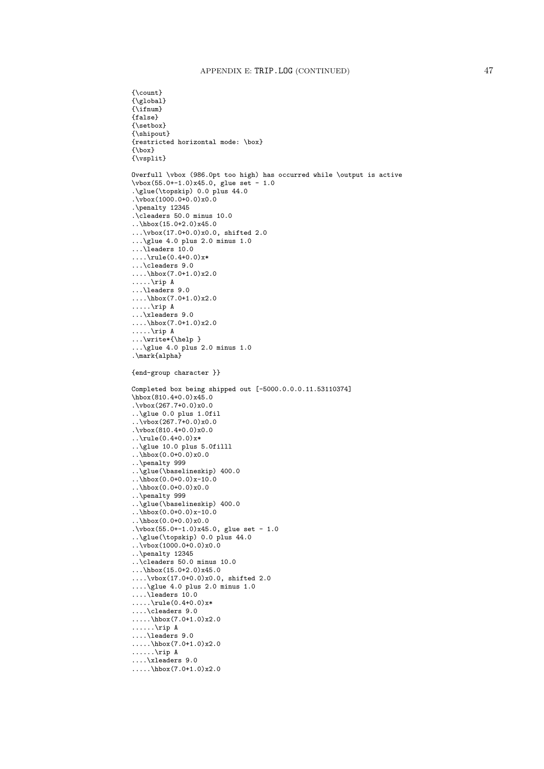```
{\count}
{\global}
{\ifnum}
{false}
{\setbox}
{\shipout}
{restricted horizontal mode: \box}
{\box}
{\vsplit}

Overfull \vbox (986.0pt too high) has occurred while \output is active
\vbox(55.0+-1.0)x45.0, glue set - 1.0
.\glue(\topskip) 0.0 plus 44.0
.\vbox(1000.0+0.0)x0.0
.\penalty 12345
.\cleaders 50.0 minus 10.0
..\hbox(15.0+2.0)x45.0
...\vbox(17.0+0.0)x0.0, shifted 2.0
...\glue 4.0 plus 2.0 minus 1.0
...\leaders 10.0
....\rule(0.4+0.0)x*
...\cleaders 9.0
....\hbox(7.0+1.0)x2.0
.....\rip A
...\leaders 9.0
....\hbox(7.0+1.0)x2.0
.....\rip A
...\xleaders 9.0
....\hbox(7.0+1.0)x2.0
.....\rip A
...\write*{\help }
...\glue 4.0 plus 2.0 minus 1.0
.\mark{alpha}

{end-group character }}

Completed box being shipped out [-5000.0.0.0.11.53110374]
\hbox(810.4+0.0)x45.0
.\vbox(267.7+0.0)x0.0
..\glue 0.0 plus 1.0fil
..\vbox(267.7+0.0)x0.0
.\vbox(810.4+0.0)x0.0
..\rule(0.4+0.0)x*
..\glue 10.0 plus 5.0filll
..\hbox(0.0+0.0)x0.0
..\penalty 999
..\glue(\baselineskip) 400.0
..\hbox(0.0+0.0)x-10.0
..\hbox(0.0+0.0)x0.0
..\penalty 999
..\glue(\baselineskip) 400.0
..\hbox(0.0+0.0)x-10.0
..\hbox(0.0+0.0)x0.0
.\vbox(55.0+-1.0)x45.0, glue set - 1.0
..\glue(\topskip) 0.0 plus 44.0
..\vbox(1000.0+0.0)x0.0
..\penalty 12345
..\cleaders 50.0 minus 10.0
...\hbox(15.0+2.0)x45.0
....\vbox(17.0+0.0)x0.0, shifted 2.0
....\glue 4.0 plus 2.0 minus 1.0
....\leaders 10.0
.....\rule(0.4+0.0)x*
....\cleaders 9.0
.....\hbox(7.0+1.0)x2.0
......\rip A
....\leaders 9.0
.....\hbox(7.0+1.0)x2.0
......\rip A
....\xleaders 9.0
.....\hbox(7.0+1.0)x2.0
```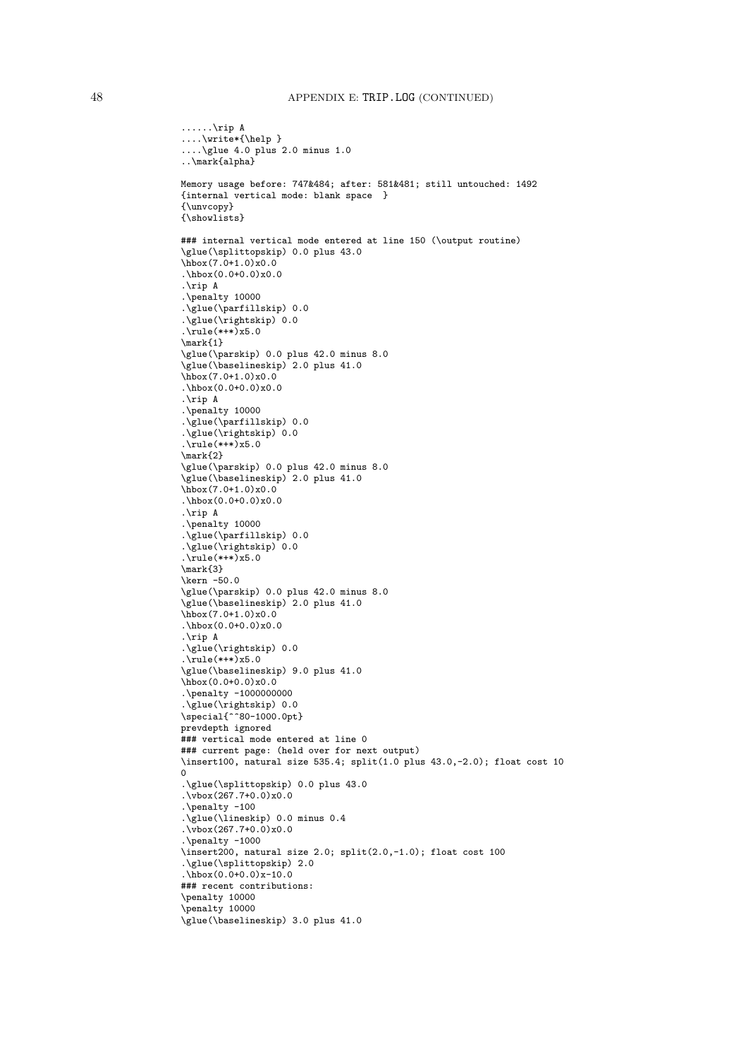```
......\rip A
....\write*{\help }
....\glue 4.0 plus 2.0 minus 1.0
..\mark{alpha}

Memory usage before: 747&484; after: 581&481; still untouched: 1492
{internal vertical mode: blank space  }
{\unvcopy}
{\showlists}

### internal vertical mode entered at line 150 (\output routine)
\glue(\splittopskip) 0.0 plus 43.0
\hbox(7.0+1.0)x0.0
.\hbox(0.0+0.0)x0.0
.\rip A
.\penalty 10000
.\glue(\parfillskip) 0.0
.\glue(\rightskip) 0.0
.\rule(*+*)x5.0
\mark{1}
\glue(\parskip) 0.0 plus 42.0 minus 8.0
\glue(\baselineskip) 2.0 plus 41.0
\hbox(7.0+1.0)x0.0
.\hbox(0.0+0.0)x0.0
.\rip A
.\penalty 10000
.\glue(\parfillskip) 0.0
.\glue(\rightskip) 0.0
.\rule(*+*)x5.0
\mark{2}
\glue(\parskip) 0.0 plus 42.0 minus 8.0
\glue(\baselineskip) 2.0 plus 41.0
\hbox(7.0+1.0)x0.0
.\hbox(0.0+0.0)x0.0
.\rip A
.\penalty 10000
.\glue(\parfillskip) 0.0
.\glue(\rightskip) 0.0
.\rule(*+*)x5.0
\mark{3}
\kern -50.0
\glue(\parskip) 0.0 plus 42.0 minus 8.0
\glue(\baselineskip) 2.0 plus 41.0
\hbox(7.0+1.0)x0.0
.\hbox(0.0+0.0)x0.0
.\rip A
.\glue(\rightskip) 0.0
.\rule(*+*)x5.0
\glue(\baselineskip) 9.0 plus 41.0
\hbox(0.0+0.0)x0.0
.\penalty -1000000000
.\glue(\rightskip) 0.0
\special{^^80-1000.0pt}
prevdepth ignored
### vertical mode entered at line 0
### current page: (held over for next output)
\insert100, natural size 535.4; split(1.0 plus 43.0,-2.0); float cost 10
0
.\glue(\splittopskip) 0.0 plus 43.0
.\vbox(267.7+0.0)x0.0
.\penalty -100
.\glue(\lineskip) 0.0 minus 0.4
.\vbox(267.7+0.0)x0.0
.\penalty -1000
\insert200, natural size 2.0; split(2.0,-1.0); float cost 100
.\glue(\splittopskip) 2.0
.\hbox(0.0+0.0)x-10.0
### recent contributions:
\penalty 10000
\penalty 10000
\glue(\baselineskip) 3.0 plus 41.0
```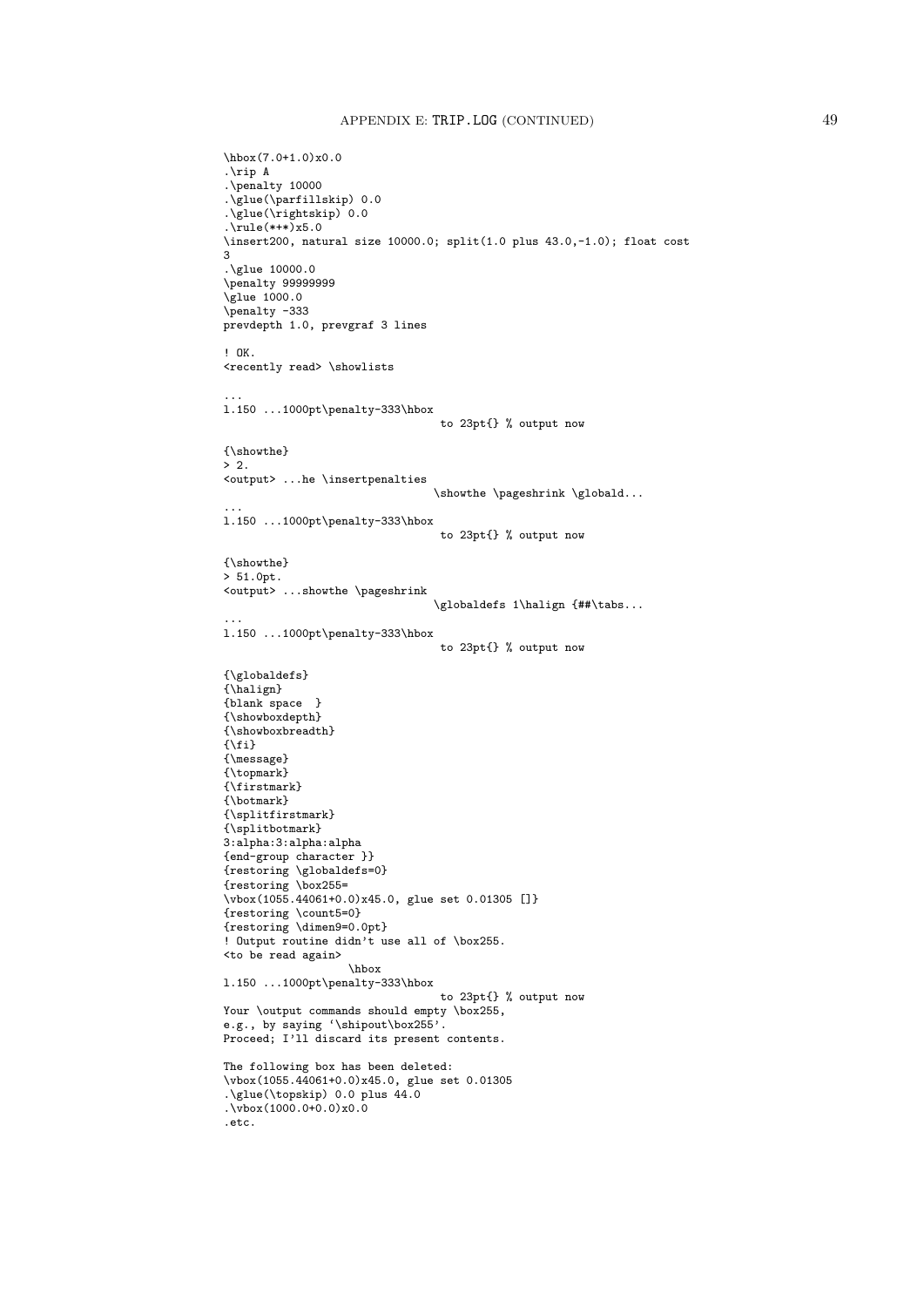```
\hbox(7.0+1.0)x0.0
.\rip A
.\penalty 10000
.\glue(\parfillskip) 0.0
.\glue(\rightskip) 0.0
.\rule(*+*)x5.0
\insert200, natural size 10000.0; split(1.0 plus 43.0,-1.0); float cost
3
.\glue 10000.0
\penalty 99999999
\glue 1000.0
\penalty -333
prevdepth 1.0, prevgraf 3 lines

! OK.
<recently read> \showlists

...
l.150 ...1000pt\penalty-333\hbox
                                 to 23pt{} % output now

{\showthe}
> 2.
<output> ...he \insertpenalties
                                \showthe \pageshrink \globald...
...
l.150 ...1000pt\penalty-333\hbox
                                 to 23pt{} % output now

{\showthe}
> 51.0pt.
<output> ...showthe \pageshrink
                                \globaldefs 1\halign {##\tabs...
...
l.150 ...1000pt\penalty-333\hbox
                                 to 23pt{} % output now

{\globaldefs}
{\halign}
{blank space  }
{\showboxdepth}
{\showboxbreadth}
{\fi}
{\message}
{\topmark}
{\firstmark}
{\botmark}
{\splitfirstmark}
{\splitbotmark}
3:alpha:3:alpha:alpha
{end-group character }}
{restoring \globaldefs=0}
{restoring \box255=
\vbox(1055.44061+0.0)x45.0, glue set 0.01305 []}
{restoring \count5=0}
{restoring \dimen9=0.0pt}
! Output routine didn't use all of \box255.
<to be read again>
                   \hbox
l.150 ...1000pt\penalty-333\hbox
                                 to 23pt{} % output now
Your \output commands should empty \box255,
e.g., by saying `\shipout\box255'.
Proceed; I'll discard its present contents.

The following box has been deleted:
\vbox(1055.44061+0.0)x45.0, glue set 0.01305
.\glue(\topskip) 0.0 plus 44.0
.\vbox(1000.0+0.0)x0.0
.etc.
```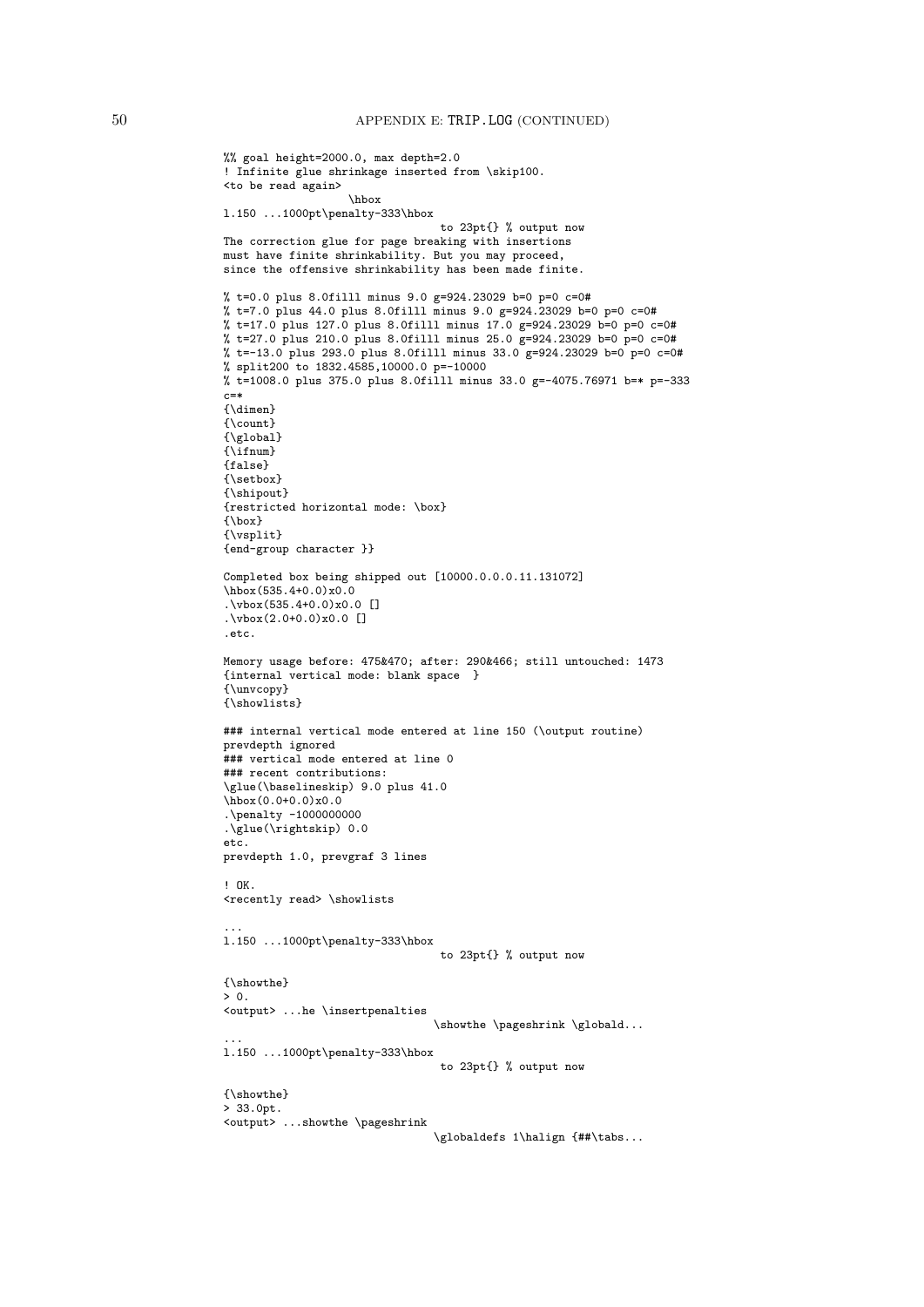```
%% goal height=2000.0, max depth=2.0
! Infinite glue shrinkage inserted from \skip100.
<to be read again>
                   \hbox
l.150 ...1000pt\penalty-333\hbox
                                 to 23pt{} % output now
The correction glue for page breaking with insertions
must have finite shrinkability. But you may proceed,
since the offensive shrinkability has been made finite.

% t=0.0 plus 8.0fill1 minus 9.0 g=924.23029 b=0 p=0 c=0#
% t=7.0 plus 44.0 plus 8.0fill1 minus 9.0 g=924.23029 b=0 p=0 c=0#
% t=17.0 plus 127.0 plus 8.0fill1 minus 17.0 g=924.23029 b=0 p=0 c=0#
% t=27.0 plus 210.0 plus 8.0fill1 minus 25.0 g=924.23029 b=0 p=0 c=0#
% t=-13.0 plus 293.0 plus 8.0fill1 minus 33.0 g=924.23029 b=0 p=0 c=0#
% split200 to 1832.4585,10000.0 p=-10000
% t=1008.0 plus 375.0 plus 8.0fill1 minus 33.0 g=-4075.76971 b=* p=-333
c=*
{\dimen}
{\count}
{\global}
{\ifnum}
{false}
{\setbox}
{\shipout}
{restricted horizontal mode: \box}
{\box}
{\vsplit}
{end-group character }}

Completed box being shipped out [10000.0.0.0.11.131072]
\hbox(535.4+0.0)x0.0
.\vbox(535.4+0.0)x0.0 []
.\vbox(2.0+0.0)x0.0 []
.etc.

Memory usage before: 475&470; after: 290&466; still untouched: 1473
{internal vertical mode: blank space  }
{\unvcopy}
{\showlists}

### internal vertical mode entered at line 150 (\output routine)
prevdepth ignored
### vertical mode entered at line 0
### recent contributions:
\glue(\baselineskip) 9.0 plus 41.0
\hbox(0.0+0.0)x0.0
.\penalty -1000000000
.\glue(\rightskip) 0.0
etc.
prevdepth 1.0, prevgraf 3 lines

! OK.
<recently read> \showlists

...
l.150 ...1000pt\penalty-333\hbox
                                 to 23pt{} % output now

{\showthe}
> 0.
<output> ...he \insertpenalties
                                \showthe \pageshrink \globald...
...
l.150 ...1000pt\penalty-333\hbox
                                 to 23pt{} % output now

{\showthe}
> 33.0pt.
<output> ...showthe \pageshrink
                                \globaldefs 1\halign {##\tabs...
```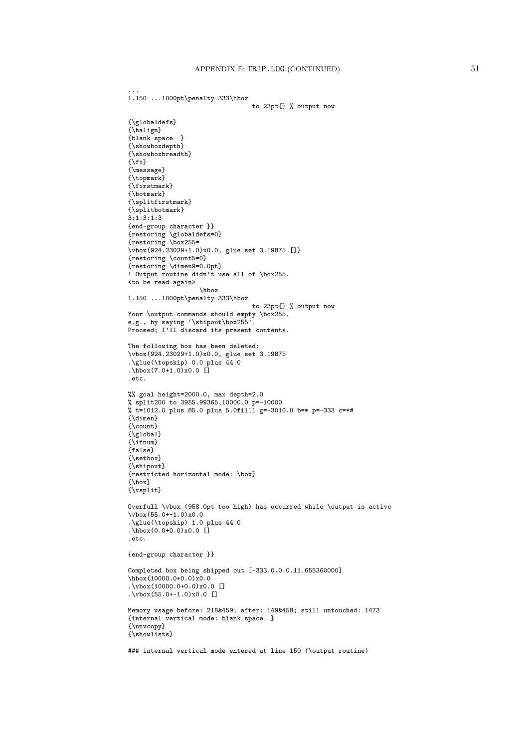```
...
l.150 ...1000pt\penalty-333\hbox
                                 to 23pt{} % output now

{\globaldefs}
{\halign}
{blank space  }
{\showboxdepth}
{\showboxbreadth}
{\fi}
{\message}
{\topmark}
{\firstmark}
{\botmark}
{\splitfirstmark}
{\splitbotmark}
3:1:3:1:3
{end-group character }}
{restoring \globaldefs=0}
{restoring \box255=
\vbox(924.23029+1.0)x0.0, glue set 3.19875 []}
{restoring \count5=0}
{restoring \dimen9=0.0pt}
! Output routine didn't use all of \box255.
<to be read again>
                   \hbox
l.150 ...1000pt\penalty-333\hbox
                                 to 23pt{} % output now
Your \output commands should empty \box255,
e.g., by saying `\shipout\box255'.
Proceed; I'll discard its present contents.

The following box has been deleted:
\vbox(924.23029+1.0)x0.0, glue set 3.19875
.\glue(\topskip) 0.0 plus 44.0
.\hbox(7.0+1.0)x0.0 []
.etc.

%% goal height=2000.0, max depth=2.0
% split200 to 3955.99365,10000.0 p=-10000
% t=1012.0 plus 85.0 plus 5.0filll g=-3010.0 b=* p=-333 c=*#
{\dimen}
{\count}
{\global}
{\ifnum}
{false}
{\setbox}
{\shipout}
{restricted horizontal mode: \box}
{\box}
{\vsplit}

Overfull \vbox (958.0pt too high) has occurred while \output is active
\vbox(55.0+-1.0)x0.0
.\glue(\topskip) 1.0 plus 44.0
.\hbox(0.0+0.0)x0.0 []
.etc.

{end-group character }}

Completed box being shipped out [-333.0.0.0.11.655360000]
\hbox(10000.0+0.0)x0.0
.\vbox(10000.0+0.0)x0.0 []
.\vbox(55.0+-1.0)x0.0 []

Memory usage before: 218&459; after: 149&458; still untouched: 1473
{internal vertical mode: blank space  }
{\unvcopy}
{\showlists}

### internal vertical mode entered at line 150 (\output routine)
```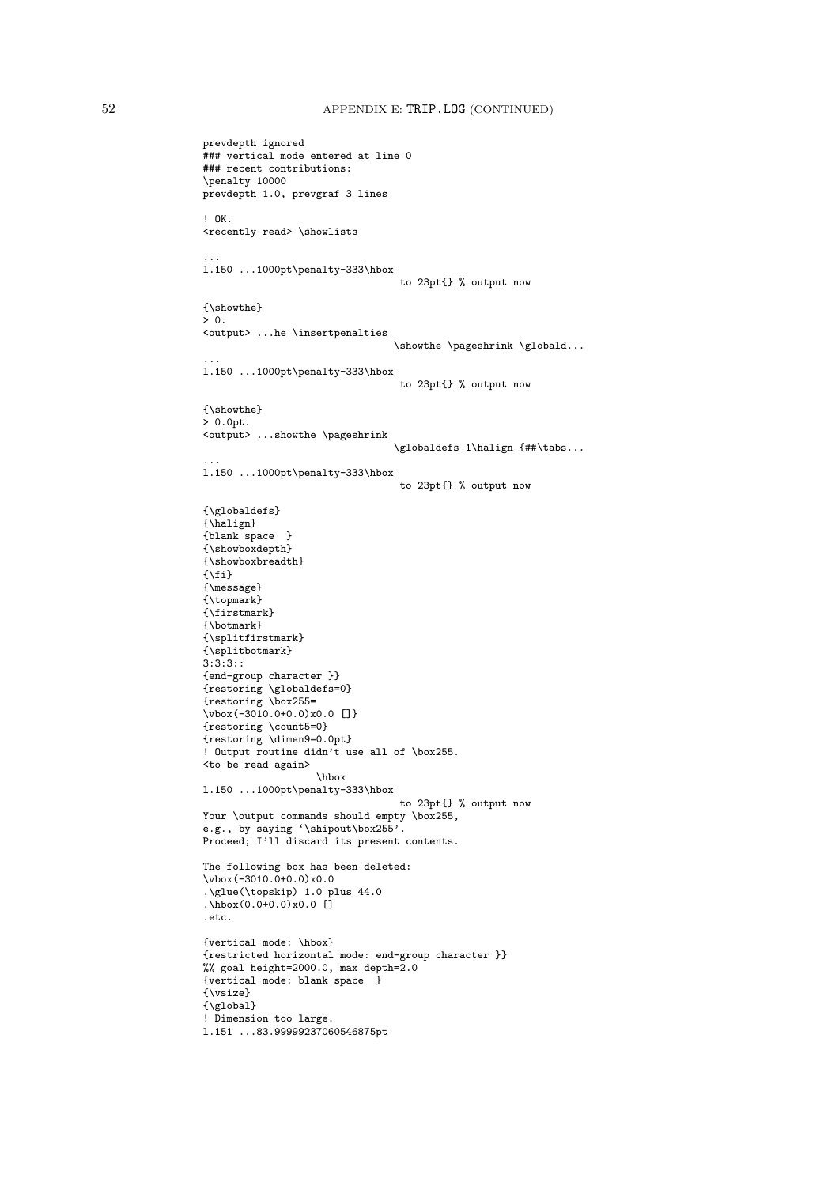```
prevdepth ignored
### vertical mode entered at line 0
### recent contributions:
\penalty 10000
prevdepth 1.0, prevgraf 3 lines

! OK.
<recently read> \showlists

...
l.150 ...1000pt\penalty-333\hbox
                                  to 23pt{} % output now

{\showthe}
> 0.
<output> ...he \insertpenalties
                                  \showthe \pageshrink \globald...
...
l.150 ...1000pt\penalty-333\hbox
                                  to 23pt{} % output now

{\showthe}
> 0.0pt.
<output> ...showthe \pageshrink
                                  \globaldefs 1\halign {##\tabs...
...
l.150 ...1000pt\penalty-333\hbox
                                  to 23pt{} % output now

{\globaldefs}
{\halign}
{blank space  }
{\showboxdepth}
{\showboxbreadth}
{\fi}
{\message}
{\topmark}
{\firstmark}
{\botmark}
{\splitfirstmark}
{\splitbotmark}
3:3:3::
{end-group character }}
{restoring \globaldefs=0}
{restoring \box255=
\vbox(-3010.0+0.0)x0.0 []}
{restoring \count5=0}
{restoring \dimen9=0.0pt}
! Output routine didn't use all of \box255.
<to be read again>
                   \hbox
l.150 ...1000pt\penalty-333\hbox
                                  to 23pt{} % output now
Your \output commands should empty \box255,
e.g., by saying `\shipout\box255'.
Proceed; I'll discard its present contents.

The following box has been deleted:
\vbox(-3010.0+0.0)x0.0
.\glue(\topskip) 1.0 plus 44.0
.\hbox(0.0+0.0)x0.0 []
.etc.

{vertical mode: \hbox}
{restricted horizontal mode: end-group character }}
%% goal height=2000.0, max depth=2.0
{vertical mode: blank space  }
{\vsize}
{\global}
! Dimension too large.
l.151 ...83.99999237060546875pt
```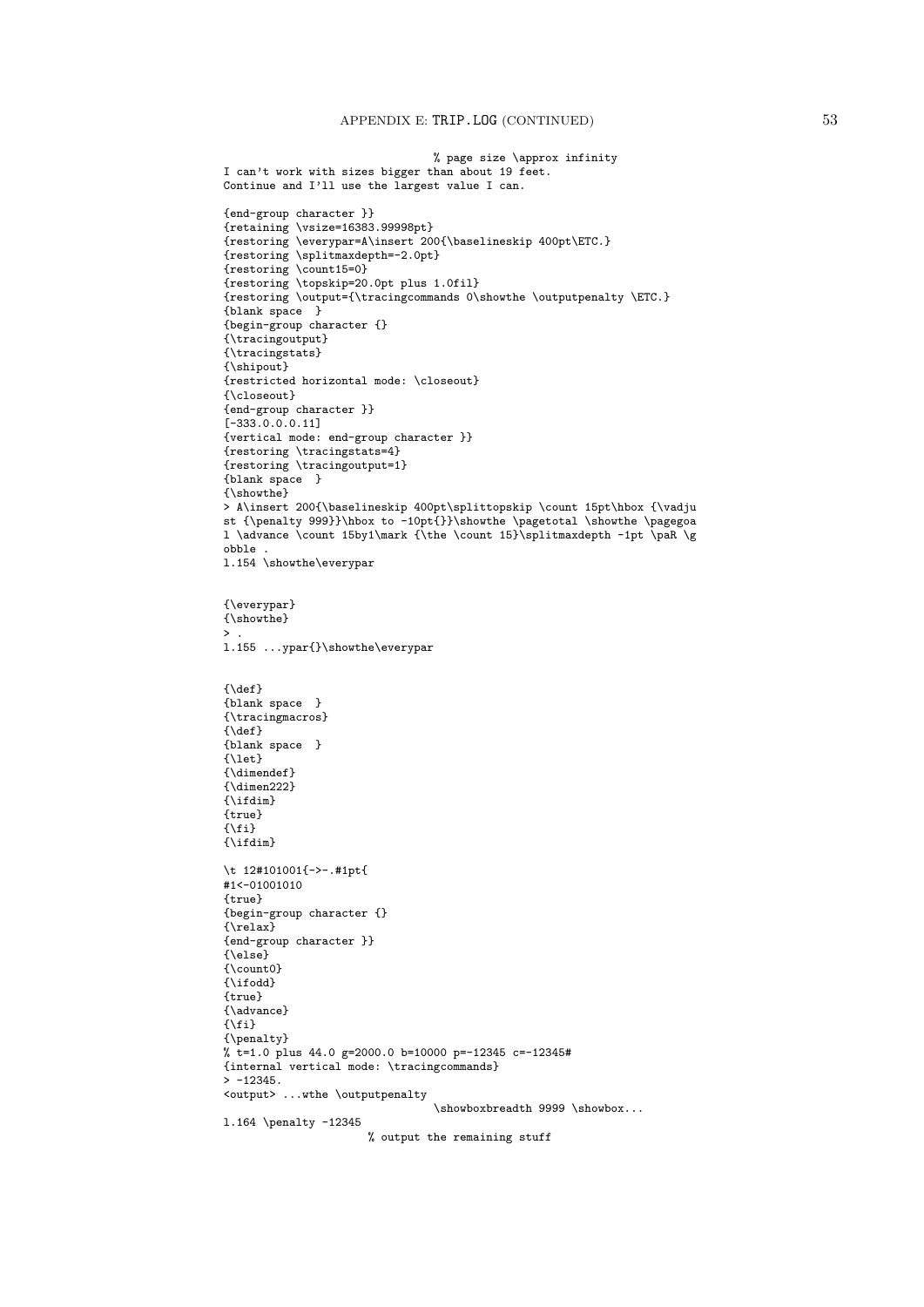```
                                % page size \approx infinity
I can't work with sizes bigger than about 19 feet.
Continue and I'll use the largest value I can.

{end-group character }}
{retaining \vsize=16383.99998pt}
{restoring \everypar=A\insert 200{\baselineskip 400pt\ETC.}
{restoring \splitmaxdepth=-2.0pt}
{restoring \count15=0}
{restoring \topskip=20.0pt plus 1.0fil}
{restoring \output={\tracingcommands 0\showthe \outputpenalty \ETC.}
{blank space  }
{begin-group character {}
{\tracingoutput}
{\tracingstats}
{\shipout}
{restricted horizontal mode: \closeout}
{\closeout}
{end-group character }}
[-333.0.0.0.11]
{vertical mode: end-group character }}
{restoring \tracingstats=4}
{restoring \tracingoutput=1}
{blank space  }
{\showthe}
> A\insert 200{\baselineskip 400pt\splittopskip \count 15pt\hbox {\vadju
st {\penalty 999}}\hbox to -10pt{}}\showthe \pagetotal \showthe \pagegoa
l \advance \count 15by1\mark {\the \count 15}\splitmaxdepth -1pt \paR \g
obble .
l.154 \showthe\everypar


{\everypar}
{\showthe}
> .
l.155 ...ypar{}\showthe\everypar


{\def}
{blank space  }
{\tracingmacros}
{\def}
{blank space  }
{\let}
{\dimendef}
{\dimen222}
{\ifdim}
{true}
{\fi}
{\ifdim}

\t 12#101001{->-.#1pt{
#1<-01001010
{true}
{begin-group character {}
{\relax}
{end-group character }}
{\else}
{\count0}
{\ifodd}
{true}
{\advance}
{\fi}
{\penalty}
% t=1.0 plus 44.0 g=2000.0 b=10000 p=-12345 c=-12345#
{internal vertical mode: \tracingcommands}
> -12345.
<output> ...wthe \outputpenalty
                                \showboxbreadth 9999 \showbox...
l.164 \penalty -12345
                      % output the remaining stuff
```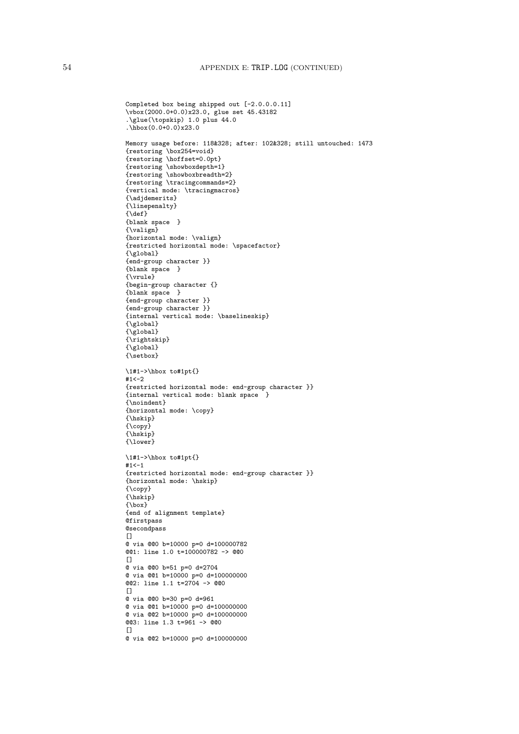```
Completed box being shipped out [-2.0.0.0.11]
\vbox(2000.0+0.0)x23.0, glue set 45.43182
.\glue(\topskip) 1.0 plus 44.0
.\hbox(0.0+0.0)x23.0

Memory usage before: 118&328; after: 102&328; still untouched: 1473
{restoring \box254=void}
{restoring \hoffset=0.0pt}
{restoring \showboxdepth=1}
{restoring \showboxbreadth=2}
{restoring \tracingcommands=2}
{vertical mode: \tracingmacros}
{\adjdemerits}
{\linepenalty}
{\def}
{blank space  }
{\valign}
{horizontal mode: \valign}
{restricted horizontal mode: \spacefactor}
{\global}
{end-group character }}
{blank space  }
{\vrule}
{begin-group character {}
{blank space  }
{end-group character }}
{end-group character }}
{internal vertical mode: \baselineskip}
{\global}
{\global}
{\rightskip}
{\global}
{\setbox}

\1#1->\hbox to#1pt{}
#1<-2
{restricted horizontal mode: end-group character }}
{internal vertical mode: blank space  }
{\noindent}
{horizontal mode: \copy}
{\hskip}
{\copy}
{\hskip}
{\lower}

\1#1->\hbox to#1pt{}
#1<-1
{restricted horizontal mode: end-group character }}
{horizontal mode: \hskip}
{\copy}
{\hskip}
{\box}
{end of alignment template}
@firstpass
@secondpass
[]
@ via @@0 b=10000 p=0 d=100000782
@@1: line 1.0 t=100000782 -> @@0
[]
@ via @@0 b=51 p=0 d=2704
@ via @@1 b=10000 p=0 d=100000000
@@2: line 1.1 t=2704 -> @@0
[]
@ via @@0 b=30 p=0 d=961
@ via @@1 b=10000 p=0 d=100000000
@ via @@2 b=10000 p=0 d=100000000
@@3: line 1.3 t=961 -> @@0
[]
@ via @@2 b=10000 p=0 d=100000000
```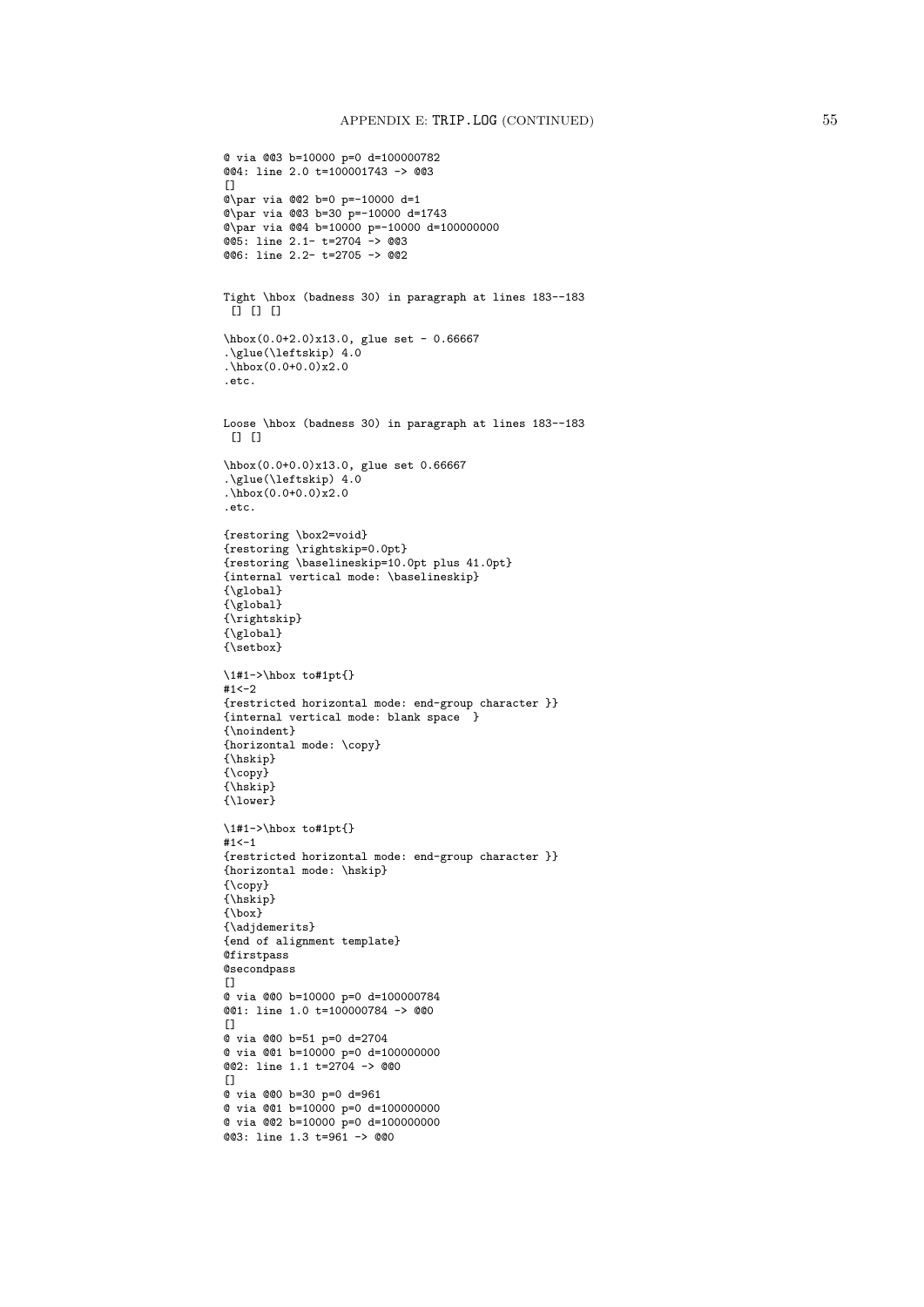```
@ via @@3 b=10000 p=0 d=100000782
@@4: line 2.0 t=100001743 -> @@3
[]
@\par via @@2 b=0 p=-10000 d=1
@\par via @@3 b=30 p=-10000 d=1743
@\par via @@4 b=10000 p=-10000 d=100000000
@@5: line 2.1- t=2704 -> @@3
@@6: line 2.2- t=2705 -> @@2


Tight \hbox (badness 30) in paragraph at lines 183--183
 [] [] []

\hbox(0.0+2.0)x13.0, glue set - 0.66667
.\glue(\leftskip) 4.0
.\hbox(0.0+0.0)x2.0
.etc.


Loose \hbox (badness 30) in paragraph at lines 183--183
 [] []

\hbox(0.0+0.0)x13.0, glue set 0.66667
.\glue(\leftskip) 4.0
.\hbox(0.0+0.0)x2.0
.etc.

{restoring \box2=void}
{restoring \rightskip=0.0pt}
{restoring \baselineskip=10.0pt plus 41.0pt}
{internal vertical mode: \baselineskip}
{\global}
{\global}
{\rightskip}
{\global}
{\setbox}

\1#1->\hbox to#1pt{}
#1<-2
{restricted horizontal mode: end-group character }}
{internal vertical mode: blank space  }
{\noindent}
{horizontal mode: \copy}
{\hskip}
{\copy}
{\hskip}
{\lower}

\1#1->\hbox to#1pt{}
#1<-1
{restricted horizontal mode: end-group character }}
{horizontal mode: \hskip}
{\copy}
{\hskip}
{\box}
{\adjdemerits}
{end of alignment template}
@firstpass
@secondpass
[]
@ via @@0 b=10000 p=0 d=100000784
@@1: line 1.0 t=100000784 -> @@0
[]
@ via @@0 b=51 p=0 d=2704
@ via @@1 b=10000 p=0 d=100000000
@@2: line 1.1 t=2704 -> @@0
[]
@ via @@0 b=30 p=0 d=961
@ via @@1 b=10000 p=0 d=100000000
@ via @@2 b=10000 p=0 d=100000000
@@3: line 1.3 t=961 -> @@0
```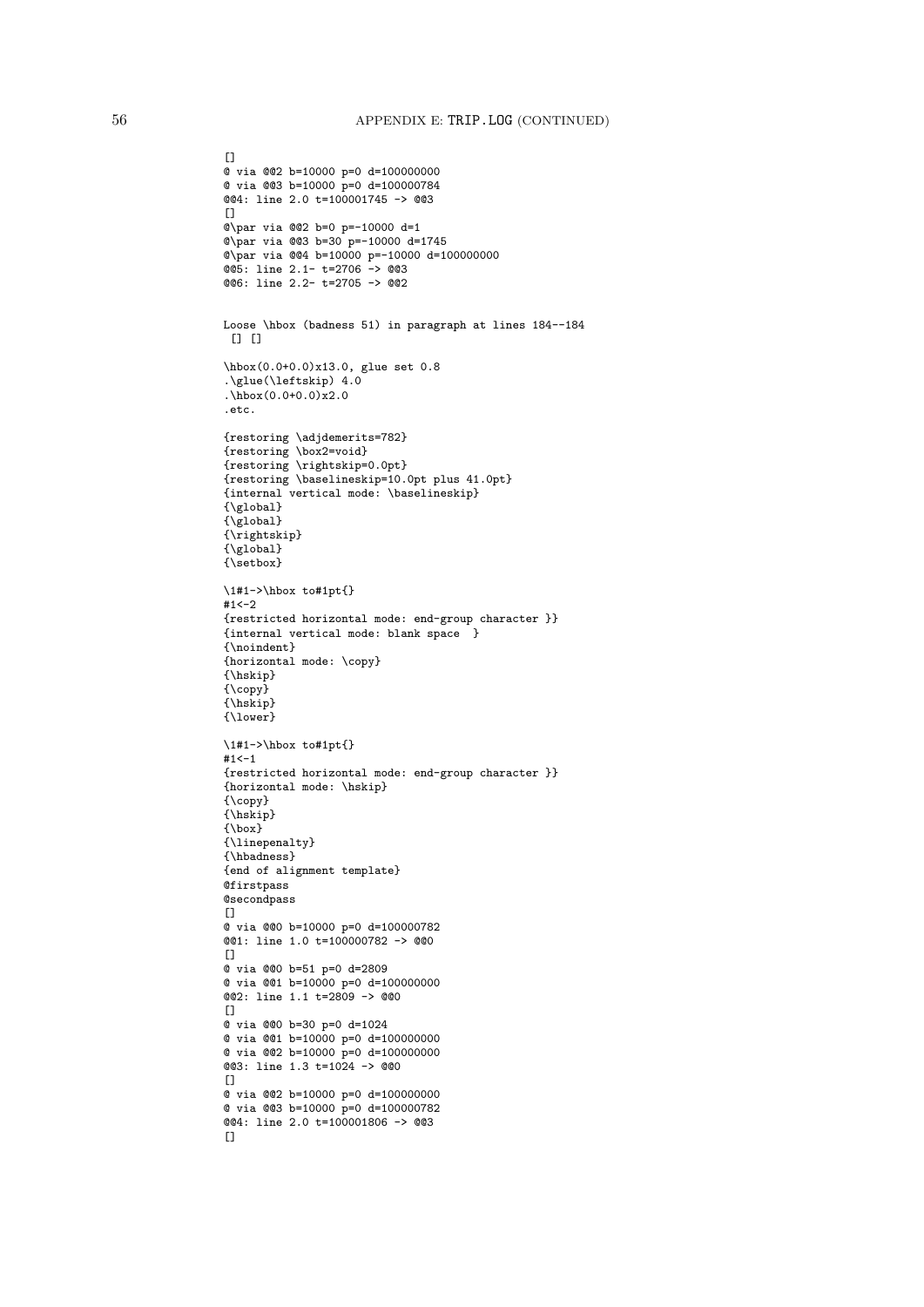```
[]
@ via @@2 b=10000 p=0 d=100000000
@ via @@3 b=10000 p=0 d=100000784
@@4: line 2.0 t=100001745 -> @@3
[]
@\par via @@2 b=0 p=-10000 d=1
@\par via @@3 b=30 p=-10000 d=1745
@\par via @@4 b=10000 p=-10000 d=100000000
@@5: line 2.1- t=2706 -> @@3
@@6: line 2.2- t=2705 -> @@2


Loose \hbox (badness 51) in paragraph at lines 184--184
 [] []

\hbox(0.0+0.0)x13.0, glue set 0.8
.\glue(\leftskip) 4.0
.\hbox(0.0+0.0)x2.0
.etc.

{restoring \adjdemerits=782}
{restoring \box2=void}
{restoring \rightskip=0.0pt}
{restoring \baselineskip=10.0pt plus 41.0pt}
{internal vertical mode: \baselineskip}
{\global}
{\global}
{\rightskip}
{\global}
{\setbox}

\1#1->\hbox to#1pt{}
#1<-2
{restricted horizontal mode: end-group character }}
{internal vertical mode: blank space  }
{\noindent}
{horizontal mode: \copy}
{\hskip}
{\copy}
{\hskip}
{\lower}

\1#1->\hbox to#1pt{}
#1<-1
{restricted horizontal mode: end-group character }}
{horizontal mode: \hskip}
{\copy}
{\hskip}
{\box}
{\linepenalty}
{\hbadness}
{end of alignment template}
@firstpass
@secondpass
[]
@ via @@0 b=10000 p=0 d=100000782
@@1: line 1.0 t=100000782 -> @@0
[]
@ via @@0 b=51 p=0 d=2809
@ via @@1 b=10000 p=0 d=100000000
@@2: line 1.1 t=2809 -> @@0
[]
@ via @@0 b=30 p=0 d=1024
@ via @@1 b=10000 p=0 d=100000000
@ via @@2 b=10000 p=0 d=100000000
@@3: line 1.3 t=1024 -> @@0
[]
@ via @@2 b=10000 p=0 d=100000000
@ via @@3 b=10000 p=0 d=100000782
@@4: line 2.0 t=100001806 -> @@3
[]
```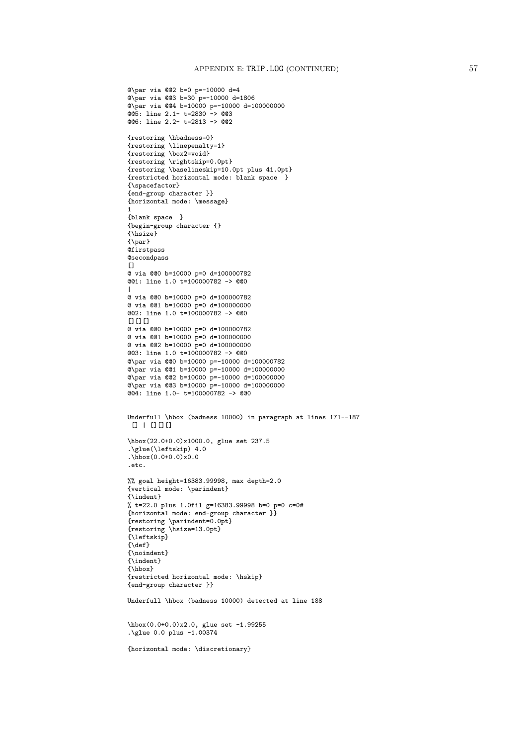```
@\par via @@2 b=0 p=-10000 d=4
@\par via @@3 b=30 p=-10000 d=1806
@\par via @@4 b=10000 p=-10000 d=100000000
@@5: line 2.1- t=2830 -> @@3
@@6: line 2.2- t=2813 -> @@2

{restoring \hbadness=0}
{restoring \linepenalty=1}
{restoring \box2=void}
{restoring \rightskip=0.0pt}
{restoring \baselineskip=10.0pt plus 41.0pt}
{restricted horizontal mode: blank space  }
{\spacefactor}
{end-group character }}
{horizontal mode: \message}
1
{blank space  }
{begin-group character {}
{\hsize}
{\par}
@firstpass
@secondpass
[]
@ via @@0 b=10000 p=0 d=100000782
@@1: line 1.0 t=100000782 -> @@0
|
@ via @@0 b=10000 p=0 d=100000782
@ via @@1 b=10000 p=0 d=100000000
@@2: line 1.0 t=100000782 -> @@0
[][][]
@ via @@0 b=10000 p=0 d=100000782
@ via @@1 b=10000 p=0 d=100000000
@ via @@2 b=10000 p=0 d=100000000
@@3: line 1.0 t=100000782 -> @@0
@\par via @@0 b=10000 p=-10000 d=100000782
@\par via @@1 b=10000 p=-10000 d=100000000
@\par via @@2 b=10000 p=-10000 d=100000000
@\par via @@3 b=10000 p=-10000 d=100000000
@@4: line 1.0- t=100000782 -> @@0


Underfull \hbox (badness 10000) in paragraph at lines 171--187
 [] | [][][]

\hbox(22.0+0.0)x1000.0, glue set 237.5
.\glue(\leftskip) 4.0
.\hbox(0.0+0.0)x0.0
.etc.

%% goal height=16383.99998, max depth=2.0
{vertical mode: \parindent}
{\indent}
% t=22.0 plus 1.0fil g=16383.99998 b=0 p=0 c=0#
{horizontal mode: end-group character }}
{restoring \parindent=0.0pt}
{restoring \hsize=13.0pt}
{\leftskip}
{\def}
{\noindent}
{\indent}
{\hbox}
{restricted horizontal mode: \hskip}
{end-group character }}

Underfull \hbox (badness 10000) detected at line 188


\hbox(0.0+0.0)x2.0, glue set -1.99255
.\glue 0.0 plus -1.00374

{horizontal mode: \discretionary}
```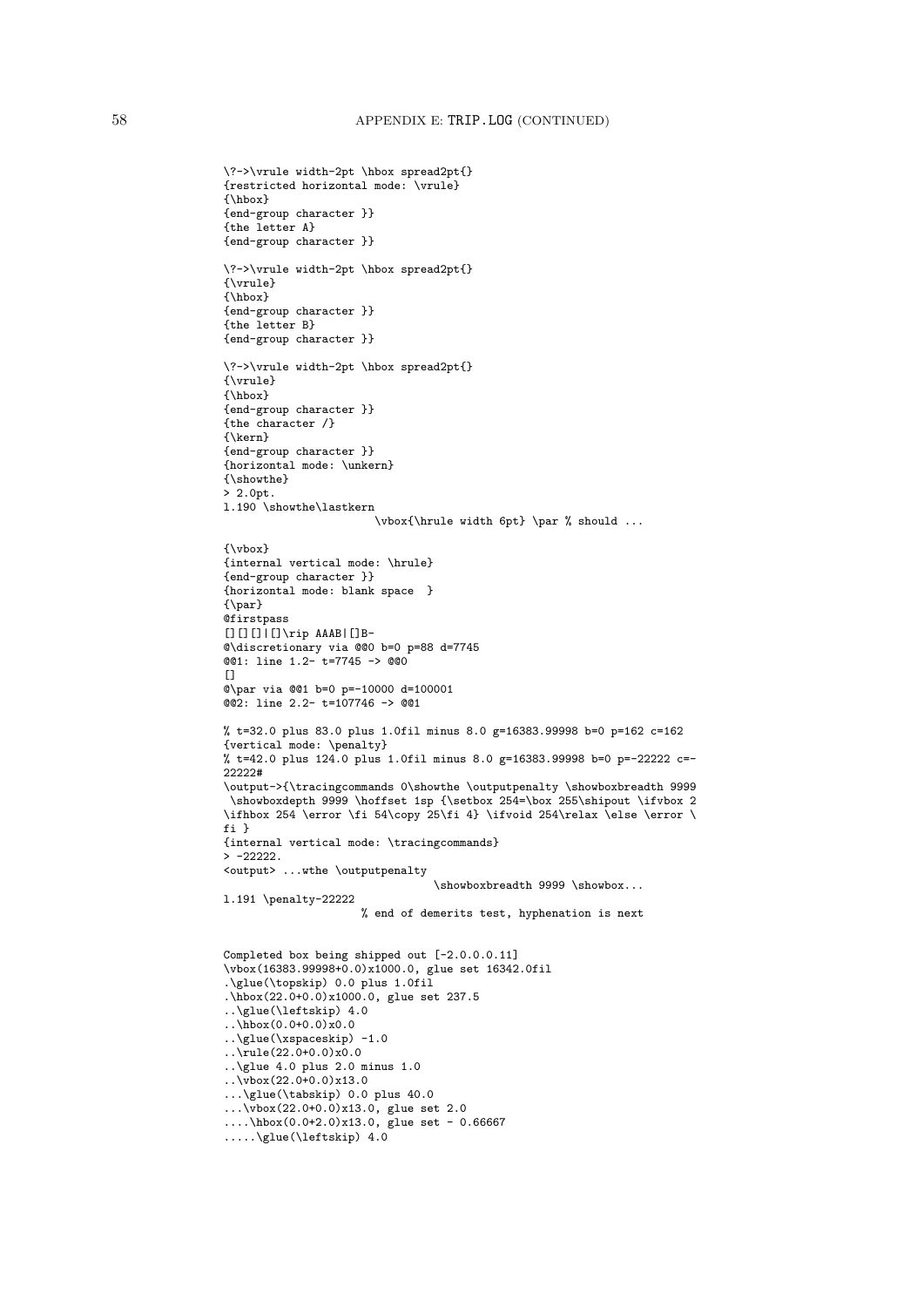```
\?->\vrule width-2pt \hbox spread2pt{}
{restricted horizontal mode: \vrule}
{\hbox}
{end-group character }}
{the letter A}
{end-group character }}

\?->\vrule width-2pt \hbox spread2pt{}
{\vrule}
{\hbox}
{end-group character }}
{the letter B}
{end-group character }}

\?->\vrule width-2pt \hbox spread2pt{}
{\vrule}
{\hbox}
{end-group character }}
{the character /}
{\kern}
{end-group character }}
{horizontal mode: \unkern}
{\showthe}
> 2.0pt.
l.190 \showthe\lastkern
                       \vbox{\hrule width 6pt} \par % should ...

{\vbox}
{internal vertical mode: \hrule}
{end-group character }}
{horizontal mode: blank space  }
{\par}
@firstpass
[][][]|[]\rip AAAB|[]B-
@\discretionary via @@0 b=0 p=88 d=7745
@@1: line 1.2- t=7745 -> @@0
[]
@\par via @@1 b=0 p=-10000 d=100001
@@2: line 2.2- t=107746 -> @@1

% t=32.0 plus 83.0 plus 1.0fil minus 8.0 g=16383.99998 b=0 p=162 c=162
{vertical mode: \penalty}
% t=42.0 plus 124.0 plus 1.0fil minus 8.0 g=16383.99998 b=0 p=-22222 c=-
22222#
\output->{\tracingcommands 0\showthe \outputpenalty \showboxbreadth 9999
 \showboxdepth 9999 \hoffset 1sp {\setbox 254=\box 255\shipout \ifvbox 2
\ifhbox 254 \error \fi 54\copy 25\fi 4} \ifvoid 254\relax \else \error \
fi }
{internal vertical mode: \tracingcommands}
> -22222.
<output> ...wthe \outputpenalty
                                 \showboxbreadth 9999 \showbox...
l.191 \penalty-22222
                     % end of demerits test, hyphenation is next


Completed box being shipped out [-2.0.0.0.11]
\vbox(16383.99998+0.0)x1000.0, glue set 16342.0fil
.\glue(\topskip) 0.0 plus 1.0fil
.\hbox(22.0+0.0)x1000.0, glue set 237.5
..\glue(\leftskip) 4.0
..\hbox(0.0+0.0)x0.0
..\glue(\xspaceskip) -1.0
..\rule(22.0+0.0)x0.0
..\glue 4.0 plus 2.0 minus 1.0
..\vbox(22.0+0.0)x13.0
...\glue(\tabskip) 0.0 plus 40.0
...\vbox(22.0+0.0)x13.0, glue set 2.0
....\hbox(0.0+2.0)x13.0, glue set - 0.66667
.....\glue(\leftskip) 4.0
```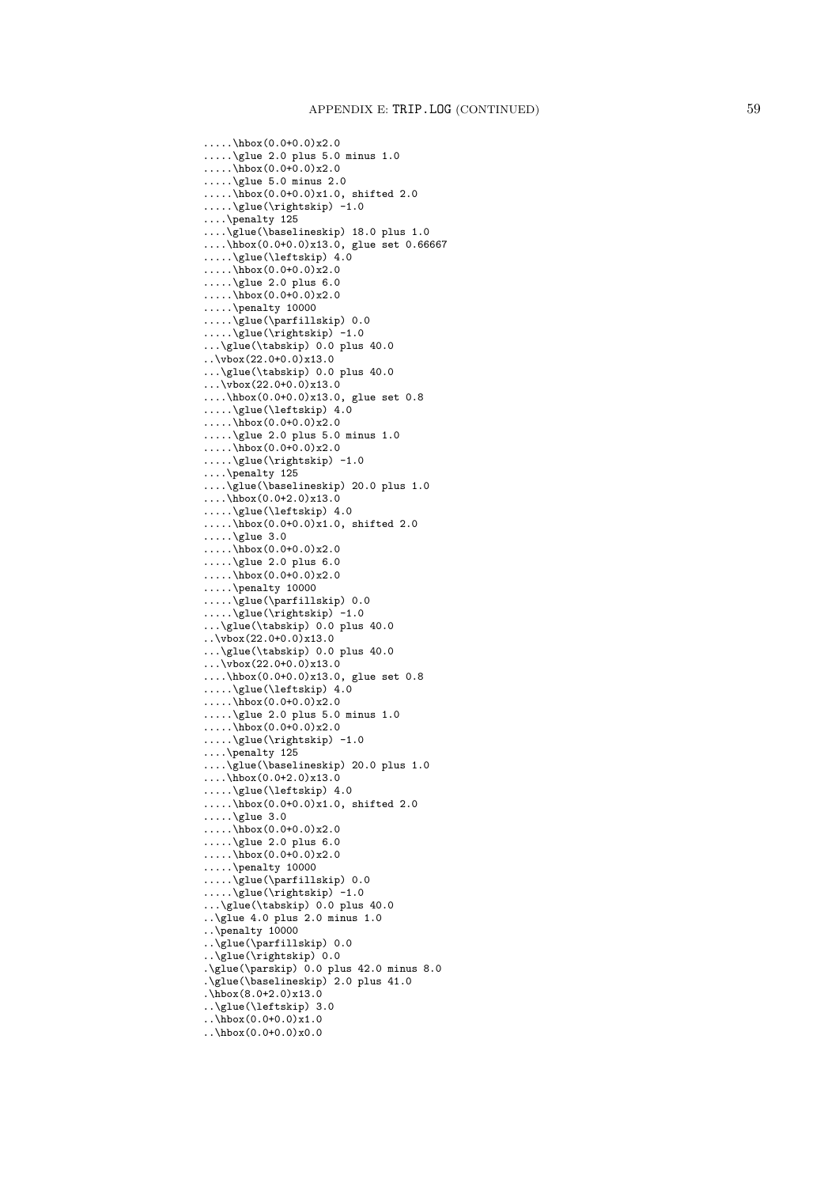```
.....\hbox(0.0+0.0)x2.0
.....\glue 2.0 plus 5.0 minus 1.0
.....\hbox(0.0+0.0)x2.0
.....\glue 5.0 minus 2.0
.....\hbox(0.0+0.0)x1.0, shifted 2.0
.....\glue(\rightskip) -1.0
....\penalty 125
....\glue(\baselineskip) 18.0 plus 1.0
....\hbox(0.0+0.0)x13.0, glue set 0.66667
.....\glue(\leftskip) 4.0
.....\hbox(0.0+0.0)x2.0
.....\glue 2.0 plus 6.0
.....\hbox(0.0+0.0)x2.0
.....\penalty 10000
.....\glue(\parfillskip) 0.0
.....\glue(\rightskip) -1.0
...\glue(\tabskip) 0.0 plus 40.0
..\vbox(22.0+0.0)x13.0
...\glue(\tabskip) 0.0 plus 40.0
...\vbox(22.0+0.0)x13.0
....\hbox(0.0+0.0)x13.0, glue set 0.8
.....\glue(\leftskip) 4.0
.....\hbox(0.0+0.0)x2.0
.....\glue 2.0 plus 5.0 minus 1.0
.....\hbox(0.0+0.0)x2.0
.....\glue(\rightskip) -1.0
....\penalty 125
....\glue(\baselineskip) 20.0 plus 1.0
....\hbox(0.0+2.0)x13.0
.....\glue(\leftskip) 4.0
.....\hbox(0.0+0.0)x1.0, shifted 2.0
.....\glue 3.0
.....\hbox(0.0+0.0)x2.0
.....\glue 2.0 plus 6.0
.....\hbox(0.0+0.0)x2.0
.....\penalty 10000
.....\glue(\parfillskip) 0.0
.....\glue(\rightskip) -1.0
...\glue(\tabskip) 0.0 plus 40.0
..\vbox(22.0+0.0)x13.0
...\glue(\tabskip) 0.0 plus 40.0
...\vbox(22.0+0.0)x13.0
....\hbox(0.0+0.0)x13.0, glue set 0.8
.....\glue(\leftskip) 4.0
.....\hbox(0.0+0.0)x2.0
.....\glue 2.0 plus 5.0 minus 1.0
.....\hbox(0.0+0.0)x2.0
.....\glue(\rightskip) -1.0
....\penalty 125
....\glue(\baselineskip) 20.0 plus 1.0
....\hbox(0.0+2.0)x13.0
.....\glue(\leftskip) 4.0
.....\hbox(0.0+0.0)x1.0, shifted 2.0
.....\glue 3.0
.....\hbox(0.0+0.0)x2.0
.....\glue 2.0 plus 6.0
.....\hbox(0.0+0.0)x2.0
.....\penalty 10000
.....\glue(\parfillskip) 0.0
.....\glue(\rightskip) -1.0
...\glue(\tabskip) 0.0 plus 40.0
..\glue 4.0 plus 2.0 minus 1.0
..\penalty 10000
..\glue(\parfillskip) 0.0
..\glue(\rightskip) 0.0
.\glue(\parskip) 0.0 plus 42.0 minus 8.0
.\glue(\baselineskip) 2.0 plus 41.0
.\hbox(8.0+2.0)x13.0
..\glue(\leftskip) 3.0
..\hbox(0.0+0.0)x1.0
..\hbox(0.0+0.0)x0.0
```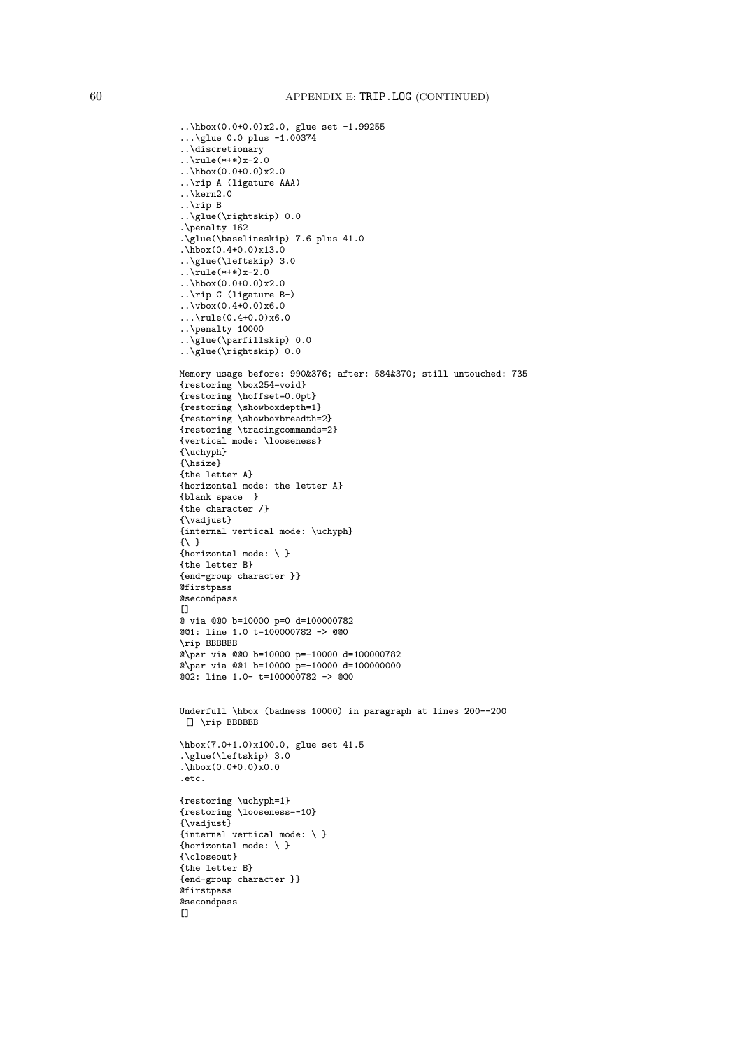```
..\hbox(0.0+0.0)x2.0, glue set -1.99255
...\glue 0.0 plus -1.00374
..\discretionary
..\rule(*+*)x-2.0
..\hbox(0.0+0.0)x2.0
..\rip A (ligature AAA)
..\kern2.0
..\rip B
..\glue(\rightskip) 0.0
.\penalty 162
.\glue(\baselineskip) 7.6 plus 41.0
.\hbox(0.4+0.0)x13.0
..\glue(\leftskip) 3.0
..\rule(*+*)x-2.0
..\hbox(0.0+0.0)x2.0
..\rip C (ligature B-)
..\vbox(0.4+0.0)x6.0
...\rule(0.4+0.0)x6.0
..\penalty 10000
..\glue(\parfillskip) 0.0
..\glue(\rightskip) 0.0

Memory usage before: 990&376; after: 584&370; still untouched: 735
{restoring \box254=void}
{restoring \hoffset=0.0pt}
{restoring \showboxdepth=1}
{restoring \showboxbreadth=2}
{restoring \tracingcommands=2}
{vertical mode: \looseness}
{\uchyph}
{\hsize}
{the letter A}
{horizontal mode: the letter A}
{blank space  }
{the character /}
{\vadjust}
{internal vertical mode: \uchyph}
{\ }
{horizontal mode: \ }
{the letter B}
{end-group character }}
@firstpass
@secondpass
[]
@ via @@0 b=10000 p=0 d=100000782
@@1: line 1.0 t=100000782 -> @@0
\rip BBBBBB
@\par via @@0 b=10000 p=-10000 d=100000782
@\par via @@1 b=10000 p=-10000 d=100000000
@@2: line 1.0- t=100000782 -> @@0


Underfull \hbox (badness 10000) in paragraph at lines 200--200
 [] \rip BBBBBB

\hbox(7.0+1.0)x100.0, glue set 41.5
.\glue(\leftskip) 3.0
.\hbox(0.0+0.0)x0.0
.etc.

{restoring \uchyph=1}
{restoring \looseness=-10}
{\vadjust}
{internal vertical mode: \ }
{horizontal mode: \ }
{\closeout}
{the letter B}
{end-group character }}
@firstpass
@secondpass
[]
```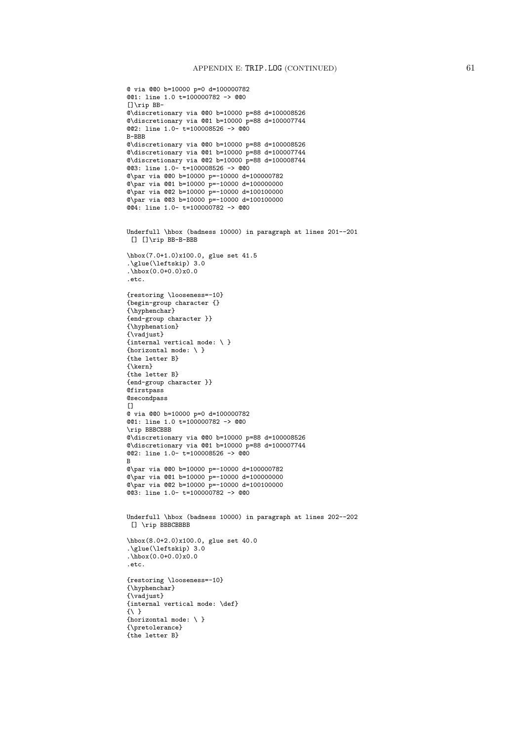```
@ via @@0 b=10000 p=0 d=100000782
@@1: line 1.0 t=100000782 -> @@0
[]\rip BB-
@\discretionary via @@0 b=10000 p=88 d=100008526
@\discretionary via @@1 b=10000 p=88 d=100007744
@@2: line 1.0- t=100008526 -> @@0
B-BBB
@\discretionary via @@0 b=10000 p=88 d=100008526
@\discretionary via @@1 b=10000 p=88 d=100007744
@\discretionary via @@2 b=10000 p=88 d=100008744
@@3: line 1.0- t=100008526 -> @@0
@\par via @@0 b=10000 p=-10000 d=100000782
@\par via @@1 b=10000 p=-10000 d=100000000
@\par via @@2 b=10000 p=-10000 d=100100000
@\par via @@3 b=10000 p=-10000 d=100100000
@@4: line 1.0- t=100000782 -> @@0


Underfull \hbox (badness 10000) in paragraph at lines 201--201
 [] []\rip BB-B-BBB

\hbox(7.0+1.0)x100.0, glue set 41.5
.\glue(\leftskip) 3.0
.\hbox(0.0+0.0)x0.0
.etc.

{restoring \looseness=-10}
{begin-group character {}
{\hyphenchar}
{end-group character }}
{\hyphenation}
{\vadjust}
{internal vertical mode: \ }
{horizontal mode: \ }
{the letter B}
{\kern}
{the letter B}
{end-group character }}
@firstpass
@secondpass
[]
@ via @@0 b=10000 p=0 d=100000782
@@1: line 1.0 t=100000782 -> @@0
\rip BBBCBBB
@\discretionary via @@0 b=10000 p=88 d=100008526
@\discretionary via @@1 b=10000 p=88 d=100007744
@@2: line 1.0- t=100008526 -> @@0
B
@\par via @@0 b=10000 p=-10000 d=100000782
@\par via @@1 b=10000 p=-10000 d=100000000
@\par via @@2 b=10000 p=-10000 d=100100000
@@3: line 1.0- t=100000782 -> @@0


Underfull \hbox (badness 10000) in paragraph at lines 202--202
 [] \rip BBBCBBBB

\hbox(8.0+2.0)x100.0, glue set 40.0
.\glue(\leftskip) 3.0
.\hbox(0.0+0.0)x0.0
.etc.

{restoring \looseness=-10}
{\hyphenchar}
{\vadjust}
{internal vertical mode: \def}
{\ }
{horizontal mode: \ }
{\pretolerance}
{the letter B}
```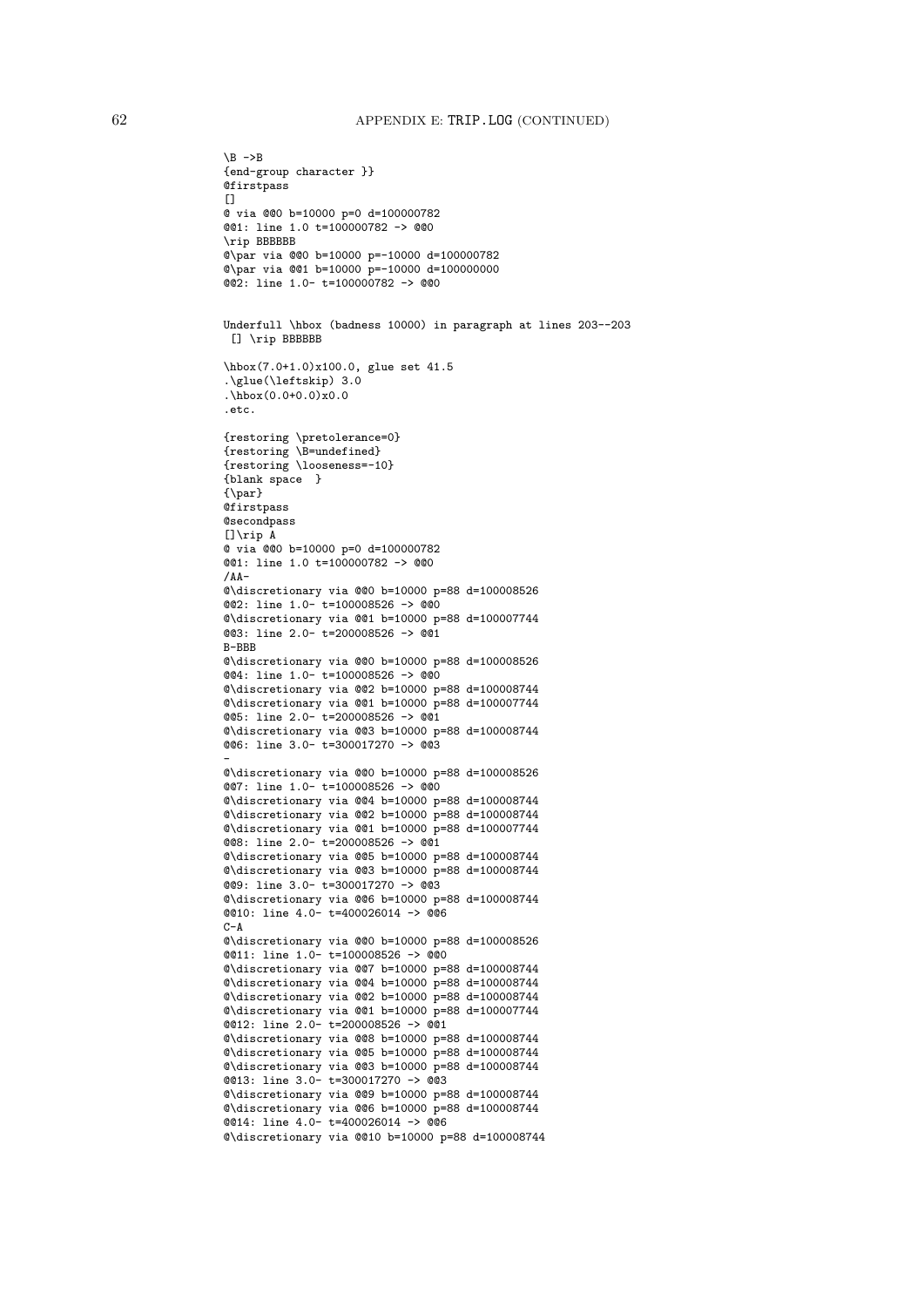```
\B ->B
{end-group character }}
@firstpass
[]
@ via @@0 b=10000 p=0 d=100000782
@@1: line 1.0 t=100000782 -> @@0
\rip BBBBBB
@\par via @@0 b=10000 p=-10000 d=100000782
@\par via @@1 b=10000 p=-10000 d=100000000
@@2: line 1.0- t=100000782 -> @@0


Underfull \hbox (badness 10000) in paragraph at lines 203--203
 [] \rip BBBBBB

\hbox(7.0+1.0)x100.0, glue set 41.5
.\glue(\leftskip) 3.0
.\hbox(0.0+0.0)x0.0
.etc.

{restoring \pretolerance=0}
{restoring \B=undefined}
{restoring \looseness=-10}
{blank space  }
{\par}
@firstpass
@secondpass
[]\rip A
@ via @@0 b=10000 p=0 d=100000782
@@1: line 1.0 t=100000782 -> @@0
/AA-
@\discretionary via @@0 b=10000 p=88 d=100008526
@@2: line 1.0- t=100008526 -> @@0
@\discretionary via @@1 b=10000 p=88 d=100007744
@@3: line 2.0- t=200008526 -> @@1
B-BBB
@\discretionary via @@0 b=10000 p=88 d=100008526
@@4: line 1.0- t=100008526 -> @@0
@\discretionary via @@2 b=10000 p=88 d=100008744
@\discretionary via @@1 b=10000 p=88 d=100007744
@@5: line 2.0- t=200008526 -> @@1
@\discretionary via @@3 b=10000 p=88 d=100008744
@@6: line 3.0- t=300017270 -> @@3
-
@\discretionary via @@0 b=10000 p=88 d=100008526
@@7: line 1.0- t=100008526 -> @@0
@\discretionary via @@4 b=10000 p=88 d=100008744
@\discretionary via @@2 b=10000 p=88 d=100008744
@\discretionary via @@1 b=10000 p=88 d=100007744
@@8: line 2.0- t=200008526 -> @@1
@\discretionary via @@5 b=10000 p=88 d=100008744
@\discretionary via @@3 b=10000 p=88 d=100008744
@@9: line 3.0- t=300017270 -> @@3
@\discretionary via @@6 b=10000 p=88 d=100008744
@@10: line 4.0- t=400026014 -> @@6
C-A
@\discretionary via @@0 b=10000 p=88 d=100008526
@@11: line 1.0- t=100008526 -> @@0
@\discretionary via @@7 b=10000 p=88 d=100008744
@\discretionary via @@4 b=10000 p=88 d=100008744
@\discretionary via @@2 b=10000 p=88 d=100008744
@\discretionary via @@1 b=10000 p=88 d=100007744
@@12: line 2.0- t=200008526 -> @@1
@\discretionary via @@8 b=10000 p=88 d=100008744
@\discretionary via @@5 b=10000 p=88 d=100008744
@\discretionary via @@3 b=10000 p=88 d=100008744
@@13: line 3.0- t=300017270 -> @@3
@\discretionary via @@9 b=10000 p=88 d=100008744
@\discretionary via @@6 b=10000 p=88 d=100008744
@@14: line 4.0- t=400026014 -> @@6
@\discretionary via @@10 b=10000 p=88 d=100008744
```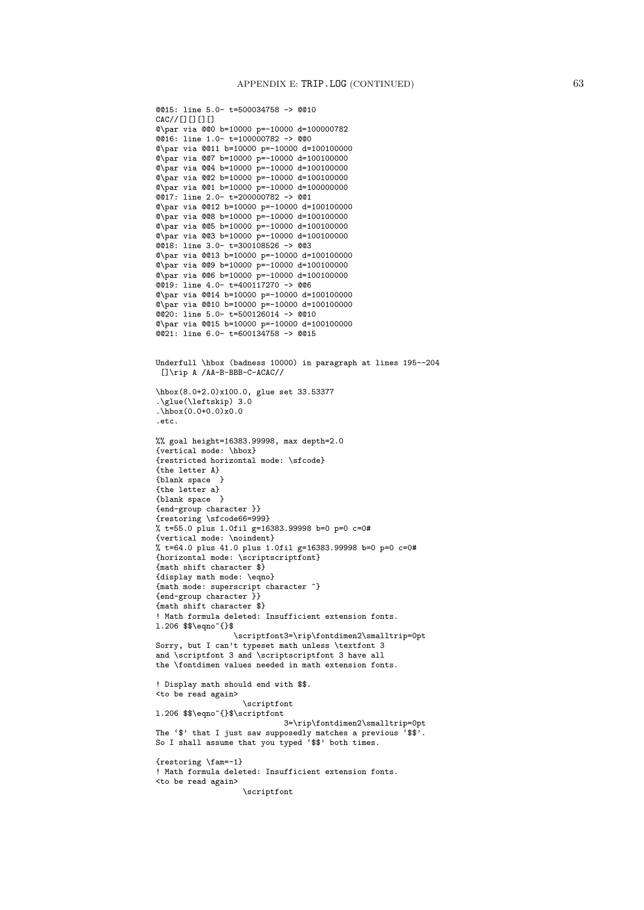```
@@15: line 5.0- t=500034758 -> @@10
CAC//[][][][]
@\par via @@0 b=10000 p=-10000 d=100000782
@@16: line 1.0- t=100000782 -> @@0
@\par via @@11 b=10000 p=-10000 d=100100000
@\par via @@7 b=10000 p=-10000 d=100100000
@\par via @@4 b=10000 p=-10000 d=100100000
@\par via @@2 b=10000 p=-10000 d=100100000
@\par via @@1 b=10000 p=-10000 d=100000000
@@17: line 2.0- t=200000782 -> @@1
@\par via @@12 b=10000 p=-10000 d=100100000
@\par via @@8 b=10000 p=-10000 d=100100000
@\par via @@5 b=10000 p=-10000 d=100100000
@\par via @@3 b=10000 p=-10000 d=100100000
@@18: line 3.0- t=300108526 -> @@3
@\par via @@13 b=10000 p=-10000 d=100100000
@\par via @@9 b=10000 p=-10000 d=100100000
@\par via @@6 b=10000 p=-10000 d=100100000
@@19: line 4.0- t=400117270 -> @@6
@\par via @@14 b=10000 p=-10000 d=100100000
@\par via @@10 b=10000 p=-10000 d=100100000
@@20: line 5.0- t=500126014 -> @@10
@\par via @@15 b=10000 p=-10000 d=100100000
@@21: line 6.0- t=600134758 -> @@15


Underfull \hbox (badness 10000) in paragraph at lines 195--204
 []\rip A /AA-B-BBB-C-ACAC//

\hbox(8.0+2.0)x100.0, glue set 33.53377
.\glue(\leftskip) 3.0
.\hbox(0.0+0.0)x0.0
.etc.

%% goal height=16383.99998, max depth=2.0
{vertical mode: \hbox}
{restricted horizontal mode: \sfcode}
{the letter A}
{blank space  }
{the letter a}
{blank space  }
{end-group character }}
{restoring \sfcode66=999}
% t=55.0 plus 1.0fil g=16383.99998 b=0 p=0 c=0#
{vertical mode: \noindent}
% t=64.0 plus 41.0 plus 1.0fil g=16383.99998 b=0 p=0 c=0#
{horizontal mode: \scriptscriptfont}
{math shift character $}
{display math mode: \eqno}
{math mode: superscript character ^}
{end-group character }}
{math shift character $}
! Math formula deleted: Insufficient extension fonts.
l.206 $$\eqno^{}$
                  \scriptfont3=\rip\fontdimen2\smalltrip=0pt
Sorry, but I can't typeset math unless \textfont 3
and \scriptfont 3 and \scriptscriptfont 3 have all
the \fontdimen values needed in math extension fonts.

! Display math should end with $$.
<to be read again>
                   \scriptfont
l.206 $$\eqno^{}$\scriptfont
                             3=\rip\fontdimen2\smalltrip=0pt
The `$' that I just saw supposedly matches a previous `$$'.
So I shall assume that you typed `$$' both times.

{restoring \fam=-1}
! Math formula deleted: Insufficient extension fonts.
<to be read again>
                   \scriptfont
```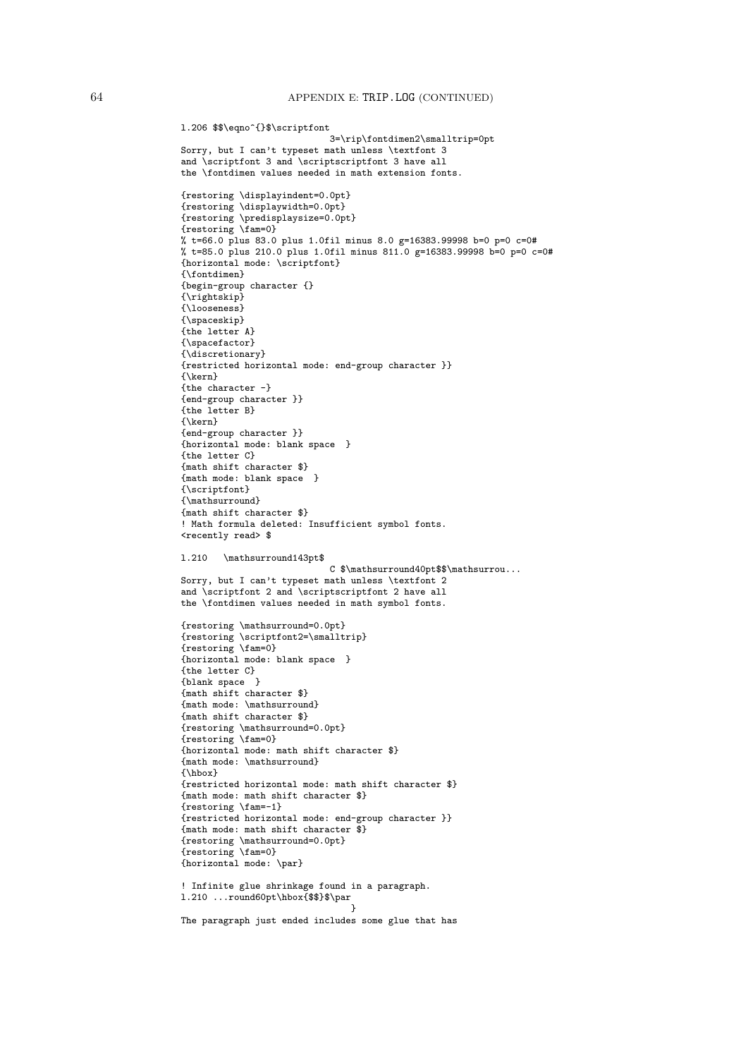```
l.206 $$\eqno^{}$\scriptfont
                            3=\rip\fontdimen2\smalltrip=0pt
Sorry, but I can't typeset math unless \textfont 3
and \scriptfont 3 and \scriptscriptfont 3 have all
the \fontdimen values needed in math extension fonts.

{restoring \displayindent=0.0pt}
{restoring \displaywidth=0.0pt}
{restoring \predisplaysize=0.0pt}
{restoring \fam=0}
% t=66.0 plus 83.0 plus 1.0fil minus 8.0 g=16383.99998 b=0 p=0 c=0#
% t=85.0 plus 210.0 plus 1.0fil minus 811.0 g=16383.99998 b=0 p=0 c=0#
{horizontal mode: \scriptfont}
{\fontdimen}
{begin-group character {}
{\rightskip}
{\looseness}
{\spaceskip}
{the letter A}
{\spacefactor}
{\discretionary}
{restricted horizontal mode: end-group character }}
{\kern}
{the character -}
{end-group character }}
{the letter B}
{\kern}
{end-group character }}
{horizontal mode: blank space  }
{the letter C}
{math shift character $}
{math mode: blank space  }
{\scriptfont}
{\mathsurround}
{math shift character $}
! Math formula deleted: Insufficient symbol fonts.
<recently read> $

l.210   \mathsurround143pt$
                           C $\mathsurround40pt$$\mathsurrou...
Sorry, but I can't typeset math unless \textfont 2
and \scriptfont 2 and \scriptscriptfont 2 have all
the \fontdimen values needed in math symbol fonts.

{restoring \mathsurround=0.0pt}
{restoring \scriptfont2=\smalltrip}
{restoring \fam=0}
{horizontal mode: blank space  }
{the letter C}
{blank space  }
{math shift character $}
{math mode: \mathsurround}
{math shift character $}
{restoring \mathsurround=0.0pt}
{restoring \fam=0}
{horizontal mode: math shift character $}
{math mode: \mathsurround}
{\hbox}
{restricted horizontal mode: math shift character $}
{math mode: math shift character $}
{restoring \fam=-1}
{restricted horizontal mode: end-group character }}
{math mode: math shift character $}
{restoring \mathsurround=0.0pt}
{restoring \fam=0}
{horizontal mode: \par}

! Infinite glue shrinkage found in a paragraph.
l.210 ...round60pt\hbox{$$}$\par
                                }
The paragraph just ended includes some glue that has
```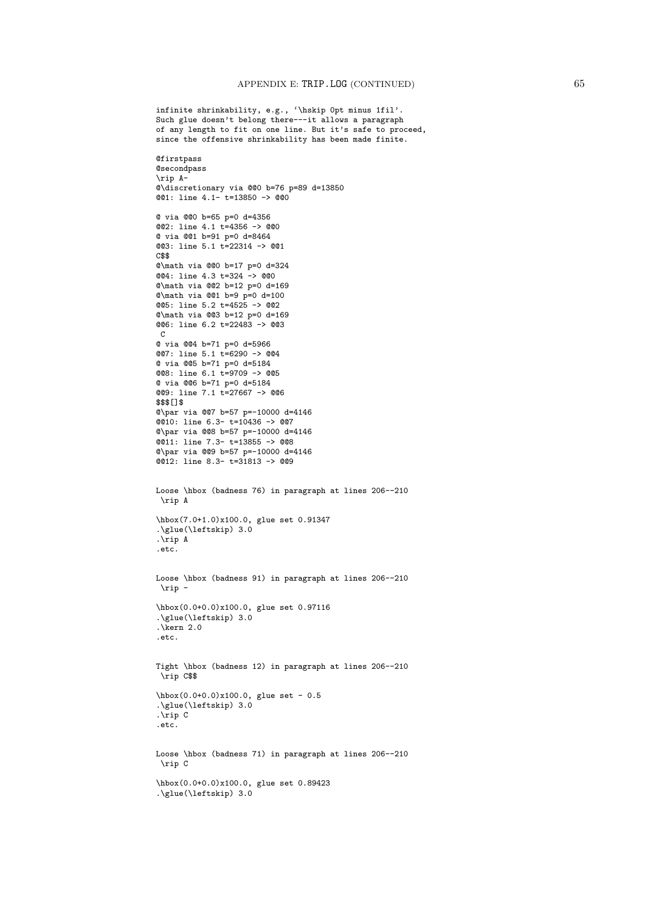```
infinite shrinkability, e.g., `\hskip 0pt minus 1fil'.
Such glue doesn't belong there---it allows a paragraph
of any length to fit on one line. But it's safe to proceed,
since the offensive shrinkability has been made finite.

@firstpass
@secondpass
\rip A-
@\discretionary via @@0 b=76 p=89 d=13850
@@1: line 4.1- t=13850 -> @@0

@ via @@0 b=65 p=0 d=4356
@@2: line 4.1 t=4356 -> @@0
@ via @@1 b=91 p=0 d=8464
@@3: line 5.1 t=22314 -> @@1
C$$
@\math via @@0 b=17 p=0 d=324
@@4: line 4.3 t=324 -> @@0
@\math via @@2 b=12 p=0 d=169
@\math via @@1 b=9 p=0 d=100
@@5: line 5.2 t=4525 -> @@2
@\math via @@3 b=12 p=0 d=169
@@6: line 6.2 t=22483 -> @@3
 C
@ via @@4 b=71 p=0 d=5966
@@7: line 5.1 t=6290 -> @@4
@ via @@5 b=71 p=0 d=5184
@@8: line 6.1 t=9709 -> @@5
@ via @@6 b=71 p=0 d=5184
@@9: line 7.1 t=27667 -> @@6
$$$[]$
@\par via @@7 b=57 p=-10000 d=4146
@@10: line 6.3- t=10436 -> @@7
@\par via @@8 b=57 p=-10000 d=4146
@@11: line 7.3- t=13855 -> @@8
@\par via @@9 b=57 p=-10000 d=4146
@@12: line 8.3- t=31813 -> @@9


Loose \hbox (badness 76) in paragraph at lines 206--210
 \rip A

\hbox(7.0+1.0)x100.0, glue set 0.91347
.\glue(\leftskip) 3.0
.\rip A
.etc.


Loose \hbox (badness 91) in paragraph at lines 206--210
 \rip -

\hbox(0.0+0.0)x100.0, glue set 0.97116
.\glue(\leftskip) 3.0
.\kern 2.0
.etc.


Tight \hbox (badness 12) in paragraph at lines 206--210
 \rip C$$

\hbox(0.0+0.0)x100.0, glue set - 0.5
.\glue(\leftskip) 3.0
.\rip C
.etc.


Loose \hbox (badness 71) in paragraph at lines 206--210
 \rip C

\hbox(0.0+0.0)x100.0, glue set 0.89423
.\glue(\leftskip) 3.0
```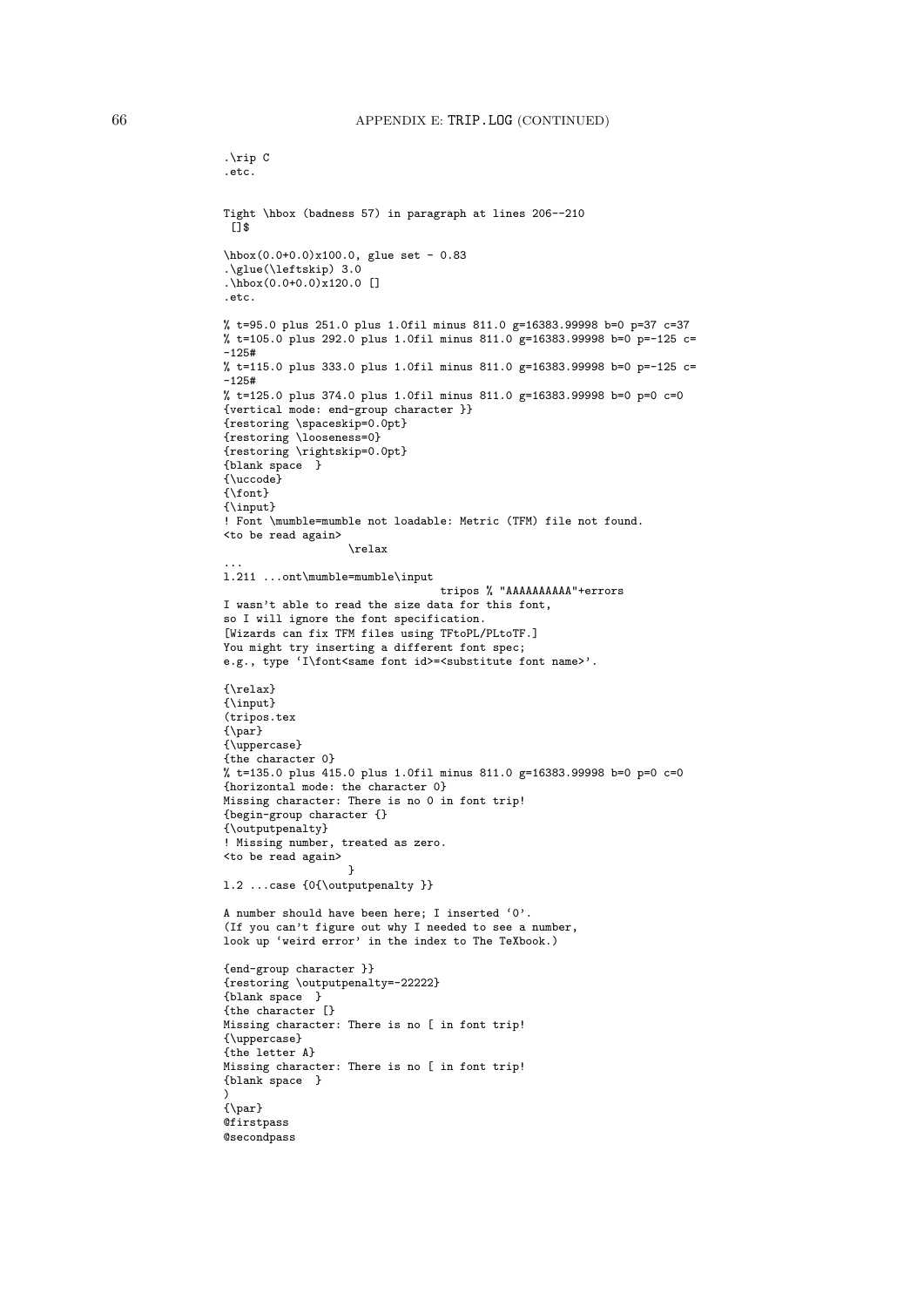```
.\rip C
.etc.


Tight \hbox (badness 57) in paragraph at lines 206--210
 []$

\hbox(0.0+0.0)x100.0, glue set - 0.83
.\glue(\leftskip) 3.0
.\hbox(0.0+0.0)x120.0 []
.etc.

% t=95.0 plus 251.0 plus 1.0fil minus 811.0 g=16383.99998 b=0 p=37 c=37
% t=105.0 plus 292.0 plus 1.0fil minus 811.0 g=16383.99998 b=0 p=-125 c=
-125#
% t=115.0 plus 333.0 plus 1.0fil minus 811.0 g=16383.99998 b=0 p=-125 c=
-125#
% t=125.0 plus 374.0 plus 1.0fil minus 811.0 g=16383.99998 b=0 p=0 c=0
{vertical mode: end-group character }}
{restoring \spaceskip=0.0pt}
{restoring \looseness=0}
{restoring \rightskip=0.0pt}
{blank space  }
{\uccode}
{\font}
{\input}
! Font \mumble=mumble not loadable: Metric (TFM) file not found.
<to be read again>
                   \relax
...
l.211 ...ont\mumble=mumble\input
                                  tripos % "AAAAAAAAAA"+errors
I wasn't able to read the size data for this font,
so I will ignore the font specification.
[Wizards can fix TFM files using TFtoPL/PLtoTF.]
You might try inserting a different font spec;
e.g., type `I\font<same font id>=<substitute font name>'.

{\relax}
{\input}
(tripos.tex
{\par}
{\uppercase}
{the character 0}
% t=135.0 plus 415.0 plus 1.0fil minus 811.0 g=16383.99998 b=0 p=0 c=0
{horizontal mode: the character 0}
Missing character: There is no 0 in font trip!
{begin-group character {}
{\outputpenalty}
! Missing number, treated as zero.
<to be read again>
                   }
l.2 ...case {0{\outputpenalty }}

A number should have been here; I inserted `0'.
(If you can't figure out why I needed to see a number,
look up `weird error' in the index to The TeXbook.)

{end-group character }}
{restoring \outputpenalty=-22222}
{blank space  }
{the character [}
Missing character: There is no [ in font trip!
{\uppercase}
{the letter A}
Missing character: There is no [ in font trip!
{blank space  }
)
{\par}
@firstpass
@secondpass
```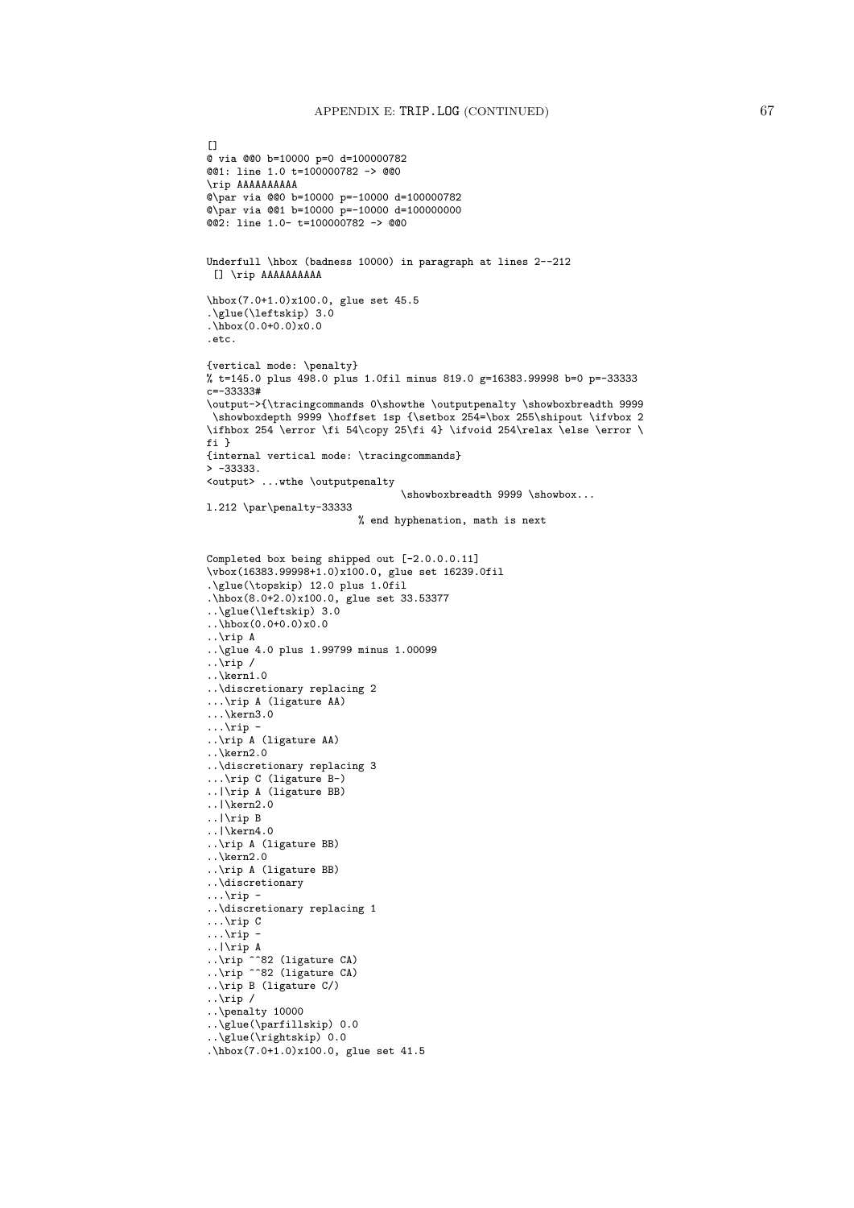```
[]
@ via @@0 b=10000 p=0 d=100000782
@@1: line 1.0 t=100000782 -> @@0
\rip AAAAAAAAAA
@\par via @@0 b=10000 p=-10000 d=100000782
@\par via @@1 b=10000 p=-10000 d=100000000
@@2: line 1.0- t=100000782 -> @@0


Underfull \hbox (badness 10000) in paragraph at lines 2--212
 [] \rip AAAAAAAAAA

\hbox(7.0+1.0)x100.0, glue set 45.5
.\glue(\leftskip) 3.0
.\hbox(0.0+0.0)x0.0
.etc.

{vertical mode: \penalty}
% t=145.0 plus 498.0 plus 1.0fil minus 819.0 g=16383.99998 b=0 p=-33333
c=-33333#
\output->{\tracingcommands 0\showthe \outputpenalty \showboxbreadth 9999
 \showboxdepth 9999 \hoffset 1sp {\setbox 254=\box 255\shipout \ifvbox 2
\ifhbox 254 \error \fi 54\copy 25\fi 4} \ifvoid 254\relax \else \error \
fi }
{internal vertical mode: \tracingcommands}
> -33333.
<output> ...wthe \outputpenalty
                                  \showboxbreadth 9999 \showbox...
l.212 \par\penalty-33333
                         % end hyphenation, math is next


Completed box being shipped out [-2.0.0.0.11]
\vbox(16383.99998+1.0)x100.0, glue set 16239.0fil
.\glue(\topskip) 12.0 plus 1.0fil
.\hbox(8.0+2.0)x100.0, glue set 33.53377
..\glue(\leftskip) 3.0
..\hbox(0.0+0.0)x0.0
..\rip A
..\glue 4.0 plus 1.99799 minus 1.00099
..\rip /
..\kern1.0
..\discretionary replacing 2
...\rip A (ligature AA)
...\kern3.0
...\rip -
..\rip A (ligature AA)
..\kern2.0
..\discretionary replacing 3
...\rip C (ligature B-)
..|\rip A (ligature BB)
..|\kern2.0
..|\rip B
..|\kern4.0
..\rip A (ligature BB)
..\kern2.0
..\rip A (ligature BB)
..\discretionary
...\rip -
..\discretionary replacing 1
...\rip C
...\rip -
..|\rip A
..\rip ^^82 (ligature CA)
..\rip ^^82 (ligature CA)
..\rip B (ligature C/)
..\rip /
..\penalty 10000
..\glue(\parfillskip) 0.0
..\glue(\rightskip) 0.0
.\hbox(7.0+1.0)x100.0, glue set 41.5
```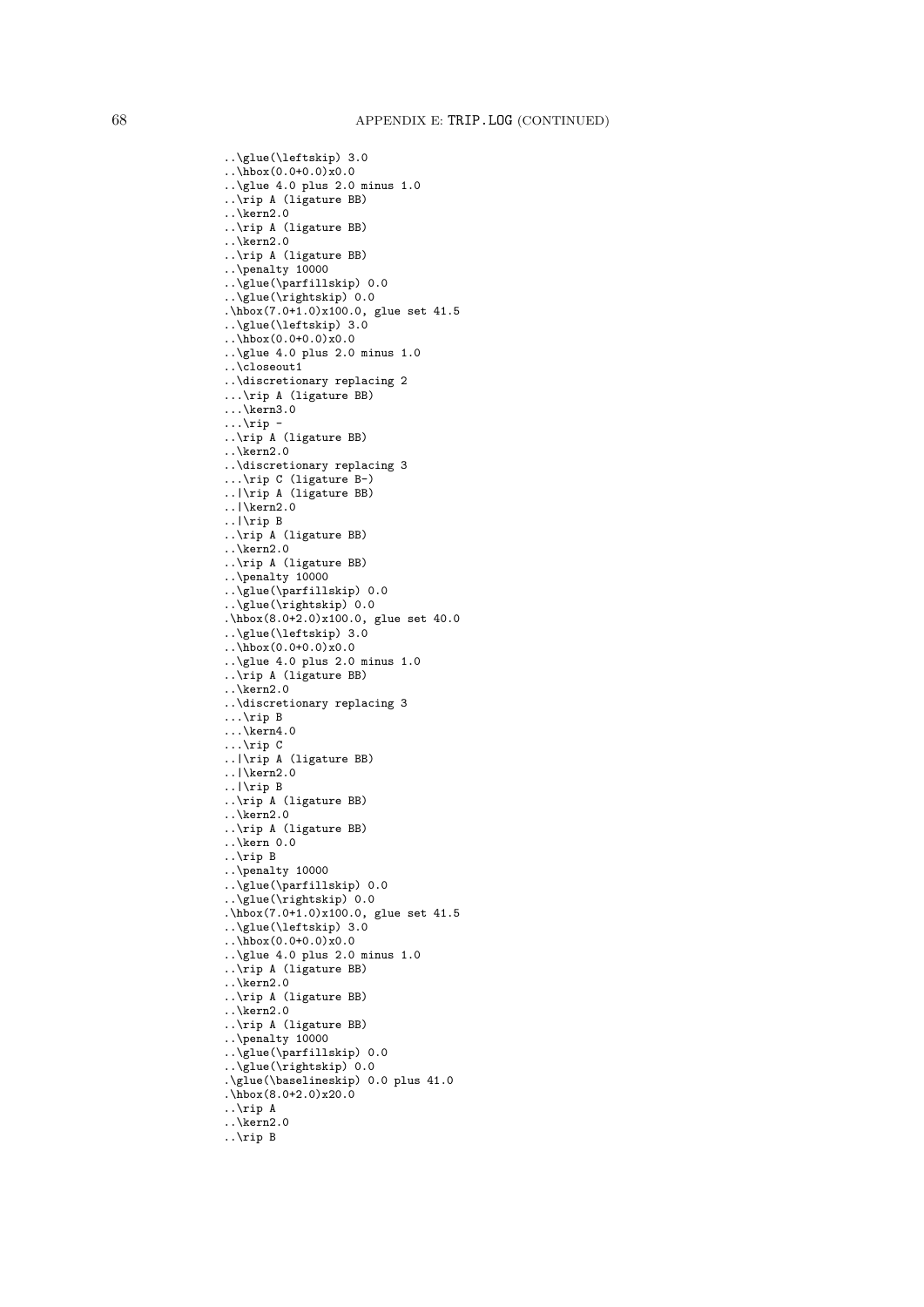```
..\glue(\leftskip) 3.0
..\hbox(0.0+0.0)x0.0
..\glue 4.0 plus 2.0 minus 1.0
..\rip A (ligature BB)
..\kern2.0
..\rip A (ligature BB)
..\kern2.0
..\rip A (ligature BB)
..\penalty 10000
..\glue(\parfillskip) 0.0
..\glue(\rightskip) 0.0
.\hbox(7.0+1.0)x100.0, glue set 41.5
..\glue(\leftskip) 3.0
..\hbox(0.0+0.0)x0.0
..\glue 4.0 plus 2.0 minus 1.0
..\closeout1
..\discretionary replacing 2
...\rip A (ligature BB)
...\kern3.0
...\rip -
..\rip A (ligature BB)
..\kern2.0
..\discretionary replacing 3
...\rip C (ligature B-)
..|\rip A (ligature BB)
..|\kern2.0
..|\rip B
..\rip A (ligature BB)
..\kern2.0
..\rip A (ligature BB)
..\penalty 10000
..\glue(\parfillskip) 0.0
..\glue(\rightskip) 0.0
.\hbox(8.0+2.0)x100.0, glue set 40.0
..\glue(\leftskip) 3.0
..\hbox(0.0+0.0)x0.0
..\glue 4.0 plus 2.0 minus 1.0
..\rip A (ligature BB)
..\kern2.0
..\discretionary replacing 3
...\rip B
...\kern4.0
...\rip C
..|\rip A (ligature BB)
..|\kern2.0
..|\rip B
..\rip A (ligature BB)
..\kern2.0
..\rip A (ligature BB)
..\kern 0.0
..\rip B
..\penalty 10000
..\glue(\parfillskip) 0.0
..\glue(\rightskip) 0.0
.\hbox(7.0+1.0)x100.0, glue set 41.5
..\glue(\leftskip) 3.0
..\hbox(0.0+0.0)x0.0
..\glue 4.0 plus 2.0 minus 1.0
..\rip A (ligature BB)
..\kern2.0
..\rip A (ligature BB)
..\kern2.0
..\rip A (ligature BB)
..\penalty 10000
..\glue(\parfillskip) 0.0
..\glue(\rightskip) 0.0
.\glue(\baselineskip) 0.0 plus 41.0
.\hbox(8.0+2.0)x20.0
..\rip A
..\kern2.0
..\rip B
```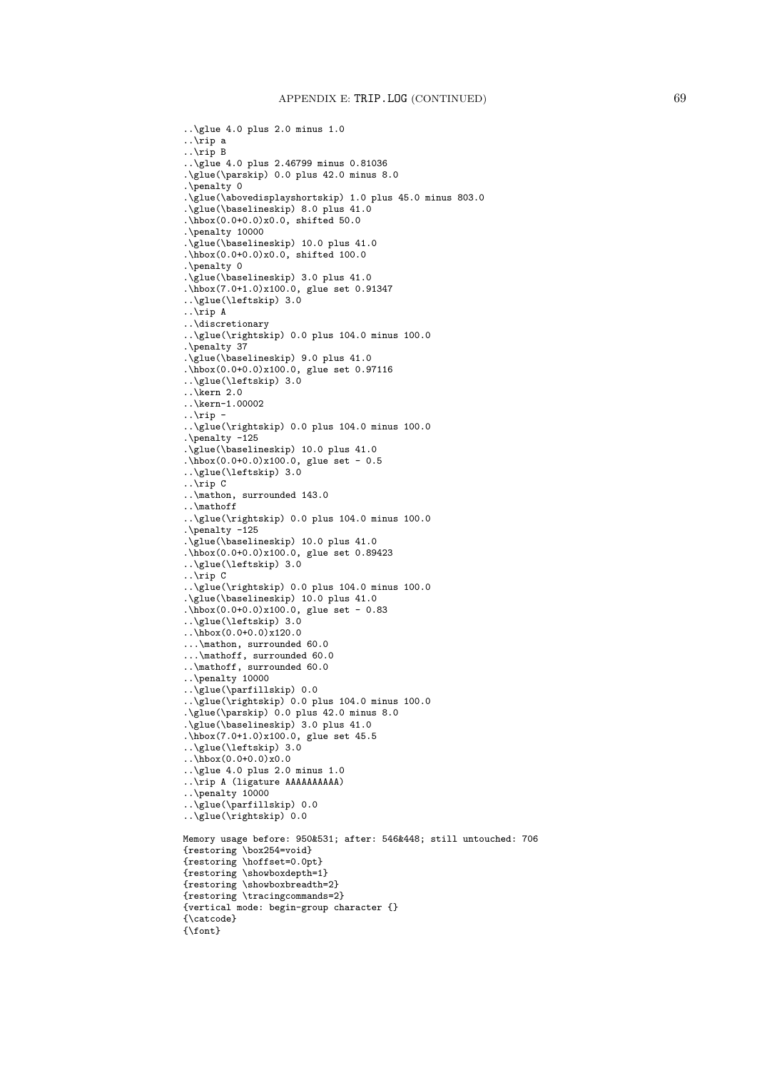```
..\glue 4.0 plus 2.0 minus 1.0
..\rip a
..\rip B
..\glue 4.0 plus 2.46799 minus 0.81036
.\glue(\parskip) 0.0 plus 42.0 minus 8.0
.\penalty 0
.\glue(\abovedisplayshortskip) 1.0 plus 45.0 minus 803.0
.\glue(\baselineskip) 8.0 plus 41.0
.\hbox(0.0+0.0)x0.0, shifted 50.0
.\penalty 10000
.\glue(\baselineskip) 10.0 plus 41.0
.\hbox(0.0+0.0)x0.0, shifted 100.0
.\penalty 0
.\glue(\baselineskip) 3.0 plus 41.0
.\hbox(7.0+1.0)x100.0, glue set 0.91347
..\glue(\leftskip) 3.0
..\rip A
..\discretionary
..\glue(\rightskip) 0.0 plus 104.0 minus 100.0
.\penalty 37
.\glue(\baselineskip) 9.0 plus 41.0
.\hbox(0.0+0.0)x100.0, glue set 0.97116
..\glue(\leftskip) 3.0
..\kern 2.0
..\kern-1.00002
..\rip -
..\glue(\rightskip) 0.0 plus 104.0 minus 100.0
.\penalty -125
.\glue(\baselineskip) 10.0 plus 41.0
.\hbox(0.0+0.0)x100.0, glue set - 0.5
..\glue(\leftskip) 3.0
..\rip C
..\mathon, surrounded 143.0
..\mathoff
..\glue(\rightskip) 0.0 plus 104.0 minus 100.0
.\penalty -125
.\glue(\baselineskip) 10.0 plus 41.0
.\hbox(0.0+0.0)x100.0, glue set 0.89423
..\glue(\leftskip) 3.0
..\rip C
..\glue(\rightskip) 0.0 plus 104.0 minus 100.0
.\glue(\baselineskip) 10.0 plus 41.0
.\hbox(0.0+0.0)x100.0, glue set - 0.83
..\glue(\leftskip) 3.0
..\hbox(0.0+0.0)x120.0
...\mathon, surrounded 60.0
...\mathoff, surrounded 60.0
..\mathoff, surrounded 60.0
..\penalty 10000
..\glue(\parfillskip) 0.0
..\glue(\rightskip) 0.0 plus 104.0 minus 100.0
.\glue(\parskip) 0.0 plus 42.0 minus 8.0
.\glue(\baselineskip) 3.0 plus 41.0
.\hbox(7.0+1.0)x100.0, glue set 45.5
..\glue(\leftskip) 3.0
..\hbox(0.0+0.0)x0.0
..\glue 4.0 plus 2.0 minus 1.0
..\rip A (ligature AAAAAAAAAA)
..\penalty 10000
..\glue(\parfillskip) 0.0
..\glue(\rightskip) 0.0

Memory usage before: 950&531; after: 546&448; still untouched: 706
{restoring \box254=void}
{restoring \hoffset=0.0pt}
{restoring \showboxdepth=1}
{restoring \showboxbreadth=2}
{restoring \tracingcommands=2}
{vertical mode: begin-group character {}
{\catcode}
{\font}
```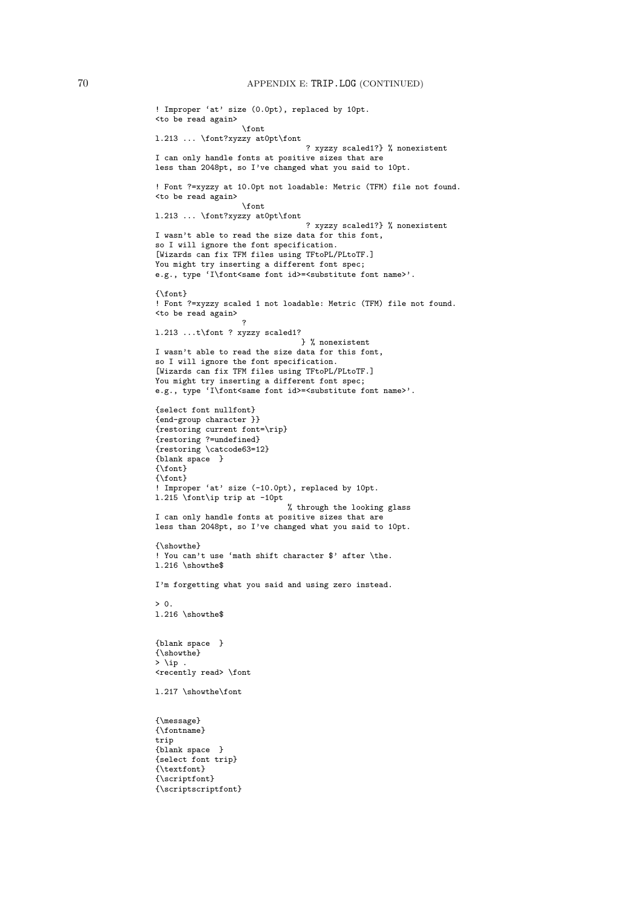```
! Improper `at' size (0.0pt), replaced by 10pt.
<to be read again> 
                   \font 
l.213 ... \font?xyzzy at0pt\font
                                  ? xyzzy scaled1?} % nonexistent
I can only handle fonts at positive sizes that are
less than 2048pt, so I've changed what you said to 10pt.

! Font ?=xyzzy at 10.0pt not loadable: Metric (TFM) file not found.
<to be read again> 
                   \font 
l.213 ... \font?xyzzy at0pt\font
                                  ? xyzzy scaled1?} % nonexistent
I wasn't able to read the size data for this font,
so I will ignore the font specification.
[Wizards can fix TFM files using TFtoPL/PLtoTF.]
You might try inserting a different font spec;
e.g., type `I\font<same font id>=<substitute font name>'.

{\font}
! Font ?=xyzzy scaled 1 not loadable: Metric (TFM) file not found.
<to be read again> 
                   ? 
l.213 ...t\font ? xyzzy scaled1?
                                 } % nonexistent
I wasn't able to read the size data for this font,
so I will ignore the font specification.
[Wizards can fix TFM files using TFtoPL/PLtoTF.]
You might try inserting a different font spec;
e.g., type `I\font<same font id>=<substitute font name>'.

{select font nullfont}
{end-group character }}
{restoring current font=\rip}
{restoring ?=undefined}
{restoring \catcode63=12}
{blank space  }
{\font}
{\font}
! Improper `at' size (-10.0pt), replaced by 10pt.
l.215 \font\ip trip at -10pt
                             % through the looking glass
I can only handle fonts at positive sizes that are
less than 2048pt, so I've changed what you said to 10pt.

{\showthe}
! You can't use `math shift character $' after \the.
l.216 \showthe$

I'm forgetting what you said and using zero instead.

> 0.
l.216 \showthe$


{blank space  }
{\showthe}
> \ip .
<recently read> \font 
                      
l.217 \showthe\font
                   

{\message}
{\fontname}
trip
{blank space  }
{select font trip}
{\textfont}
{\scriptfont}
{\scriptscriptfont}
```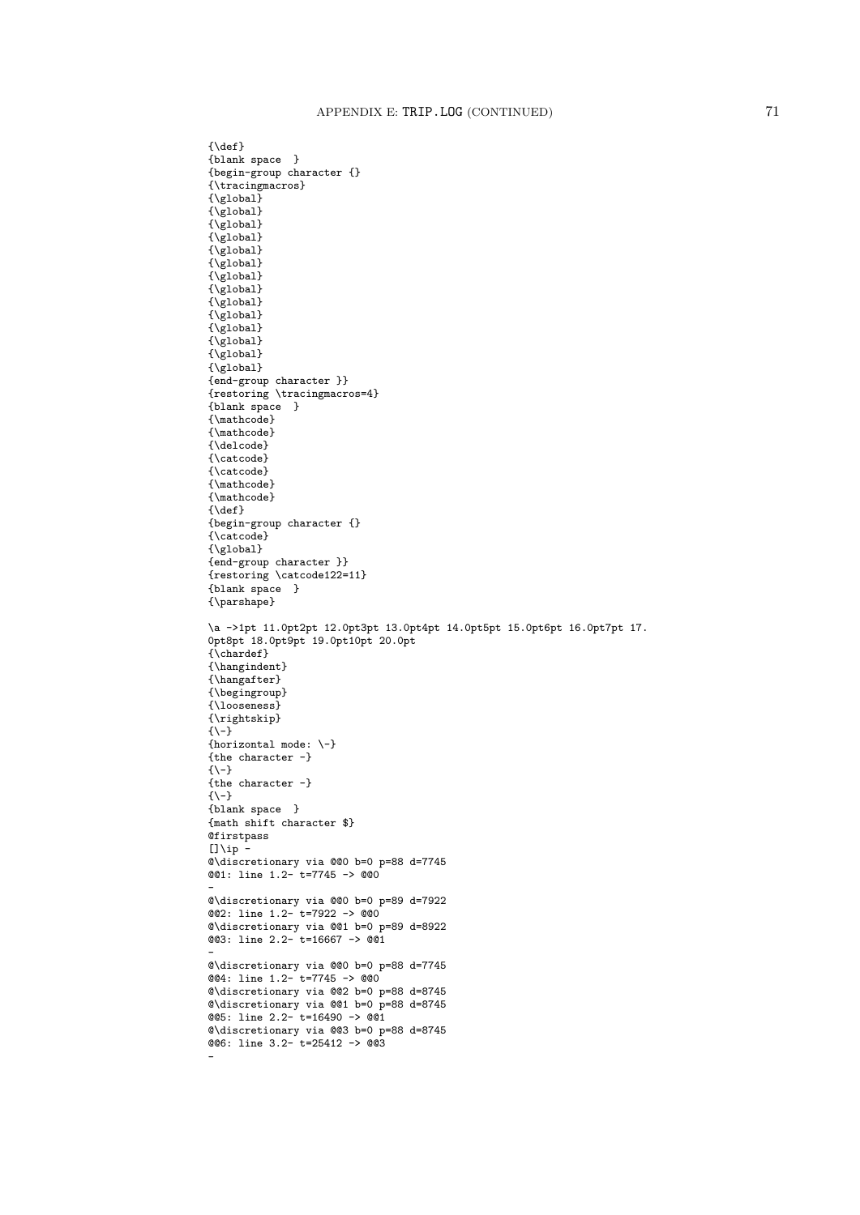```
{\def}
{blank space  }
{begin-group character {}
{\tracingmacros}
{\global}
{\global}
{\global}
{\global}
{\global}
{\global}
{\global}
{\global}
{\global}
{\global}
{\global}
{\global}
{\global}
{\global}
{end-group character }}
{restoring \tracingmacros=4}
{blank space  }
{\mathcode}
{\mathcode}
{\delcode}
{\catcode}
{\catcode}
{\mathcode}
{\mathcode}
{\def}
{begin-group character {}
{\catcode}
{\global}
{end-group character }}
{restoring \catcode122=11}
{blank space  }
{\parshape}

\a ->1pt 11.0pt2pt 12.0pt3pt 13.0pt4pt 14.0pt5pt 15.0pt6pt 16.0pt7pt 17.
0pt8pt 18.0pt9pt 19.0pt10pt 20.0pt
{\chardef}
{\hangindent}
{\hangafter}
{\begingroup}
{\looseness}
{\rightskip}
{\-}
{horizontal mode: \-}
{the character -}
{\-}
{the character -}
{\-}
{blank space  }
{math shift character $}
@firstpass
[]\ip -
@\discretionary via @@0 b=0 p=88 d=7745
@@1: line 1.2- t=7745 -> @@0
-
@\discretionary via @@0 b=0 p=89 d=7922
@@2: line 1.2- t=7922 -> @@0
@\discretionary via @@1 b=0 p=89 d=8922
@@3: line 2.2- t=16667 -> @@1
-
@\discretionary via @@0 b=0 p=88 d=7745
@@4: line 1.2- t=7745 -> @@0
@\discretionary via @@2 b=0 p=88 d=8745
@\discretionary via @@1 b=0 p=88 d=8745
@@5: line 2.2- t=16490 -> @@1
@\discretionary via @@3 b=0 p=88 d=8745
@@6: line 3.2- t=25412 -> @@3
-
```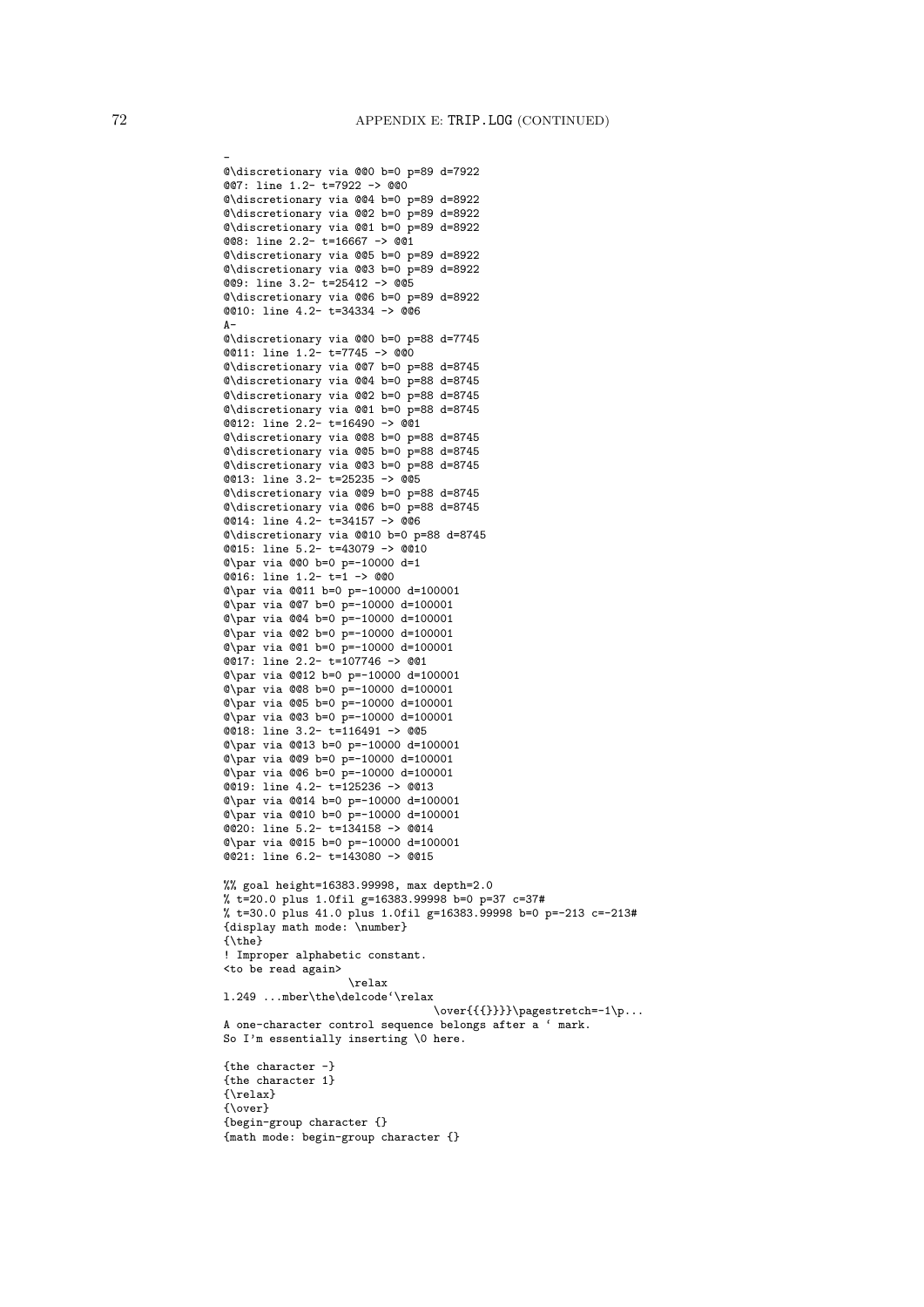```
-
@\discretionary via @@0 b=0 p=89 d=7922
@@7: line 1.2- t=7922 -> @@0
@\discretionary via @@4 b=0 p=89 d=8922
@\discretionary via @@2 b=0 p=89 d=8922
@\discretionary via @@1 b=0 p=89 d=8922
@@8: line 2.2- t=16667 -> @@1
@\discretionary via @@5 b=0 p=89 d=8922
@\discretionary via @@3 b=0 p=89 d=8922
@@9: line 3.2- t=25412 -> @@5
@\discretionary via @@6 b=0 p=89 d=8922
@@10: line 4.2- t=34334 -> @@6
A-
@\discretionary via @@0 b=0 p=88 d=7745
@@11: line 1.2- t=7745 -> @@0
@\discretionary via @@7 b=0 p=88 d=8745
@\discretionary via @@4 b=0 p=88 d=8745
@\discretionary via @@2 b=0 p=88 d=8745
@\discretionary via @@1 b=0 p=88 d=8745
@@12: line 2.2- t=16490 -> @@1
@\discretionary via @@8 b=0 p=88 d=8745
@\discretionary via @@5 b=0 p=88 d=8745
@\discretionary via @@3 b=0 p=88 d=8745
@@13: line 3.2- t=25235 -> @@5
@\discretionary via @@9 b=0 p=88 d=8745
@\discretionary via @@6 b=0 p=88 d=8745
@@14: line 4.2- t=34157 -> @@6
@\discretionary via @@10 b=0 p=88 d=8745
@@15: line 5.2- t=43079 -> @@10
@\par via @@0 b=0 p=-10000 d=1
@@16: line 1.2- t=1 -> @@0
@\par via @@11 b=0 p=-10000 d=100001
@\par via @@7 b=0 p=-10000 d=100001
@\par via @@4 b=0 p=-10000 d=100001
@\par via @@2 b=0 p=-10000 d=100001
@\par via @@1 b=0 p=-10000 d=100001
@@17: line 2.2- t=107746 -> @@1
@\par via @@12 b=0 p=-10000 d=100001
@\par via @@8 b=0 p=-10000 d=100001
@\par via @@5 b=0 p=-10000 d=100001
@\par via @@3 b=0 p=-10000 d=100001
@@18: line 3.2- t=116491 -> @@5
@\par via @@13 b=0 p=-10000 d=100001
@\par via @@9 b=0 p=-10000 d=100001
@\par via @@6 b=0 p=-10000 d=100001
@@19: line 4.2- t=125236 -> @@13
@\par via @@14 b=0 p=-10000 d=100001
@\par via @@10 b=0 p=-10000 d=100001
@@20: line 5.2- t=134158 -> @@14
@\par via @@15 b=0 p=-10000 d=100001
@@21: line 6.2- t=143080 -> @@15

%% goal height=16383.99998, max depth=2.0
% t=20.0 plus 1.0fil g=16383.99998 b=0 p=37 c=37#
% t=30.0 plus 41.0 plus 1.0fil g=16383.99998 b=0 p=-213 c=-213#
{display math mode: \number}
{\the}
! Improper alphabetic constant.
<to be read again>
                   \relax
l.249 ...mber\the\delcode`\relax
                                  \over{{{}}}}\pagestretch=-1\p...
A one-character control sequence belongs after a ` mark.
So I'm essentially inserting \0 here.

{the character -}
{the character 1}
{\relax}
{\over}
{begin-group character {}
{math mode: begin-group character {}
```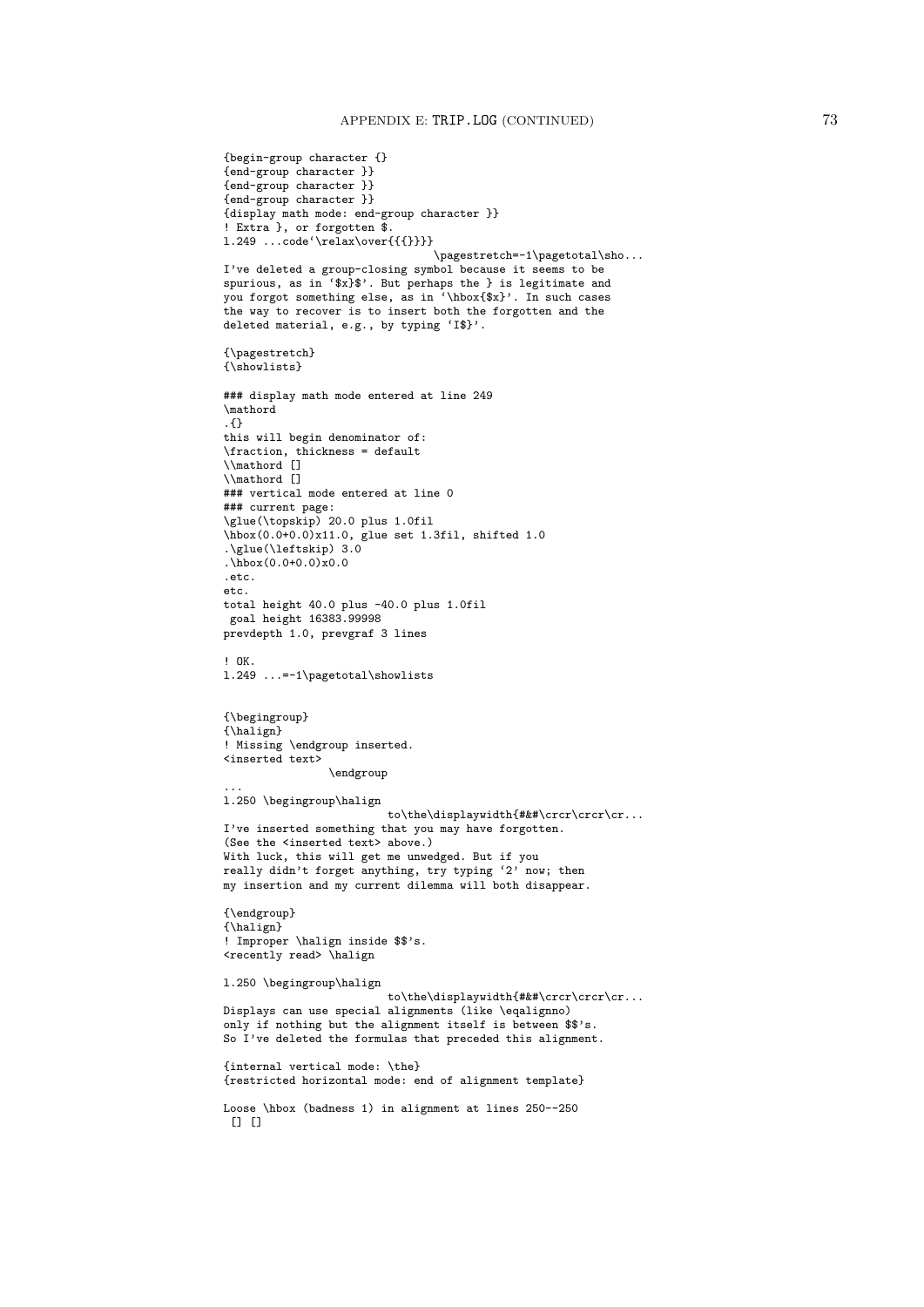```
{begin-group character {}
{end-group character }}
{end-group character }}
{end-group character }}
{display math mode: end-group character }}
! Extra }, or forgotten $.
l.249 ...code`\relax\over{{{}}}}
                                \pagestretch=-1\pagetotal\sho...
I've deleted a group-closing symbol because it seems to be
spurious, as in `$x}$'. But perhaps the } is legitimate and
you forgot something else, as in `\hbox{$x}'. In such cases
the way to recover is to insert both the forgotten and the
deleted material, e.g., by typing `I$}'.

{\pagestretch}
{\showlists}

### display math mode entered at line 249
\mathord
.{}
this will begin denominator of:
\fraction, thickness = default
\\mathord []
\\mathord []
### vertical mode entered at line 0
### current page:
\glue(\topskip) 20.0 plus 1.0fil
\hbox(0.0+0.0)x11.0, glue set 1.3fil, shifted 1.0
.\glue(\leftskip) 3.0
.\hbox(0.0+0.0)x0.0
.etc.
etc.
total height 40.0 plus -40.0 plus 1.0fil
 goal height 16383.99998
prevdepth 1.0, prevgraf 3 lines

! OK.
l.249 ...=-1\pagetotal\showlists


{\begingroup}
{\halign}
! Missing \endgroup inserted.
<inserted text>
                \endgroup
...
l.250 \begingroup\halign
                        to\the\displaywidth{#&#\crcr\crcr\cr...
I've inserted something that you may have forgotten.
(See the <inserted text> above.)
With luck, this will get me unwedged. But if you
really didn't forget anything, try typing `2' now; then
my insertion and my current dilemma will both disappear.

{\endgroup}
{\halign}
! Improper \halign inside $$'s.
<recently read> \halign

l.250 \begingroup\halign
                        to\the\displaywidth{#&#\crcr\crcr\cr...
Displays can use special alignments (like \eqalignno)
only if nothing but the alignment itself is between $$'s.
So I've deleted the formulas that preceded this alignment.

{internal vertical mode: \the}
{restricted horizontal mode: end of alignment template}

Loose \hbox (badness 1) in alignment at lines 250--250
 [] []
```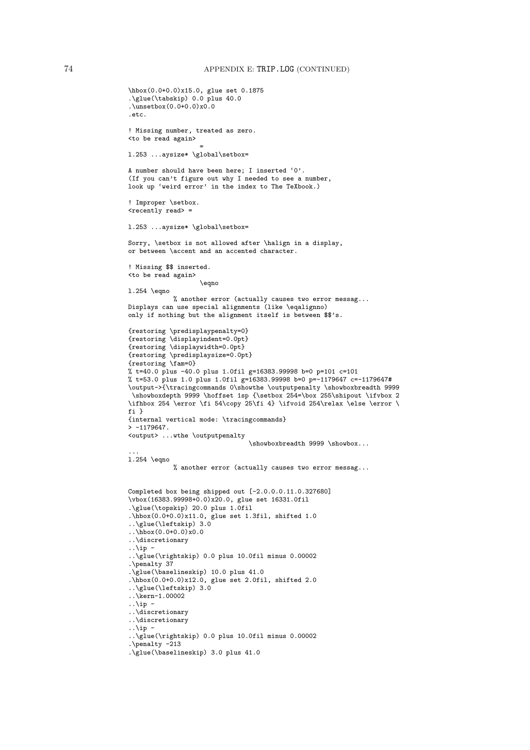```
\hbox(0.0+0.0)x15.0, glue set 0.1875
.\glue(\tabskip) 0.0 plus 40.0
.\unsetbox(0.0+0.0)x0.0
.etc.

! Missing number, treated as zero.
<to be read again>
                   =
l.253 ...aysize* \global\setbox=

A number should have been here; I inserted `0'.
(If you can't figure out why I needed to see a number,
look up `weird error' in the index to The TeXbook.)

! Improper \setbox.
<recently read> =

l.253 ...aysize* \global\setbox=

Sorry, \setbox is not allowed after \halign in a display,
or between \accent and an accented character.

! Missing $$ inserted.
<to be read again>
                   \eqno
l.254 \eqno
           % another error (actually causes two error messag...
Displays can use special alignments (like \eqalignno)
only if nothing but the alignment itself is between $$'s.

{restoring \predisplaypenalty=0}
{restoring \displayindent=0.0pt}
{restoring \displaywidth=0.0pt}
{restoring \predisplaysize=0.0pt}
{restoring \fam=0}
% t=40.0 plus -40.0 plus 1.0fil g=16383.99998 b=0 p=101 c=101
% t=53.0 plus 1.0 plus 1.0fil g=16383.99998 b=0 p=-1179647 c=-1179647#
\output->{\tracingcommands 0\showthe \outputpenalty \showboxbreadth 9999
 \showboxdepth 9999 \hoffset 1sp {\setbox 254=\box 255\shipout \ifvbox 2
\ifhbox 254 \error \fi 54\copy 25\fi 4} \ifvoid 254\relax \else \error \
fi }
{internal vertical mode: \tracingcommands}
> -1179647.
<output> ...wthe \outputpenalty
                                 \showboxbreadth 9999 \showbox...
...
l.254 \eqno
           % another error (actually causes two error messag...


Completed box being shipped out [-2.0.0.0.11.0.327680]
\vbox(16383.99998+0.0)x20.0, glue set 16331.0fil
.\glue(\topskip) 20.0 plus 1.0fil
.\hbox(0.0+0.0)x11.0, glue set 1.3fil, shifted 1.0
..\glue(\leftskip) 3.0
..\hbox(0.0+0.0)x0.0
..\discretionary
..\ip -
..\glue(\rightskip) 0.0 plus 10.0fil minus 0.00002
.\penalty 37
.\glue(\baselineskip) 10.0 plus 41.0
.\hbox(0.0+0.0)x12.0, glue set 2.0fil, shifted 2.0
..\glue(\leftskip) 3.0
..\kern-1.00002
..\ip -
..\discretionary
..\discretionary
..\ip -
..\glue(\rightskip) 0.0 plus 10.0fil minus 0.00002
.\penalty -213
.\glue(\baselineskip) 3.0 plus 41.0
```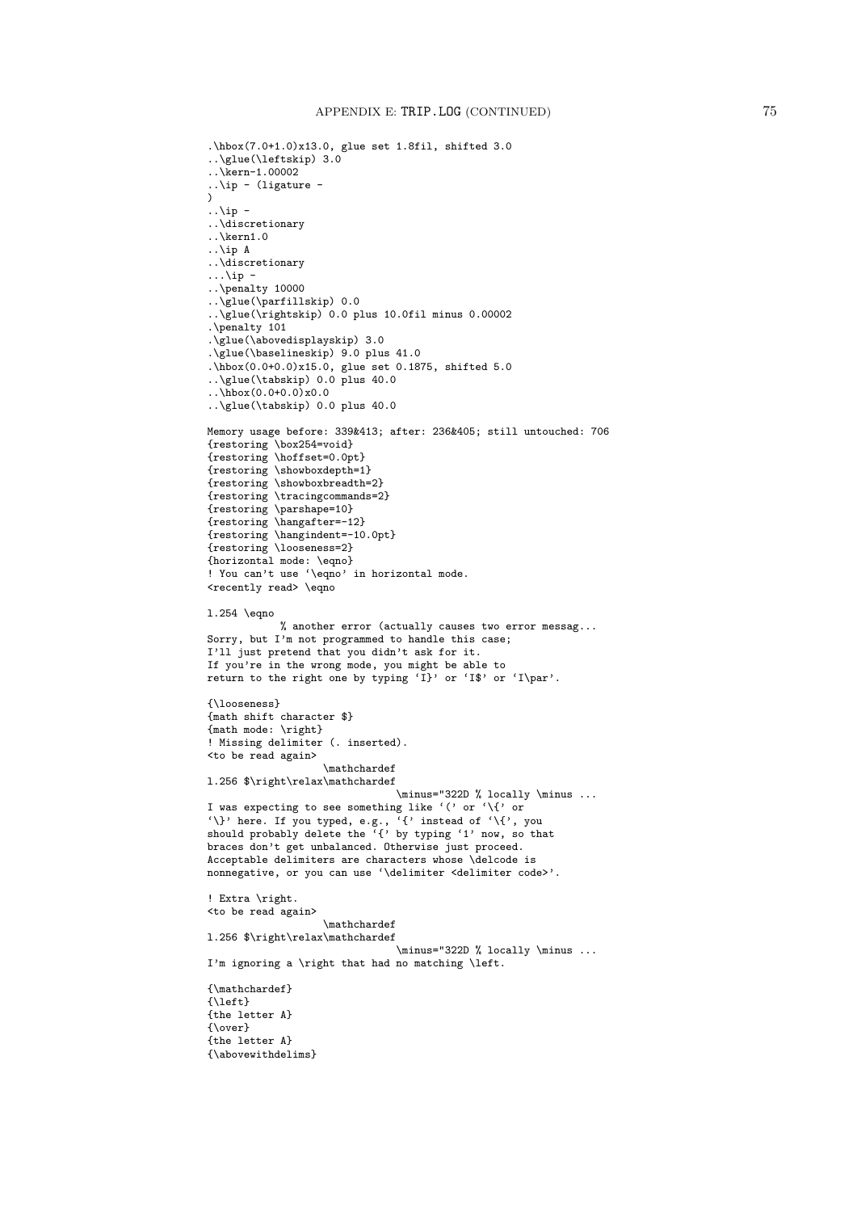```
.\hbox(7.0+1.0)x13.0, glue set 1.8fil, shifted 3.0
..\glue(\leftskip) 3.0
..\kern-1.00002
..\ip - (ligature -
)
..\ip -
..\discretionary
..\kern1.0
..\ip A
..\discretionary
...\ip -
..\penalty 10000
..\glue(\parfillskip) 0.0
..\glue(\rightskip) 0.0 plus 10.0fil minus 0.00002
.\penalty 101
.\glue(\abovedisplayskip) 3.0
.\glue(\baselineskip) 9.0 plus 41.0
.\hbox(0.0+0.0)x15.0, glue set 0.1875, shifted 5.0
..\glue(\tabskip) 0.0 plus 40.0
..\hbox(0.0+0.0)x0.0
..\glue(\tabskip) 0.0 plus 40.0

Memory usage before: 339&413; after: 236&405; still untouched: 706
{restoring \box254=void}
{restoring \hoffset=0.0pt}
{restoring \showboxdepth=1}
{restoring \showboxbreadth=2}
{restoring \tracingcommands=2}
{restoring \parshape=10}
{restoring \hangafter=-12}
{restoring \hangindent=-10.0pt}
{restoring \looseness=2}
{horizontal mode: \eqno}
! You can't use `\eqno' in horizontal mode.
<recently read> \eqno

l.254 \eqno
           % another error (actually causes two error messag...
Sorry, but I'm not programmed to handle this case;
I'll just pretend that you didn't ask for it.
If you're in the wrong mode, you might be able to
return to the right one by typing `I}' or `I$' or `I\par'.

{\looseness}
{math shift character $}
{math mode: \right}
! Missing delimiter (. inserted).
<to be read again>
                   \mathchardef
l.256 $\right\relax\mathchardef
                               \minus="322D % locally \minus ...
I was expecting to see something like `(' or `\{' or
`\}' here. If you typed, e.g., `{' instead of `\{', you
should probably delete the `{' by typing `1' now, so that
braces don't get unbalanced. Otherwise just proceed.
Acceptable delimiters are characters whose \delcode is
nonnegative, or you can use `\delimiter <delimiter code>'.

! Extra \right.
<to be read again>
                   \mathchardef
l.256 $\right\relax\mathchardef
                               \minus="322D % locally \minus ...
I'm ignoring a \right that had no matching \left.

{\mathchardef}
{\left}
{the letter A}
{\over}
{the letter A}
{\abovewithdelims}
```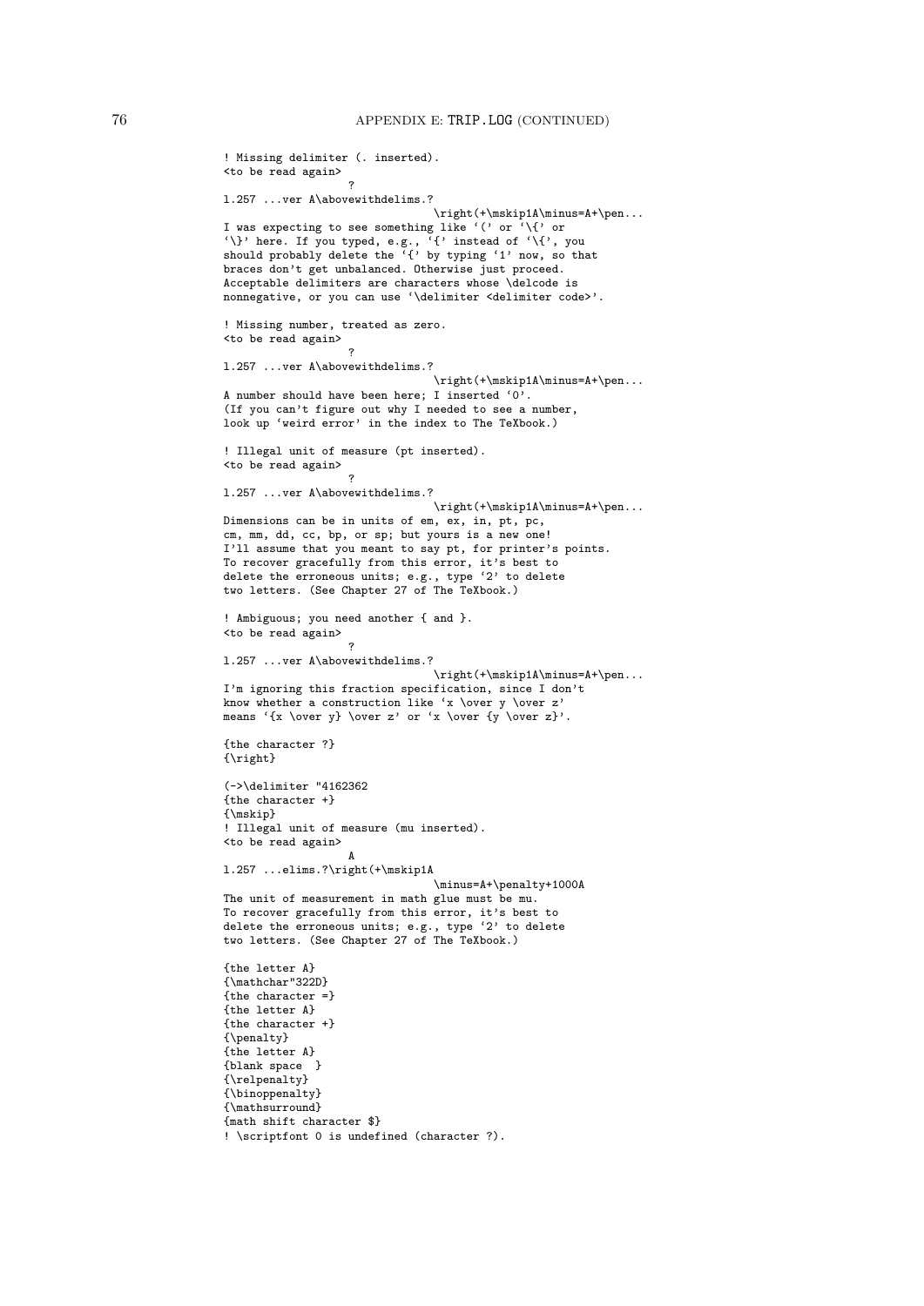```
! Missing delimiter (. inserted).
<to be read again>
                   ?
l.257 ...ver A\abovewithdelims.?
                                \right(+\mskip1A\minus=A+\pen...
I was expecting to see something like `(' or `\{' or
`\}' here. If you typed, e.g., `{' instead of `\{', you
should probably delete the `{' by typing `1' now, so that
braces don't get unbalanced. Otherwise just proceed.
Acceptable delimiters are characters whose \delcode is
nonnegative, or you can use `\delimiter <delimiter code>'.

! Missing number, treated as zero.
<to be read again>
                   ?
l.257 ...ver A\abovewithdelims.?
                                \right(+\mskip1A\minus=A+\pen...
A number should have been here; I inserted `0'.
(If you can't figure out why I needed to see a number,
look up `weird error' in the index to The TeXbook.)

! Illegal unit of measure (pt inserted).
<to be read again>
                   ?
l.257 ...ver A\abovewithdelims.?
                                \right(+\mskip1A\minus=A+\pen...
Dimensions can be in units of em, ex, in, pt, pc,
cm, mm, dd, cc, bp, or sp; but yours is a new one!
I'll assume that you meant to say pt, for printer's points.
To recover gracefully from this error, it's best to
delete the erroneous units; e.g., type `2' to delete
two letters. (See Chapter 27 of The TeXbook.)

! Ambiguous; you need another { and }.
<to be read again>
                   ?
l.257 ...ver A\abovewithdelims.?
                                \right(+\mskip1A\minus=A+\pen...
I'm ignoring this fraction specification, since I don't
know whether a construction like `x \over y \over z'
means `{x \over y} \over z' or `x \over {y \over z}'.

{the character ?}
{\right}

(->\delimiter "4162362
{the character +}
{\mskip}
! Illegal unit of measure (mu inserted).
<to be read again>
                   A
l.257 ...elims.?\right(+\mskip1A
                                \minus=A+\penalty+1000A
The unit of measurement in math glue must be mu.
To recover gracefully from this error, it's best to
delete the erroneous units; e.g., type `2' to delete
two letters. (See Chapter 27 of The TeXbook.)

{the letter A}
{\mathchar"322D}
{the character =}
{the letter A}
{the character +}
{\penalty}
{the letter A}
{blank space  }
{\relpenalty}
{\binoppenalty}
{\mathsurround}
{math shift character $}
! \scriptfont 0 is undefined (character ?).
```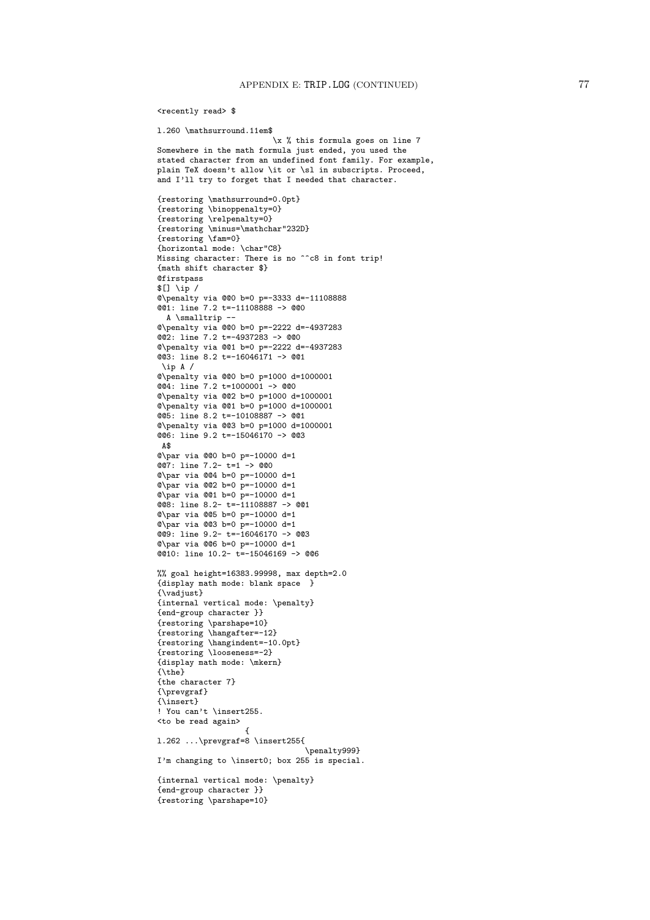```
<recently read> $

l.260 \mathsurround.11em$
                          \x % this formula goes on line 7
Somewhere in the math formula just ended, you used the
stated character from an undefined font family. For example,
plain TeX doesn't allow \it or \sl in subscripts. Proceed,
and I'll try to forget that I needed that character.

{restoring \mathsurround=0.0pt}
{restoring \binoppenalty=0}
{restoring \relpenalty=0}
{restoring \minus=\mathchar"232D}
{restoring \fam=0}
{horizontal mode: \char"C8}
Missing character: There is no ^^c8 in font trip!
{math shift character $}
@firstpass
$[] \ip /
@\penalty via @@0 b=0 p=-3333 d=-11108888
@@1: line 7.2 t=-11108888 -> @@0
  A \smalltrip --
@\penalty via @@0 b=0 p=-2222 d=-4937283
@@2: line 7.2 t=-4937283 -> @@0
@\penalty via @@1 b=0 p=-2222 d=-4937283
@@3: line 8.2 t=-16046171 -> @@1
 \ip A /
@\penalty via @@0 b=0 p=1000 d=1000001
@@4: line 7.2 t=1000001 -> @@0
@\penalty via @@2 b=0 p=1000 d=1000001
@\penalty via @@1 b=0 p=1000 d=1000001
@@5: line 8.2 t=-10108887 -> @@1
@\penalty via @@3 b=0 p=1000 d=1000001
@@6: line 9.2 t=-15046170 -> @@3
 A$
@\par via @@0 b=0 p=-10000 d=1
@@7: line 7.2- t=1 -> @@0
@\par via @@4 b=0 p=-10000 d=1
@\par via @@2 b=0 p=-10000 d=1
@\par via @@1 b=0 p=-10000 d=1
@@8: line 8.2- t=-11108887 -> @@1
@\par via @@5 b=0 p=-10000 d=1
@\par via @@3 b=0 p=-10000 d=1
@@9: line 9.2- t=-16046170 -> @@3
@\par via @@6 b=0 p=-10000 d=1
@@10: line 10.2- t=-15046169 -> @@6

%% goal height=16383.99998, max depth=2.0
{display math mode: blank space  }
{\vadjust}
{internal vertical mode: \penalty}
{end-group character }}
{restoring \parshape=10}
{restoring \hangafter=-12}
{restoring \hangindent=-10.0pt}
{restoring \looseness=-2}
{display math mode: \mkern}
{\the}
{the character 7}
{\prevgraf}
{\insert}
! You can't \insert255.
<to be read again>
                   {
l.262 ...\prevgraf=8 \insert255{
                                \penalty999}
I'm changing to \insert0; box 255 is special.

{internal vertical mode: \penalty}
{end-group character }}
{restoring \parshape=10}
```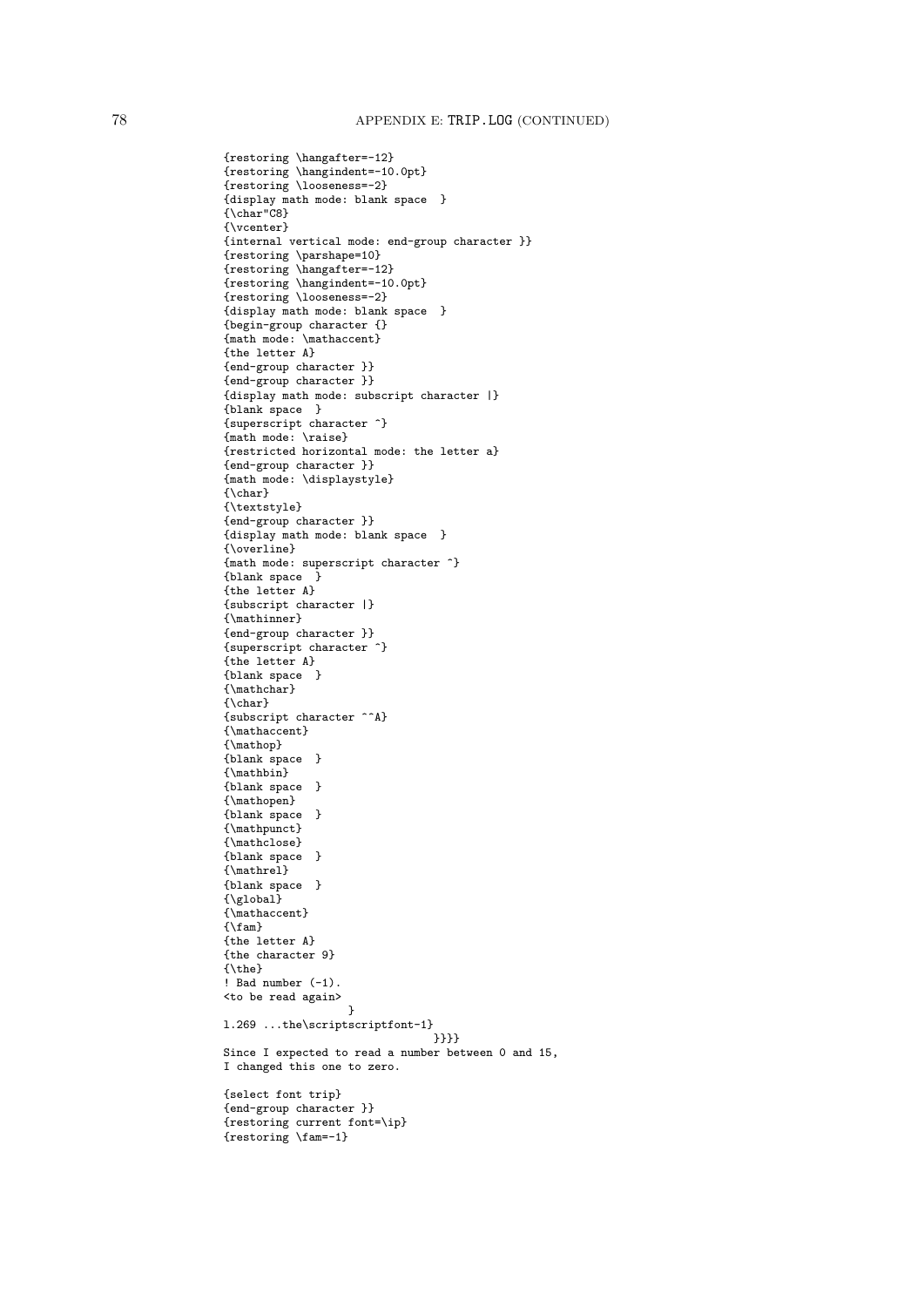```
{restoring \hangafter=-12}
{restoring \hangindent=-10.0pt}
{restoring \looseness=-2}
{display math mode: blank space  }
{\char"C8}
{\vcenter}
{internal vertical mode: end-group character }}
{restoring \parshape=10}
{restoring \hangafter=-12}
{restoring \hangindent=-10.0pt}
{restoring \looseness=-2}
{display math mode: blank space  }
{begin-group character {}
{math mode: \mathaccent}
{the letter A}
{end-group character }}
{end-group character }}
{display math mode: subscript character |}
{blank space  }
{superscript character ^}
{math mode: \raise}
{restricted horizontal mode: the letter a}
{end-group character }}
{math mode: \displaystyle}
{\char}
{\textstyle}
{end-group character }}
{display math mode: blank space  }
{\overline}
{math mode: superscript character ^}
{blank space  }
{the letter A}
{subscript character |}
{\mathinner}
{end-group character }}
{superscript character ^}
{the letter A}
{blank space  }
{\mathchar}
{\char}
{subscript character ^^A}
{\mathaccent}
{\mathop}
{blank space  }
{\mathbin}
{blank space  }
{\mathopen}
{blank space  }
{\mathpunct}
{\mathclose}
{blank space  }
{\mathrel}
{blank space  }
{\global}
{\mathaccent}
{\fam}
{the letter A}
{the character 9}
{\the}
! Bad number (-1).
<to be read again>
                   }
l.269 ...the\scriptscriptfont-1}
                                }}}}
Since I expected to read a number between 0 and 15,
I changed this one to zero.

{select font trip}
{end-group character }}
{restoring current font=\ip}
{restoring \fam=-1}
```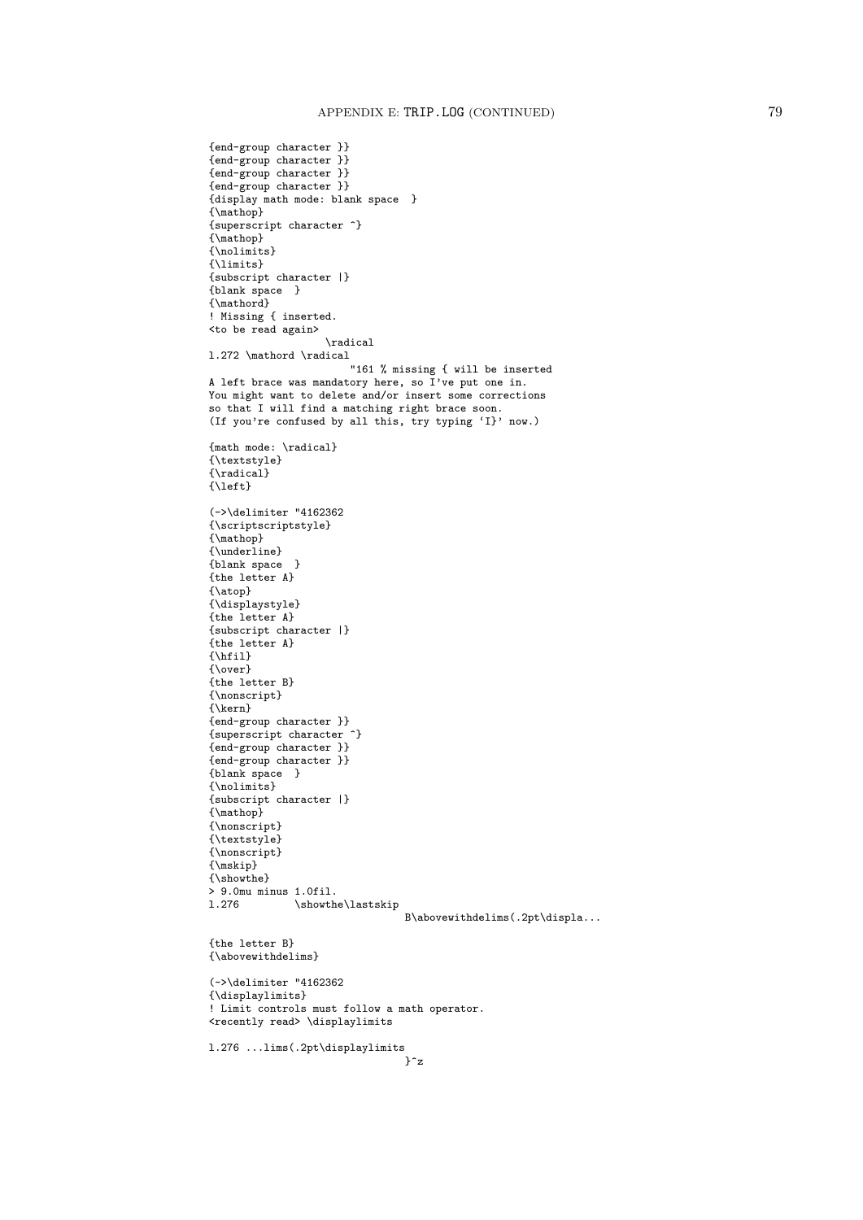```
{end-group character }}
{end-group character }}
{end-group character }}
{end-group character }}
{display math mode: blank space  }
{\mathop}
{superscript character ^}
{\mathop}
{\nolimits}
{\limits}
{subscript character |}
{blank space  }
{\mathord}
! Missing { inserted.
<to be read again>
                   \radical
l.272 \mathord \radical
                       "161 % missing { will be inserted
A left brace was mandatory here, so I've put one in.
You might want to delete and/or insert some corrections
so that I will find a matching right brace soon.
(If you're confused by all this, try typing `I}' now.)

{math mode: \radical}
{\textstyle}
{\radical}
{\left}

(->\delimiter "4162362
{\scriptscriptstyle}
{\mathop}
{\underline}
{blank space  }
{the letter A}
{\atop}
{\displaystyle}
{the letter A}
{subscript character |}
{the letter A}
{\hfil}
{\over}
{the letter B}
{\nonscript}
{\kern}
{end-group character }}
{superscript character ^}
{end-group character }}
{end-group character }}
{blank space  }
{\nolimits}
{subscript character |}
{\mathop}
{\nonscript}
{\textstyle}
{\nonscript}
{\mskip}
{\showthe}
> 9.0mu minus 1.0fil.
l.276         \showthe\lastskip
                               B\abovewithdelims(.2pt\displa...

{the letter B}
{\abovewithdelims}

(->\delimiter "4162362
{\displaylimits}
! Limit controls must follow a math operator.
<recently read> \displaylimits

l.276 ...lims(.2pt\displaylimits
                               }^z
```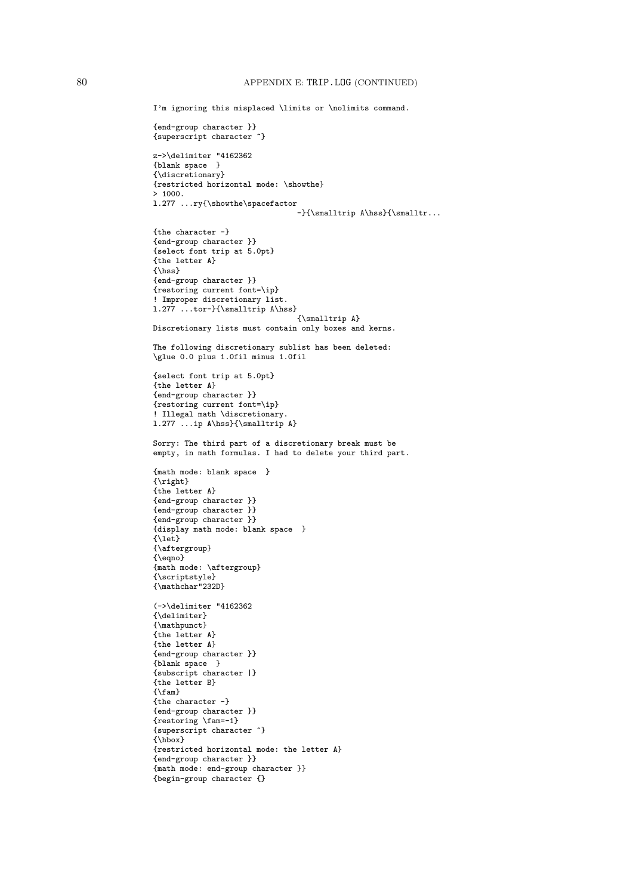```
I'm ignoring this misplaced \limits or \nolimits command.

{end-group character }}
{superscript character ^}

z->\delimiter "4162362
{blank space  }
{\discretionary}
{restricted horizontal mode: \showthe}
> 1000.
l.277 ...ry{\showthe\spacefactor
                                  -}{\smalltrip A\hss}{\smalltr...

{the character -}
{end-group character }}
{select font trip at 5.0pt}
{the letter A}
{\hss}
{end-group character }}
{restoring current font=\ip}
! Improper discretionary list.
l.277 ...tor-}{\smalltrip A\hss}
                                  {\smalltrip A}
Discretionary lists must contain only boxes and kerns.

The following discretionary sublist has been deleted:
\glue 0.0 plus 1.0fil minus 1.0fil

{select font trip at 5.0pt}
{the letter A}
{end-group character }}
{restoring current font=\ip}
! Illegal math \discretionary.
l.277 ...ip A\hss}{\smalltrip A}

Sorry: The third part of a discretionary break must be
empty, in math formulas. I had to delete your third part.

{math mode: blank space  }
{\right}
{the letter A}
{end-group character }}
{end-group character }}
{end-group character }}
{display math mode: blank space  }
{\let}
{\aftergroup}
{\eqno}
{math mode: \aftergroup}
{\scriptstyle}
{\mathchar"232D}

(->\delimiter "4162362
{\delimiter}
{\mathpunct}
{the letter A}
{the letter A}
{end-group character }}
{blank space  }
{subscript character |}
{the letter B}
{\fam}
{the character -}
{end-group character }}
{restoring \fam=-1}
{superscript character ^}
{\hbox}
{restricted horizontal mode: the letter A}
{end-group character }}
{math mode: end-group character }}
{begin-group character {}
```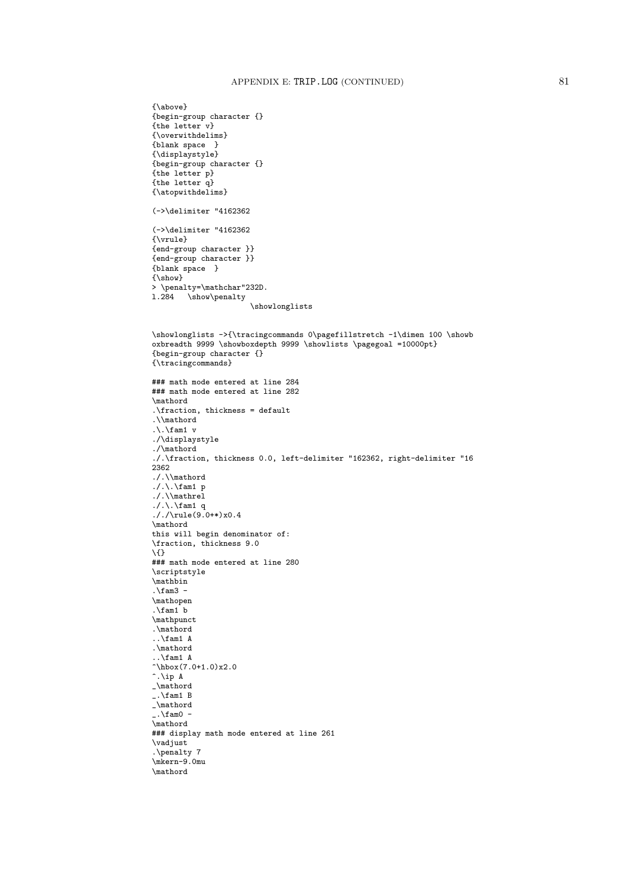```
{\above}
{begin-group character {}
{the letter v}
{\overwithdelims}
{blank space  }
{\displaystyle}
{begin-group character {}
{the letter p}
{the letter q}
{\atopwithdelims}

(->\delimiter "4162362

(->\delimiter "4162362
{\vrule}
{end-group character }}
{end-group character }}
{blank space  }
{\show}
> \penalty=\mathchar"232D.
l.284   \show\penalty
                     \showlonglists


\showlonglists ->{\tracingcommands 0\pagefillstretch -1\dimen 100 \showb
oxbreadth 9999 \showboxdepth 9999 \showlists \pagegoal =10000pt}
{begin-group character {}
{\tracingcommands}

### math mode entered at line 284
### math mode entered at line 282
\mathord
.\fraction, thickness = default
.\\mathord
.\.\fam1 v
./\displaystyle
./\mathord
./.\fraction, thickness 0.0, left-delimiter "162362, right-delimiter "16
2362
./.\\mathord
./.\.\fam1 p
./.\\mathrel
./.\.\fam1 q
././\rule(9.0+*)x0.4
\mathord
this will begin denominator of:
\fraction, thickness 9.0
\{}
### math mode entered at line 280
\scriptstyle
\mathbin
.\fam3 -
\mathopen
.\fam1 b
\mathpunct
.\mathord
..\fam1 A
.\mathord
..\fam1 A
^\hbox(7.0+1.0)x2.0
^.\ip A
_\mathord
_.\fam1 B
_\mathord
_.\fam0 -
\mathord
### display math mode entered at line 261
\vadjust
.\penalty 7
\mkern-9.0mu
\mathord
```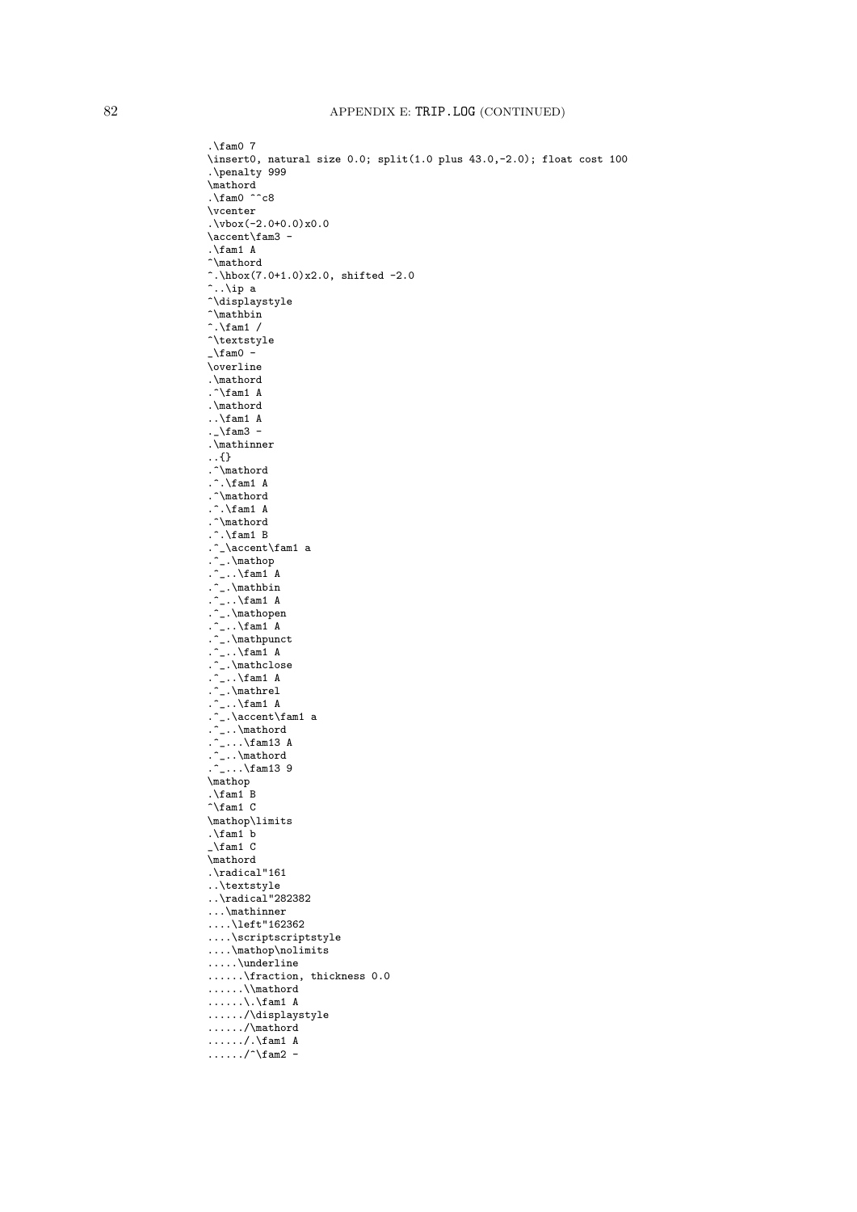```
.\fam0 7
\insert0, natural size 0.0; split(1.0 plus 43.0,-2.0); float cost 100
.\penalty 999
\mathord
.\fam0 ^^c8
\vcenter
.\vbox(-2.0+0.0)x0.0
\accent\fam3 -
.\fam1 A
^\mathord
^.\hbox(7.0+1.0)x2.0, shifted -2.0
^..\ip a
^\displaystyle
^\mathbin
^.\fam1 /
^\textstyle
_\fam0 -
\overline
.\mathord
.^\fam1 A
.\mathord
..\fam1 A
._\fam3 -
.\mathinner
..{}
.^\mathord
.^.\fam1 A
.^\mathord
.^.\fam1 A
.^\mathord
.^.\fam1 B
.^_\accent\fam1 a
.^_.\mathop
.^_..\fam1 A
.^_.\mathbin
.^_..\fam1 A
.^_.\mathopen
.^_..\fam1 A
.^_.\mathpunct
.^_..\fam1 A
.^_.\mathclose
.^_..\fam1 A
.^_.\mathrel
.^_..\fam1 A
.^_.\accent\fam1 a
.^_..\mathord
.^_...\fam13 A
.^_..\mathord
.^_...\fam13 9
\mathop
.\fam1 B
^\fam1 C
\mathop\limits
.\fam1 b
_\fam1 C
\mathord
.\radical"161
..\textstyle
..\radical"282382
...\mathinner
....\left"162362
....\scriptscriptstyle
....\mathop\nolimits
.....\underline
......\fraction, thickness 0.0
......\\mathord
......\.\fam1 A
....../\displaystyle
....../\mathord
....../.\fam1 A
....../^\fam2 -
```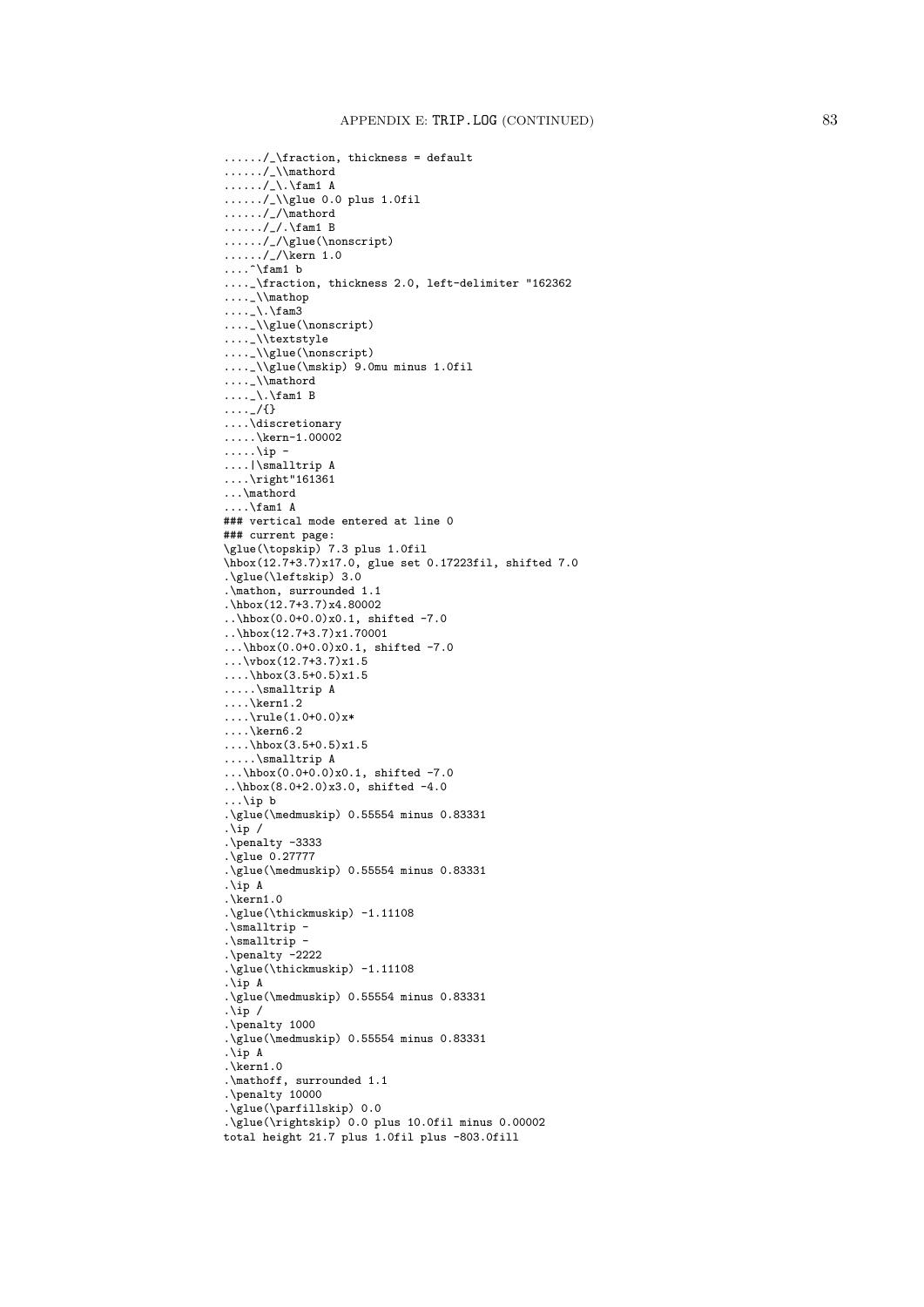```
....../_\fraction, thickness = default
....../_\\mathord
....../_\.\fam1 A
....../_\\glue 0.0 plus 1.0fil
....../_/\mathord
....../_/.\fam1 B
....../_/\glue(\nonscript)
....../_/\kern 1.0
....^\fam1 b
...._\fraction, thickness 2.0, left-delimiter "162362
...._\\mathop
...._\.\fam3
...._\\glue(\nonscript)
...._\\textstyle
...._\\glue(\nonscript)
...._\\glue(\mskip) 9.0mu minus 1.0fil
...._\\mathord
...._\.\fam1 B
...._/{}
....\discretionary
.....\kern-1.00002
.....\ip -
....|\smalltrip A
....\right"161361
...\mathord
....\fam1 A
### vertical mode entered at line 0
### current page:
\glue(\topskip) 7.3 plus 1.0fil
\hbox(12.7+3.7)x17.0, glue set 0.17223fil, shifted 7.0
.\glue(\leftskip) 3.0
.\mathon, surrounded 1.1
.\hbox(12.7+3.7)x4.80002
..\hbox(0.0+0.0)x0.1, shifted -7.0
..\hbox(12.7+3.7)x1.70001
...\hbox(0.0+0.0)x0.1, shifted -7.0
...\vbox(12.7+3.7)x1.5
....\hbox(3.5+0.5)x1.5
.....\smalltrip A
....\kern1.2
....\rule(1.0+0.0)x*
....\kern6.2
....\hbox(3.5+0.5)x1.5
.....\smalltrip A
...\hbox(0.0+0.0)x0.1, shifted -7.0
..\hbox(8.0+2.0)x3.0, shifted -4.0
...\ip b
.\glue(\medmuskip) 0.55554 minus 0.83331
.\ip /
.\penalty -3333
.\glue 0.27777
.\glue(\medmuskip) 0.55554 minus 0.83331
.\ip A
.\kern1.0
.\glue(\thickmuskip) -1.11108
.\smalltrip -
.\smalltrip -
.\penalty -2222
.\glue(\thickmuskip) -1.11108
.\ip A
.\glue(\medmuskip) 0.55554 minus 0.83331
.\ip /
.\penalty 1000
.\glue(\medmuskip) 0.55554 minus 0.83331
.\ip A
.\kern1.0
.\mathoff, surrounded 1.1
.\penalty 10000
.\glue(\parfillskip) 0.0
.\glue(\rightskip) 0.0 plus 10.0fil minus 0.00002
total height 21.7 plus 1.0fil plus -803.0fill
```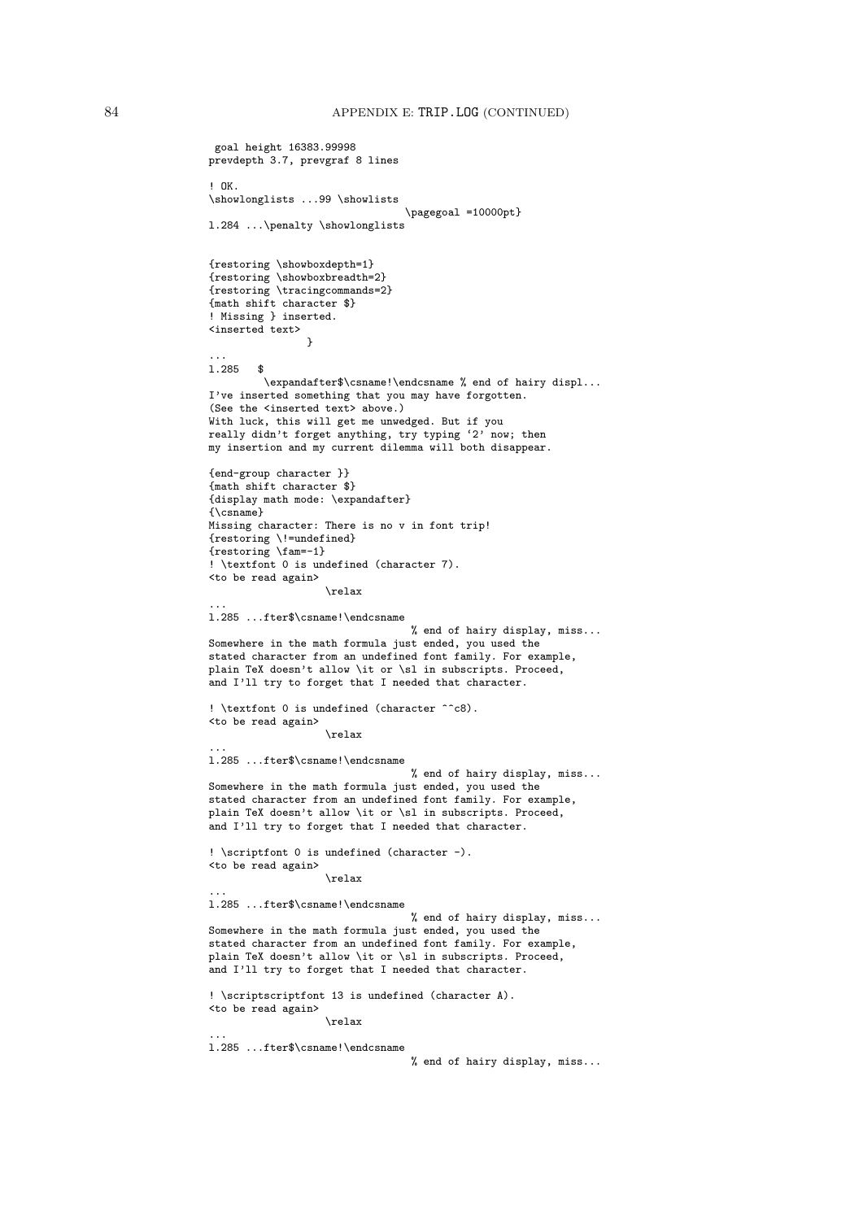```
 goal height 16383.99998
prevdepth 3.7, prevgraf 8 lines

! OK.
\showlonglists ...99 \showlists
                                \pagegoal =10000pt}
l.284 ...\penalty \showlonglists


{restoring \showboxdepth=1}
{restoring \showboxbreadth=2}
{restoring \tracingcommands=2}
{math shift character $}
! Missing } inserted.
<inserted text>
               }
...
l.285   $
         \expandafter$\csname!\endcsname % end of hairy displ...
I've inserted something that you may have forgotten.
(See the <inserted text> above.)
With luck, this will get me unwedged. But if you
really didn't forget anything, try typing `2' now; then
my insertion and my current dilemma will both disappear.

{end-group character }}
{math shift character $}
{display math mode: \expandafter}
{\csname}
Missing character: There is no v in font trip!
{restoring \!=undefined}
{restoring \fam=-1}
! \textfont 0 is undefined (character 7).
<to be read again>
                   \relax
...
l.285 ...fter$\csname!\endcsname
                                 % end of hairy display, miss...
Somewhere in the math formula just ended, you used the
stated character from an undefined font family. For example,
plain TeX doesn't allow \it or \sl in subscripts. Proceed,
and I'll try to forget that I needed that character.

! \textfont 0 is undefined (character ^^c8).
<to be read again>
                   \relax
...
l.285 ...fter$\csname!\endcsname
                                 % end of hairy display, miss...
Somewhere in the math formula just ended, you used the
stated character from an undefined font family. For example,
plain TeX doesn't allow \it or \sl in subscripts. Proceed,
and I'll try to forget that I needed that character.

! \scriptfont 0 is undefined (character -).
<to be read again>
                   \relax
...
l.285 ...fter$\csname!\endcsname
                                 % end of hairy display, miss...
Somewhere in the math formula just ended, you used the
stated character from an undefined font family. For example,
plain TeX doesn't allow \it or \sl in subscripts. Proceed,
and I'll try to forget that I needed that character.

! \scriptscriptfont 13 is undefined (character A).
<to be read again>
                   \relax
...
l.285 ...fter$\csname!\endcsname
                                 % end of hairy display, miss...
```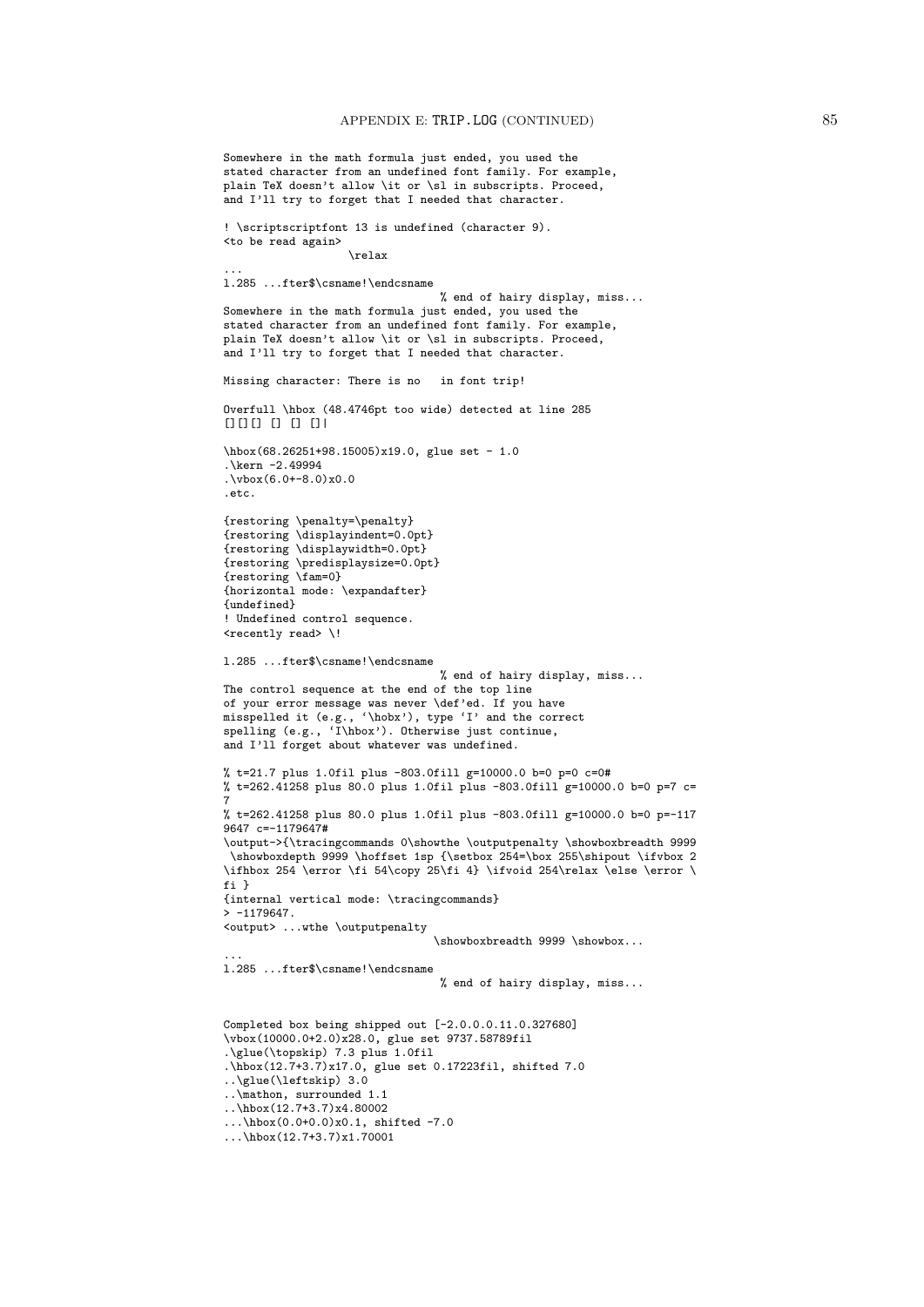```
Somewhere in the math formula just ended, you used the
stated character from an undefined font family. For example,
plain TeX doesn't allow \it or \sl in subscripts. Proceed,
and I'll try to forget that I needed that character.

! \scriptscriptfont 13 is undefined (character 9).
<to be read again>
                   \relax
...
l.285 ...fter$\csname!\endcsname
                                  % end of hairy display, miss...
Somewhere in the math formula just ended, you used the
stated character from an undefined font family. For example,
plain TeX doesn't allow \it or \sl in subscripts. Proceed,
and I'll try to forget that I needed that character.

Missing character: There is no   in font trip!

Overfull \hbox (48.4746pt too wide) detected at line 285
[][][] [] [] []|

\hbox(68.26251+98.15005)x19.0, glue set - 1.0
.\kern -2.49994
.\vbox(6.0+-8.0)x0.0
.etc.

{restoring \penalty=\penalty}
{restoring \displayindent=0.0pt}
{restoring \displaywidth=0.0pt}
{restoring \predisplaysize=0.0pt}
{restoring \fam=0}
{horizontal mode: \expandafter}
{undefined}
! Undefined control sequence.
<recently read> \!

l.285 ...fter$\csname!\endcsname
                                  % end of hairy display, miss...
The control sequence at the end of the top line
of your error message was never \def'ed. If you have
misspelled it (e.g., `\hobx'), type `I' and the correct
spelling (e.g., `I\hbox'). Otherwise just continue,
and I'll forget about whatever was undefined.

% t=21.7 plus 1.0fil plus -803.0fill g=10000.0 b=0 p=0 c=0#
% t=262.41258 plus 80.0 plus 1.0fil plus -803.0fill g=10000.0 b=0 p=7 c=
7
% t=262.41258 plus 80.0 plus 1.0fil plus -803.0fill g=10000.0 b=0 p=-117
9647 c=-1179647#
\output->{\tracingcommands 0\showthe \outputpenalty \showboxbreadth 9999
 \showboxdepth 9999 \hoffset 1sp {\setbox 254=\box 255\shipout \ifvbox 2
\ifhbox 254 \error \fi 54\copy 25\fi 4} \ifvoid 254\relax \else \error \
fi }
{internal vertical mode: \tracingcommands}
> -1179647.
<output> ...wthe \outputpenalty
                                  \showboxbreadth 9999 \showbox...
...
l.285 ...fter$\csname!\endcsname
                                  % end of hairy display, miss...


Completed box being shipped out [-2.0.0.0.11.0.327680]
\vbox(10000.0+2.0)x28.0, glue set 9737.58789fil
.\glue(\topskip) 7.3 plus 1.0fil
.\hbox(12.7+3.7)x17.0, glue set 0.17223fil, shifted 7.0
..\glue(\leftskip) 3.0
..\mathon, surrounded 1.1
..\hbox(12.7+3.7)x4.80002
...\hbox(0.0+0.0)x0.1, shifted -7.0
...\hbox(12.7+3.7)x1.70001
```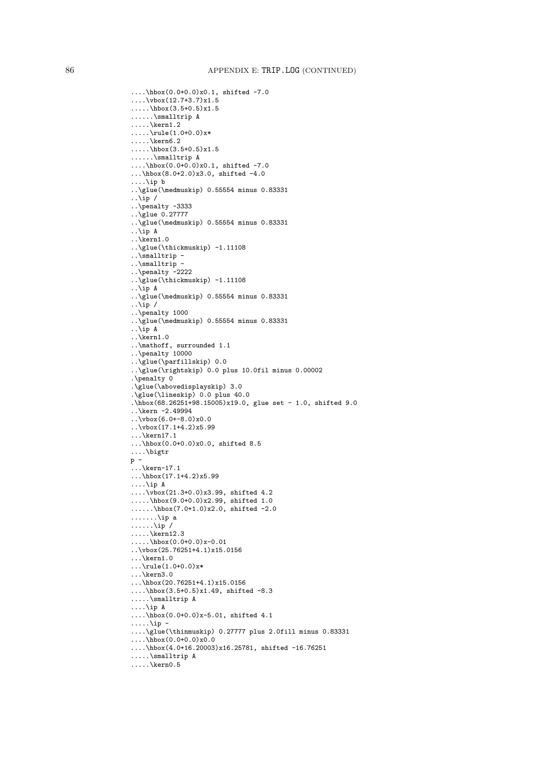```
....\hbox(0.0+0.0)x0.1, shifted -7.0
....\vbox(12.7+3.7)x1.5
.....\hbox(3.5+0.5)x1.5
......\smalltrip A
.....\kern1.2
.....\rule(1.0+0.0)x*
.....\kern6.2
.....\hbox(3.5+0.5)x1.5
......\smalltrip A
....\hbox(0.0+0.0)x0.1, shifted -7.0
...\hbox(8.0+2.0)x3.0, shifted -4.0
....\ip b
..\glue(\medmuskip) 0.55554 minus 0.83331
..\ip /
..\penalty -3333
..\glue 0.27777
..\glue(\medmuskip) 0.55554 minus 0.83331
..\ip A
..\kern1.0
..\glue(\thickmuskip) -1.11108
..\smalltrip -
..\smalltrip -
..\penalty -2222
..\glue(\thickmuskip) -1.11108
..\ip A
..\glue(\medmuskip) 0.55554 minus 0.83331
..\ip /
..\penalty 1000
..\glue(\medmuskip) 0.55554 minus 0.83331
..\ip A
..\kern1.0
..\mathoff, surrounded 1.1
..\penalty 10000
..\glue(\parfillskip) 0.0
..\glue(\rightskip) 0.0 plus 10.0fil minus 0.00002
.\penalty 0
.\glue(\abovedisplayskip) 3.0
.\glue(\lineskip) 0.0 plus 40.0
.\hbox(68.26251+98.15005)x19.0, glue set - 1.0, shifted 9.0
..\kern -2.49994
..\vbox(6.0+-8.0)x0.0
..\vbox(17.1+4.2)x5.99
...\kern17.1
...\hbox(0.0+0.0)x0.0, shifted 8.5
....\bigtr
p -
...\kern-17.1
...\hbox(17.1+4.2)x5.99
....\ip A
....\vbox(21.3+0.0)x3.99, shifted 4.2
.....\hbox(9.0+0.0)x2.99, shifted 1.0
......\hbox(7.0+1.0)x2.0, shifted -2.0
.......\ip a
......\ip /
.....\kern12.3
.....\hbox(0.0+0.0)x-0.01
..\vbox(25.76251+4.1)x15.0156
...\kern1.0
...\rule(1.0+0.0)x*
...\kern3.0
...\hbox(20.76251+4.1)x15.0156
....\hbox(3.5+0.5)x1.49, shifted -8.3
.....\smalltrip A
....\ip A
....\hbox(0.0+0.0)x-5.01, shifted 4.1
.....\ip -
....\glue(\thinmuskip) 0.27777 plus 2.0fill minus 0.83331
....\hbox(0.0+0.0)x0.0
....\hbox(4.0+16.20003)x16.25781, shifted -16.76251
.....\smalltrip A
.....\kern0.5
```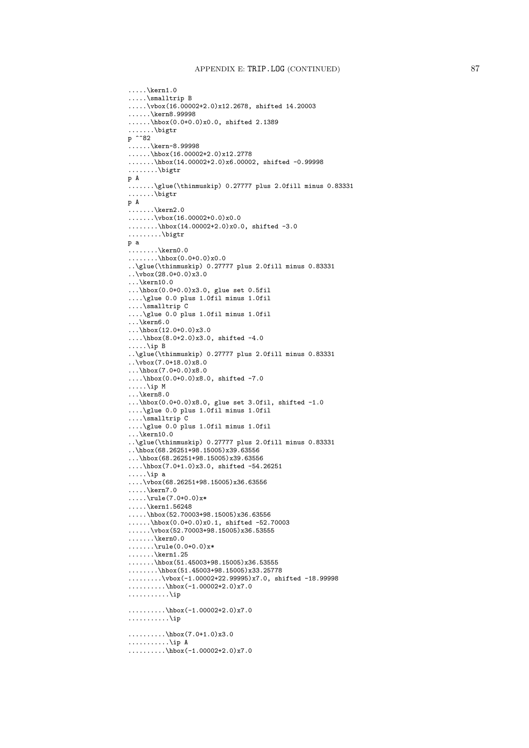```
.....\kern1.0
.....\smalltrip B
.....\vbox(16.00002+2.0)x12.2678, shifted 14.20003
......\kern8.99998
......\hbox(0.0+0.0)x0.0, shifted 2.1389
.......\bigtr
p ^^82
......\kern-8.99998
......\hbox(16.00002+2.0)x12.2778
.......\hbox(14.00002+2.0)x6.00002, shifted -0.99998
........\bigtr
p A
.......\glue(\thinmuskip) 0.27777 plus 2.0fill minus 0.83331
.......\bigtr
p A
.......\kern2.0
.......\vbox(16.00002+0.0)x0.0
........\hbox(14.00002+2.0)x0.0, shifted -3.0
.........\bigtr
p a
........\kern0.0
........\hbox(0.0+0.0)x0.0
..\glue(\thinmuskip) 0.27777 plus 2.0fill minus 0.83331
..\vbox(28.0+0.0)x3.0
...\kern10.0
...\hbox(0.0+0.0)x3.0, glue set 0.5fil
....\glue 0.0 plus 1.0fil minus 1.0fil
....\smalltrip C
....\glue 0.0 plus 1.0fil minus 1.0fil
...\kern6.0
...\hbox(12.0+0.0)x3.0
....\hbox(8.0+2.0)x3.0, shifted -4.0
.....\ip B
..\glue(\thinmuskip) 0.27777 plus 2.0fill minus 0.83331
..\vbox(7.0+18.0)x8.0
...\hbox(7.0+0.0)x8.0
....\hbox(0.0+0.0)x8.0, shifted -7.0
.....\ip M
...\kern8.0
...\hbox(0.0+0.0)x8.0, glue set 3.0fil, shifted -1.0
....\glue 0.0 plus 1.0fil minus 1.0fil
....\smalltrip C
....\glue 0.0 plus 1.0fil minus 1.0fil
...\kern10.0
..\glue(\thinmuskip) 0.27777 plus 2.0fill minus 0.83331
..\hbox(68.26251+98.15005)x39.63556
...\hbox(68.26251+98.15005)x39.63556
....\hbox(7.0+1.0)x3.0, shifted -54.26251
.....\ip a
....\vbox(68.26251+98.15005)x36.63556
.....\kern7.0
.....\rule(7.0+0.0)x*
.....\kern1.56248
.....\hbox(52.70003+98.15005)x36.63556
......\hbox(0.0+0.0)x0.1, shifted -52.70003
......\vbox(52.70003+98.15005)x36.53555
.......\kern0.0
.......\rule(0.0+0.0)x*
.......\kern1.25
.......\hbox(51.45003+98.15005)x36.53555
........\hbox(51.45003+98.15005)x33.25778
.........\vbox(-1.00002+22.99995)x7.0, shifted -18.99998
..........\hbox(-1.00002+2.0)x7.0
...........\ip

..........\hbox(-1.00002+2.0)x7.0
...........\ip

..........\hbox(7.0+1.0)x3.0
...........\ip A
..........\hbox(-1.00002+2.0)x7.0
```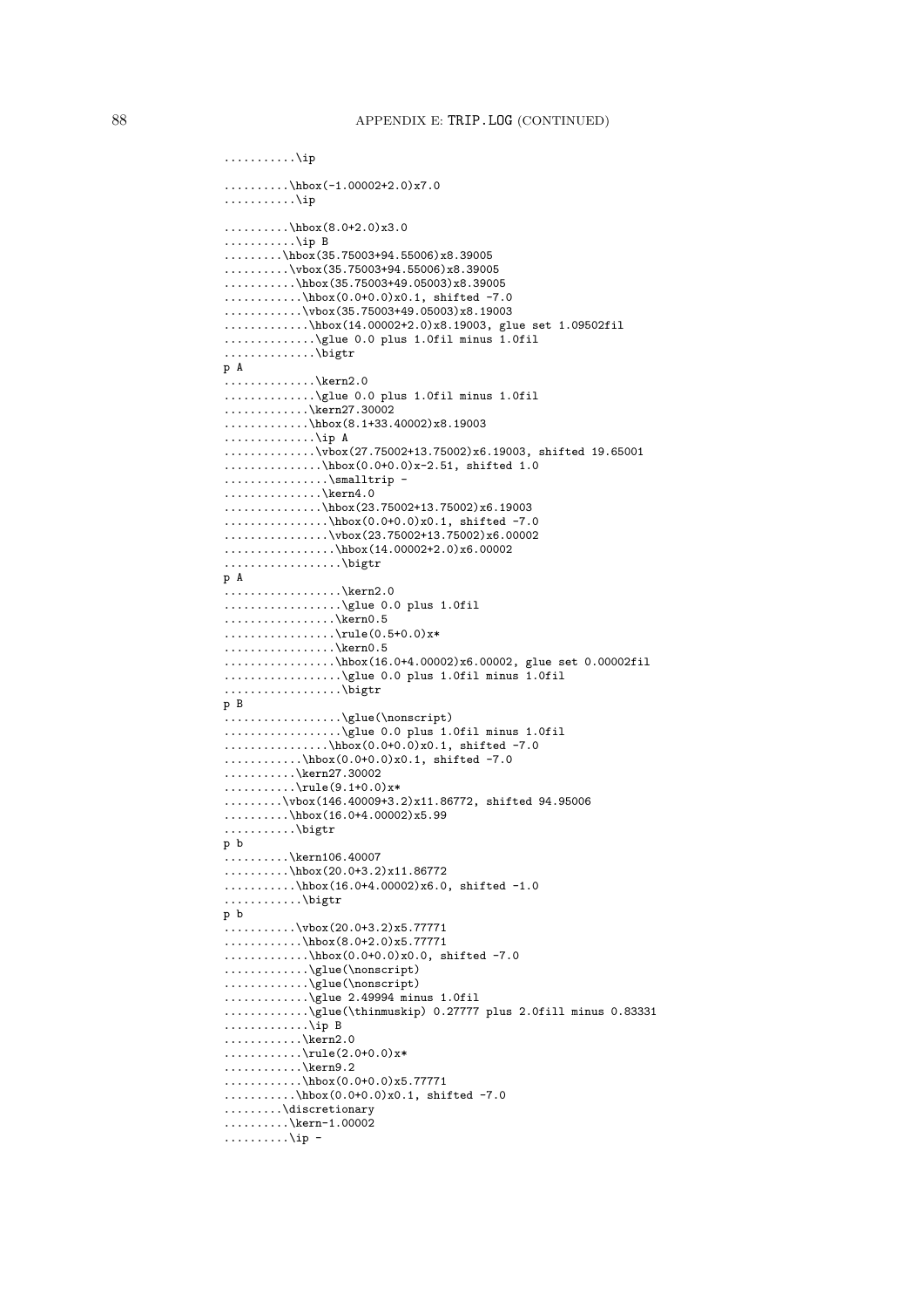```
...........\ip

..........\hbox(-1.00002+2.0)x7.0
...........\ip

..........\hbox(8.0+2.0)x3.0
...........\ip B
.........\hbox(35.75003+94.55006)x8.39005
..........\vbox(35.75003+94.55006)x8.39005
...........\hbox(35.75003+49.05003)x8.39005
............\hbox(0.0+0.0)x0.1, shifted -7.0
............\vbox(35.75003+49.05003)x8.19003
.............\hbox(14.00002+2.0)x8.19003, glue set 1.09502fil
..............\glue 0.0 plus 1.0fil minus 1.0fil
..............\bigtr
p A
..............\kern2.0
..............\glue 0.0 plus 1.0fil minus 1.0fil
.............\kern27.30002
.............\hbox(8.1+33.40002)x8.19003
..............\ip A
..............\vbox(27.75002+13.75002)x6.19003, shifted 19.65001
...............\hbox(0.0+0.0)x-2.51, shifted 1.0
................\smalltrip -
...............\kern4.0
...............\hbox(23.75002+13.75002)x6.19003
................\hbox(0.0+0.0)x0.1, shifted -7.0
................\vbox(23.75002+13.75002)x6.00002
.................\hbox(14.00002+2.0)x6.00002
..................\bigtr
p A
..................\kern2.0
..................\glue 0.0 plus 1.0fil
.................\kern0.5
.................\rule(0.5+0.0)x*
.................\kern0.5
.................\hbox(16.0+4.00002)x6.00002, glue set 0.00002fil
..................\glue 0.0 plus 1.0fil minus 1.0fil
..................\bigtr
p B
..................\glue(\nonscript)
..................\glue 0.0 plus 1.0fil minus 1.0fil
................\hbox(0.0+0.0)x0.1, shifted -7.0
............\hbox(0.0+0.0)x0.1, shifted -7.0
...........\kern27.30002
...........\rule(9.1+0.0)x*
.........\vbox(146.40009+3.2)x11.86772, shifted 94.95006
..........\hbox(16.0+4.00002)x5.99
...........\bigtr
p b
..........\kern106.40007
..........\hbox(20.0+3.2)x11.86772
...........\hbox(16.0+4.00002)x6.0, shifted -1.0
............\bigtr
p b
...........\vbox(20.0+3.2)x5.77771
............\hbox(8.0+2.0)x5.77771
.............\hbox(0.0+0.0)x0.0, shifted -7.0
.............\glue(\nonscript)
.............\glue(\nonscript)
.............\glue 2.49994 minus 1.0fil
.............\glue(\thinmuskip) 0.27777 plus 2.0fill minus 0.83331
.............\ip B
............\kern2.0
............\rule(2.0+0.0)x*
............\kern9.2
............\hbox(0.0+0.0)x5.77771
...........\hbox(0.0+0.0)x0.1, shifted -7.0
.........\discretionary
..........\kern-1.00002
..........\ip -
```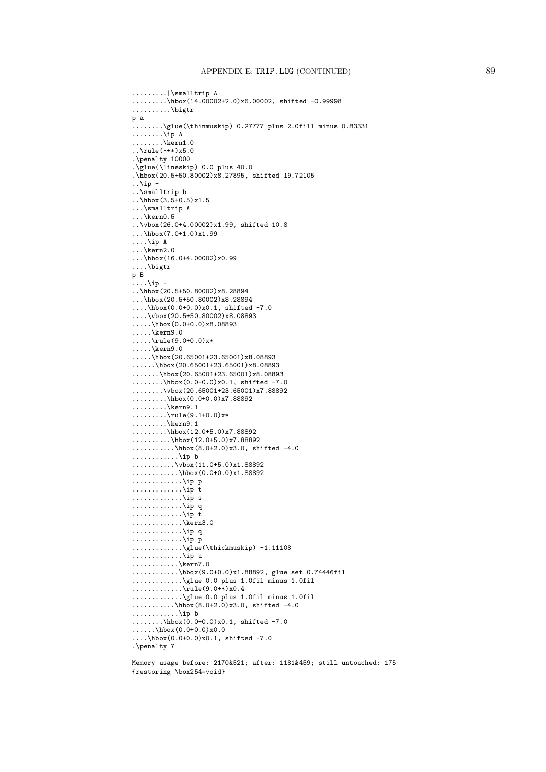```
.........|\smalltrip A
.........\hbox(14.00002+2.0)x6.00002, shifted -0.99998
..........\bigtr
p a
........\glue(\thinmuskip) 0.27777 plus 2.0fill minus 0.83331
........\ip A
........\kern1.0
..\rule(*+*)x5.0
.\penalty 10000
.\glue(\lineskip) 0.0 plus 40.0
.\hbox(20.5+50.80002)x8.27895, shifted 19.72105
..\ip -
..\smalltrip b
..\hbox(3.5+0.5)x1.5
...\smalltrip A
...\kern0.5
..\vbox(26.0+4.00002)x1.99, shifted 10.8
...\hbox(7.0+1.0)x1.99
....\ip A
...\kern2.0
...\hbox(16.0+4.00002)x0.99
....\bigtr
p B
....\ip -
..\hbox(20.5+50.80002)x8.28894
...\hbox(20.5+50.80002)x8.28894
....\hbox(0.0+0.0)x0.1, shifted -7.0
....\vbox(20.5+50.80002)x8.08893
.....\hbox(0.0+0.0)x8.08893
.....\kern9.0
.....\rule(9.0+0.0)x*
.....\kern9.0
.....\hbox(20.65001+23.65001)x8.08893
......\hbox(20.65001+23.65001)x8.08893
.......\hbox(20.65001+23.65001)x8.08893
........\hbox(0.0+0.0)x0.1, shifted -7.0
........\vbox(20.65001+23.65001)x7.88892
.........\hbox(0.0+0.0)x7.88892
.........\kern9.1
.........\rule(9.1+0.0)x*
.........\kern9.1
.........\hbox(12.0+5.0)x7.88892
..........\hbox(12.0+5.0)x7.88892
...........\hbox(8.0+2.0)x3.0, shifted -4.0
............\ip b
...........\vbox(11.0+5.0)x1.88892
............\hbox(0.0+0.0)x1.88892
.............\ip p
.............\ip t
.............\ip s
.............\ip q
.............\ip t
.............\kern3.0
.............\ip q
.............\ip p
.............\glue(\thickmuskip) -1.11108
.............\ip u
............\kern7.0
............\hbox(9.0+0.0)x1.88892, glue set 0.74446fil
.............\glue 0.0 plus 1.0fil minus 1.0fil
.............\rule(9.0+*)x0.4
.............\glue 0.0 plus 1.0fil minus 1.0fil
...........\hbox(8.0+2.0)x3.0, shifted -4.0
............\ip b
........\hbox(0.0+0.0)x0.1, shifted -7.0
......\hbox(0.0+0.0)x0.0
....\hbox(0.0+0.0)x0.1, shifted -7.0
.\penalty 7

Memory usage before: 2170&521; after: 1181&459; still untouched: 175
{restoring \box254=void}
```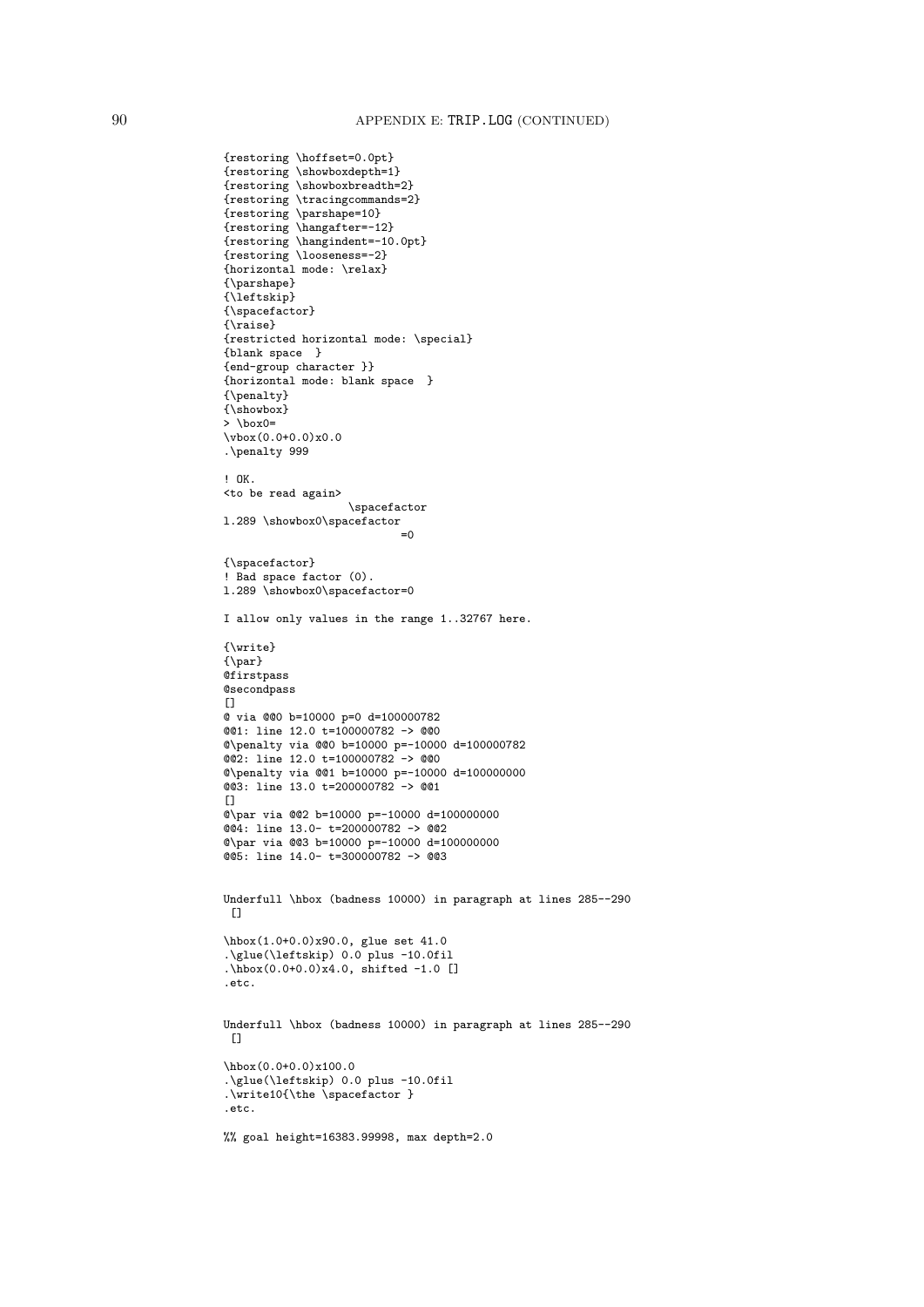```
{restoring \hoffset=0.0pt}
{restoring \showboxdepth=1}
{restoring \showboxbreadth=2}
{restoring \tracingcommands=2}
{restoring \parshape=10}
{restoring \hangafter=-12}
{restoring \hangindent=-10.0pt}
{restoring \looseness=-2}
{horizontal mode: \relax}
{\parshape}
{\leftskip}
{\spacefactor}
{\raise}
{restricted horizontal mode: \special}
{blank space  }
{end-group character }}
{horizontal mode: blank space  }
{\penalty}
{\showbox}
> \box0=
\vbox(0.0+0.0)x0.0
.\penalty 999

! OK.
<to be read again>
                   \spacefactor
l.289 \showbox0\spacefactor
                           =0

{\spacefactor}
! Bad space factor (0).
l.289 \showbox0\spacefactor=0

I allow only values in the range 1..32767 here.

{\write}
{\par}
@firstpass
@secondpass
[]
@ via @@0 b=10000 p=0 d=100000782
@@1: line 12.0 t=100000782 -> @@0
@\penalty via @@0 b=10000 p=-10000 d=100000782
@@2: line 12.0 t=100000782 -> @@0
@\penalty via @@1 b=10000 p=-10000 d=100000000
@@3: line 13.0 t=200000782 -> @@1
[]
@\par via @@2 b=10000 p=-10000 d=100000000
@@4: line 13.0- t=200000782 -> @@2
@\par via @@3 b=10000 p=-10000 d=100000000
@@5: line 14.0- t=300000782 -> @@3


Underfull \hbox (badness 10000) in paragraph at lines 285--290
 []

\hbox(1.0+0.0)x90.0, glue set 41.0
.\glue(\leftskip) 0.0 plus -10.0fil
.\hbox(0.0+0.0)x4.0, shifted -1.0 []
.etc.


Underfull \hbox (badness 10000) in paragraph at lines 285--290
 []

\hbox(0.0+0.0)x100.0
.\glue(\leftskip) 0.0 plus -10.0fil
.\write10{\the \spacefactor }
.etc.

%% goal height=16383.99998, max depth=2.0
```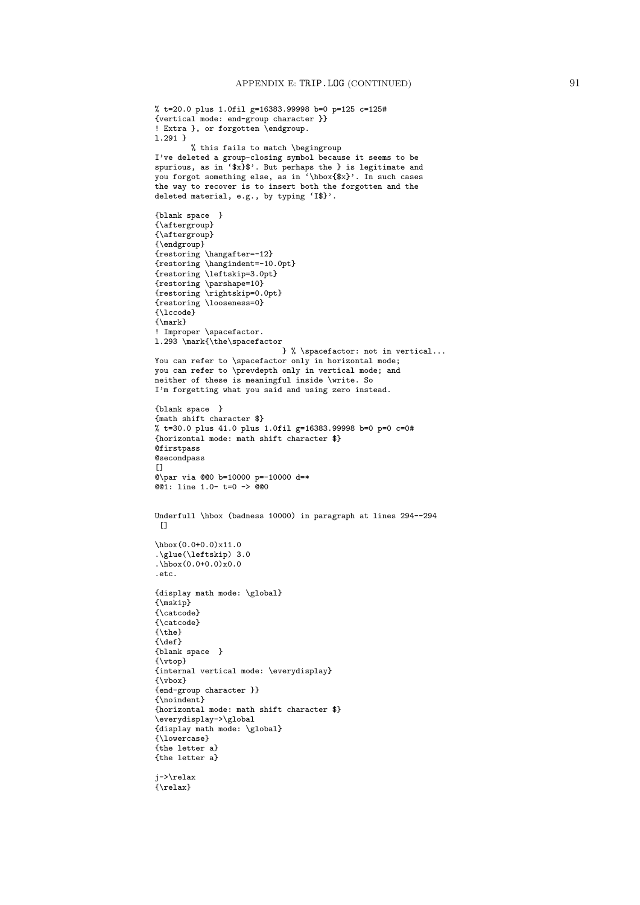```
% t=20.0 plus 1.0fil g=16383.99998 b=0 p=125 c=125#
{vertical mode: end-group character }}
! Extra }, or forgotten \endgroup.
l.291 }
        % this fails to match \begingroup
I've deleted a group-closing symbol because it seems to be
spurious, as in `$x}$'. But perhaps the } is legitimate and
you forgot something else, as in `\hbox{$x}'. In such cases
the way to recover is to insert both the forgotten and the
deleted material, e.g., by typing `I$}'.

{blank space  }
{\aftergroup}
{\aftergroup}
{\endgroup}
{restoring \hangafter=-12}
{restoring \hangindent=-10.0pt}
{restoring \leftskip=3.0pt}
{restoring \parshape=10}
{restoring \rightskip=0.0pt}
{restoring \looseness=0}
{\lccode}
{\mark}
! Improper \spacefactor.
l.293 \mark{\the\spacefactor
                             } % \spacefactor: not in vertical...
You can refer to \spacefactor only in horizontal mode;
you can refer to \prevdepth only in vertical mode; and
neither of these is meaningful inside \write. So
I'm forgetting what you said and using zero instead.

{blank space  }
{math shift character $}
% t=30.0 plus 41.0 plus 1.0fil g=16383.99998 b=0 p=0 c=0#
{horizontal mode: math shift character $}
@firstpass
@secondpass
[]
@\par via @@0 b=10000 p=-10000 d=*
@@1: line 1.0- t=0 -> @@0


Underfull \hbox (badness 10000) in paragraph at lines 294--294
 []

\hbox(0.0+0.0)x11.0
.\glue(\leftskip) 3.0
.\hbox(0.0+0.0)x0.0
.etc.

{display math mode: \global}
{\mskip}
{\catcode}
{\catcode}
{\the}
{\def}
{blank space  }
{\vtop}
{internal vertical mode: \everydisplay}
{\vbox}
{end-group character }}
{\noindent}
{horizontal mode: math shift character $}
\everydisplay->\global
{display math mode: \global}
{\lowercase}
{the letter a}
{the letter a}

j->\relax
{\relax}
```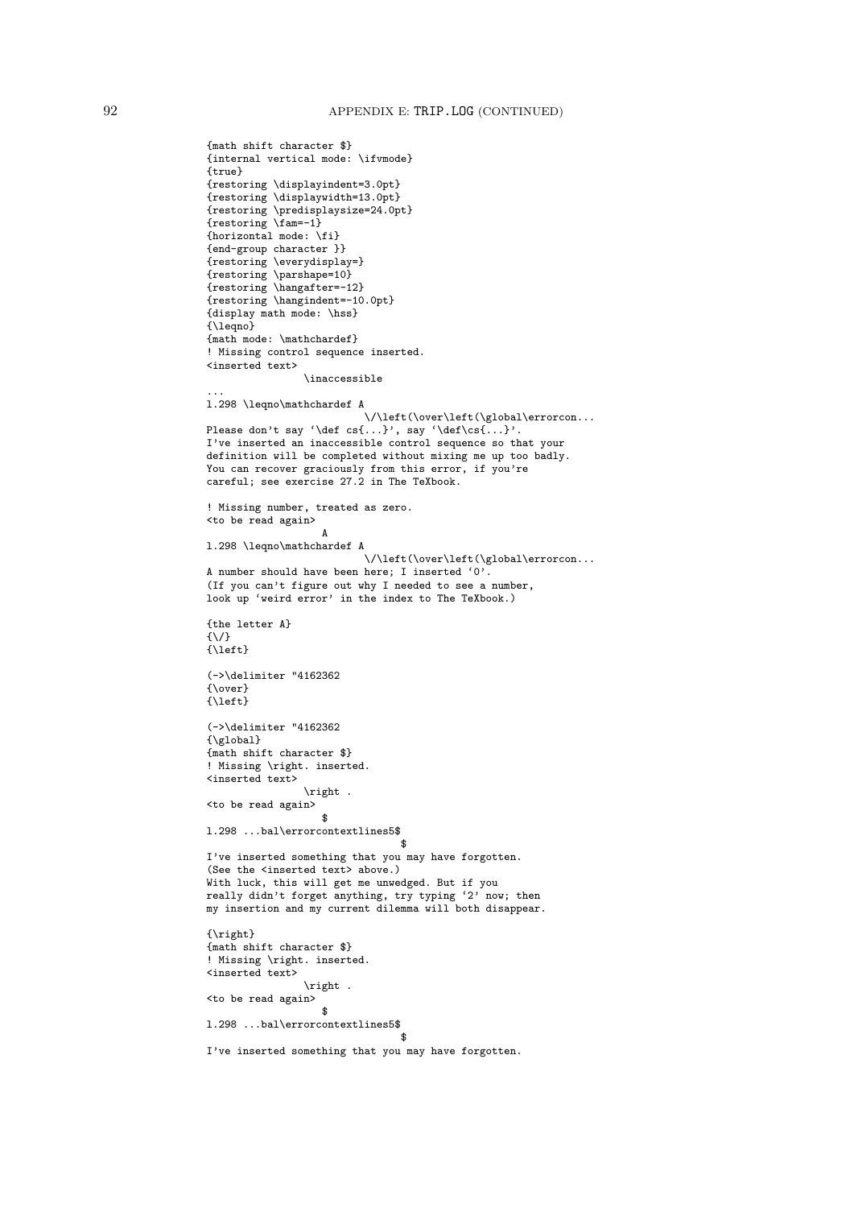```
{math shift character $}
{internal vertical mode: \ifvmode}
{true}
{restoring \displayindent=3.0pt}
{restoring \displaywidth=13.0pt}
{restoring \predisplaysize=24.0pt}
{restoring \fam=-1}
{horizontal mode: \fi}
{end-group character }}
{restoring \everydisplay=}
{restoring \parshape=10}
{restoring \hangafter=-12}
{restoring \hangindent=-10.0pt}
{display math mode: \hss}
{\leqno}
{math mode: \mathchardef}
! Missing control sequence inserted.
<inserted text>
                \inaccessible
...
l.298 \leqno\mathchardef A
                          \/\left(\over\left(\global\errorcon...
Please don't say `\def cs{...}', say `\def\cs{...}'.
I've inserted an inaccessible control sequence so that your
definition will be completed without mixing me up too badly.
You can recover graciously from this error, if you're
careful; see exercise 27.2 in The TeXbook.

! Missing number, treated as zero.
<to be read again>
                   A
l.298 \leqno\mathchardef A
                          \/\left(\over\left(\global\errorcon...
A number should have been here; I inserted `0'.
(If you can't figure out why I needed to see a number,
look up `weird error' in the index to The TeXbook.)

{the letter A}
{\/}
{\left}

(->\delimiter "4162362
{\over}
{\left}

(->\delimiter "4162362
{\global}
{math shift character $}
! Missing \right. inserted.
<inserted text>
                \right .
<to be read again>
                   $
l.298 ...bal\errorcontextlines5$
                                 $
I've inserted something that you may have forgotten.
(See the <inserted text> above.)
With luck, this will get me unwedged. But if you
really didn't forget anything, try typing `2' now; then
my insertion and my current dilemma will both disappear.

{\right}
{math shift character $}
! Missing \right. inserted.
<inserted text>
                \right .
<to be read again>
                   $
l.298 ...bal\errorcontextlines5$
                                 $
I've inserted something that you may have forgotten.
```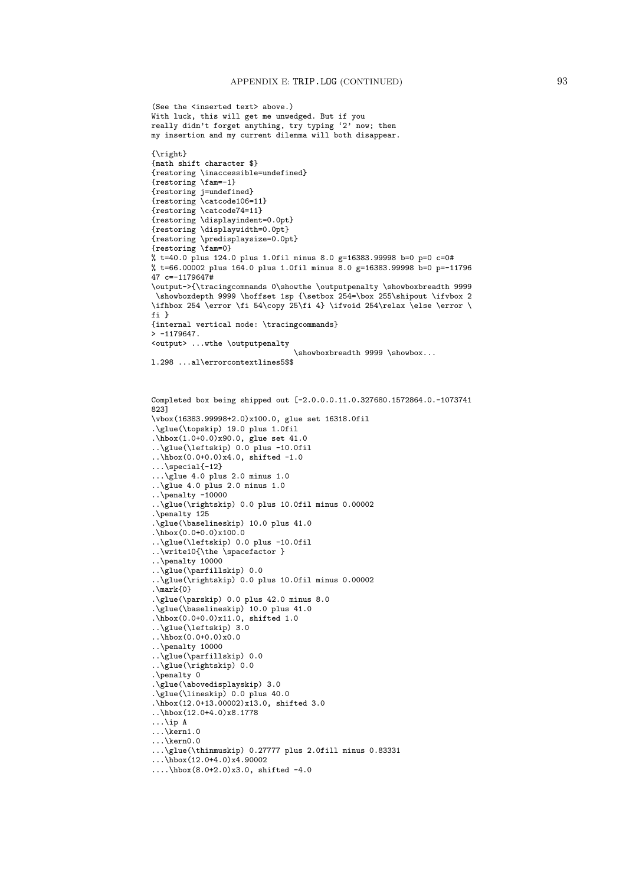```
(See the <inserted text> above.)
With luck, this will get me unwedged. But if you
really didn't forget anything, try typing '2' now; then
my insertion and my current dilemma will both disappear.

{\right}
{math shift character $}
{restoring \inaccessible=undefined}
{restoring \fam=-1}
{restoring j=undefined}
{restoring \catcode106=11}
{restoring \catcode74=11}
{restoring \displayindent=0.0pt}
{restoring \displaywidth=0.0pt}
{restoring \predisplaysize=0.0pt}
{restoring \fam=0}
% t=40.0 plus 124.0 plus 1.0fil minus 8.0 g=16383.99998 b=0 p=0 c=0#
% t=66.00002 plus 164.0 plus 1.0fil minus 8.0 g=16383.99998 b=0 p=-11796
47 c=-1179647#
\output->{\tracingcommands 0\showthe \outputpenalty \showboxbreadth 9999
 \showboxdepth 9999 \hoffset 1sp {\setbox 254=\box 255\shipout \ifvbox 2
\ifhbox 254 \error \fi 54\copy 25\fi 4} \ifvoid 254\relax \else \error \
fi }
{internal vertical mode: \tracingcommands}
> -1179647.
<output> ...wthe \outputpenalty
                                 \showboxbreadth 9999 \showbox...
l.298 ...al\errorcontextlines5$$



Completed box being shipped out [-2.0.0.0.11.0.327680.1572864.0.-1073741
823]
\vbox(16383.99998+2.0)x100.0, glue set 16318.0fil
.\glue(\topskip) 19.0 plus 1.0fil
.\hbox(1.0+0.0)x90.0, glue set 41.0
..\glue(\leftskip) 0.0 plus -10.0fil
..\hbox(0.0+0.0)x4.0, shifted -1.0
...\special{-12}
...\glue 4.0 plus 2.0 minus 1.0
..\glue 4.0 plus 2.0 minus 1.0
..\penalty -10000
..\glue(\rightskip) 0.0 plus 10.0fil minus 0.00002
.\penalty 125
.\glue(\baselineskip) 10.0 plus 41.0
.\hbox(0.0+0.0)x100.0
..\glue(\leftskip) 0.0 plus -10.0fil
..\write10{\the \spacefactor }
..\penalty 10000
..\glue(\parfillskip) 0.0
..\glue(\rightskip) 0.0 plus 10.0fil minus 0.00002
.\mark{0}
.\glue(\parskip) 0.0 plus 42.0 minus 8.0
.\glue(\baselineskip) 10.0 plus 41.0
.\hbox(0.0+0.0)x11.0, shifted 1.0
..\glue(\leftskip) 3.0
..\hbox(0.0+0.0)x0.0
..\penalty 10000
..\glue(\parfillskip) 0.0
..\glue(\rightskip) 0.0
.\penalty 0
.\glue(\abovedisplayskip) 3.0
.\glue(\lineskip) 0.0 plus 40.0
.\hbox(12.0+13.00002)x13.0, shifted 3.0
..\hbox(12.0+4.0)x8.1778
...\ip A
...\kern1.0
...\kern0.0
...\glue(\thinmuskip) 0.27777 plus 2.0fill minus 0.83331
...\hbox(12.0+4.0)x4.90002
....\hbox(8.0+2.0)x3.0, shifted -4.0
```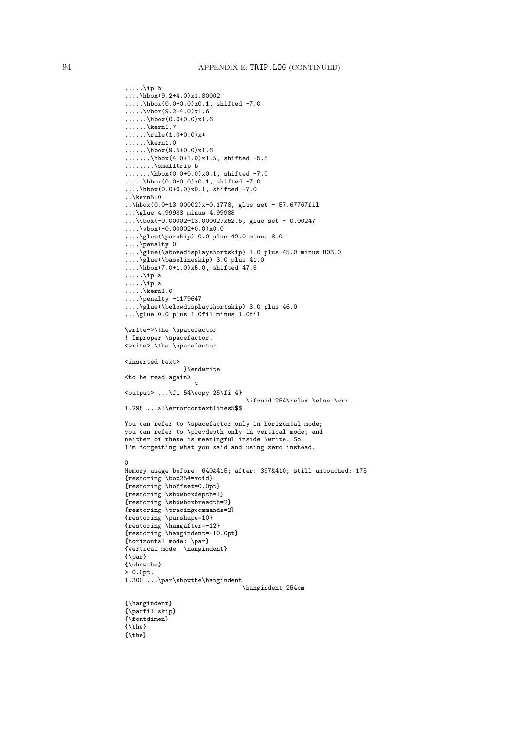```
.....\ip b
....\hbox(9.2+4.0)x1.80002
.....\hbox(0.0+0.0)x0.1, shifted -7.0
.....\vbox(9.2+4.0)x1.6
......\hbox(0.0+0.0)x1.6
......\kern1.7
......\rule(1.0+0.0)x*
......\kern1.0
......\hbox(9.5+0.0)x1.6
.......\hbox(4.0+1.0)x1.5, shifted -5.5
........\smalltrip b
.......\hbox(0.0+0.0)x0.1, shifted -7.0
.....\hbox(0.0+0.0)x0.1, shifted -7.0
....\hbox(0.0+0.0)x0.1, shifted -7.0
..\kern5.0
..\hbox(0.0+13.00002)x-0.1778, glue set - 57.67767fil
...\glue 4.99988 minus 4.99988
...\vbox(-0.00002+13.00002)x52.5, glue set - 0.00247
....\vbox(-0.00002+0.0)x0.0
....\glue(\parskip) 0.0 plus 42.0 minus 8.0
....\penalty 0
....\glue(\abovedisplayshortskip) 1.0 plus 45.0 minus 803.0
....\glue(\baselineskip) 3.0 plus 41.0
....\hbox(7.0+1.0)x5.0, shifted 47.5
.....\ip a
.....\ip a
.....\kern1.0
....\penalty -1179647
....\glue(\belowdisplayshortskip) 3.0 plus 46.0
...\glue 0.0 plus 1.0fil minus 1.0fil

\write->\the \spacefactor
! Improper \spacefactor.
<write> \the \spacefactor

<inserted text>
               }\endwrite
<to be read again>
                  }
<output> ...\fi 54\copy 25\fi 4}
                                  \ifvoid 254\relax \else \err...
l.298 ...al\errorcontextlines5$$

You can refer to \spacefactor only in horizontal mode;
you can refer to \prevdepth only in vertical mode; and
neither of these is meaningful inside \write. So
I'm forgetting what you said and using zero instead.

0
Memory usage before: 640&415; after: 397&410; still untouched: 175
{restoring \box254=void}
{restoring \hoffset=0.0pt}
{restoring \showboxdepth=1}
{restoring \showboxbreadth=2}
{restoring \tracingcommands=2}
{restoring \parshape=10}
{restoring \hangafter=-12}
{restoring \hangindent=-10.0pt}
{horizontal mode: \par}
{vertical mode: \hangindent}
{\par}
{\showthe}
> 0.0pt.
l.300 ...\par\showthe\hangindent
                                \hangindent 254cm

{\hangindent}
{\parfillskip}
{\fontdimen}
{\the}
{\the}
```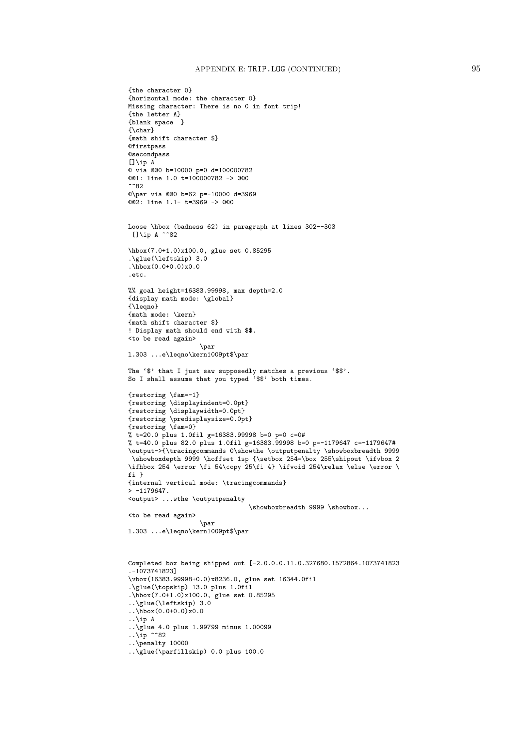```
{the character 0}
{horizontal mode: the character 0}
Missing character: There is no 0 in font trip!
{the letter A}
{blank space  }
{\char}
{math shift character $}
@firstpass
@secondpass
[]\ip A
@ via @@0 b=10000 p=0 d=100000782
@@1: line 1.0 t=100000782 -> @@0
^^82
@\par via @@0 b=62 p=-10000 d=3969
@@2: line 1.1- t=3969 -> @@0


Loose \hbox (badness 62) in paragraph at lines 302--303
 []\ip A ^^82

\hbox(7.0+1.0)x100.0, glue set 0.85295
.\glue(\leftskip) 3.0
.\hbox(0.0+0.0)x0.0
.etc.

%% goal height=16383.99998, max depth=2.0
{display math mode: \global}
{\leqno}
{math mode: \kern}
{math shift character $}
! Display math should end with $$.
<to be read again>
                   \par
l.303 ...e\leqno\kern1009pt$\par

The `$' that I just saw supposedly matches a previous `$$'.
So I shall assume that you typed `$$' both times.

{restoring \fam=-1}
{restoring \displayindent=0.0pt}
{restoring \displaywidth=0.0pt}
{restoring \predisplaysize=0.0pt}
{restoring \fam=0}
% t=20.0 plus 1.0fil g=16383.99998 b=0 p=0 c=0#
% t=40.0 plus 82.0 plus 1.0fil g=16383.99998 b=0 p=-1179647 c=-1179647#
\output->{\tracingcommands 0\showthe \outputpenalty \showboxbreadth 9999
 \showboxdepth 9999 \hoffset 1sp {\setbox 254=\box 255\shipout \ifvbox 2
\ifhbox 254 \error \fi 54\copy 25\fi 4} \ifvoid 254\relax \else \error \
fi }
{internal vertical mode: \tracingcommands}
> -1179647.
<output> ...wthe \outputpenalty
                                \showboxbreadth 9999 \showbox...
<to be read again>
                   \par
l.303 ...e\leqno\kern1009pt$\par



Completed box being shipped out [-2.0.0.0.11.0.327680.1572864.1073741823
.-1073741823]
\vbox(16383.99998+0.0)x8236.0, glue set 16344.0fil
.\glue(\topskip) 13.0 plus 1.0fil
.\hbox(7.0+1.0)x100.0, glue set 0.85295
..\glue(\leftskip) 3.0
..\hbox(0.0+0.0)x0.0
..\ip A
..\glue 4.0 plus 1.99799 minus 1.00099
..\ip ^^82
..\penalty 10000
..\glue(\parfillskip) 0.0 plus 100.0
```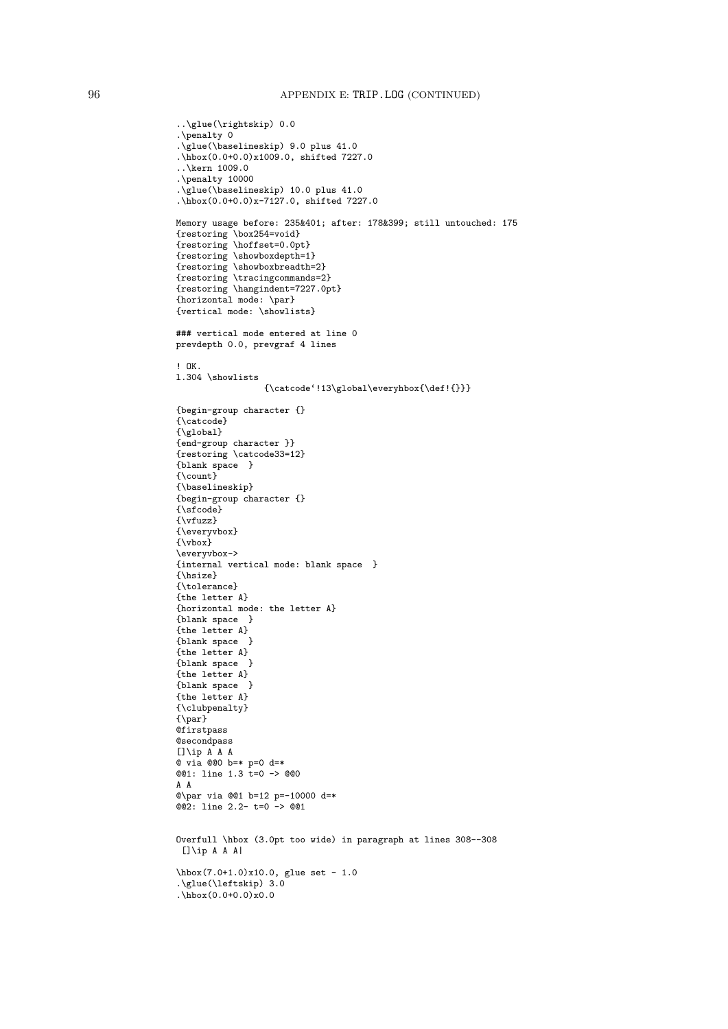```
..\glue(\rightskip) 0.0
.\penalty 0
.\glue(\baselineskip) 9.0 plus 41.0
.\hbox(0.0+0.0)x1009.0, shifted 7227.0
..\kern 1009.0
.\penalty 10000
.\glue(\baselineskip) 10.0 plus 41.0
.\hbox(0.0+0.0)x-7127.0, shifted 7227.0

Memory usage before: 235&401; after: 178&399; still untouched: 175
{restoring \box254=void}
{restoring \hoffset=0.0pt}
{restoring \showboxdepth=1}
{restoring \showboxbreadth=2}
{restoring \tracingcommands=2}
{restoring \hangindent=7227.0pt}
{horizontal mode: \par}
{vertical mode: \showlists}

### vertical mode entered at line 0
prevdepth 0.0, prevgraf 4 lines

! OK.
l.304 \showlists
                {\catcode`!13\global\everyhbox{\def!{}}}

{begin-group character {}
{\catcode}
{\global}
{end-group character }}
{restoring \catcode33=12}
{blank space  }
{\count}
{\baselineskip}
{begin-group character {}
{\sfcode}
{\vfuzz}
{\everyvbox}
{\vbox}
\everyvbox->
{internal vertical mode: blank space  }
{\hsize}
{\tolerance}
{the letter A}
{horizontal mode: the letter A}
{blank space  }
{the letter A}
{blank space  }
{the letter A}
{blank space  }
{the letter A}
{blank space  }
{the letter A}
{\clubpenalty}
{\par}
@firstpass
@secondpass
[]\ip A A A
@ via @@0 b=* p=0 d=*
@@1: line 1.3 t=0 -> @@0
A A
@\par via @@1 b=12 p=-10000 d=*
@@2: line 2.2- t=0 -> @@1


Overfull \hbox (3.0pt too wide) in paragraph at lines 308--308
 []\ip A A A|

\hbox(7.0+1.0)x10.0, glue set - 1.0
.\glue(\leftskip) 3.0
.\hbox(0.0+0.0)x0.0
```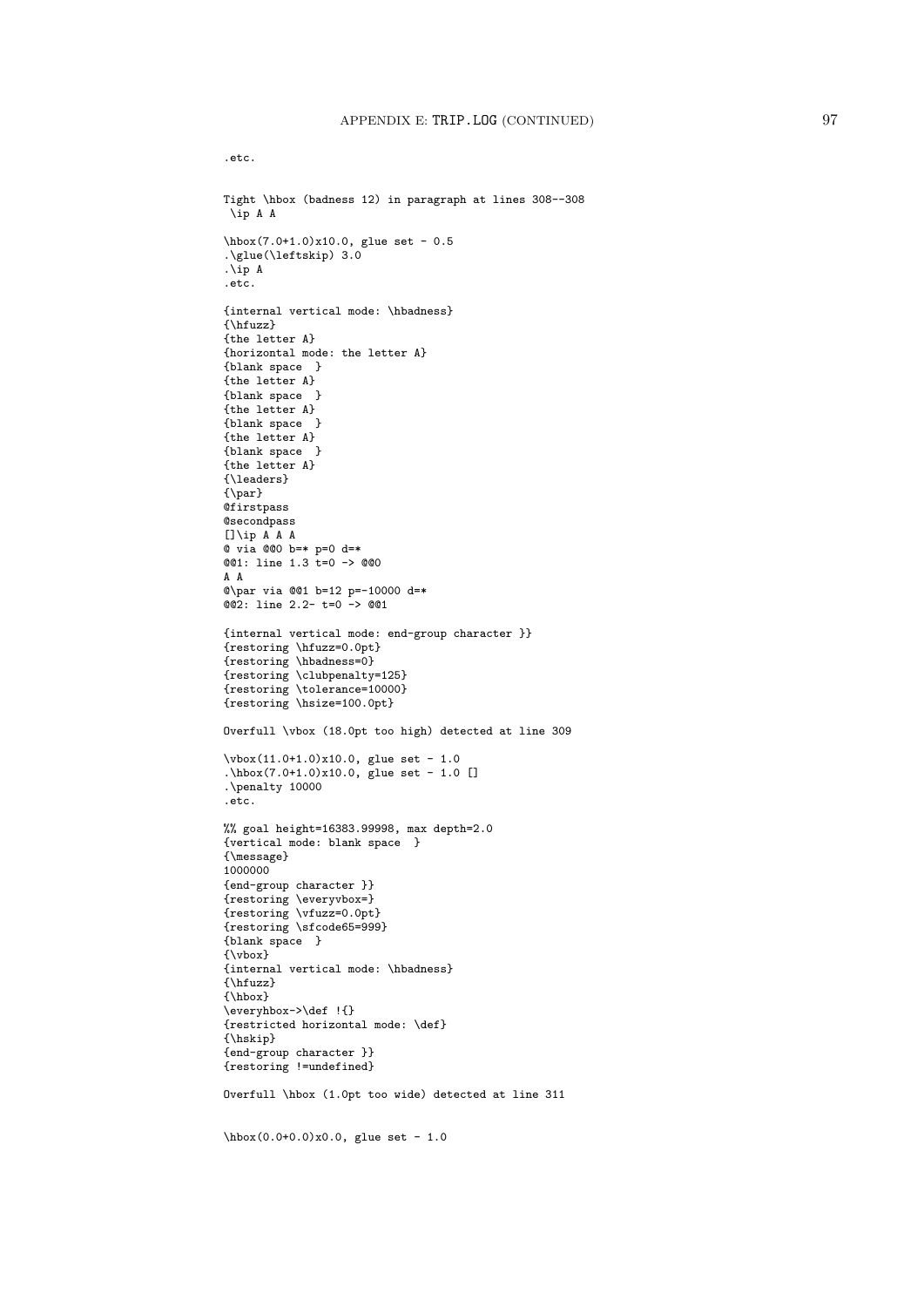```
.etc.


Tight \hbox (badness 12) in paragraph at lines 308--308
 \ip A A

\hbox(7.0+1.0)x10.0, glue set - 0.5
.\glue(\leftskip) 3.0
.\ip A
.etc.

{internal vertical mode: \hbadness}
{\hfuzz}
{the letter A}
{horizontal mode: the letter A}
{blank space  }
{the letter A}
{blank space  }
{the letter A}
{blank space  }
{the letter A}
{blank space  }
{the letter A}
{\leaders}
{\par}
@firstpass
@secondpass
[]\ip A A A
@ via @@0 b=* p=0 d=*
@@1: line 1.3 t=0 -> @@0
A A
@\par via @@1 b=12 p=-10000 d=*
@@2: line 2.2- t=0 -> @@1

{internal vertical mode: end-group character }}
{restoring \hfuzz=0.0pt}
{restoring \hbadness=0}
{restoring \clubpenalty=125}
{restoring \tolerance=10000}
{restoring \hsize=100.0pt}

Overfull \vbox (18.0pt too high) detected at line 309

\vbox(11.0+1.0)x10.0, glue set - 1.0
.\hbox(7.0+1.0)x10.0, glue set - 1.0 []
.\penalty 10000
.etc.

%% goal height=16383.99998, max depth=2.0
{vertical mode: blank space  }
{\message}
1000000
{end-group character }}
{restoring \everyvbox=}
{restoring \vfuzz=0.0pt}
{restoring \sfcode65=999}
{blank space  }
{\vbox}
{internal vertical mode: \hbadness}
{\hfuzz}
{\hbox}
\everyhbox->\def !{}
{restricted horizontal mode: \def}
{\hskip}
{end-group character }}
{restoring !=undefined}

Overfull \hbox (1.0pt too wide) detected at line 311


\hbox(0.0+0.0)x0.0, glue set - 1.0
```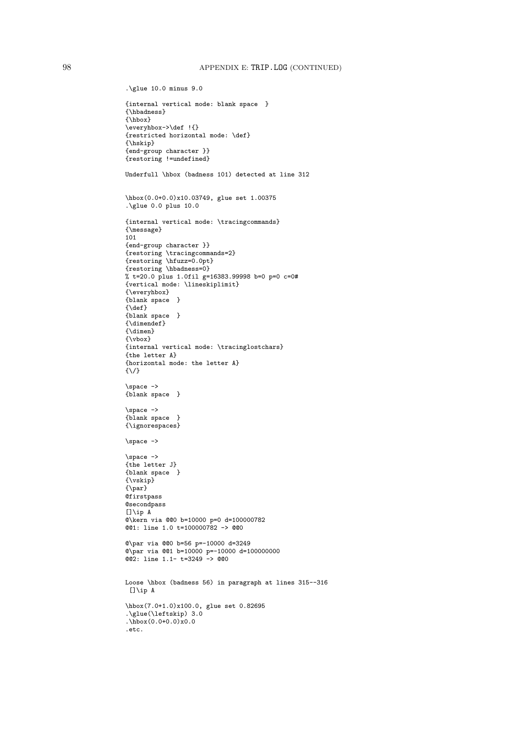```
.\glue 10.0 minus 9.0

{internal vertical mode: blank space  }
{\hbadness}
{\hbox}
\everyhbox->\def !{}
{restricted horizontal mode: \def}
{\hskip}
{end-group character }}
{restoring !=undefined}

Underfull \hbox (badness 101) detected at line 312


\hbox(0.0+0.0)x10.03749, glue set 1.00375
.\glue 0.0 plus 10.0

{internal vertical mode: \tracingcommands}
{\message}
101
{end-group character }}
{restoring \tracingcommands=2}
{restoring \hfuzz=0.0pt}
{restoring \hbadness=0}
% t=20.0 plus 1.0fil g=16383.99998 b=0 p=0 c=0#
{vertical mode: \lineskiplimit}
{\everyhbox}
{blank space  }
{\def}
{blank space  }
{\dimendef}
{\dimen}
{\vbox}
{internal vertical mode: \tracinglostchars}
{the letter A}
{horizontal mode: the letter A}
{\/}

\space ->
{blank space  }

\space ->
{blank space  }
{\ignorespaces}

\space ->

\space ->
{the letter J}
{blank space  }
{\vskip}
{\par}
@firstpass
@secondpass
[]\ip A
@\kern via @@0 b=10000 p=0 d=100000782
@@1: line 1.0 t=100000782 -> @@0

@\par via @@0 b=56 p=-10000 d=3249
@\par via @@1 b=10000 p=-10000 d=100000000
@@2: line 1.1- t=3249 -> @@0


Loose \hbox (badness 56) in paragraph at lines 315--316
 []\ip A

\hbox(7.0+1.0)x100.0, glue set 0.82695
.\glue(\leftskip) 3.0
.\hbox(0.0+0.0)x0.0
.etc.
```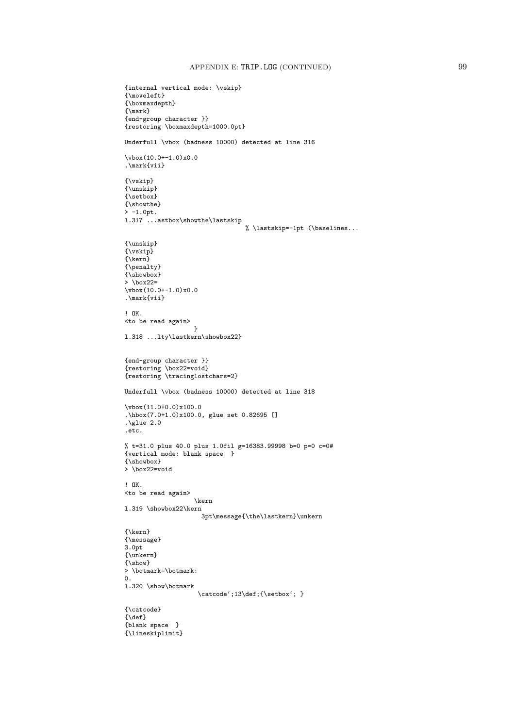```
{internal vertical mode: \vskip}
{\moveleft}
{\boxmaxdepth}
{\mark}
{end-group character }}
{restoring \boxmaxdepth=1000.0pt}

Underfull \vbox (badness 10000) detected at line 316

\vbox(10.0+-1.0)x0.0
.\mark{vii}

{\vskip}
{\unskip}
{\setbox}
{\showthe}
> -1.0pt.
l.317 ...astbox\showthe\lastskip
                                  % \lastskip=-1pt (\baselines...

{\unskip}
{\vskip}
{\kern}
{\penalty}
{\showbox}
> \box22=
\vbox(10.0+-1.0)x0.0
.\mark{vii}

! OK.
<to be read again>
                   }
l.318 ...lty\lastkern\showbox22}


{end-group character }}
{restoring \box22=void}
{restoring \tracinglostchars=2}

Underfull \vbox (badness 10000) detected at line 318

\vbox(11.0+0.0)x100.0
.\hbox(7.0+1.0)x100.0, glue set 0.82695 []
.\glue 2.0
.etc.

% t=31.0 plus 40.0 plus 1.0fil g=16383.99998 b=0 p=0 c=0#
{vertical mode: blank space  }
{\showbox}
> \box22=void

! OK.
<to be read again>
                   \kern
l.319 \showbox22\kern
                     3pt\message{\the\lastkern}\unkern

{\kern}
{\message}
3.0pt
{\unkern}
{\show}
> \botmark=\botmark:
0.
l.320 \show\botmark
                    \catcode`;13\def;{\setbox`; }

{\catcode}
{\def}
{blank space  }
{\lineskiplimit}
```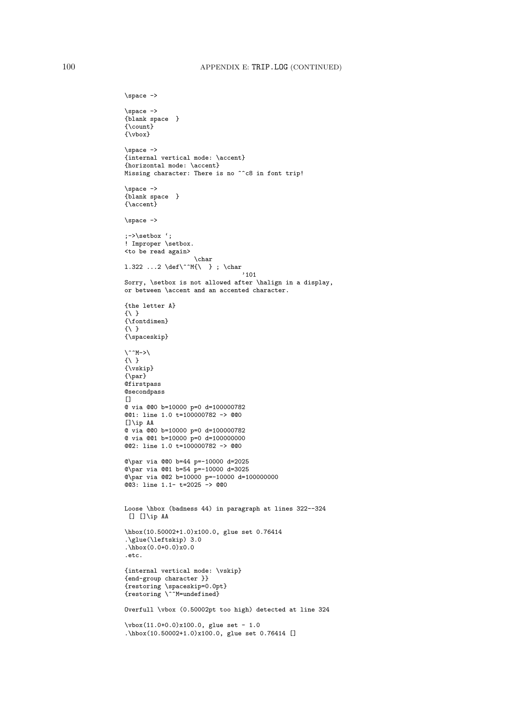```
\space ->

\space ->
{blank space  }
{\count}
{\vbox}

\space ->
{internal vertical mode: \accent}
{horizontal mode: \accent}
Missing character: There is no ^^c8 in font trip!

\space ->
{blank space  }
{\accent}

\space ->

;->\setbox `;
! Improper \setbox.
<to be read again>
                   \char
l.322 ...2 \def\^^M{\  } ; \char
                                 '101
Sorry, \setbox is not allowed after \halign in a display,
or between \accent and an accented character.

{the letter A}
{\ }
{\fontdimen}
{\ }
{\spaceskip}

\^^M->\
{\ }
{\vskip}
{\par}
@firstpass
@secondpass
[]
@ via @@0 b=10000 p=0 d=100000782
@@1: line 1.0 t=100000782 -> @@0
[]\ip AA
@ via @@0 b=10000 p=0 d=100000782
@ via @@1 b=10000 p=0 d=100000000
@@2: line 1.0 t=100000782 -> @@0

@\par via @@0 b=44 p=-10000 d=2025
@\par via @@1 b=54 p=-10000 d=3025
@\par via @@2 b=10000 p=-10000 d=100000000
@@3: line 1.1- t=2025 -> @@0


Loose \hbox (badness 44) in paragraph at lines 322--324
 [] []\ip AA

\hbox(10.50002+1.0)x100.0, glue set 0.76414
.\glue(\leftskip) 3.0
.\hbox(0.0+0.0)x0.0
.etc.

{internal vertical mode: \vskip}
{end-group character }}
{restoring \spaceskip=0.0pt}
{restoring \^^M=undefined}

Overfull \vbox (0.50002pt too high) detected at line 324

\vbox(11.0+0.0)x100.0, glue set - 1.0
.\hbox(10.50002+1.0)x100.0, glue set 0.76414 []
```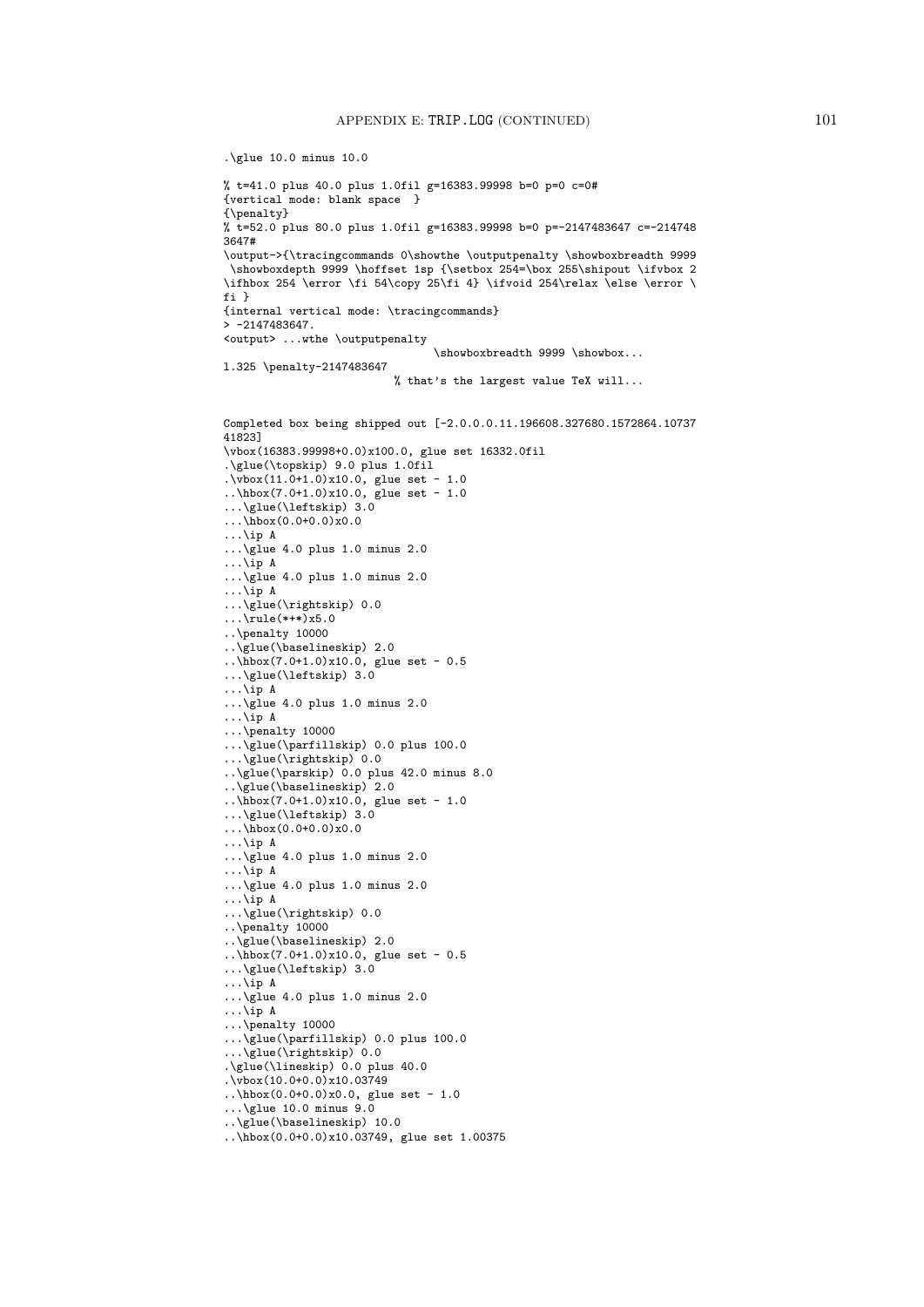```
.\glue 10.0 minus 10.0

% t=41.0 plus 40.0 plus 1.0fil g=16383.99998 b=0 p=0 c=0#
{vertical mode: blank space  }
{\penalty}
% t=52.0 plus 80.0 plus 1.0fil g=16383.99998 b=0 p=-2147483647 c=-214748
3647#
\output->{\tracingcommands 0\showthe \outputpenalty \showboxbreadth 9999
 \showboxdepth 9999 \hoffset 1sp {\setbox 254=\box 255\shipout \ifvbox 2
\ifhbox 254 \error \fi 54\copy 25\fi 4} \ifvoid 254\relax \else \error \
fi }
{internal vertical mode: \tracingcommands}
> -2147483647.
<output> ...wthe \outputpenalty
                                \showboxbreadth 9999 \showbox...
l.325 \penalty-2147483647
                          % that's the largest value TeX will...


Completed box being shipped out [-2.0.0.0.11.196608.327680.1572864.10737
41823]
\vbox(16383.99998+0.0)x100.0, glue set 16332.0fil
.\glue(\topskip) 9.0 plus 1.0fil
.\vbox(11.0+1.0)x10.0, glue set - 1.0
..\hbox(7.0+1.0)x10.0, glue set - 1.0
...\glue(\leftskip) 3.0
...\hbox(0.0+0.0)x0.0
...\ip A
...\glue 4.0 plus 1.0 minus 2.0
...\ip A
...\glue 4.0 plus 1.0 minus 2.0
...\ip A
...\glue(\rightskip) 0.0
...\rule(*+*)x5.0
..\penalty 10000
..\glue(\baselineskip) 2.0
..\hbox(7.0+1.0)x10.0, glue set - 0.5
...\glue(\leftskip) 3.0
...\ip A
...\glue 4.0 plus 1.0 minus 2.0
...\ip A
...\penalty 10000
...\glue(\parfillskip) 0.0 plus 100.0
...\glue(\rightskip) 0.0
..\glue(\parskip) 0.0 plus 42.0 minus 8.0
..\glue(\baselineskip) 2.0
..\hbox(7.0+1.0)x10.0, glue set - 1.0
...\glue(\leftskip) 3.0
...\hbox(0.0+0.0)x0.0
...\ip A
...\glue 4.0 plus 1.0 minus 2.0
...\ip A
...\glue 4.0 plus 1.0 minus 2.0
...\ip A
...\glue(\rightskip) 0.0
..\penalty 10000
..\glue(\baselineskip) 2.0
..\hbox(7.0+1.0)x10.0, glue set - 0.5
...\glue(\leftskip) 3.0
...\ip A
...\glue 4.0 plus 1.0 minus 2.0
...\ip A
...\penalty 10000
...\glue(\parfillskip) 0.0 plus 100.0
...\glue(\rightskip) 0.0
.\glue(\lineskip) 0.0 plus 40.0
.\vbox(10.0+0.0)x10.03749
..\hbox(0.0+0.0)x0.0, glue set - 1.0
...\glue 10.0 minus 9.0
..\glue(\baselineskip) 10.0
..\hbox(0.0+0.0)x10.03749, glue set 1.00375
```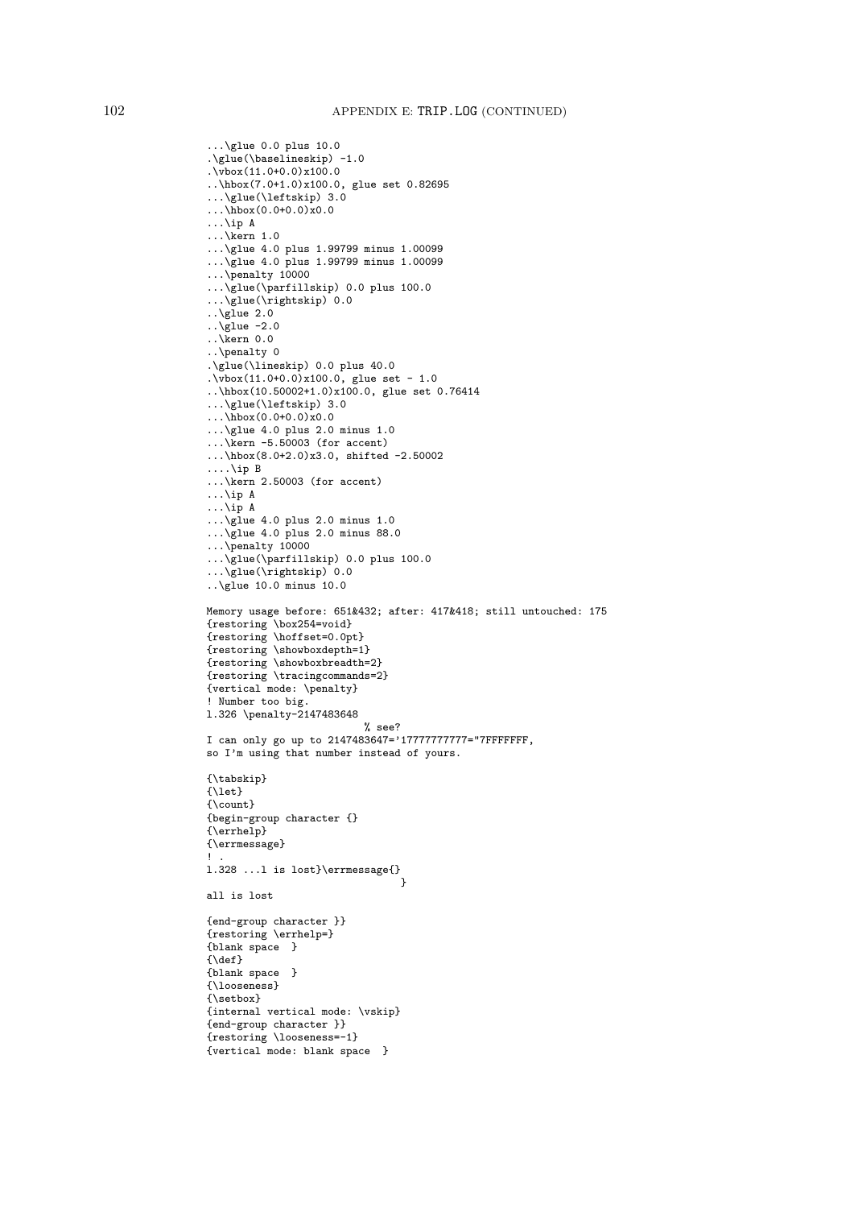```
...\glue 0.0 plus 10.0
.\glue(\baselineskip) -1.0
.\vbox(11.0+0.0)x100.0
..\hbox(7.0+1.0)x100.0, glue set 0.82695
...\glue(\leftskip) 3.0
...\hbox(0.0+0.0)x0.0
...\ip A
...\kern 1.0
...\glue 4.0 plus 1.99799 minus 1.00099
...\glue 4.0 plus 1.99799 minus 1.00099
...\penalty 10000
...\glue(\parfillskip) 0.0 plus 100.0
...\glue(\rightskip) 0.0
..\glue 2.0
..\glue -2.0
..\kern 0.0
..\penalty 0
.\glue(\lineskip) 0.0 plus 40.0
.\vbox(11.0+0.0)x100.0, glue set - 1.0
..\hbox(10.50002+1.0)x100.0, glue set 0.76414
...\glue(\leftskip) 3.0
...\hbox(0.0+0.0)x0.0
...\glue 4.0 plus 2.0 minus 1.0
...\kern -5.50003 (for accent)
...\hbox(8.0+2.0)x3.0, shifted -2.50002
....\ip B
...\kern 2.50003 (for accent)
...\ip A
...\ip A
...\glue 4.0 plus 2.0 minus 1.0
...\glue 4.0 plus 2.0 minus 88.0
...\penalty 10000
...\glue(\parfillskip) 0.0 plus 100.0
...\glue(\rightskip) 0.0
..\glue 10.0 minus 10.0

Memory usage before: 651&432; after: 417&418; still untouched: 175
{restoring \box254=void}
{restoring \hoffset=0.0pt}
{restoring \showboxdepth=1}
{restoring \showboxbreadth=2}
{restoring \tracingcommands=2}
{vertical mode: \penalty}
! Number too big.
l.326 \penalty-2147483648
                          % see?
I can only go up to 2147483647='17777777777="7FFFFFFF,
so I'm using that number instead of yours.

{\tabskip}
{\let}
{\count}
{begin-group character {}
{\errhelp}
{\errmessage}
! .
l.328 ...l is lost}\errmessage{}
                                 }
all is lost

{end-group character }}
{restoring \errhelp=}
{blank space  }
{\def}
{blank space  }
{\looseness}
{\setbox}
{internal vertical mode: \vskip}
{end-group character }}
{restoring \looseness=-1}
{vertical mode: blank space  }
```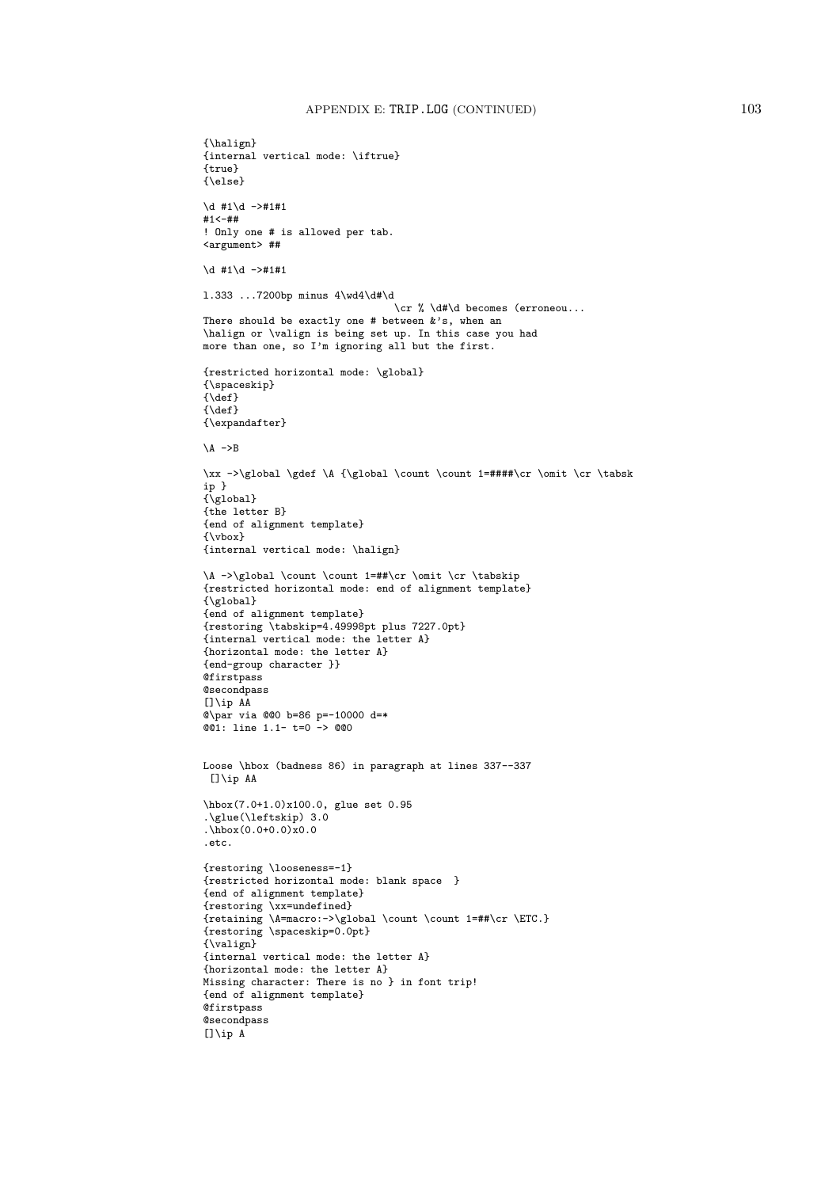```
{\halign}
{internal vertical mode: \iftrue}
{true}
{\else}

\d #1\d ->#1#1
#1<-##
! Only one # is allowed per tab.
<argument> ##

\d #1\d ->#1#1

l.333 ...7200bp minus 4\wd4\d#\d
                                  \cr % \d#\d becomes (erroneou...
There should be exactly one # between &'s, when an
\halign or \valign is being set up. In this case you had
more than one, so I'm ignoring all but the first.

{restricted horizontal mode: \global}
{\spaceskip}
{\def}
{\def}
{\expandafter}

\A ->B

\xx ->\global \gdef \A {\global \count \count 1=####\cr \omit \cr \tabsk
ip }
{\global}
{the letter B}
{end of alignment template}
{\vbox}
{internal vertical mode: \halign}

\A ->\global \count \count 1=##\cr \omit \cr \tabskip
{restricted horizontal mode: end of alignment template}
{\global}
{end of alignment template}
{restoring \tabskip=4.49998pt plus 7227.0pt}
{internal vertical mode: the letter A}
{horizontal mode: the letter A}
{end-group character }}
@firstpass
@secondpass
[]\ip AA
@\par via @@0 b=86 p=-10000 d=*
@@1: line 1.1- t=0 -> @@0


Loose \hbox (badness 86) in paragraph at lines 337--337
 []\ip AA

\hbox(7.0+1.0)x100.0, glue set 0.95
.\glue(\leftskip) 3.0
.\hbox(0.0+0.0)x0.0
.etc.

{restoring \looseness=-1}
{restricted horizontal mode: blank space  }
{end of alignment template}
{restoring \xx=undefined}
{retaining \A=macro:->\global \count \count 1=##\cr \ETC.}
{restoring \spaceskip=0.0pt}
{\valign}
{internal vertical mode: the letter A}
{horizontal mode: the letter A}
Missing character: There is no } in font trip!
{end of alignment template}
@firstpass
@secondpass
[]\ip A
```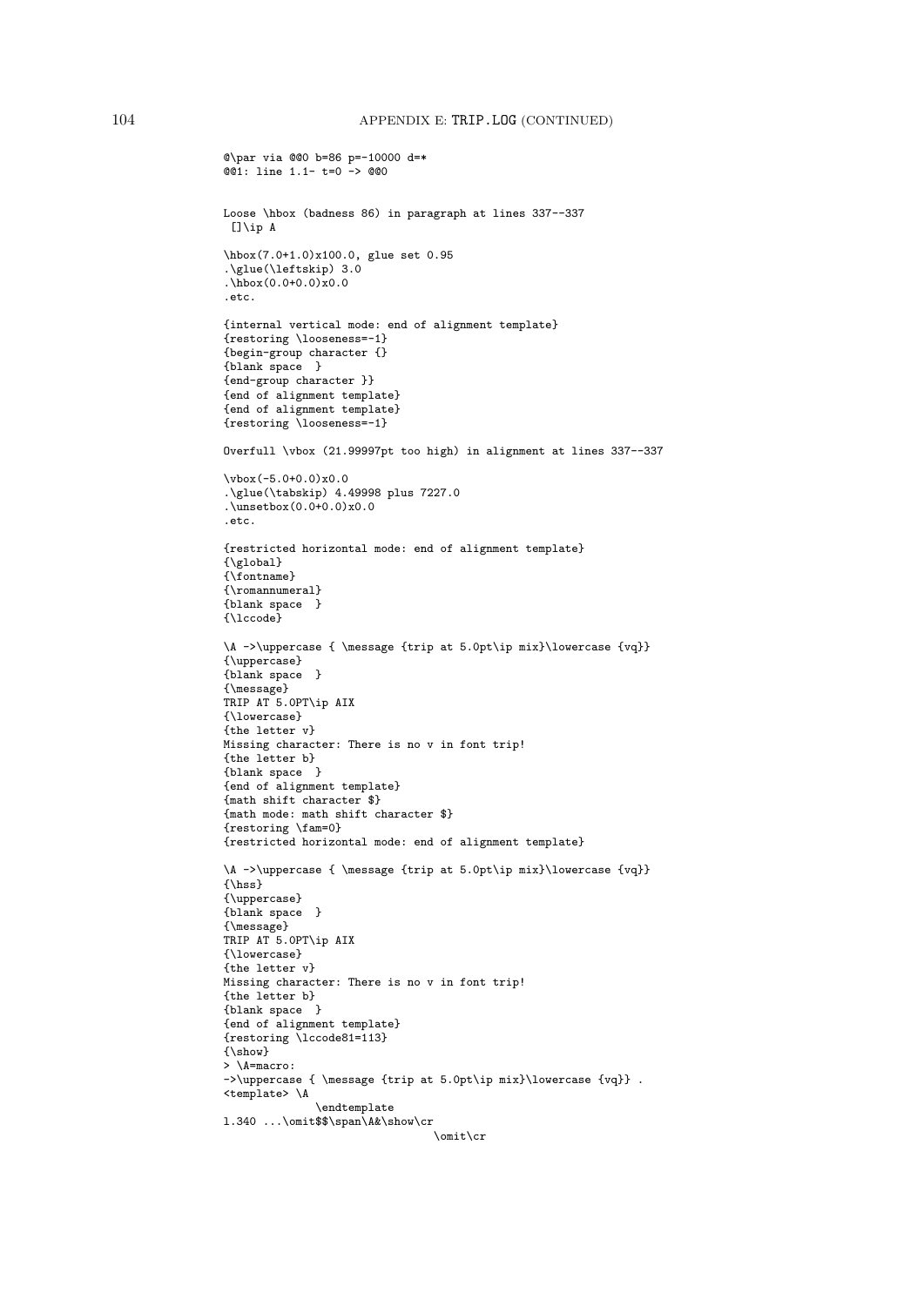```
@\par via @@0 b=86 p=-10000 d=*
@@1: line 1.1- t=0 -> @@0


Loose \hbox (badness 86) in paragraph at lines 337--337
 []\ip A

\hbox(7.0+1.0)x100.0, glue set 0.95
.\glue(\leftskip) 3.0
.\hbox(0.0+0.0)x0.0
.etc.

{internal vertical mode: end of alignment template}
{restoring \looseness=-1}
{begin-group character {}
{blank space  }
{end-group character }}
{end of alignment template}
{end of alignment template}
{restoring \looseness=-1}

Overfull \vbox (21.99997pt too high) in alignment at lines 337--337

\vbox(-5.0+0.0)x0.0
.\glue(\tabskip) 4.49998 plus 7227.0
.\unsetbox(0.0+0.0)x0.0
.etc.

{restricted horizontal mode: end of alignment template}
{\global}
{\fontname}
{\romannumeral}
{blank space  }
{\lccode}

\A ->\uppercase { \message {trip at 5.0pt\ip mix}\lowercase {vq}}
{\uppercase}
{blank space  }
{\message}
TRIP AT 5.0PT\ip AIX
{\lowercase}
{the letter v}
Missing character: There is no v in font trip!
{the letter b}
{blank space  }
{end of alignment template}
{math shift character $}
{math mode: math shift character $}
{restoring \fam=0}
{restricted horizontal mode: end of alignment template}

\A ->\uppercase { \message {trip at 5.0pt\ip mix}\lowercase {vq}}
{\hss}
{\uppercase}
{blank space  }
{\message}
TRIP AT 5.0PT\ip AIX
{\lowercase}
{the letter v}
Missing character: There is no v in font trip!
{the letter b}
{blank space  }
{end of alignment template}
{restoring \lccode81=113}
{\show}
> \A=macro:
->\uppercase { \message {trip at 5.0pt\ip mix}\lowercase {vq}} .
<template> \A
             \endtemplate
l.340 ...\omit$$\span\A&\show\cr
                                 \omit\cr
```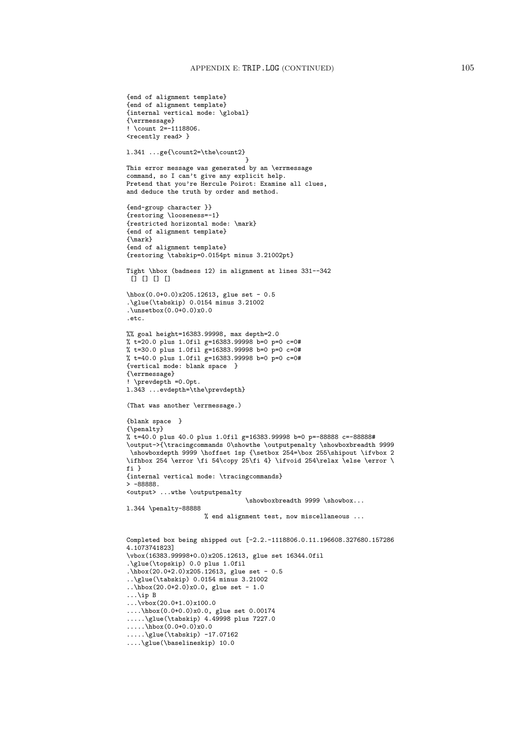```
{end of alignment template}
{end of alignment template}
{internal vertical mode: \global}
{\errmessage}
! \count 2=-1118806.
<recently read> }

l.341 ...ge{\count2=\the\count2}
                                  }
This error message was generated by an \errmessage
command, so I can't give any explicit help.
Pretend that you're Hercule Poirot: Examine all clues,
and deduce the truth by order and method.

{end-group character }}
{restoring \looseness=-1}
{restricted horizontal mode: \mark}
{end of alignment template}
{\mark}
{end of alignment template}
{restoring \tabskip=0.0154pt minus 3.21002pt}

Tight \hbox (badness 12) in alignment at lines 331--342
 [] [] [] []

\hbox(0.0+0.0)x205.12613, glue set - 0.5
.\glue(\tabskip) 0.0154 minus 3.21002
.\unsetbox(0.0+0.0)x0.0
.etc.

%% goal height=16383.99998, max depth=2.0
% t=20.0 plus 1.0fil g=16383.99998 b=0 p=0 c=0#
% t=30.0 plus 1.0fil g=16383.99998 b=0 p=0 c=0#
% t=40.0 plus 1.0fil g=16383.99998 b=0 p=0 c=0#
{vertical mode: blank space  }
{\errmessage}
! \prevdepth =0.0pt.
l.343 ...evdepth=\the\prevdepth}

(That was another \errmessage.)

{blank space  }
{\penalty}
% t=40.0 plus 40.0 plus 1.0fil g=16383.99998 b=0 p=-88888 c=-88888#
\output->{\tracingcommands 0\showthe \outputpenalty \showboxbreadth 9999
 \showboxdepth 9999 \hoffset 1sp {\setbox 254=\box 255\shipout \ifvbox 2
\ifhbox 254 \error \fi 54\copy 25\fi 4} \ifvoid 254\relax \else \error \
fi }
{internal vertical mode: \tracingcommands}
> -88888.
<output> ...wthe \outputpenalty
                                \showboxbreadth 9999 \showbox...
l.344 \penalty-88888
                     % end alignment test, now miscellaneous ...


Completed box being shipped out [-2.2.-1118806.0.11.196608.327680.157286
4.1073741823]
\vbox(16383.99998+0.0)x205.12613, glue set 16344.0fil
.\glue(\topskip) 0.0 plus 1.0fil
.\hbox(20.0+2.0)x205.12613, glue set - 0.5
..\glue(\tabskip) 0.0154 minus 3.21002
..\hbox(20.0+2.0)x0.0, glue set - 1.0
...\ip B
...\vbox(20.0+1.0)x100.0
....\hbox(0.0+0.0)x0.0, glue set 0.00174
.....\glue(\tabskip) 4.49998 plus 7227.0
.....\hbox(0.0+0.0)x0.0
.....\glue(\tabskip) -17.07162
....\glue(\baselineskip) 10.0
```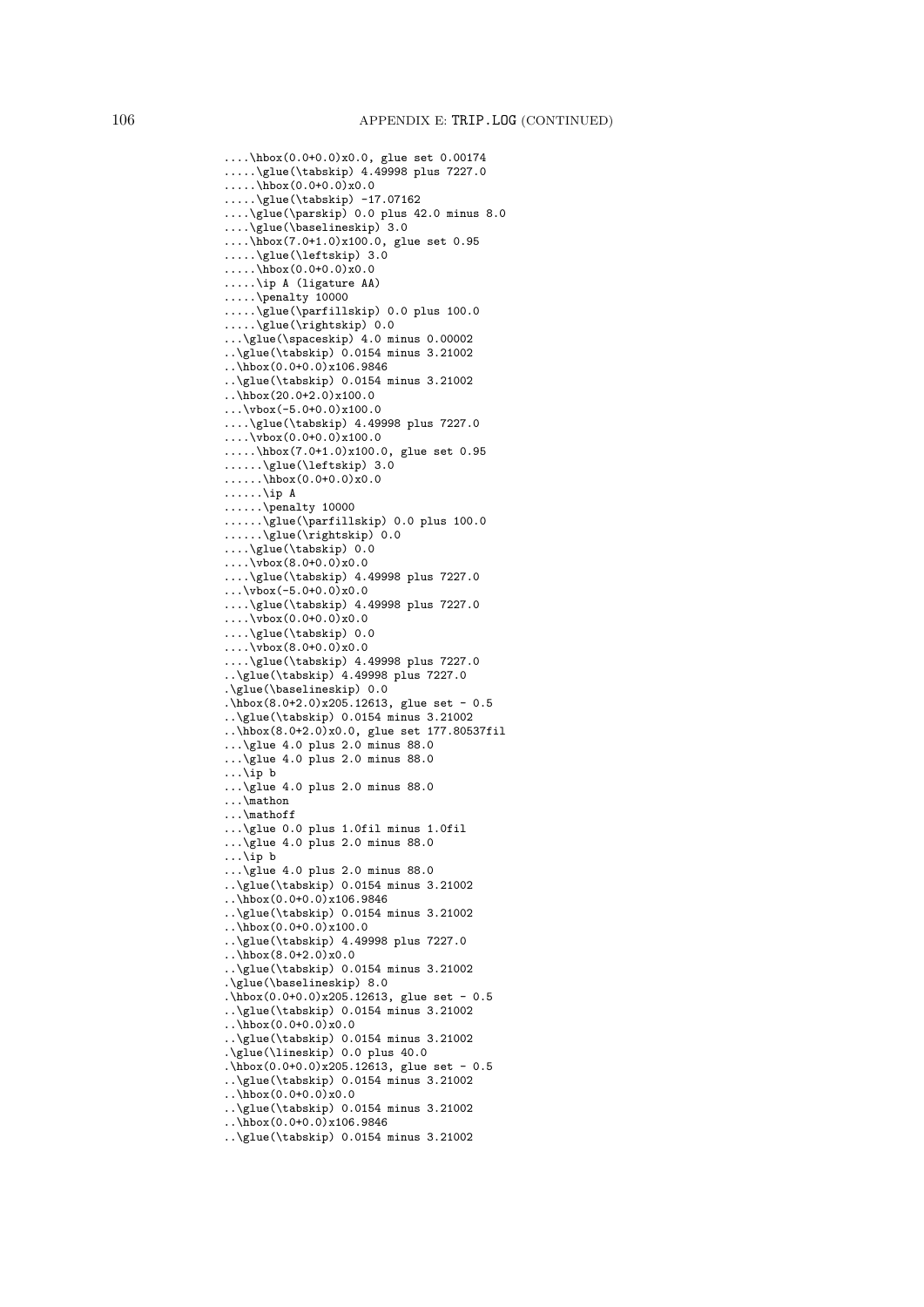```
....\hbox(0.0+0.0)x0.0, glue set 0.00174
.....\glue(\tabskip) 4.49998 plus 7227.0
.....\hbox(0.0+0.0)x0.0
.....\glue(\tabskip) -17.07162
....\glue(\parskip) 0.0 plus 42.0 minus 8.0
....\glue(\baselineskip) 3.0
....\hbox(7.0+1.0)x100.0, glue set 0.95
.....\glue(\leftskip) 3.0
.....\hbox(0.0+0.0)x0.0
.....\ip A (ligature AA)
.....\penalty 10000
.....\glue(\parfillskip) 0.0 plus 100.0
.....\glue(\rightskip) 0.0
...\glue(\spaceskip) 4.0 minus 0.00002
..\glue(\tabskip) 0.0154 minus 3.21002
..\hbox(0.0+0.0)x106.9846
..\glue(\tabskip) 0.0154 minus 3.21002
..\hbox(20.0+2.0)x100.0
...\vbox(-5.0+0.0)x100.0
....\glue(\tabskip) 4.49998 plus 7227.0
....\vbox(0.0+0.0)x100.0
.....\hbox(7.0+1.0)x100.0, glue set 0.95
......\glue(\leftskip) 3.0
......\hbox(0.0+0.0)x0.0
......\ip A
......\penalty 10000
......\glue(\parfillskip) 0.0 plus 100.0
......\glue(\rightskip) 0.0
....\glue(\tabskip) 0.0
....\vbox(8.0+0.0)x0.0
....\glue(\tabskip) 4.49998 plus 7227.0
...\vbox(-5.0+0.0)x0.0
....\glue(\tabskip) 4.49998 plus 7227.0
....\vbox(0.0+0.0)x0.0
....\glue(\tabskip) 0.0
....\vbox(8.0+0.0)x0.0
....\glue(\tabskip) 4.49998 plus 7227.0
..\glue(\tabskip) 4.49998 plus 7227.0
.\glue(\baselineskip) 0.0
.\hbox(8.0+2.0)x205.12613, glue set - 0.5
..\glue(\tabskip) 0.0154 minus 3.21002
..\hbox(8.0+2.0)x0.0, glue set 177.80537fil
...\glue 4.0 plus 2.0 minus 88.0
...\glue 4.0 plus 2.0 minus 88.0
...\ip b
...\glue 4.0 plus 2.0 minus 88.0
...\mathon
...\mathoff
...\glue 0.0 plus 1.0fil minus 1.0fil
...\glue 4.0 plus 2.0 minus 88.0
...\ip b
...\glue 4.0 plus 2.0 minus 88.0
..\glue(\tabskip) 0.0154 minus 3.21002
..\hbox(0.0+0.0)x106.9846
..\glue(\tabskip) 0.0154 minus 3.21002
..\hbox(0.0+0.0)x100.0
..\glue(\tabskip) 4.49998 plus 7227.0
..\hbox(8.0+2.0)x0.0
..\glue(\tabskip) 0.0154 minus 3.21002
.\glue(\baselineskip) 8.0
.\hbox(0.0+0.0)x205.12613, glue set - 0.5
..\glue(\tabskip) 0.0154 minus 3.21002
..\hbox(0.0+0.0)x0.0
..\glue(\tabskip) 0.0154 minus 3.21002
.\glue(\lineskip) 0.0 plus 40.0
.\hbox(0.0+0.0)x205.12613, glue set - 0.5
..\glue(\tabskip) 0.0154 minus 3.21002
..\hbox(0.0+0.0)x0.0
..\glue(\tabskip) 0.0154 minus 3.21002
..\hbox(0.0+0.0)x106.9846
..\glue(\tabskip) 0.0154 minus 3.21002
```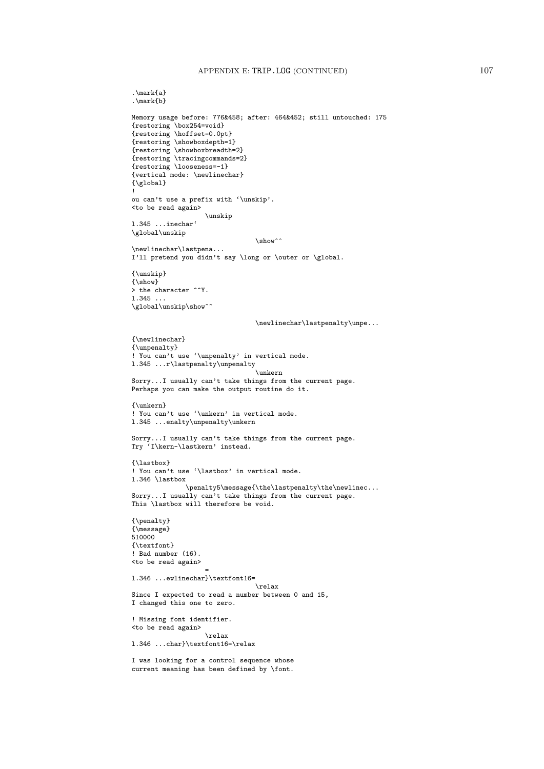```
.\mark{a}
.\mark{b}

Memory usage before: 776&458; after: 464&452; still untouched: 175
{restoring \box254=void}
{restoring \hoffset=0.0pt}
{restoring \showboxdepth=1}
{restoring \showboxbreadth=2}
{restoring \tracingcommands=2}
{restoring \looseness=-1}
{vertical mode: \newlinechar}
{\global}
!
ou can't use a prefix with `\unskip'.
<to be read again>
                   \unskip
l.345 ...inechar`
\global\unskip
                                  \show^^
\newlinechar\lastpena...
I'll pretend you didn't say \long or \outer or \global.

{\unskip}
{\show}
> the character ^^Y.
l.345 ...
\global\unskip\show^^

                                  \newlinechar\lastpenalty\unpe...

{\newlinechar}
{\unpenalty}
! You can't use `\unpenalty' in vertical mode.
l.345 ...r\lastpenalty\unpenalty
                                  \unkern
Sorry...I usually can't take things from the current page.
Perhaps you can make the output routine do it.

{\unkern}
! You can't use `\unkern' in vertical mode.
l.345 ...enalty\unpenalty\unkern

Sorry...I usually can't take things from the current page.
Try `I\kern-\lastkern' instead.

{\lastbox}
! You can't use `\lastbox' in vertical mode.
l.346 \lastbox
              \penalty5\message{\the\lastpenalty\the\newlinec...
Sorry...I usually can't take things from the current page.
This \lastbox will therefore be void.

{\penalty}
{\message}
510000
{\textfont}
! Bad number (16).
<to be read again>
                   =
l.346 ...ewlinechar}\textfont16=
                                  \relax
Since I expected to read a number between 0 and 15,
I changed this one to zero.

! Missing font identifier.
<to be read again>
                   \relax
l.346 ...char}\textfont16=\relax

I was looking for a control sequence whose
current meaning has been defined by \font.
```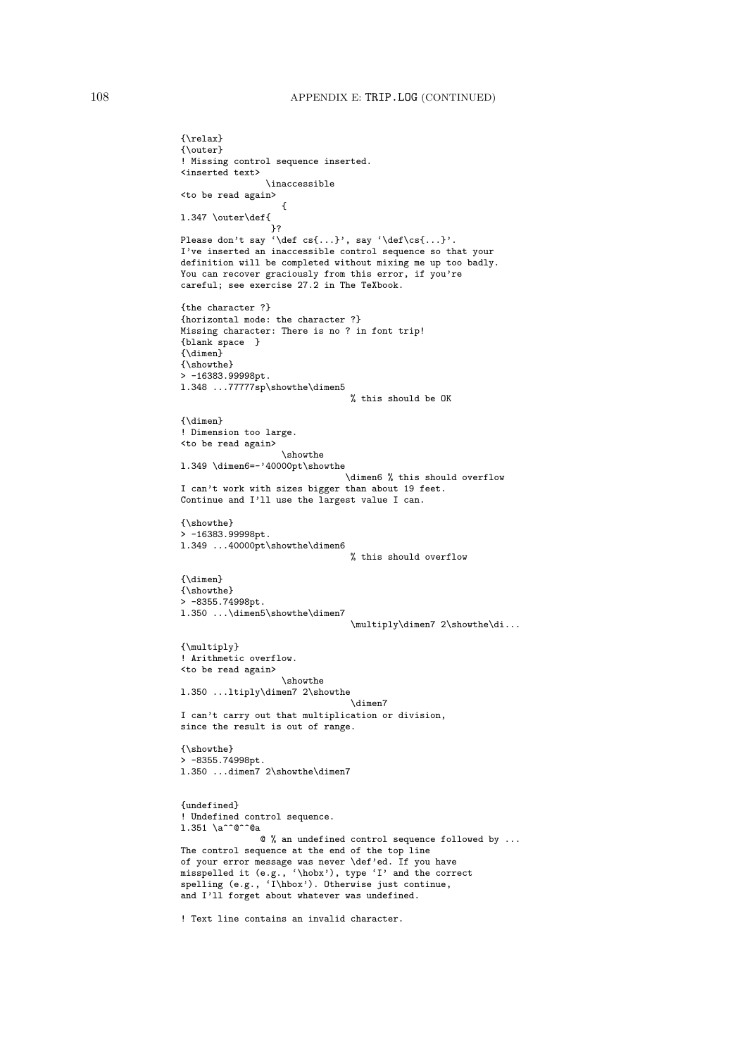```
{\relax}
{\outer}
! Missing control sequence inserted.
<inserted text>
                \inaccessible
<to be read again>
                   {
l.347 \outer\def{
                 }?
Please don't say `\def cs{...}', say `\def\cs{...}'.
I've inserted an inaccessible control sequence so that your
definition will be completed without mixing me up too badly.
You can recover graciously from this error, if you're
careful; see exercise 27.2 in The TeXbook.

{the character ?}
{horizontal mode: the character ?}
Missing character: There is no ? in font trip!
{blank space  }
{\dimen}
{\showthe}
> -16383.99998pt.
l.348 ...77777sp\showthe\dimen5
                                  % this should be OK

{\dimen}
! Dimension too large.
<to be read again>
                   \showthe
l.349 \dimen6=-'40000pt\showthe
                                 \dimen6 % this should overflow
I can't work with sizes bigger than about 19 feet.
Continue and I'll use the largest value I can.

{\showthe}
> -16383.99998pt.
l.349 ...40000pt\showthe\dimen6
                                  % this should overflow

{\dimen}
{\showthe}
> -8355.74998pt.
l.350 ...\dimen5\showthe\dimen7
                                  \multiply\dimen7 2\showthe\di...

{\multiply}
! Arithmetic overflow.
<to be read again>
                   \showthe
l.350 ...ltiply\dimen7 2\showthe
                                  \dimen7
I can't carry out that multiplication or division,
since the result is out of range.

{\showthe}
> -8355.74998pt.
l.350 ...dimen7 2\showthe\dimen7


{undefined}
! Undefined control sequence.
l.351 \a^^@^^@a
               @ % an undefined control sequence followed by ...
The control sequence at the end of the top line
of your error message was never \def'ed. If you have
misspelled it (e.g., `\hobx'), type `I' and the correct
spelling (e.g., `I\hbox'). Otherwise just continue,
and I'll forget about whatever was undefined.

! Text line contains an invalid character.
```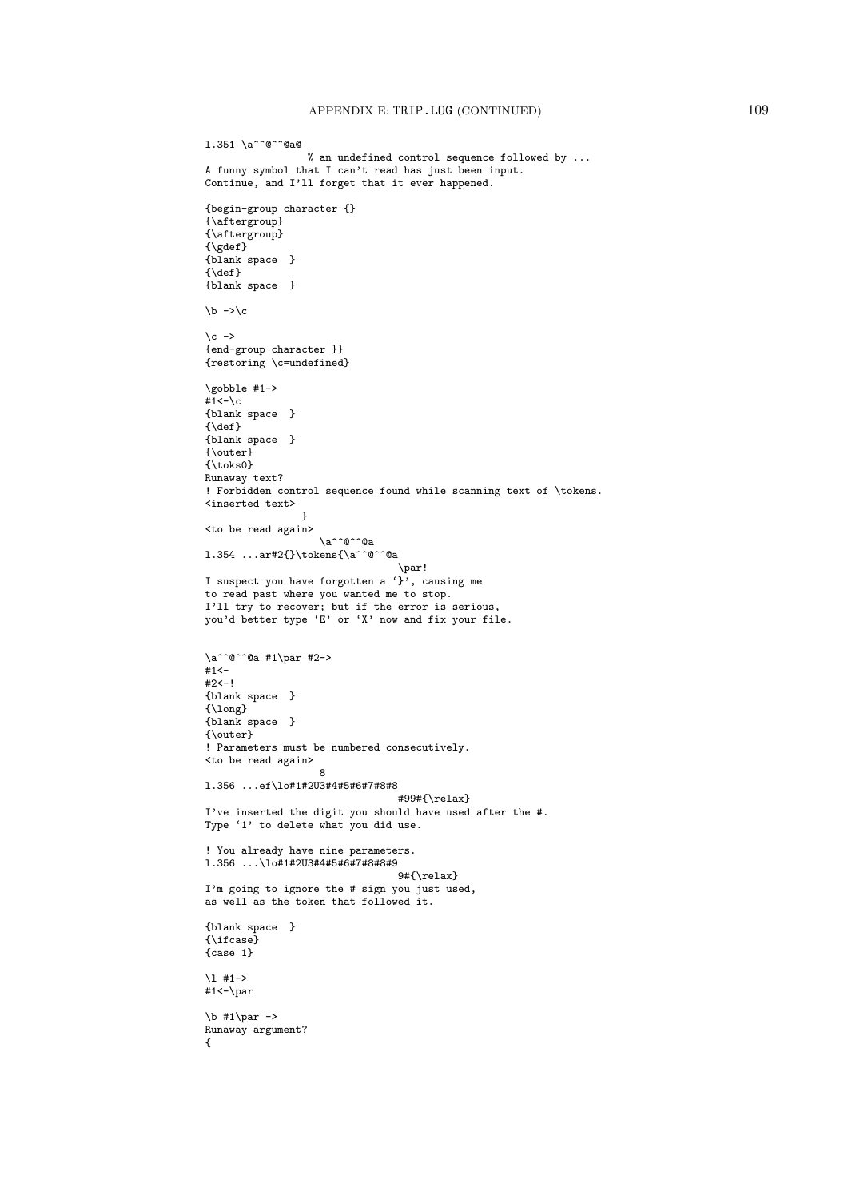```
l.351 \a^^@^^@a@
                % an undefined control sequence followed by ...
A funny symbol that I can't read has just been input.
Continue, and I'll forget that it ever happened.

{begin-group character {}
{\aftergroup}
{\aftergroup}
{\gdef}
{blank space  }
{\def}
{blank space  }

\b ->\c

\c ->
{end-group character }}
{restoring \c=undefined}

\gobble #1->
#1<-\c
{blank space  }
{\def}
{blank space  }
{\outer}
{\toks0}
Runaway text?
! Forbidden control sequence found while scanning text of \tokens.
<inserted text>
               }
<to be read again>
                   \a^^@^^@a
l.354 ...ar#2{}\tokens{\a^^@^^@a
                                  \par!
I suspect you have forgotten a `}', causing me
to read past where you wanted me to stop.
I'll try to recover; but if the error is serious,
you'd better type `E' or `X' now and fix your file.


\a^^@^^@a #1\par #2->
#1<-
#2<-!
{blank space  }
{\long}
{blank space  }
{\outer}
! Parameters must be numbered consecutively.
<to be read again>
                   8
l.356 ...ef\lo#1#2U3#4#5#6#7#8#8
                                  #99#{\relax}
I've inserted the digit you should have used after the #.
Type `1' to delete what you did use.

! You already have nine parameters.
l.356 ...\lo#1#2U3#4#5#6#7#8#8#9
                                  9#{\relax}
I'm going to ignore the # sign you just used,
as well as the token that followed it.

{blank space  }
{\ifcase}
{case 1}

\l #1->
#1<-\par

\b #1\par ->
Runaway argument?
{
```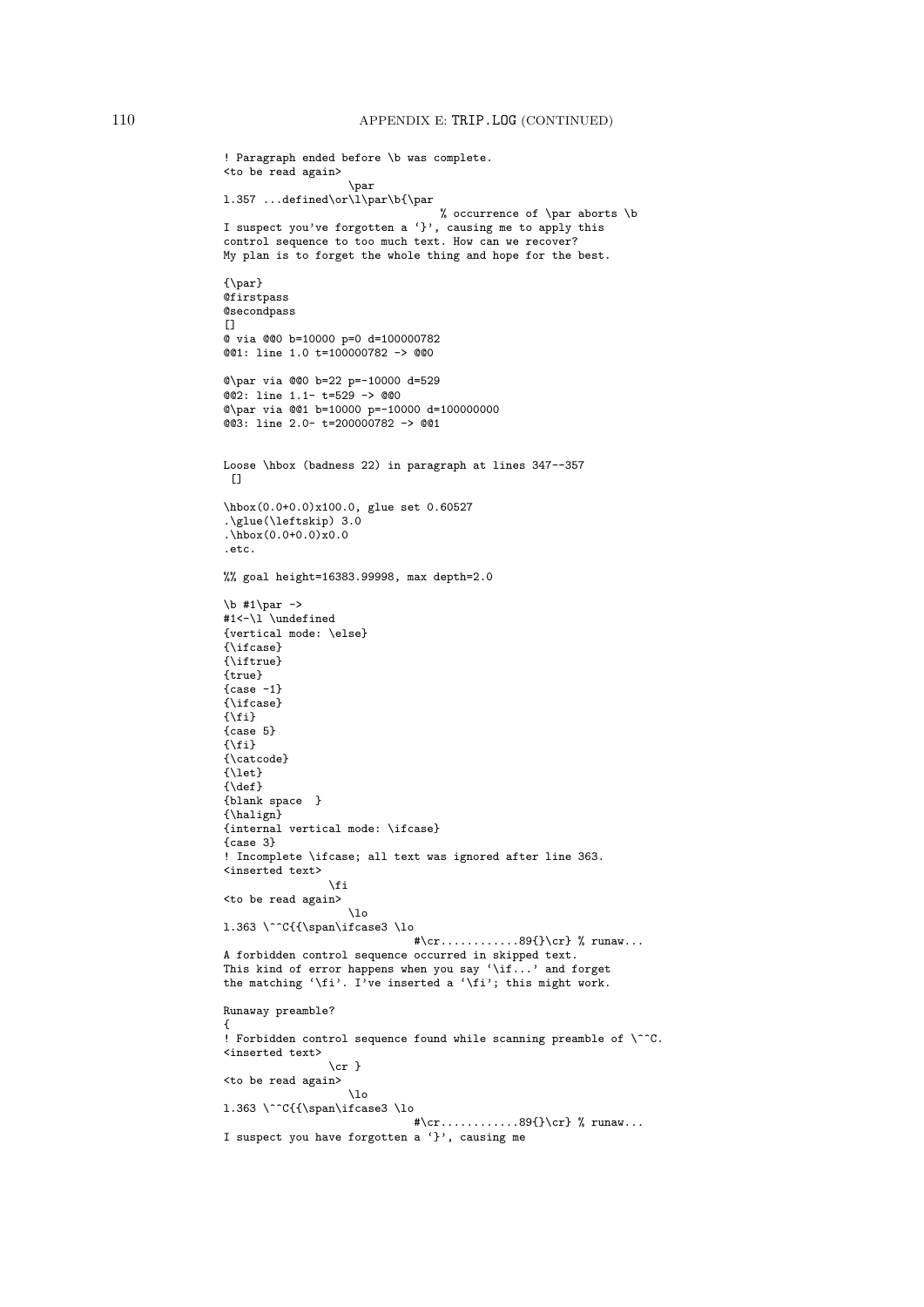```
! Paragraph ended before \b was complete.
<to be read again>
                   \par
l.357 ...defined\or\l\par\b{\par
                                  % occurrence of \par aborts \b
I suspect you've forgotten a `}', causing me to apply this
control sequence to too much text. How can we recover?
My plan is to forget the whole thing and hope for the best.

{\par}
@firstpass
@secondpass
[]
@ via @@0 b=10000 p=0 d=100000782
@@1: line 1.0 t=100000782 -> @@0

@\par via @@0 b=22 p=-10000 d=529
@@2: line 1.1- t=529 -> @@0
@\par via @@1 b=10000 p=-10000 d=100000000
@@3: line 2.0- t=200000782 -> @@1


Loose \hbox (badness 22) in paragraph at lines 347--357
 []

\hbox(0.0+0.0)x100.0, glue set 0.60527
.\glue(\leftskip) 3.0
.\hbox(0.0+0.0)x0.0
.etc.

%% goal height=16383.99998, max depth=2.0

\b #1\par ->
#1<-\l \undefined
{vertical mode: \else}
{\ifcase}
{\iftrue}
{true}
{case -1}
{\ifcase}
{\fi}
{case 5}
{\fi}
{\catcode}
{\let}
{\def}
{blank space  }
{\halign}
{internal vertical mode: \ifcase}
{case 3}
! Incomplete \ifcase; all text was ignored after line 363.
<inserted text>
                \fi
<to be read again>
                   \lo
l.363 \^^C{{\span\ifcase3 \lo
                              #\cr............89{}\cr} % runaw...
A forbidden control sequence occurred in skipped text.
This kind of error happens when you say `\if...' and forget
the matching `\fi'. I've inserted a `\fi'; this might work.

Runaway preamble?
{
! Forbidden control sequence found while scanning preamble of \^^C.
<inserted text>
                \cr }
<to be read again>
                   \lo
l.363 \^^C{{\span\ifcase3 \lo
                              #\cr............89{}\cr} % runaw...
I suspect you have forgotten a `}', causing me
```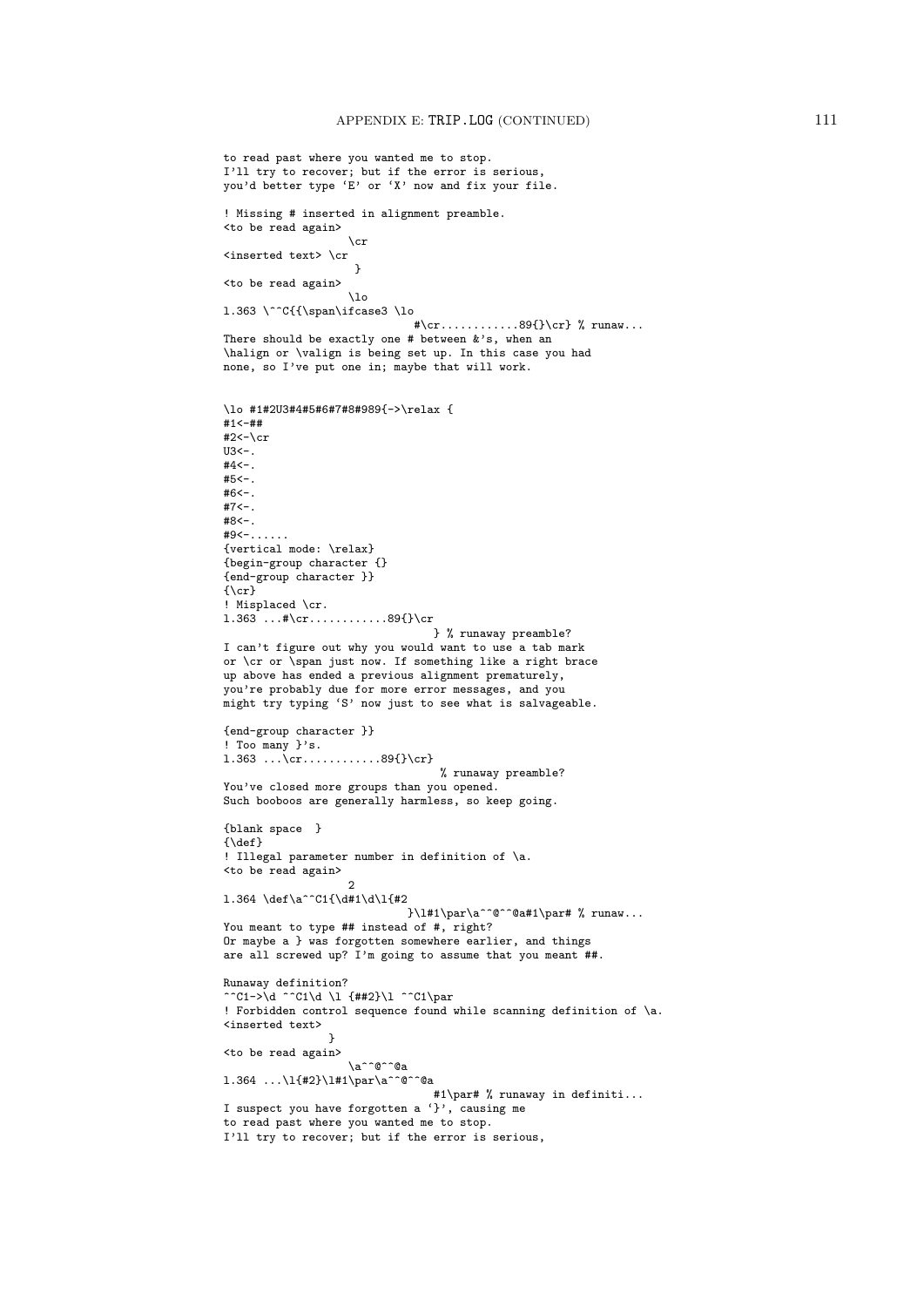```
to read past where you wanted me to stop.
I'll try to recover; but if the error is serious,
you'd better type `E' or `X' now and fix your file.

! Missing # inserted in alignment preamble.
<to be read again>
                   \cr
<inserted text> \cr
                    }
<to be read again>
                   \lo
l.363 \^^C{{\span\ifcase3 \lo
                              #\cr............89{}\cr} % runaw...
There should be exactly one # between &'s, when an
\halign or \valign is being set up. In this case you had
none, so I've put one in; maybe that will work.


\lo #1#2U3#4#5#6#7#8#989{->\relax {
#1<-##
#2<-\cr
U3<-.
#4<-.
#5<-.
#6<-.
#7<-.
#8<-.
#9<-......
{vertical mode: \relax}
{begin-group character {}
{end-group character }}
{\cr}
! Misplaced \cr.
l.363 ...#\cr............89{}\cr
                                } % runaway preamble?
I can't figure out why you would want to use a tab mark
or \cr or \span just now. If something like a right brace
up above has ended a previous alignment prematurely,
you're probably due for more error messages, and you
might try typing `S' now just to see what is salvageable.

{end-group character }}
! Too many }'s.
l.363 ...\cr............89{}\cr}
                                 % runaway preamble?
You've closed more groups than you opened.
Such booboos are generally harmless, so keep going.

{blank space  }
{\def}
! Illegal parameter number in definition of \a.
<to be read again>
                   2
l.364 \def\a^^C1{\d#1\d\l{#2
                            }\l#1\par\a^^@^^@a#1\par# % runaw...
You meant to type ## instead of #, right?
Or maybe a } was forgotten somewhere earlier, and things
are all screwed up? I'm going to assume that you meant ##.

Runaway definition?
^^C1->\d ^^C1\d \l {##2}\l ^^C1\par
! Forbidden control sequence found while scanning definition of \a.
<inserted text>
                }
<to be read again>
                   \a^^@^^@a
l.364 ...\l{#2}\l#1\par\a^^@^^@a
                                #1\par# % runaway in definiti...
I suspect you have forgotten a `}', causing me
to read past where you wanted me to stop.
I'll try to recover; but if the error is serious,
```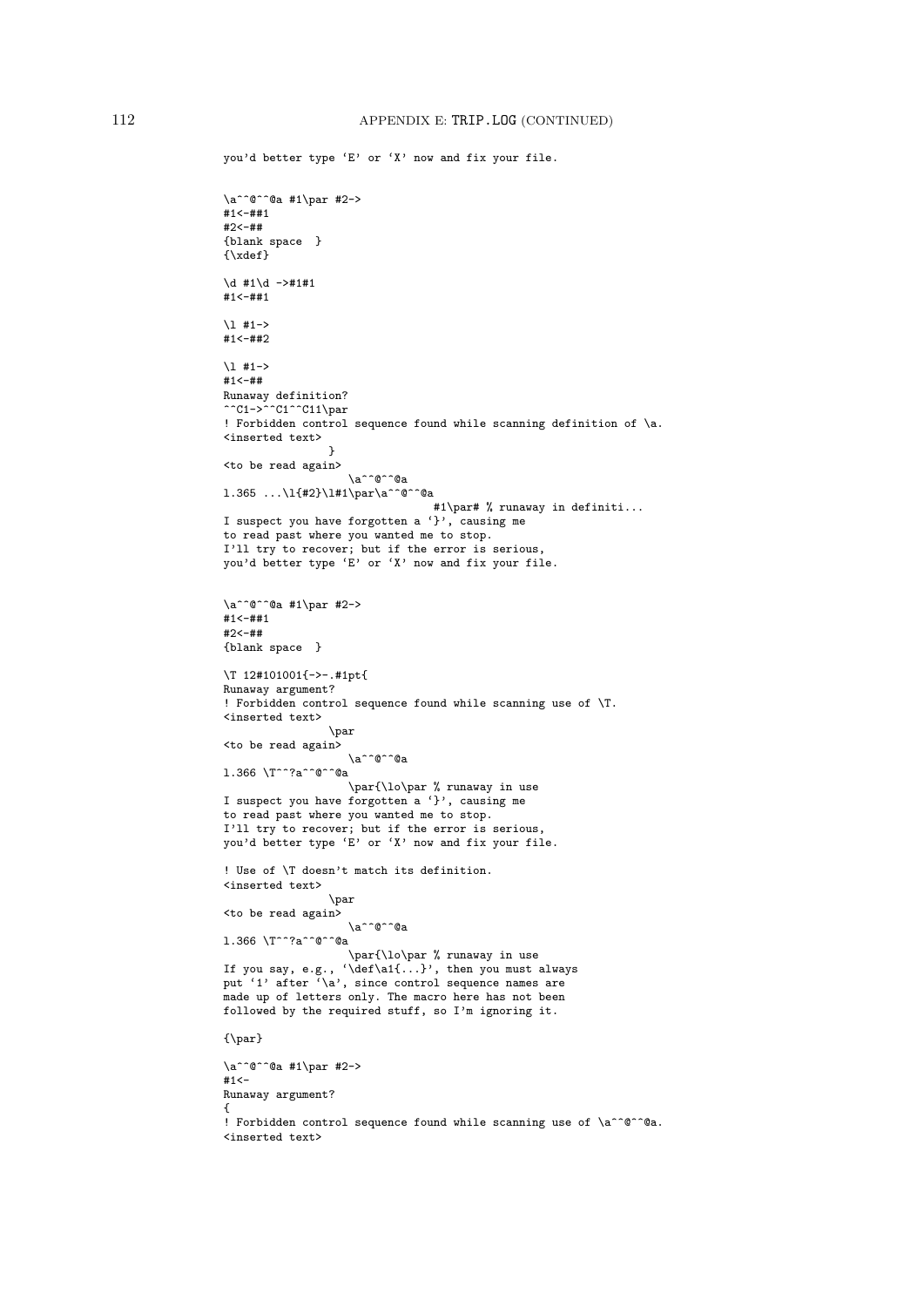```
you'd better type 'E' or 'X' now and fix your file.


\a^^@^^@a #1\par #2->
#1<-##1
#2<-##
{blank space  }
{\xdef}

\d #1\d ->#1#1
#1<-##1

\l #1->
#1<-##2

\l #1->
#1<-##
Runaway definition?
^^C1->^^C1^^C11\par
! Forbidden control sequence found while scanning definition of \a.
<inserted text>
                }
<to be read again>
                   \a^^@^^@a
l.365 ...\l{#2}\l#1\par\a^^@^^@a
                                  #1\par# % runaway in definiti...
I suspect you have forgotten a `}', causing me
to read past where you wanted me to stop.
I'll try to recover; but if the error is serious,
you'd better type 'E' or 'X' now and fix your file.


\a^^@^^@a #1\par #2->
#1<-##1
#2<-##
{blank space  }

\T 12#101001{->-.#1pt{
Runaway argument?
! Forbidden control sequence found while scanning use of \T.
<inserted text>
                \par
<to be read again>
                   \a^^@^^@a
l.366 \T^^?a^^@^^@a
                   \par{\lo\par % runaway in use
I suspect you have forgotten a `}', causing me
to read past where you wanted me to stop.
I'll try to recover; but if the error is serious,
you'd better type 'E' or 'X' now and fix your file.

! Use of \T doesn't match its definition.
<inserted text>
                \par
<to be read again>
                   \a^^@^^@a
l.366 \T^^?a^^@^^@a
                   \par{\lo\par % runaway in use
If you say, e.g., `\def\a1{...}', then you must always
put `1' after `\a', since control sequence names are
made up of letters only. The macro here has not been
followed by the required stuff, so I'm ignoring it.

{\par}

\a^^@^^@a #1\par #2->
#1<-
Runaway argument?
{
! Forbidden control sequence found while scanning use of \a^^@^^@a.
<inserted text>
```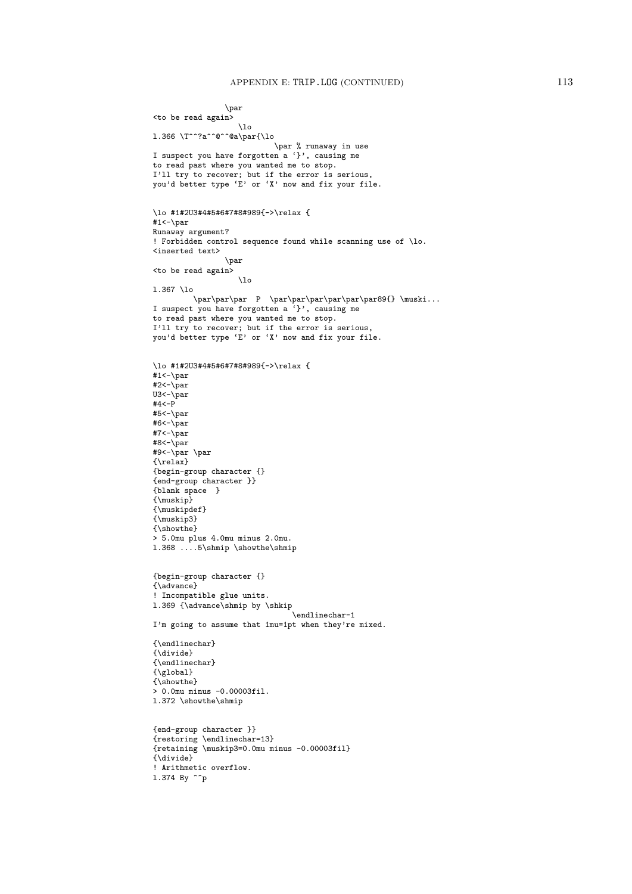```
                \par
<to be read again>
                   \lo
l.366 \T^^?a^^@^^@a\par{\lo
                           \par % runaway in use
I suspect you have forgotten a `}', causing me
to read past where you wanted me to stop.
I'll try to recover; but if the error is serious,
you'd better type `E' or `X' now and fix your file.


\lo #1#2U3#4#5#6#7#8#989{->\relax {
#1<-\par
Runaway argument?
! Forbidden control sequence found while scanning use of \lo.
<inserted text>
                \par
<to be read again>
                   \lo
l.367 \lo
         \par\par\par  P  \par\par\par\par\par\par89{} \muski...
I suspect you have forgotten a `}', causing me
to read past where you wanted me to stop.
I'll try to recover; but if the error is serious,
you'd better type `E' or `X' now and fix your file.


\lo #1#2U3#4#5#6#7#8#989{->\relax {
#1<-\par
#2<-\par
U3<-\par
#4<-P
#5<-\par
#6<-\par
#7<-\par
#8<-\par
#9<-\par \par
{\relax}
{begin-group character {}
{end-group character }}
{blank space  }
{\muskip}
{\muskipdef}
{\muskip3}
{\showthe}
> 5.0mu plus 4.0mu minus 2.0mu.
l.368 ....5\shmip \showthe\shmip


{begin-group character {}
{\advance}
! Incompatible glue units.
l.369 {\advance\shmip by \shkip
                               \endlinechar-1
I'm going to assume that 1mu=1pt when they're mixed.

{\endlinechar}
{\divide}
{\endlinechar}
{\global}
{\showthe}
> 0.0mu minus -0.00003fil.
l.372 \showthe\shmip


{end-group character }}
{restoring \endlinechar=13}
{retaining \muskip3=0.0mu minus -0.00003fil}
{\divide}
! Arithmetic overflow.
l.374 By ^^p
```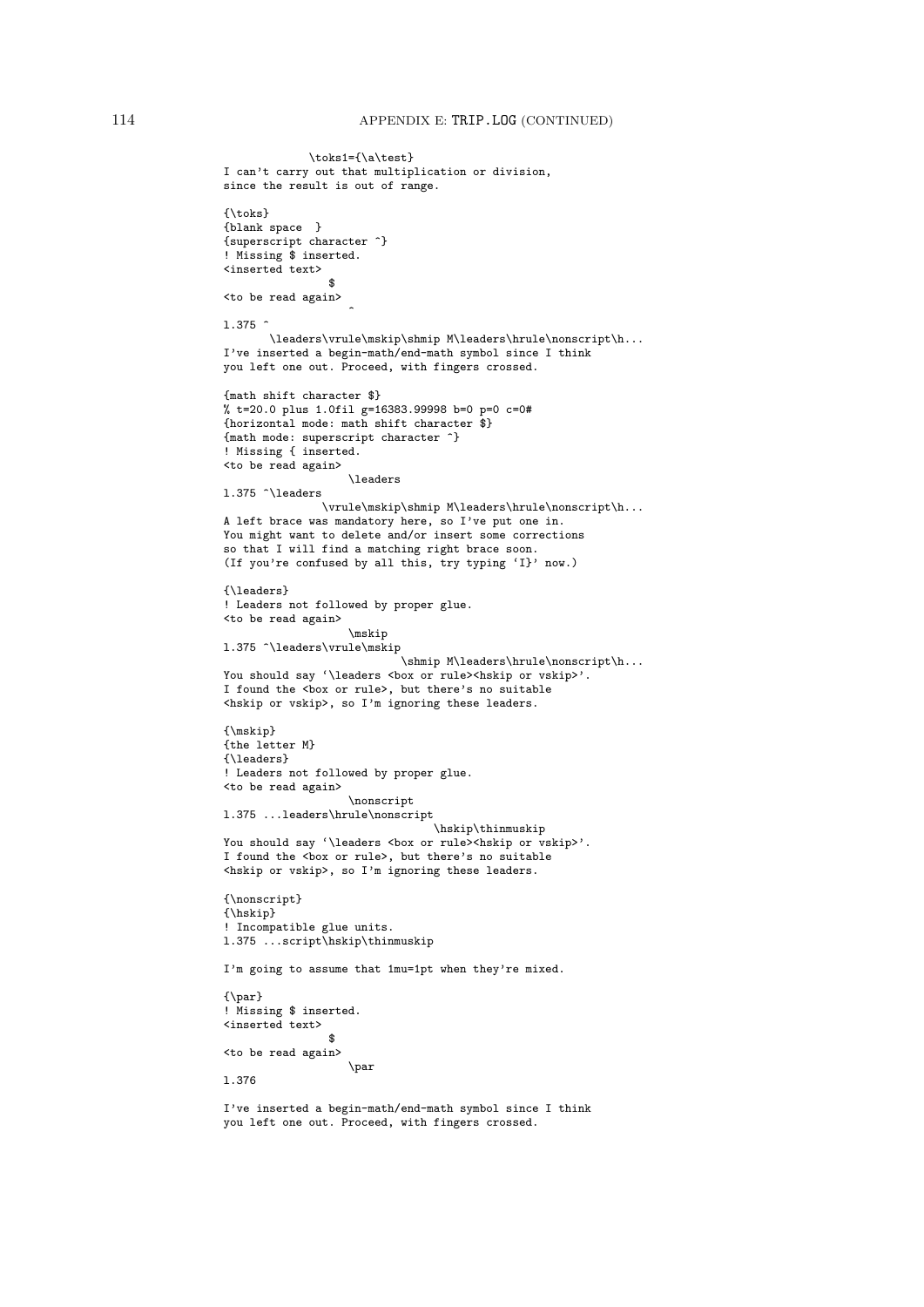```
            \toks1={\a\test}
I can't carry out that multiplication or division,
since the result is out of range.

{\toks}
{blank space  }
{superscript character ^}
! Missing $ inserted.
<inserted text>
                $
<to be read again>
                   ^
l.375 ^
       \leaders\vrule\mskip\shmip M\leaders\hrule\nonscript\h...
I've inserted a begin-math/end-math symbol since I think
you left one out. Proceed, with fingers crossed.

{math shift character $}
% t=20.0 plus 1.0fil g=16383.99998 b=0 p=0 c=0#
{horizontal mode: math shift character $}
{math mode: superscript character ^}
! Missing { inserted.
<to be read again>
                   \leaders
l.375 ^\leaders
               \vrule\mskip\shmip M\leaders\hrule\nonscript\h...
A left brace was mandatory here, so I've put one in.
You might want to delete and/or insert some corrections
so that I will find a matching right brace soon.
(If you're confused by all this, try typing `I}' now.)

{\leaders}
! Leaders not followed by proper glue.
<to be read again>
                   \mskip
l.375 ^\leaders\vrule\mskip
                           \shmip M\leaders\hrule\nonscript\h...
You should say `\leaders <box or rule><hskip or vskip>'.
I found the <box or rule>, but there's no suitable
<hskip or vskip>, so I'm ignoring these leaders.

{\mskip}
{the letter M}
{\leaders}
! Leaders not followed by proper glue.
<to be read again>
                   \nonscript
l.375 ...leaders\hrule\nonscript
                                \hskip\thinmuskip
You should say `\leaders <box or rule><hskip or vskip>'.
I found the <box or rule>, but there's no suitable
<hskip or vskip>, so I'm ignoring these leaders.

{\nonscript}
{\hskip}
! Incompatible glue units.
l.375 ...script\hskip\thinmuskip

I'm going to assume that 1mu=1pt when they're mixed.

{\par}
! Missing $ inserted.
<inserted text>
                $
<to be read again>
                   \par
l.376

I've inserted a begin-math/end-math symbol since I think
you left one out. Proceed, with fingers crossed.
```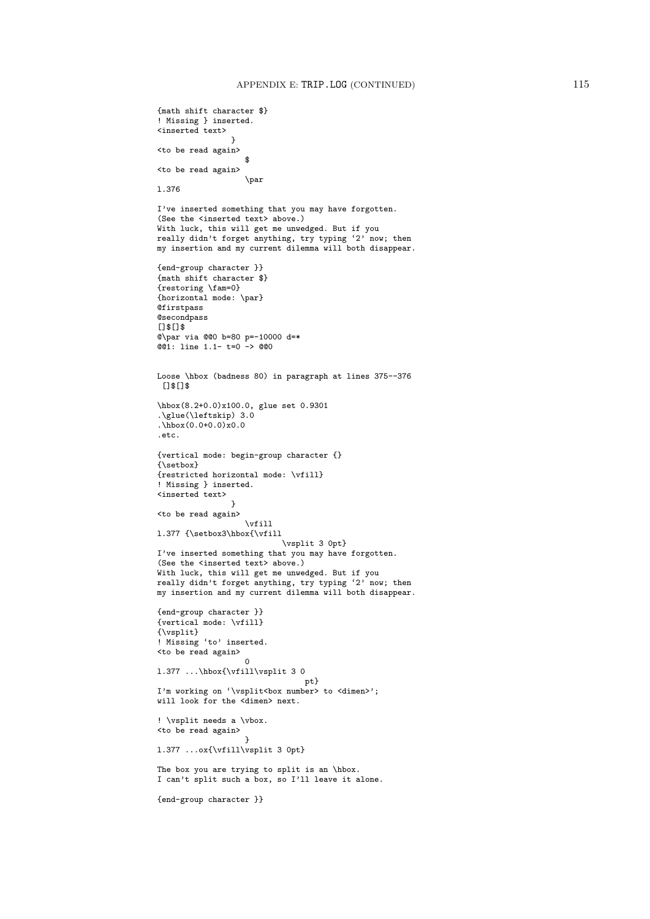```
{math shift character $}
! Missing } inserted.
<inserted text>
                }
<to be read again>
                   $
<to be read again>
                   \par
l.376

I've inserted something that you may have forgotten.
(See the <inserted text> above.)
With luck, this will get me unwedged. But if you
really didn't forget anything, try typing `2' now; then
my insertion and my current dilemma will both disappear.

{end-group character }}
{math shift character $}
{restoring \fam=0}
{horizontal mode: \par}
@firstpass
@secondpass
[]$[]$
@\par via @@0 b=80 p=-10000 d=*
@@1: line 1.1- t=0 -> @@0


Loose \hbox (badness 80) in paragraph at lines 375--376
 []$[]$

\hbox(8.2+0.0)x100.0, glue set 0.9301
.\glue(\leftskip) 3.0
.\hbox(0.0+0.0)x0.0
.etc.

{vertical mode: begin-group character {}
{\setbox}
{restricted horizontal mode: \vfill}
! Missing } inserted.
<inserted text>
                }
<to be read again>
                   \vfill
l.377 {\setbox3\hbox{\vfill
                           \vsplit 3 0pt}
I've inserted something that you may have forgotten.
(See the <inserted text> above.)
With luck, this will get me unwedged. But if you
really didn't forget anything, try typing `2' now; then
my insertion and my current dilemma will both disappear.

{end-group character }}
{vertical mode: \vfill}
{\vsplit}
! Missing `to' inserted.
<to be read again>
                   0
l.377 ...\hbox{\vfill\vsplit 3 0
                                pt}
I'm working on `\vsplit<box number> to <dimen>';
will look for the <dimen> next.

! \vsplit needs a \vbox.
<to be read again>
                   }
l.377 ...ox{\vfill\vsplit 3 0pt}

The box you are trying to split is an \hbox.
I can't split such a box, so I'll leave it alone.

{end-group character }}
```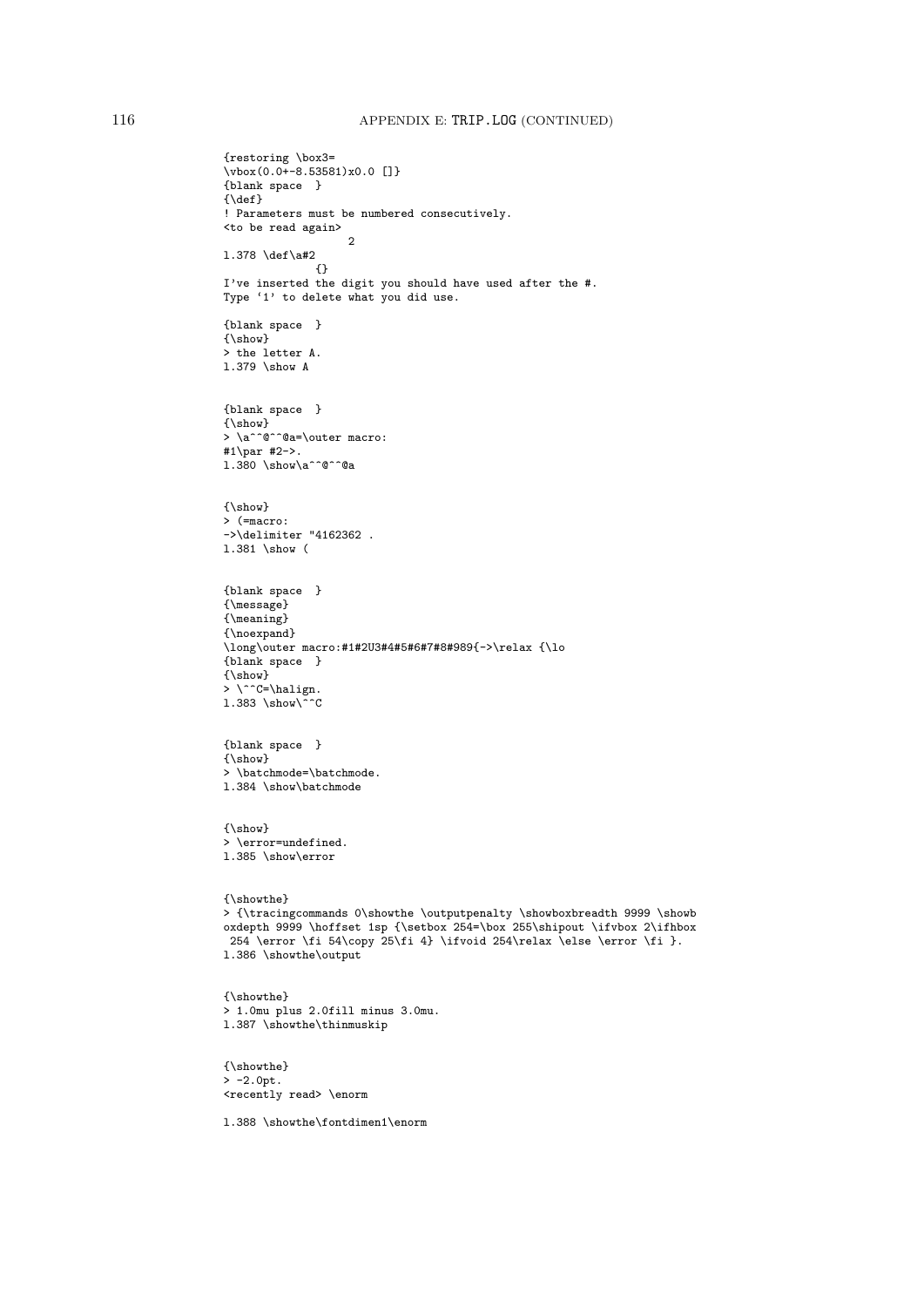```
{restoring \box3=
\vbox(0.0+-8.53581)x0.0 []}
{blank space  }
{\def}
! Parameters must be numbered consecutively.
<to be read again>
                   2
l.378 \def\a#2
              {}
I've inserted the digit you should have used after the #.
Type `1' to delete what you did use.

{blank space  }
{\show}
> the letter A.
l.379 \show A


{blank space  }
{\show}
> \a^^@^^@a=\outer macro:
#1\par #2->.
l.380 \show\a^^@^^@a


{\show}
> (=macro:
->\delimiter "4162362 .
l.381 \show (


{blank space  }
{\message}
{\meaning}
{\noexpand}
\long\outer macro:#1#2U3#4#5#6#7#8#989{->\relax {\lo
{blank space  }
{\show}
> \^^C=\halign.
l.383 \show\^^C


{blank space  }
{\show}
> \batchmode=\batchmode.
l.384 \show\batchmode


{\show}
> \error=undefined.
l.385 \show\error


{\showthe}
> {\tracingcommands 0\showthe \outputpenalty \showboxbreadth 9999 \showb
oxdepth 9999 \hoffset 1sp {\setbox 254=\box 255\shipout \ifvbox 2\ifhbox
 254 \error \fi 54\copy 25\fi 4} \ifvoid 254\relax \else \error \fi }.
l.386 \showthe\output


{\showthe}
> 1.0mu plus 2.0fill minus 3.0mu.
l.387 \showthe\thinmuskip


{\showthe}
> -2.0pt.
<recently read> \enorm

l.388 \showthe\fontdimen1\enorm
```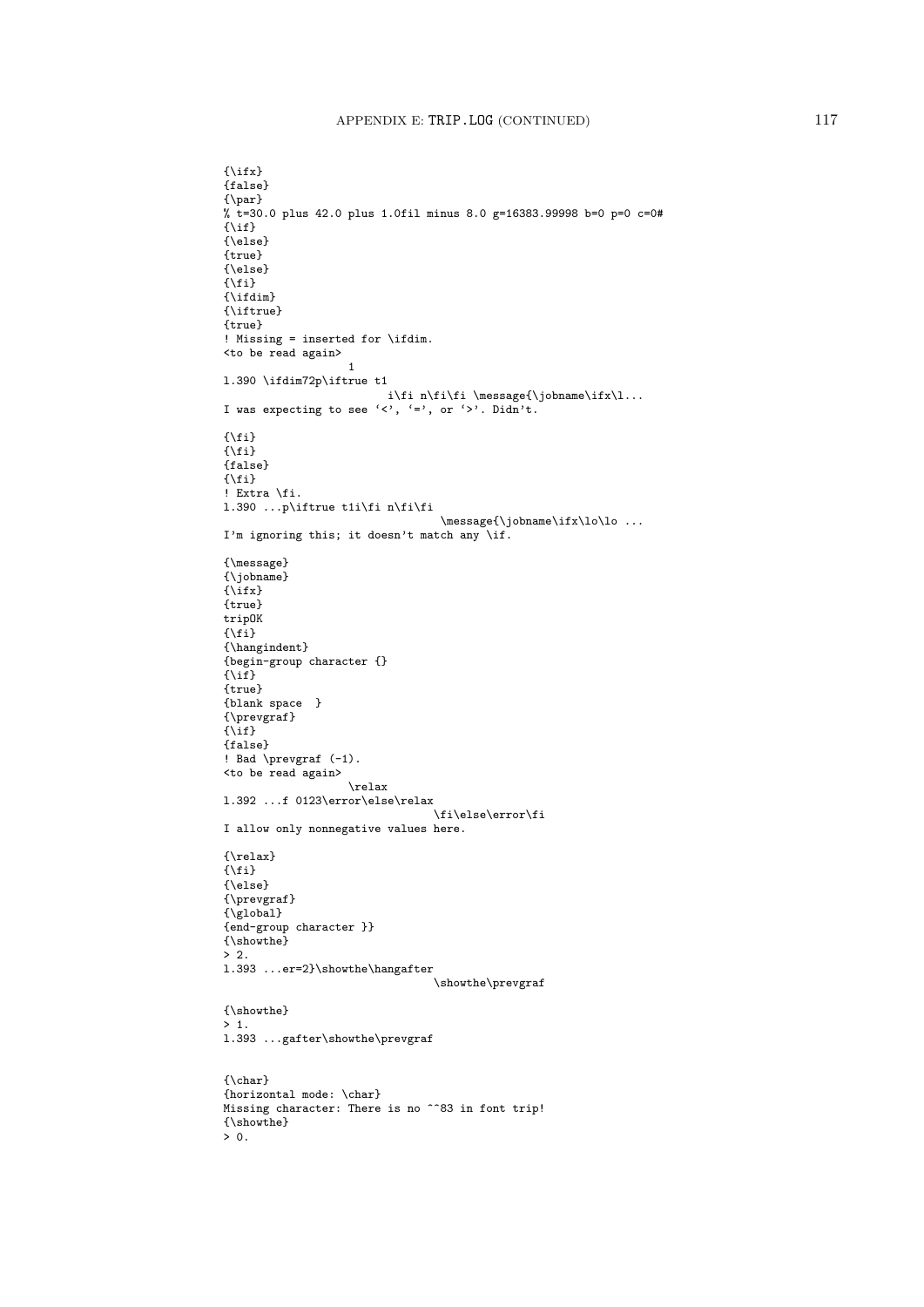```
{\ifx}
{false}
{\par}
% t=30.0 plus 42.0 plus 1.0fil minus 8.0 g=16383.99998 b=0 p=0 c=0#
{\if}
{\else}
{true}
{\else}
{\fi}
{\ifdim}
{\iftrue}
{true}
! Missing = inserted for \ifdim.
<to be read again>
                   1
l.390 \ifdim72p\iftrue t1
                         i\fi n\fi\fi \message{\jobname\ifx\l...
I was expecting to see `<', `=', or `>'. Didn't.

{\fi}
{\fi}
{false}
{\fi}
! Extra \fi.
l.390 ...p\iftrue t1i\fi n\fi\fi
                                 \message{\jobname\ifx\lo\lo ...
I'm ignoring this; it doesn't match any \if.

{\message}
{\jobname}
{\ifx}
{true}
tripOK
{\fi}
{\hangindent}
{begin-group character {}
{\if}
{true}
{blank space  }
{\prevgraf}
{\if}
{false}
! Bad \prevgraf (-1).
<to be read again>
                   \relax
l.392 ...f 0123\error\else\relax
                                \fi\else\error\fi
I allow only nonnegative values here.

{\relax}
{\fi}
{\else}
{\prevgraf}
{\global}
{end-group character }}
{\showthe}
> 2.
l.393 ...er=2}\showthe\hangafter
                                \showthe\prevgraf

{\showthe}
> 1.
l.393 ...gafter\showthe\prevgraf


{\char}
{horizontal mode: \char}
Missing character: There is no ^^83 in font trip!
{\showthe}
> 0.
```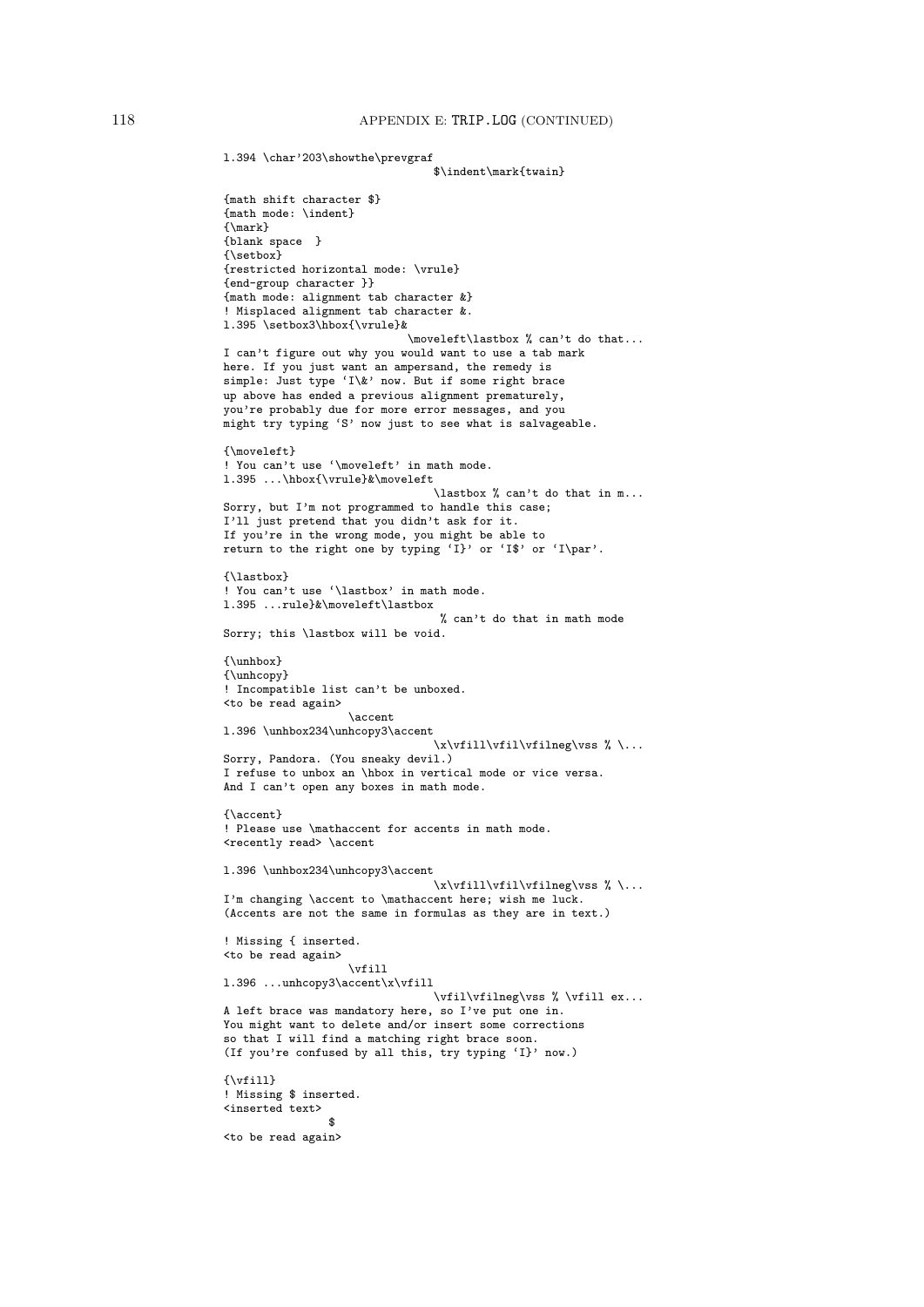```
l.394 \char'203\showthe\prevgraf
                                $\indent\mark{twain}

{math shift character $}
{math mode: \indent}
{\mark}
{blank space  }
{\setbox}
{restricted horizontal mode: \vrule}
{end-group character }}
{math mode: alignment tab character &}
! Misplaced alignment tab character &.
l.395 \setbox3\hbox{\vrule}&
                            \moveleft\lastbox % can't do that...
I can't figure out why you would want to use a tab mark
here. If you just want an ampersand, the remedy is
simple: Just type `I\&' now. But if some right brace
up above has ended a previous alignment prematurely,
you're probably due for more error messages, and you
might try typing `S' now just to see what is salvageable.

{\moveleft}
! You can't use `\moveleft' in math mode.
l.395 ...\hbox{\vrule}&\moveleft
                                \lastbox % can't do that in m...
Sorry, but I'm not programmed to handle this case;
I'll just pretend that you didn't ask for it.
If you're in the wrong mode, you might be able to
return to the right one by typing `I}' or `I$' or `I\par'.

{\lastbox}
! You can't use `\lastbox' in math mode.
l.395 ...rule}&\moveleft\lastbox
                                 % can't do that in math mode
Sorry; this \lastbox will be void.

{\unhbox}
{\unhcopy}
! Incompatible list can't be unboxed.
<to be read again>
                   \accent
l.396 \unhbox234\unhcopy3\accent
                                \x\vfill\vfil\vfilneg\vss % \...
Sorry, Pandora. (You sneaky devil.)
I refuse to unbox an \hbox in vertical mode or vice versa.
And I can't open any boxes in math mode.

{\accent}
! Please use \mathaccent for accents in math mode.
<recently read> \accent

l.396 \unhbox234\unhcopy3\accent
                                \x\vfill\vfil\vfilneg\vss % \...
I'm changing \accent to \mathaccent here; wish me luck.
(Accents are not the same in formulas as they are in text.)

! Missing { inserted.
<to be read again>
                   \vfill
l.396 ...unhcopy3\accent\x\vfill
                                \vfil\vfilneg\vss % \vfill ex...
A left brace was mandatory here, so I've put one in.
You might want to delete and/or insert some corrections
so that I will find a matching right brace soon.
(If you're confused by all this, try typing `I}' now.)

{\vfill}
! Missing $ inserted.
<inserted text>
               $
<to be read again>
```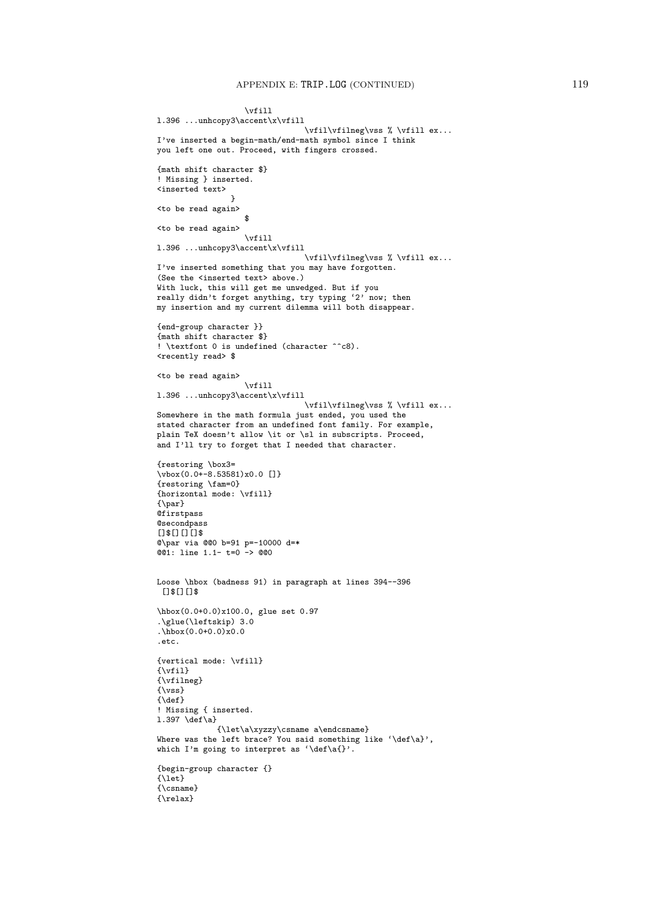```
                 \vfill
l.396 ...unhcopy3\accent\x\vfill
                                \vfil\vfilneg\vss % \vfill ex...
I've inserted a begin-math/end-math symbol since I think
you left one out. Proceed, with fingers crossed.

{math shift character $}
! Missing } inserted.
<inserted text>
               }
<to be read again>
                 $
<to be read again>
                 \vfill
l.396 ...unhcopy3\accent\x\vfill
                                \vfil\vfilneg\vss % \vfill ex...
I've inserted something that you may have forgotten.
(See the <inserted text> above.)
With luck, this will get me unwedged. But if you
really didn't forget anything, try typing `2' now; then
my insertion and my current dilemma will both disappear.

{end-group character }}
{math shift character $}
! \textfont 0 is undefined (character ^^c8).
<recently read> $

<to be read again>
                 \vfill
l.396 ...unhcopy3\accent\x\vfill
                                \vfil\vfilneg\vss % \vfill ex...
Somewhere in the math formula just ended, you used the
stated character from an undefined font family. For example,
plain TeX doesn't allow \it or \sl in subscripts. Proceed,
and I'll try to forget that I needed that character.

{restoring \box3=
\vbox(0.0+-8.53581)x0.0 []}
{restoring \fam=0}
{horizontal mode: \vfill}
{\par}
@firstpass
@secondpass
[]$[][][]$
@\par via @@0 b=91 p=-10000 d=*
@@1: line 1.1- t=0 -> @@0


Loose \hbox (badness 91) in paragraph at lines 394--396
 []$[][]$

\hbox(0.0+0.0)x100.0, glue set 0.97
.\glue(\leftskip) 3.0
.\hbox(0.0+0.0)x0.0
.etc.

{vertical mode: \vfill}
{\vfil}
{\vfilneg}
{\vss}
{\def}
! Missing { inserted.
l.397 \def\a}
             {\let\a\xyzzy\csname a\endcsname}
Where was the left brace? You said something like `\def\a}',
which I'm going to interpret as `\def\a{}'.

{begin-group character {}
{\let}
{\csname}
{\relax}
```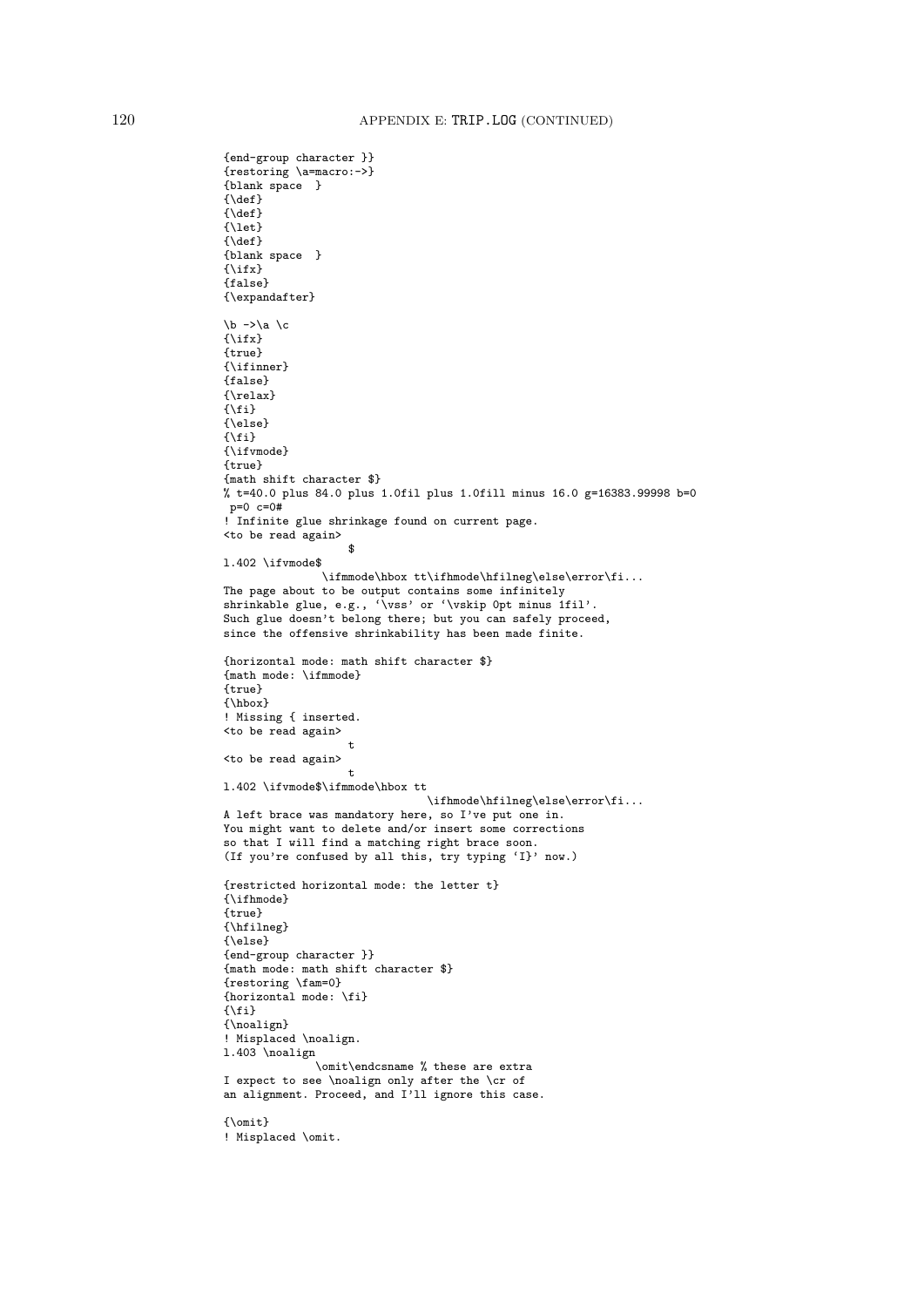```
{end-group character }}
{restoring \a=macro:->}
{blank space  }
{\def}
{\def}
{\let}
{\def}
{blank space  }
{\ifx}
{false}
{\expandafter}

\b ->\a \c
{\ifx}
{true}
{\ifinner}
{false}
{\relax}
{\fi}
{\else}
{\fi}
{\ifvmode}
{true}
{math shift character $}
% t=40.0 plus 84.0 plus 1.0fil plus 1.0fill minus 16.0 g=16383.99998 b=0
 p=0 c=0#
! Infinite glue shrinkage found on current page.
<to be read again>
                   $
l.402 \ifvmode$
               \ifmmode\hbox tt\ifhmode\hfilneg\else\error\fi...
The page about to be output contains some infinitely
shrinkable glue, e.g., `\vss' or `\vskip 0pt minus 1fil'.
Such glue doesn't belong there; but you can safely proceed,
since the offensive shrinkability has been made finite.

{horizontal mode: math shift character $}
{math mode: \ifmmode}
{true}
{\hbox}
! Missing { inserted.
<to be read again>
                   t
<to be read again>
                   t
l.402 \ifvmode$\ifmmode\hbox tt
                                \ifhmode\hfilneg\else\error\fi...
A left brace was mandatory here, so I've put one in.
You might want to delete and/or insert some corrections
so that I will find a matching right brace soon.
(If you're confused by all this, try typing `I}' now.)

{restricted horizontal mode: the letter t}
{\ifhmode}
{true}
{\hfilneg}
{\else}
{end-group character }}
{math mode: math shift character $}
{restoring \fam=0}
{horizontal mode: \fi}
{\fi}
{\noalign}
! Misplaced \noalign.
l.403 \noalign
              \omit\endcsname % these are extra
I expect to see \noalign only after the \cr of
an alignment. Proceed, and I'll ignore this case.

{\omit}
! Misplaced \omit.
```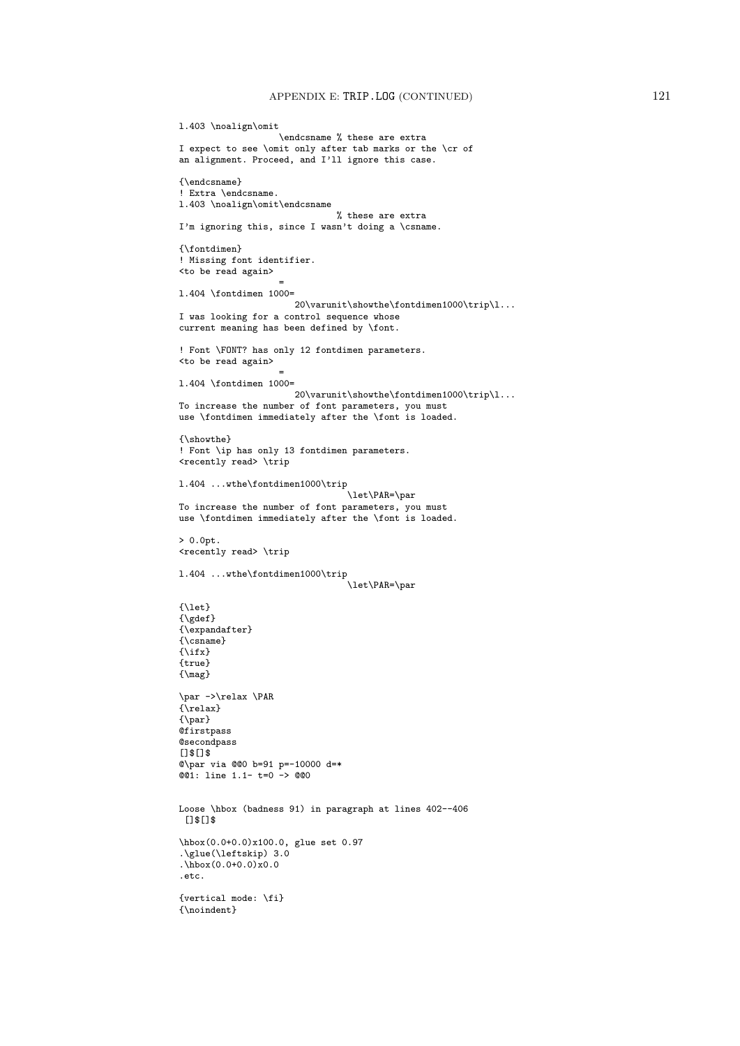```
l.403 \noalign\omit
                  \endcsname % these are extra
I expect to see \omit only after tab marks or the \cr of
an alignment. Proceed, and I'll ignore this case.

{\endcsname}
! Extra \endcsname.
l.403 \noalign\omit\endcsname
                             % these are extra
I'm ignoring this, since I wasn't doing a \csname.

{\fontdimen}
! Missing font identifier.
<to be read again>
                   =
l.404 \fontdimen 1000=
                      20\varunit\showthe\fontdimen1000\trip\l...
I was looking for a control sequence whose
current meaning has been defined by \font.

! Font \FONT? has only 12 fontdimen parameters.
<to be read again>
                   =
l.404 \fontdimen 1000=
                      20\varunit\showthe\fontdimen1000\trip\l...
To increase the number of font parameters, you must
use \fontdimen immediately after the \font is loaded.

{\showthe}
! Font \ip has only 13 fontdimen parameters.
<recently read> \trip

l.404 ...wthe\fontdimen1000\trip
                                \let\PAR=\par
To increase the number of font parameters, you must
use \fontdimen immediately after the \font is loaded.

> 0.0pt.
<recently read> \trip

l.404 ...wthe\fontdimen1000\trip
                                \let\PAR=\par

{\let}
{\gdef}
{\expandafter}
{\csname}
{\ifx}
{true}
{\mag}

\par ->\relax \PAR
{\relax}
{\par}
@firstpass
@secondpass
[]$[]$
@\par via @@0 b=91 p=-10000 d=*
@@1: line 1.1- t=0 -> @@0


Loose \hbox (badness 91) in paragraph at lines 402--406
 []$[]$

\hbox(0.0+0.0)x100.0, glue set 0.97
.\glue(\leftskip) 3.0
.\hbox(0.0+0.0)x0.0
.etc.

{vertical mode: \fi}
{\noindent}
```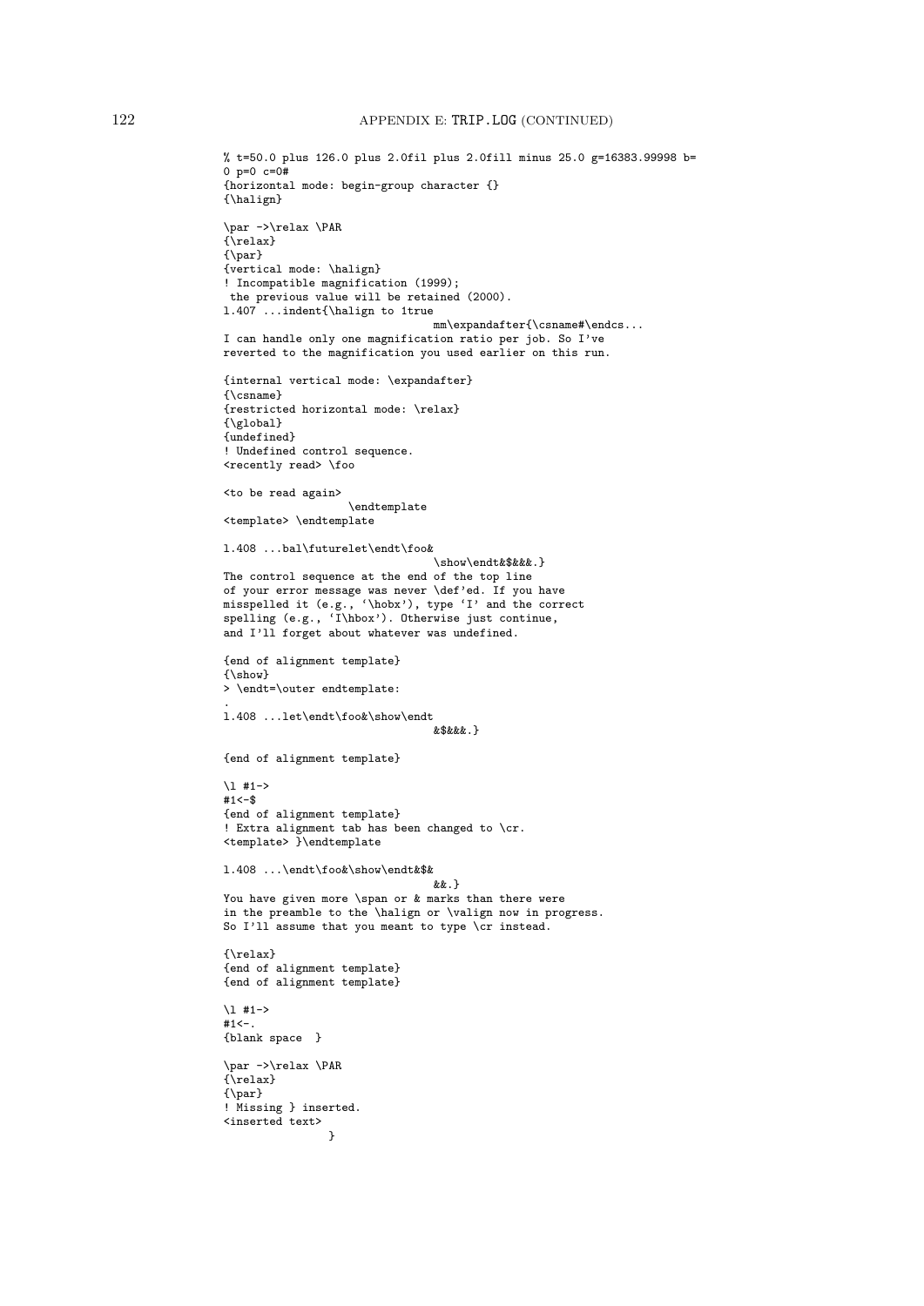```
% t=50.0 plus 126.0 plus 2.0fil plus 2.0fill minus 25.0 g=16383.99998 b=
0 p=0 c=0#
{horizontal mode: begin-group character {}
{\halign}

\par ->\relax \PAR
{\relax}
{\par}
{vertical mode: \halign}
! Incompatible magnification (1999);
 the previous value will be retained (2000).
l.407 ...indent{\halign to 1true
                                mm\expandafter{\csname#\endcs...
I can handle only one magnification ratio per job. So I've
reverted to the magnification you used earlier on this run.

{internal vertical mode: \expandafter}
{\csname}
{restricted horizontal mode: \relax}
{\global}
{undefined}
! Undefined control sequence.
<recently read> \foo

<to be read again>
                   \endtemplate
<template> \endtemplate

l.408 ...bal\futurelet\endt\foo&
                                \show\endt&$&&&.}
The control sequence at the end of the top line
of your error message was never \def'ed. If you have
misspelled it (e.g., `\hobx'), type `I' and the correct
spelling (e.g., `I\hbox'). Otherwise just continue,
and I'll forget about whatever was undefined.

{end of alignment template}
{\show}
> \endt=\outer endtemplate:
.
l.408 ...let\endt\foo&\show\endt
                                &$&&&.}

{end of alignment template}

\l #1->
#1<-$
{end of alignment template}
! Extra alignment tab has been changed to \cr.
<template> }\endtemplate

l.408 ...\endt\foo&\show\endt&$&
                                &&.}
You have given more \span or & marks than there were
in the preamble to the \halign or \valign now in progress.
So I'll assume that you meant to type \cr instead.

{\relax}
{end of alignment template}
{end of alignment template}

\l #1->
#1<-.
{blank space  }

\par ->\relax \PAR
{\relax}
{\par}
! Missing } inserted.
<inserted text>
                }
```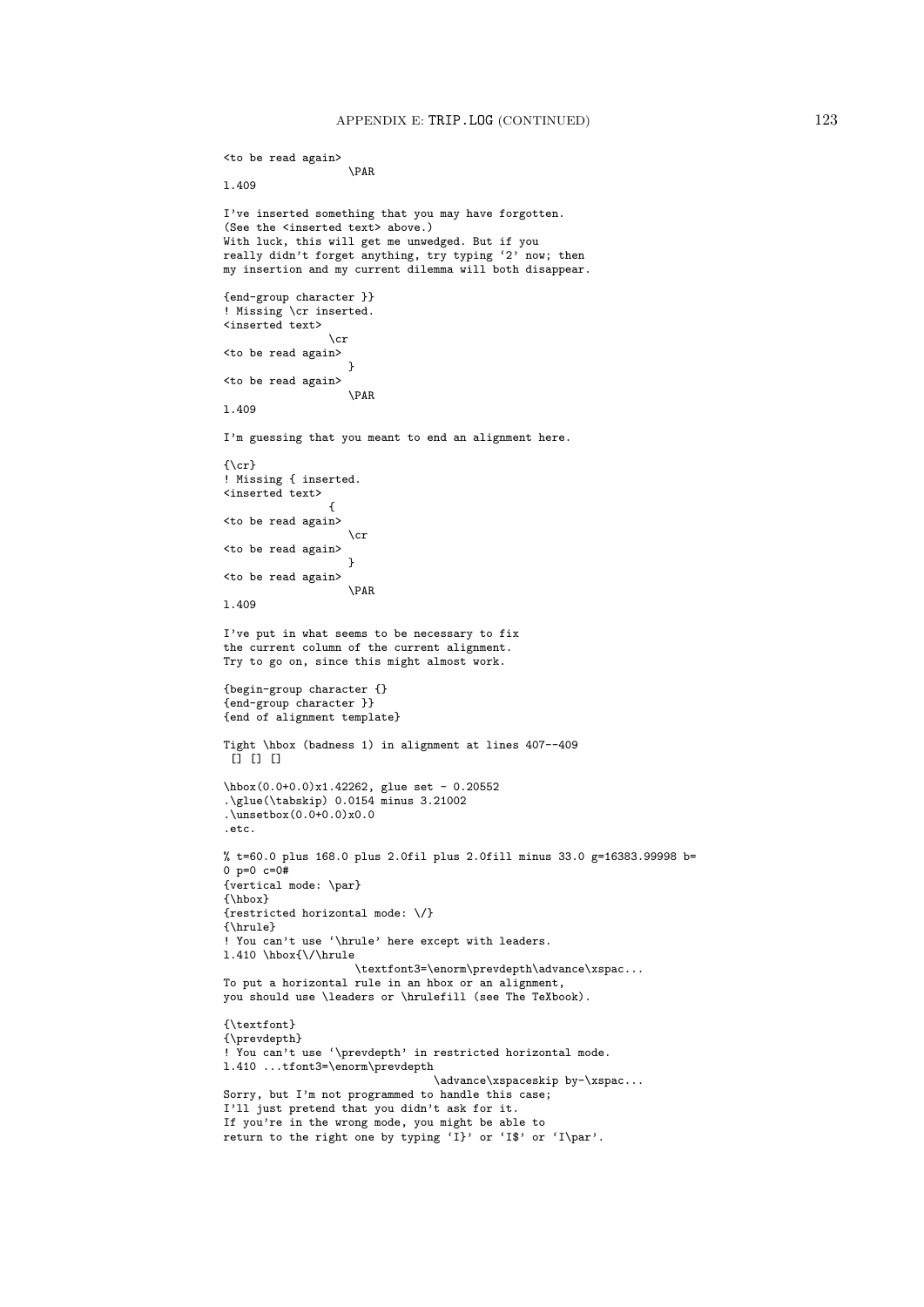```
<to be read again>
                  \PAR
l.409

I've inserted something that you may have forgotten.
(See the <inserted text> above.)
With luck, this will get me unwedged. But if you
really didn't forget anything, try typing `2' now; then
my insertion and my current dilemma will both disappear.

{end-group character }}
! Missing \cr inserted.
<inserted text>
               \cr
<to be read again>
                  }
<to be read again>
                  \PAR
l.409

I'm guessing that you meant to end an alignment here.

{\cr}
! Missing { inserted.
<inserted text>
               {
<to be read again>
                  \cr
<to be read again>
                  }
<to be read again>
                  \PAR
l.409

I've put in what seems to be necessary to fix
the current column of the current alignment.
Try to go on, since this might almost work.

{begin-group character {}
{end-group character }}
{end of alignment template}

Tight \hbox (badness 1) in alignment at lines 407--409
 [] [] []

\hbox(0.0+0.0)x1.42262, glue set - 0.20552
.\glue(\tabskip) 0.0154 minus 3.21002
.\unsetbox(0.0+0.0)x0.0
.etc.

% t=60.0 plus 168.0 plus 2.0fil plus 2.0fill minus 33.0 g=16383.99998 b=
0 p=0 c=0#
{vertical mode: \par}
{\hbox}
{restricted horizontal mode: \/}
{\hrule}
! You can't use `\hrule' here except with leaders.
l.410 \hbox{\/\hrule
                    \textfont3=\enorm\prevdepth\advance\xspac...
To put a horizontal rule in an hbox or an alignment,
you should use \leaders or \hrulefill (see The TeXbook).

{\textfont}
{\prevdepth}
! You can't use `\prevdepth' in restricted horizontal mode.
l.410 ...tfont3=\enorm\prevdepth
                                \advance\xspaceskip by-\xspac...
Sorry, but I'm not programmed to handle this case;
I'll just pretend that you didn't ask for it.
If you're in the wrong mode, you might be able to
return to the right one by typing `I}' or `I$' or `I\par'.
```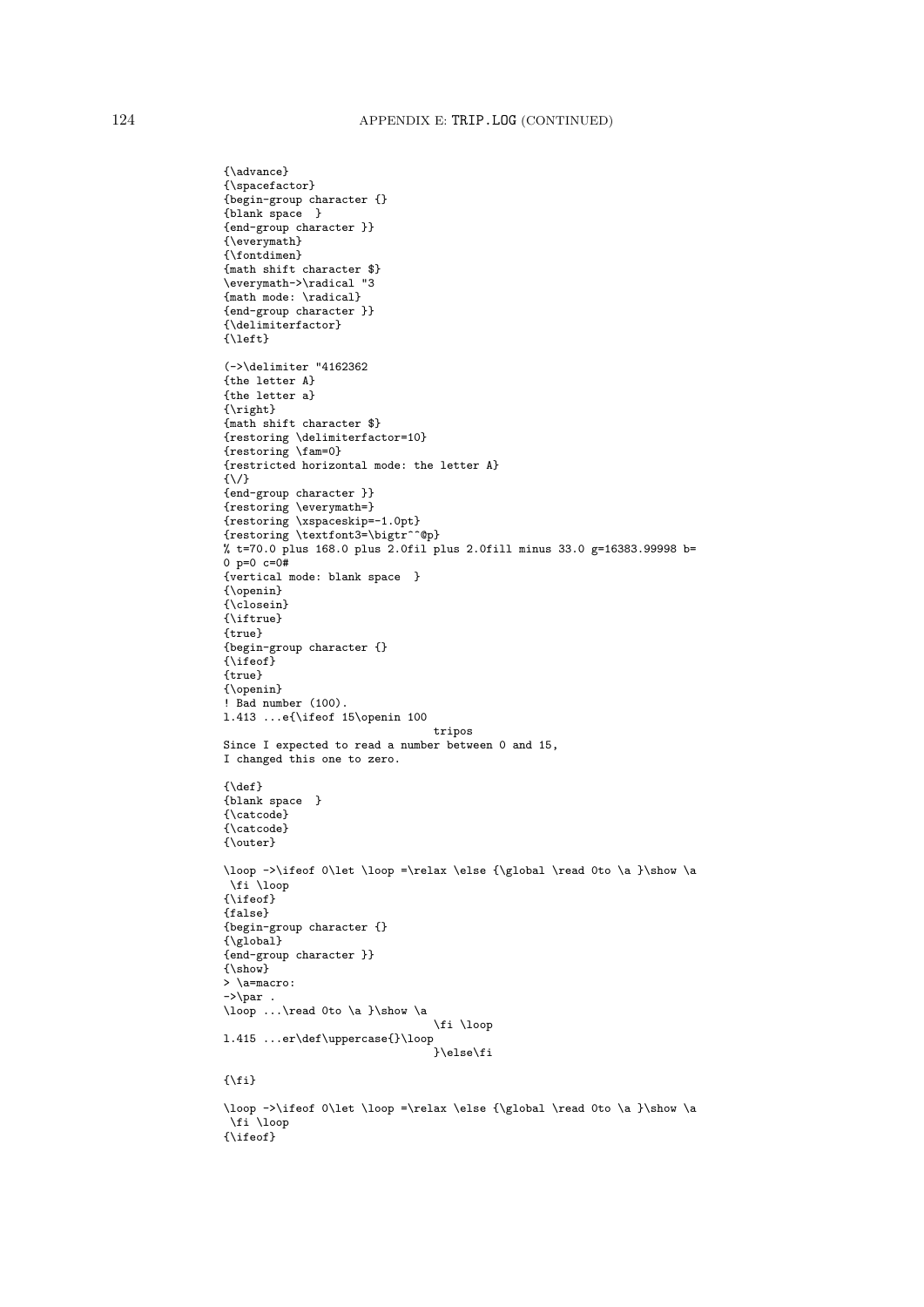```
{\advance}
{\spacefactor}
{begin-group character {}
{blank space  }
{end-group character }}
{\everymath}
{\fontdimen}
{math shift character $}
\everymath->\radical "3
{math mode: \radical}
{end-group character }}
{\delimiterfactor}
{\left}

(->\delimiter "4162362
{the letter A}
{the letter a}
{\right}
{math shift character $}
{restoring \delimiterfactor=10}
{restoring \fam=0}
{restricted horizontal mode: the letter A}
{\/}
{end-group character }}
{restoring \everymath=}
{restoring \xspaceskip=-1.0pt}
{restoring \textfont3=\bigtr^^@p}
% t=70.0 plus 168.0 plus 2.0fil plus 2.0fill minus 33.0 g=16383.99998 b=
0 p=0 c=0#
{vertical mode: blank space  }
{\openin}
{\closein}
{\iftrue}
{true}
{begin-group character {}
{\ifeof}
{true}
{\openin}
! Bad number (100).
l.413 ...e{\ifeof 15\openin 100
                                tripos
Since I expected to read a number between 0 and 15,
I changed this one to zero.

{\def}
{blank space  }
{\catcode}
{\catcode}
{\outer}

\loop ->\ifeof 0\let \loop =\relax \else {\global \read 0to \a }\show \a
 \fi \loop
{\ifeof}
{false}
{begin-group character {}
{\global}
{end-group character }}
{\show}
> \a=macro:
->\par .
\loop ...\read 0to \a }\show \a
                                \fi \loop
l.415 ...er\def\uppercase{}\loop
                                }\else\fi

{\fi}

\loop ->\ifeof 0\let \loop =\relax \else {\global \read 0to \a }\show \a
 \fi \loop
{\ifeof}
```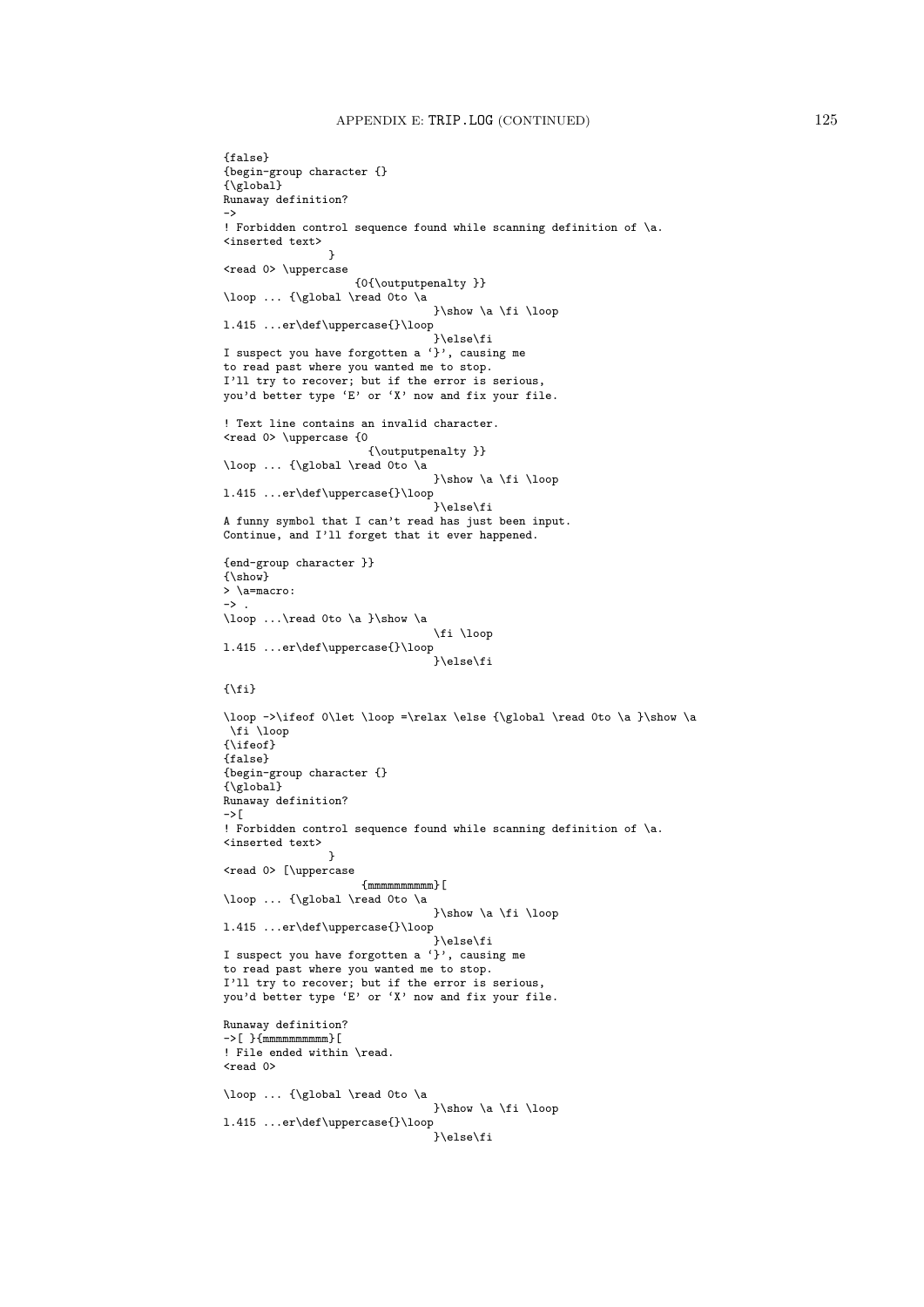```
{false}
{begin-group character {}
{\global}
Runaway definition?
->
! Forbidden control sequence found while scanning definition of \a.
<inserted text>
                }
<read 0> \uppercase
                   {0{\outputpenalty }}
\loop ... {\global \read 0to \a
                                 }\show \a \fi \loop
l.415 ...er\def\uppercase{}\loop
                                 }\else\fi
I suspect you have forgotten a `}', causing me
to read past where you wanted me to stop.
I'll try to recover; but if the error is serious,
you'd better type `E' or `X' now and fix your file.

! Text line contains an invalid character.
<read 0> \uppercase {0
                      {\outputpenalty }}
\loop ... {\global \read 0to \a
                                 }\show \a \fi \loop
l.415 ...er\def\uppercase{}\loop
                                 }\else\fi
A funny symbol that I can't read has just been input.
Continue, and I'll forget that it ever happened.

{end-group character }}
{\show}
> \a=macro:
-> .
\loop ...\read 0to \a }\show \a
                                 \fi \loop
l.415 ...er\def\uppercase{}\loop
                                 }\else\fi

{\fi}

\loop ->\ifeof 0\let \loop =\relax \else {\global \read 0to \a }\show \a
 \fi \loop
{\ifeof}
{false}
{begin-group character {}
{\global}
Runaway definition?
->[
! Forbidden control sequence found while scanning definition of \a.
<inserted text>
                }
<read 0> [\uppercase
                    {mmmmmmmmmmm}[
\loop ... {\global \read 0to \a
                                 }\show \a \fi \loop
l.415 ...er\def\uppercase{}\loop
                                 }\else\fi
I suspect you have forgotten a `}', causing me
to read past where you wanted me to stop.
I'll try to recover; but if the error is serious,
you'd better type `E' or `X' now and fix your file.

Runaway definition?
->[ }{mmmmmmmmmmm}[
! File ended within \read.
<read 0>

\loop ... {\global \read 0to \a
                                 }\show \a \fi \loop
l.415 ...er\def\uppercase{}\loop
                                 }\else\fi
```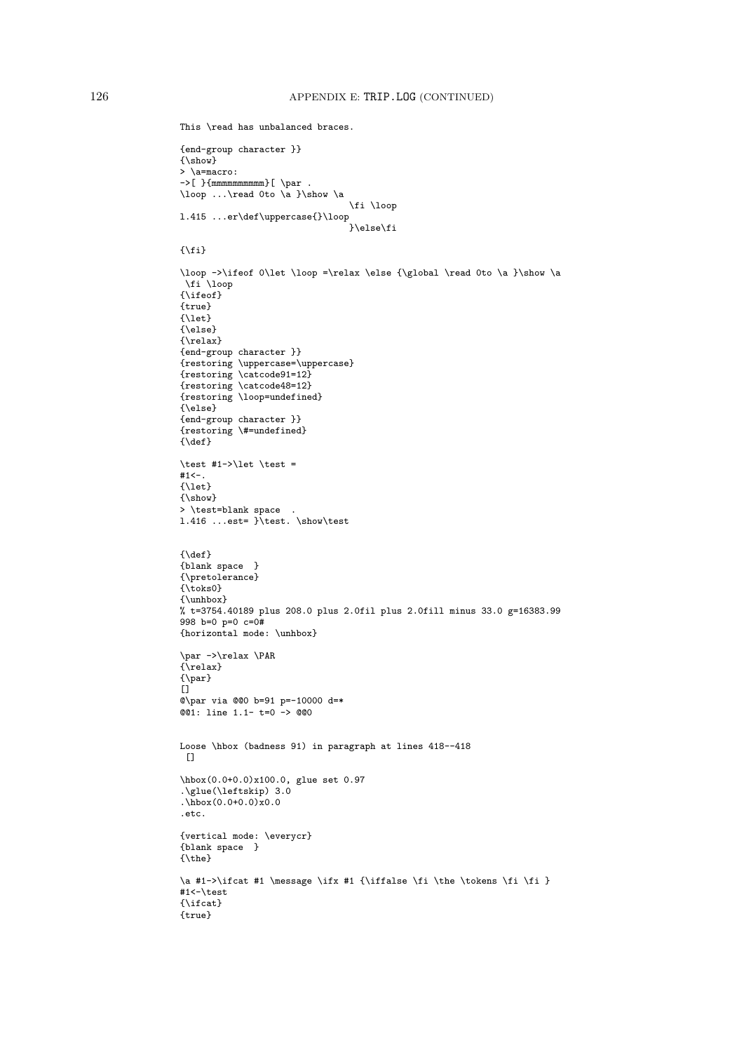```
This \read has unbalanced braces.

{end-group character }}
{\show}
> \a=macro:
->[ }{mmmmmmmmmm}[ \par .
\loop ...\read 0to \a }\show \a
                                 \fi \loop
l.415 ...er\def\uppercase{}\loop
                                 }\else\fi

{\fi}

\loop ->\ifeof 0\let \loop =\relax \else {\global \read 0to \a }\show \a
 \fi \loop
{\ifeof}
{true}
{\let}
{\else}
{\relax}
{end-group character }}
{restoring \uppercase=\uppercase}
{restoring \catcode91=12}
{restoring \catcode48=12}
{restoring \loop=undefined}
{\else}
{end-group character }}
{restoring \#=undefined}
{\def}

\test #1->\let \test =
#1<-.
{\let}
{\show}
> \test=blank space  .
l.416 ...est= }\test. \show\test


{\def}
{blank space  }
{\pretolerance}
{\toks0}
{\unhbox}
% t=3754.40189 plus 208.0 plus 2.0fil plus 2.0fill minus 33.0 g=16383.99
998 b=0 p=0 c=0#
{horizontal mode: \unhbox}

\par ->\relax \PAR
{\relax}
{\par}
[]
@\par via @@0 b=91 p=-10000 d=*
@@1: line 1.1- t=0 -> @@0


Loose \hbox (badness 91) in paragraph at lines 418--418
 []

\hbox(0.0+0.0)x100.0, glue set 0.97
.\glue(\leftskip) 3.0
.\hbox(0.0+0.0)x0.0
.etc.

{vertical mode: \everycr}
{blank space  }
{\the}

\a #1->\ifcat #1 \message \ifx #1 {\iffalse \fi \the \tokens \fi \fi }
#1<-\test
{\ifcat}
{true}
```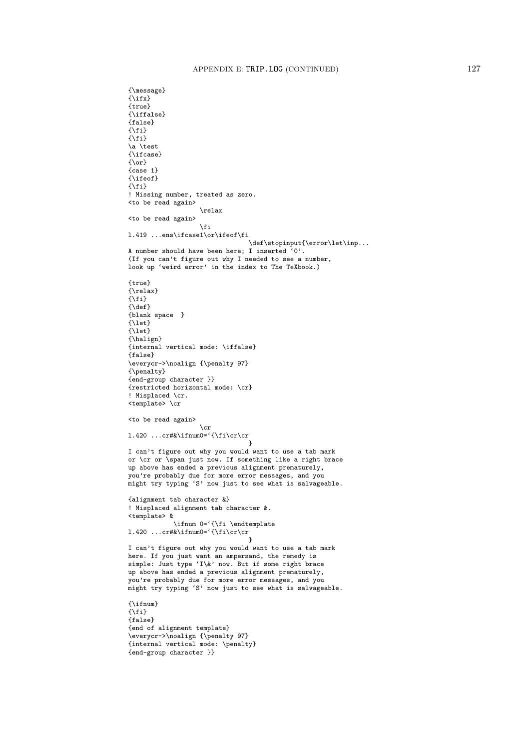```
{\message}
{\ifx}
{true}
{\iffalse}
{false}
{\fi}
{\fi}
\a \test
{\ifcase}
{\or}
{case 1}
{\ifeof}
{\fi}
! Missing number, treated as zero.
<to be read again>
                   \relax
<to be read again>
                   \fi
l.419 ...ens\ifcase1\or\ifeof\fi
                                 \def\stopinput{\error\let\inp...
A number should have been here; I inserted `0'.
(If you can't figure out why I needed to see a number,
look up `weird error' in the index to The TeXbook.)

{true}
{\relax}
{\fi}
{\def}
{blank space  }
{\let}
{\let}
{\halign}
{internal vertical mode: \iffalse}
{false}
\everycr->\noalign {\penalty 97}
{\penalty}
{end-group character }}
{restricted horizontal mode: \cr}
! Misplaced \cr.
<template> \cr

<to be read again>
                   \cr
l.420 ...cr#&\ifnum0=`{\fi\cr\cr
                                 }
I can't figure out why you would want to use a tab mark
or \cr or \span just now. If something like a right brace
up above has ended a previous alignment prematurely,
you're probably due for more error messages, and you
might try typing `S' now just to see what is salvageable.

{alignment tab character &}
! Misplaced alignment tab character &.
<template> &
            \ifnum 0=`{\fi \endtemplate
l.420 ...cr#&\ifnum0=`{\fi\cr\cr
                                 }
I can't figure out why you would want to use a tab mark
here. If you just want an ampersand, the remedy is
simple: Just type `I\&' now. But if some right brace
up above has ended a previous alignment prematurely,
you're probably due for more error messages, and you
might try typing `S' now just to see what is salvageable.

{\ifnum}
{\fi}
{false}
{end of alignment template}
\everycr->\noalign {\penalty 97}
{internal vertical mode: \penalty}
{end-group character }}
```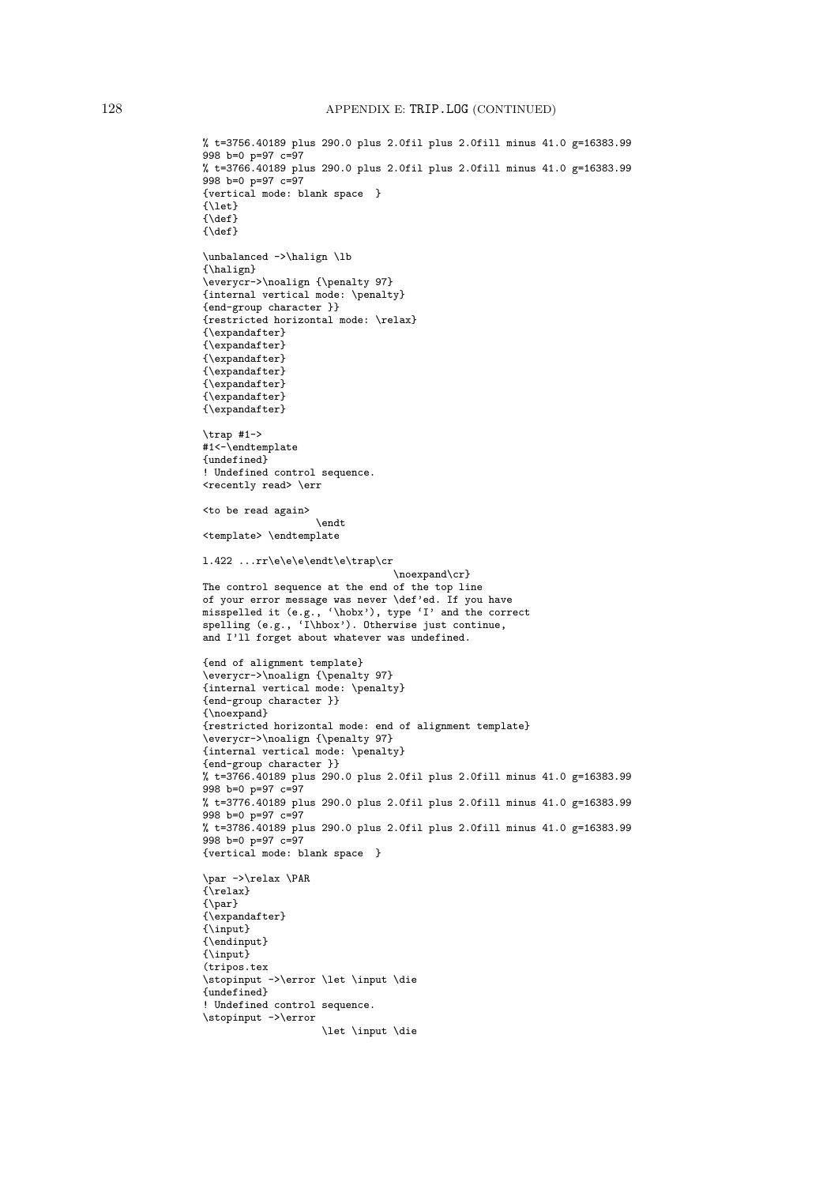```
% t=3756.40189 plus 290.0 plus 2.0fil plus 2.0fill minus 41.0 g=16383.99
998 b=0 p=97 c=97
% t=3766.40189 plus 290.0 plus 2.0fil plus 2.0fill minus 41.0 g=16383.99
998 b=0 p=97 c=97
{vertical mode: blank space  }
{\let}
{\def}
{\def}

\unbalanced ->\halign \lb
{\halign}
\everycr->\noalign {\penalty 97}
{internal vertical mode: \penalty}
{end-group character }}
{restricted horizontal mode: \relax}
{\expandafter}
{\expandafter}
{\expandafter}
{\expandafter}
{\expandafter}
{\expandafter}
{\expandafter}

\trap #1->
#1<-\endtemplate
{undefined}
! Undefined control sequence.
<recently read> \err

<to be read again>
                   \endt
<template> \endtemplate

l.422 ...rr\e\e\e\endt\e\trap\cr
                                \noexpand\cr}
The control sequence at the end of the top line
of your error message was never \def'ed. If you have
misspelled it (e.g., `\hobx'), type `I' and the correct
spelling (e.g., `I\hbox'). Otherwise just continue,
and I'll forget about whatever was undefined.

{end of alignment template}
\everycr->\noalign {\penalty 97}
{internal vertical mode: \penalty}
{end-group character }}
{\noexpand}
{restricted horizontal mode: end of alignment template}
\everycr->\noalign {\penalty 97}
{internal vertical mode: \penalty}
{end-group character }}
% t=3766.40189 plus 290.0 plus 2.0fil plus 2.0fill minus 41.0 g=16383.99
998 b=0 p=97 c=97
% t=3776.40189 plus 290.0 plus 2.0fil plus 2.0fill minus 41.0 g=16383.99
998 b=0 p=97 c=97
% t=3786.40189 plus 290.0 plus 2.0fil plus 2.0fill minus 41.0 g=16383.99
998 b=0 p=97 c=97
{vertical mode: blank space  }

\par ->\relax \PAR
{\relax}
{\par}
{\expandafter}
{\input}
{\endinput}
{\input}
(tripos.tex
\stopinput ->\error \let \input \die
{undefined}
! Undefined control sequence.
\stopinput ->\error
                    \let \input \die
```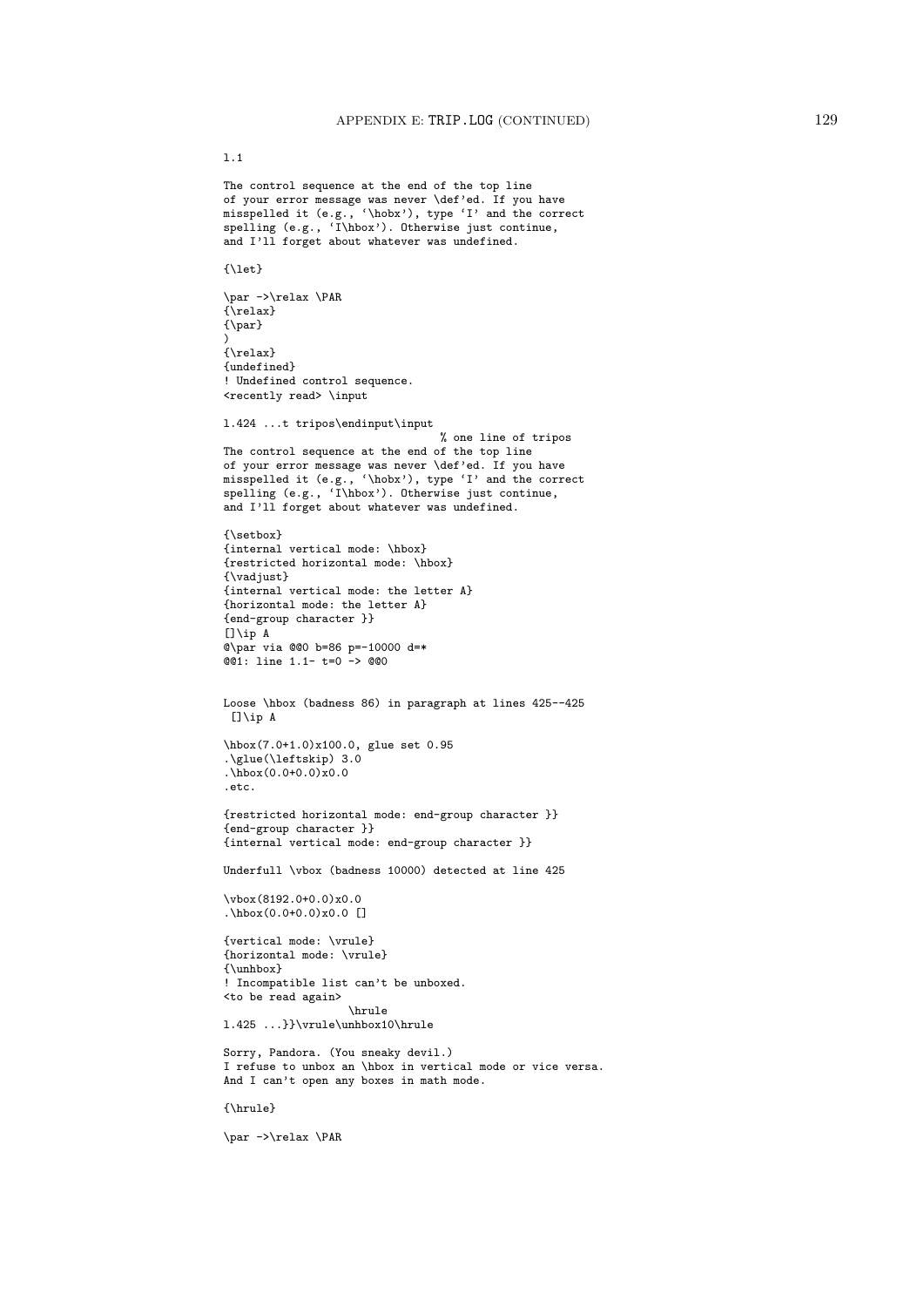```
l.1

The control sequence at the end of the top line
of your error message was never \def'ed. If you have
misspelled it (e.g., `\hobx'), type `I' and the correct
spelling (e.g., `I\hbox'). Otherwise just continue,
and I'll forget about whatever was undefined.

{\let}

\par ->\relax \PAR
{\relax}
{\par}
)
{\relax}
{undefined}
! Undefined control sequence.
<recently read> \input

l.424 ...t tripos\endinput\input
                                  % one line of tripos
The control sequence at the end of the top line
of your error message was never \def'ed. If you have
misspelled it (e.g., `\hobx'), type `I' and the correct
spelling (e.g., `I\hbox'). Otherwise just continue,
and I'll forget about whatever was undefined.

{\setbox}
{internal vertical mode: \hbox}
{restricted horizontal mode: \hbox}
{\vadjust}
{internal vertical mode: the letter A}
{horizontal mode: the letter A}
{end-group character }}
[]\ip A
@\par via @@0 b=86 p=-10000 d=*
@@1: line 1.1- t=0 -> @@0


Loose \hbox (badness 86) in paragraph at lines 425--425
 []\ip A

\hbox(7.0+1.0)x100.0, glue set 0.95
.\glue(\leftskip) 3.0
.\hbox(0.0+0.0)x0.0
.etc.

{restricted horizontal mode: end-group character }}
{end-group character }}
{internal vertical mode: end-group character }}

Underfull \vbox (badness 10000) detected at line 425

\vbox(8192.0+0.0)x0.0
.\hbox(0.0+0.0)x0.0 []

{vertical mode: \vrule}
{horizontal mode: \vrule}
{\unhbox}
! Incompatible list can't be unboxed.
<to be read again>
                   \hrule
l.425 ...}}\vrule\unhbox10\hrule

Sorry, Pandora. (You sneaky devil.)
I refuse to unbox an \hbox in vertical mode or vice versa.
And I can't open any boxes in math mode.

{\hrule}

\par ->\relax \PAR
```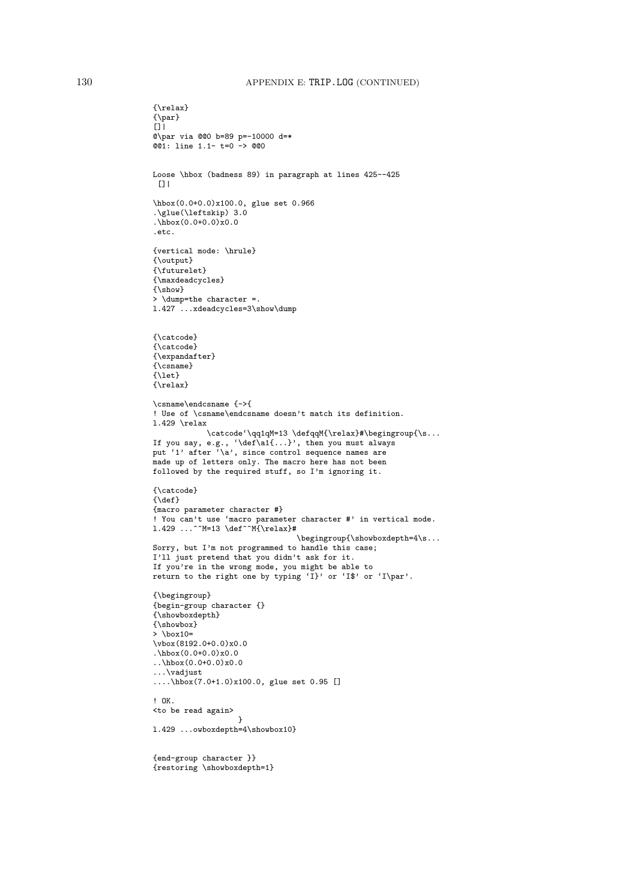```
{\relax}
{\par}
[]|
@\par via @@0 b=89 p=-10000 d=*
@@1: line 1.1- t=0 -> @@0


Loose \hbox (badness 89) in paragraph at lines 425--425
 []|

\hbox(0.0+0.0)x100.0, glue set 0.966
.\glue(\leftskip) 3.0
.\hbox(0.0+0.0)x0.0
.etc.

{vertical mode: \hrule}
{\output}
{\futurelet}
{\maxdeadcycles}
{\show}
> \dump=the character =.
l.427 ...xdeadcycles=3\show\dump


{\catcode}
{\catcode}
{\expandafter}
{\csname}
{\let}
{\relax}

\csname\endcsname {->{
! Use of \csname\endcsname doesn't match its definition.
l.429 \relax
            \catcode`\qq1qM=13 \defqqM{\relax}#\begingroup{\s...
If you say, e.g., `\def\a1{...}', then you must always
put `1' after `\a', since control sequence names are
made up of letters only. The macro here has not been
followed by the required stuff, so I'm ignoring it.

{\catcode}
{\def}
{macro parameter character #}
! You can't use `macro parameter character #' in vertical mode.
l.429 ...^^M=13 \def^^M{\relax}#
                                \begingroup{\showboxdepth=4\s...
Sorry, but I'm not programmed to handle this case;
I'll just pretend that you didn't ask for it.
If you're in the wrong mode, you might be able to
return to the right one by typing `I}' or `I$' or `I\par'.

{\begingroup}
{begin-group character {}
{\showboxdepth}
{\showbox}
> \box10=
\vbox(8192.0+0.0)x0.0
.\hbox(0.0+0.0)x0.0
..\hbox(0.0+0.0)x0.0
...\vadjust
....\hbox(7.0+1.0)x100.0, glue set 0.95 []

! OK.
<to be read again>
                   }
l.429 ...owboxdepth=4\showbox10}


{end-group character }}
{restoring \showboxdepth=1}
```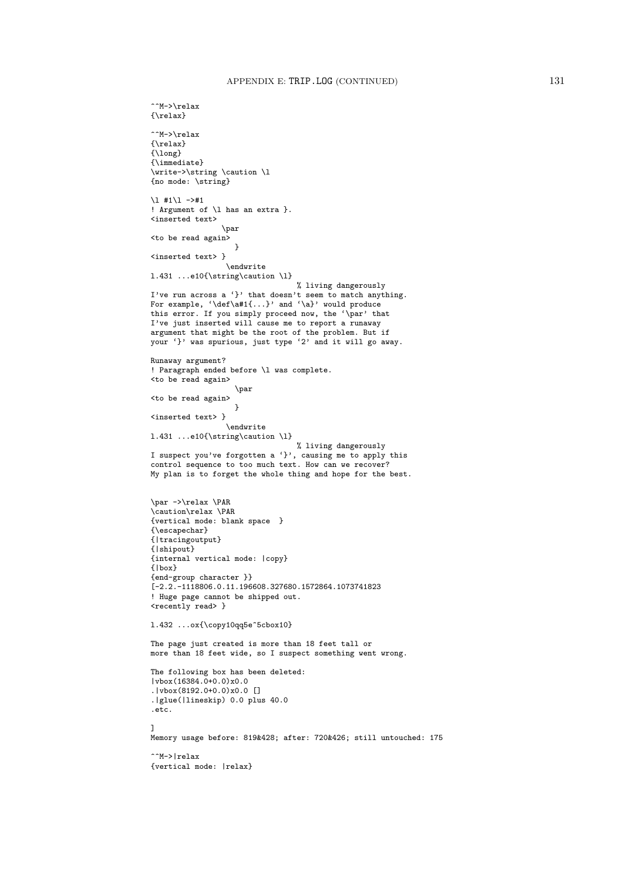```
^^M->\relax
{\relax}

^^M->\relax
{\relax}
{\long}
{\immediate}
\write->\string \caution \l
{no mode: \string}

\l #1\l ->#1
! Argument of \l has an extra }.
<inserted text>
                \par
<to be read again>
                   }
<inserted text> }
                 \endwrite
l.431 ...e10{\string\caution \l}
                                  % living dangerously
I've run across a `}' that doesn't seem to match anything.
For example, `\def\a#1{...}' and `\a}' would produce
this error. If you simply proceed now, the `\par' that
I've just inserted will cause me to report a runaway
argument that might be the root of the problem. But if
your `}' was spurious, just type `2' and it will go away.

Runaway argument?
! Paragraph ended before \l was complete.
<to be read again>
                   \par
<to be read again>
                   }
<inserted text> }
                 \endwrite
l.431 ...e10{\string\caution \l}
                                  % living dangerously
I suspect you've forgotten a `}', causing me to apply this
control sequence to too much text. How can we recover?
My plan is to forget the whole thing and hope for the best.


\par ->\relax \PAR
\caution\relax \PAR
{vertical mode: blank space  }
{\escapechar}
{|tracingoutput}
{|shipout}
{internal vertical mode: |copy}
{|box}
{end-group character }}
[-2.2.-1118806.0.11.196608.327680.1572864.1073741823
! Huge page cannot be shipped out.
<recently read> }

l.432 ...ox{\copy10qq5e^5cbox10}

The page just created is more than 18 feet tall or
more than 18 feet wide, so I suspect something went wrong.

The following box has been deleted:
|vbox(16384.0+0.0)x0.0
.|vbox(8192.0+0.0)x0.0 []
.|glue(|lineskip) 0.0 plus 40.0
.etc.

]
Memory usage before: 819&428; after: 720&426; still untouched: 175

^^M->|relax
{vertical mode: |relax}
```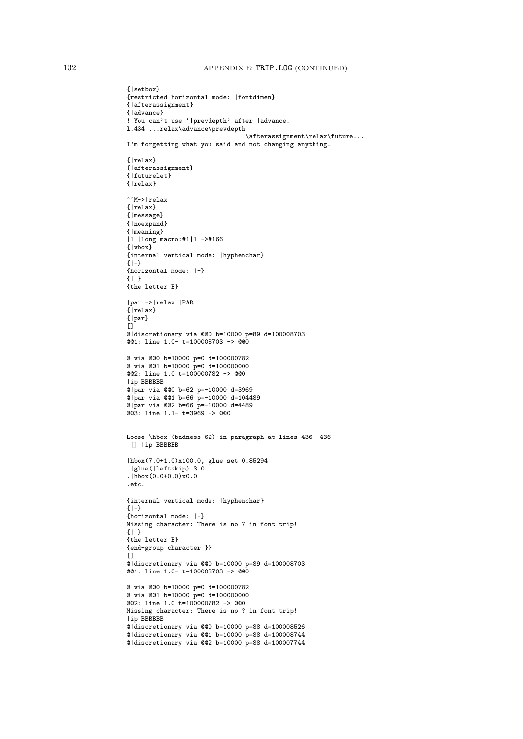```
{|setbox}
{restricted horizontal mode: |fontdimen}
{|afterassignment}
{|advance}
! You can't use `|prevdepth' after |advance.
l.434 ...relax\advance\prevdepth
                                \afterassignment\relax\future...
I'm forgetting what you said and not changing anything.

{|relax}
{|afterassignment}
{|futurelet}
{|relax}

^^M->|relax
{|relax}
{|message}
{|noexpand}
{|meaning}
|l |long macro:#1|l ->#166
{|vbox}
{internal vertical mode: |hyphenchar}
{|-}
{horizontal mode: |-}
{| }
{the letter B}

|par ->|relax |PAR
{|relax}
{|par}
[]
@|discretionary via @@0 b=10000 p=89 d=100008703
@@1: line 1.0- t=100008703 -> @@0

@ via @@0 b=10000 p=0 d=100000782
@ via @@1 b=10000 p=0 d=100000000
@@2: line 1.0 t=100000782 -> @@0
|ip BBBBBB
@|par via @@0 b=62 p=-10000 d=3969
@|par via @@1 b=66 p=-10000 d=104489
@|par via @@2 b=66 p=-10000 d=4489
@@3: line 1.1- t=3969 -> @@0


Loose \hbox (badness 62) in paragraph at lines 436--436
 [] |ip BBBBBB

|hbox(7.0+1.0)x100.0, glue set 0.85294
.|glue(|leftskip) 3.0
.|hbox(0.0+0.0)x0.0
.etc.

{internal vertical mode: |hyphenchar}
{|-}
{horizontal mode: |-}
Missing character: There is no ? in font trip!
{| }
{the letter B}
{end-group character }}
[]
@|discretionary via @@0 b=10000 p=89 d=100008703
@@1: line 1.0- t=100008703 -> @@0

@ via @@0 b=10000 p=0 d=100000782
@ via @@1 b=10000 p=0 d=100000000
@@2: line 1.0 t=100000782 -> @@0
Missing character: There is no ? in font trip!
|ip BBBBBB
@|discretionary via @@0 b=10000 p=88 d=100008526
@|discretionary via @@1 b=10000 p=88 d=100008744
@|discretionary via @@2 b=10000 p=88 d=100007744
```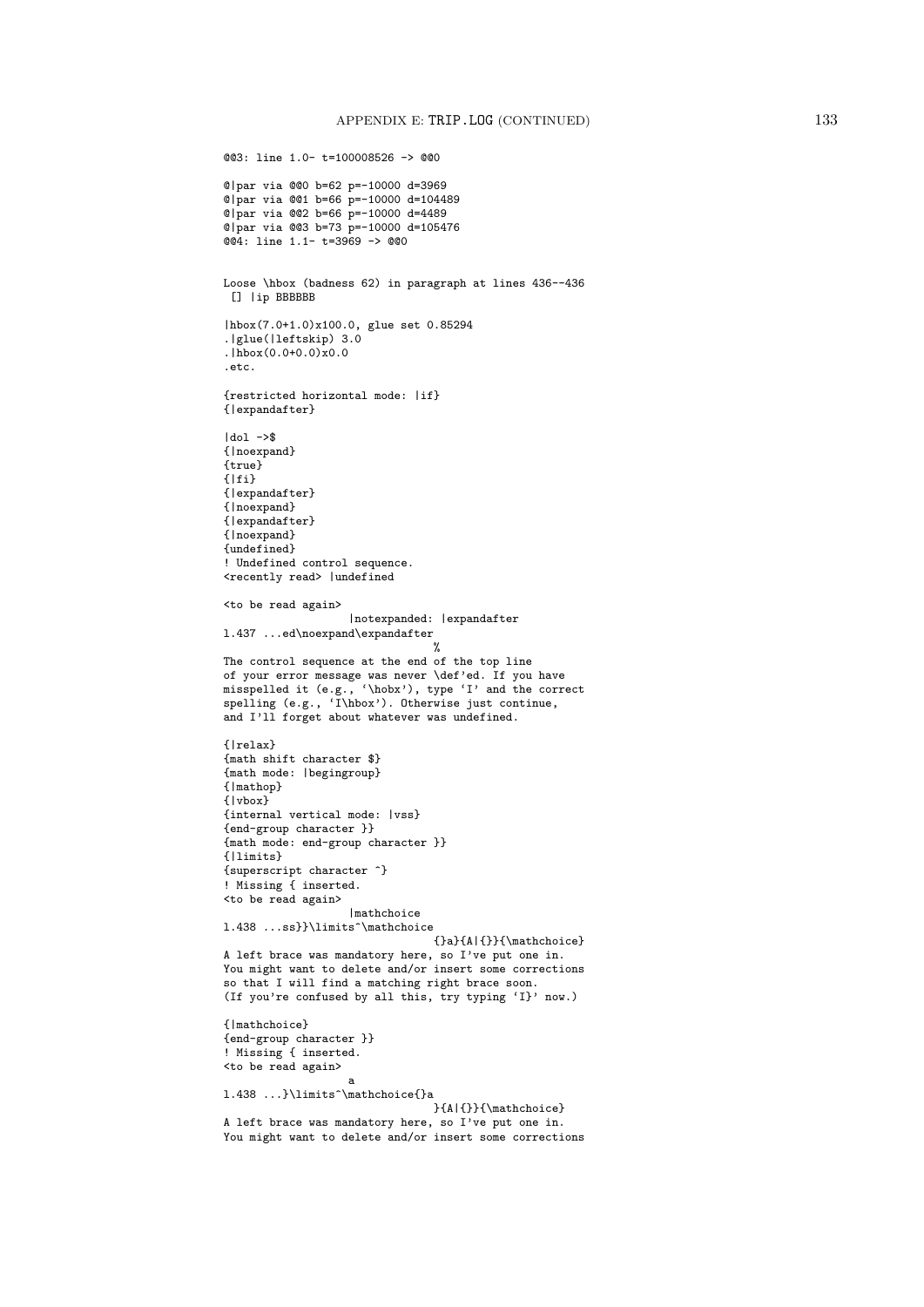```
@@3: line 1.0- t=100008526 -> @@0

@|par via @@0 b=62 p=-10000 d=3969
@|par via @@1 b=66 p=-10000 d=104489
@|par via @@2 b=66 p=-10000 d=4489
@|par via @@3 b=73 p=-10000 d=105476
@@4: line 1.1- t=3969 -> @@0


Loose \hbox (badness 62) in paragraph at lines 436--436
 [] |ip BBBBBB

|hbox(7.0+1.0)x100.0, glue set 0.85294
.|glue(|leftskip) 3.0
.|hbox(0.0+0.0)x0.0
.etc.

{restricted horizontal mode: |if}
{|expandafter}

|dol ->$
{|noexpand}
{true}
{|fi}
{|expandafter}
{|noexpand}
{|expandafter}
{|noexpand}
{undefined}
! Undefined control sequence.
<recently read> |undefined

<to be read again>
                   |notexpanded: |expandafter
l.437 ...ed\noexpand\expandafter
                                  %
The control sequence at the end of the top line
of your error message was never \def'ed. If you have
misspelled it (e.g., `\hobx'), type `I' and the correct
spelling (e.g., `I\hbox'). Otherwise just continue,
and I'll forget about whatever was undefined.

{|relax}
{math shift character $}
{math mode: |begingroup}
{|mathop}
{|vbox}
{internal vertical mode: |vss}
{end-group character }}
{math mode: end-group character }}
{|limits}
{superscript character ^}
! Missing { inserted.
<to be read again>
                   |mathchoice
l.438 ...ss}}\limits^\mathchoice
                                {}a}{A|{}}{\mathchoice}
A left brace was mandatory here, so I've put one in.
You might want to delete and/or insert some corrections
so that I will find a matching right brace soon.
(If you're confused by all this, try typing `I}' now.)

{|mathchoice}
{end-group character }}
! Missing { inserted.
<to be read again>
                   a
l.438 ...}\limits^\mathchoice{}a
                                }{A|{}}{\mathchoice}
A left brace was mandatory here, so I've put one in.
You might want to delete and/or insert some corrections
```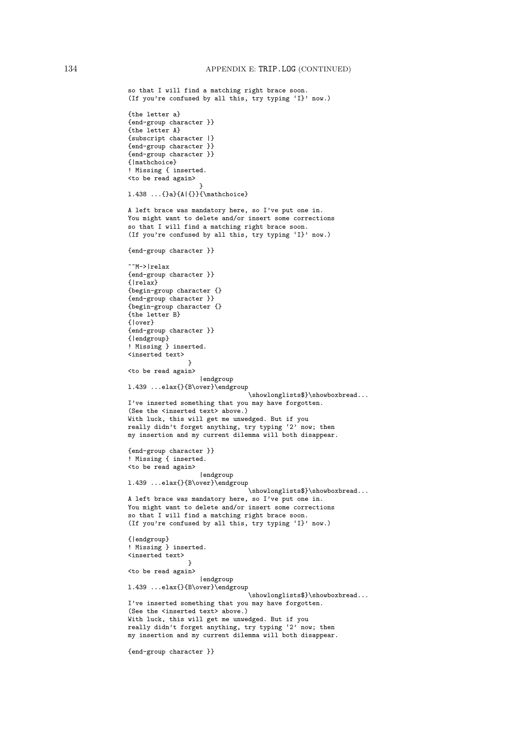```
so that I will find a matching right brace soon.
(If you're confused by all this, try typing `I}' now.)

{the letter a}
{end-group character }}
{the letter A}
{subscript character |}
{end-group character }}
{end-group character }}
{|mathchoice}
! Missing { inserted.
<to be read again>
                   }
l.438 ...{}a}{A|{}}{\mathchoice}

A left brace was mandatory here, so I've put one in.
You might want to delete and/or insert some corrections
so that I will find a matching right brace soon.
(If you're confused by all this, try typing `I}' now.)

{end-group character }}

^^M->|relax
{end-group character }}
{|relax}
{begin-group character {}
{end-group character }}
{begin-group character {}
{the letter B}
{|over}
{end-group character }}
{|endgroup}
! Missing } inserted.
<inserted text>
               }
<to be read again>
                   |endgroup
l.439 ...elax{}{B\over}\endgroup
                                 \showlonglists$}\showboxbread...
I've inserted something that you may have forgotten.
(See the <inserted text> above.)
With luck, this will get me unwedged. But if you
really didn't forget anything, try typing `2' now; then
my insertion and my current dilemma will both disappear.

{end-group character }}
! Missing { inserted.
<to be read again>
                   |endgroup
l.439 ...elax{}{B\over}\endgroup
                                 \showlonglists$}\showboxbread...
A left brace was mandatory here, so I've put one in.
You might want to delete and/or insert some corrections
so that I will find a matching right brace soon.
(If you're confused by all this, try typing `I}' now.)

{|endgroup}
! Missing } inserted.
<inserted text>
               }
<to be read again>
                   |endgroup
l.439 ...elax{}{B\over}\endgroup
                                 \showlonglists$}\showboxbread...
I've inserted something that you may have forgotten.
(See the <inserted text> above.)
With luck, this will get me unwedged. But if you
really didn't forget anything, try typing `2' now; then
my insertion and my current dilemma will both disappear.

{end-group character }}
```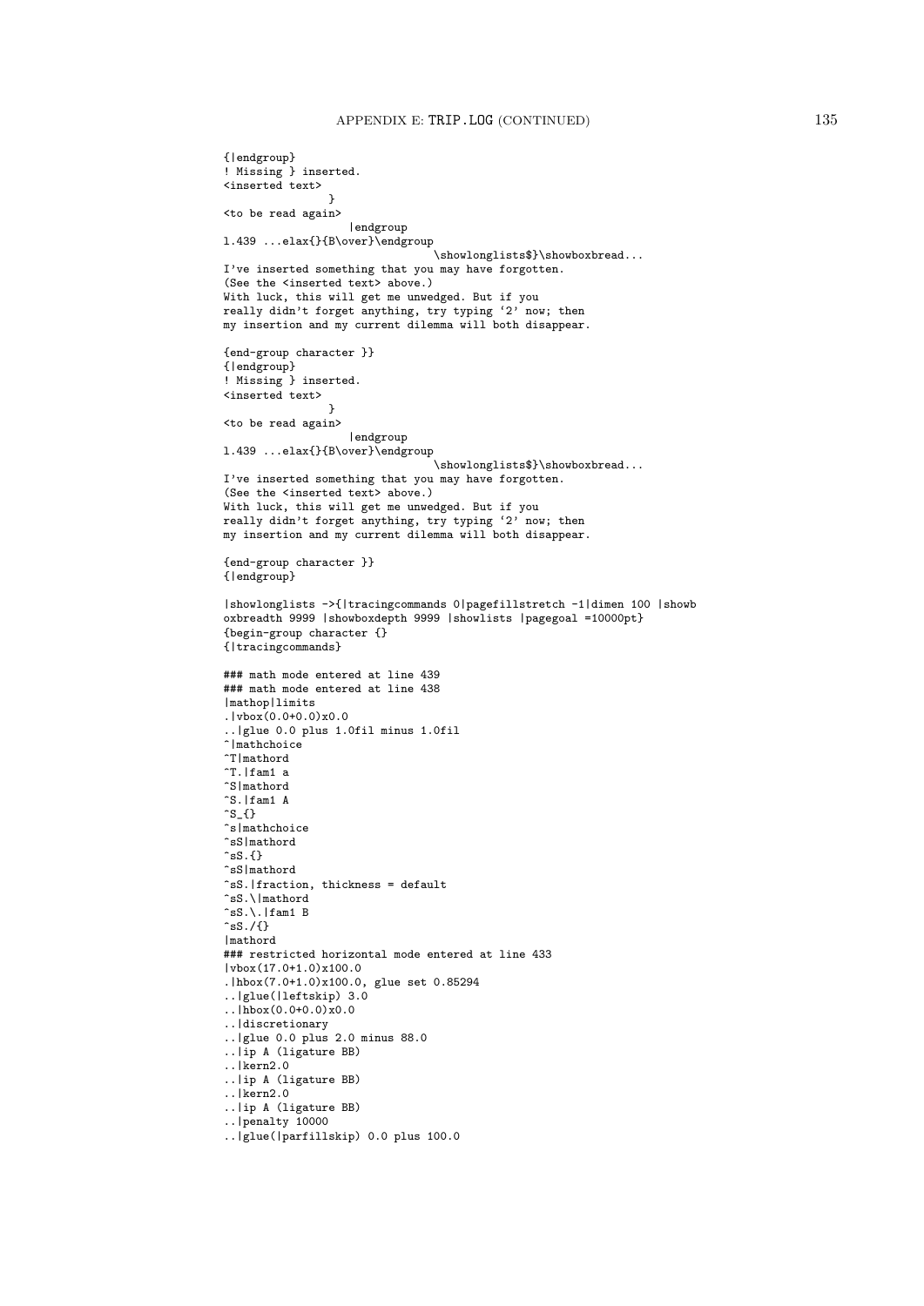```
{|endgroup}
! Missing } inserted.
<inserted text>
                }
<to be read again>
                   |endgroup
l.439 ...elax{}{B\over}\endgroup
                                \showlonglists$}\showboxbread...
I've inserted something that you may have forgotten.
(See the <inserted text> above.)
With luck, this will get me unwedged. But if you
really didn't forget anything, try typing `2' now; then
my insertion and my current dilemma will both disappear.

{end-group character }}
{|endgroup}
! Missing } inserted.
<inserted text>
                }
<to be read again>
                   |endgroup
l.439 ...elax{}{B\over}\endgroup
                                \showlonglists$}\showboxbread...
I've inserted something that you may have forgotten.
(See the <inserted text> above.)
With luck, this will get me unwedged. But if you
really didn't forget anything, try typing `2' now; then
my insertion and my current dilemma will both disappear.

{end-group character }}
{|endgroup}

|showlonglists ->{|tracingcommands 0|pagefillstretch -1|dimen 100 |showb
oxbreadth 9999 |showboxdepth 9999 |showlists |pagegoal =10000pt}
{begin-group character {}
{|tracingcommands}

### math mode entered at line 439
### math mode entered at line 438
|mathop|limits
.|vbox(0.0+0.0)x0.0
..|glue 0.0 plus 1.0fil minus 1.0fil
^|mathchoice
^T|mathord
^T.|fam1 a
^S|mathord
^S.|fam1 A
^S_{}
^s|mathchoice
^sS|mathord
^sS.{}
^sS|mathord
^sS.|fraction, thickness = default
^sS.\|mathord
^sS.\.|fam1 B
^sS./{}
|mathord
### restricted horizontal mode entered at line 433
|vbox(17.0+1.0)x100.0
.|hbox(7.0+1.0)x100.0, glue set 0.85294
..|glue(|leftskip) 3.0
..|hbox(0.0+0.0)x0.0
..|discretionary
..|glue 0.0 plus 2.0 minus 88.0
..|ip A (ligature BB)
..|kern2.0
..|ip A (ligature BB)
..|kern2.0
..|ip A (ligature BB)
..|penalty 10000
..|glue(|parfillskip) 0.0 plus 100.0
```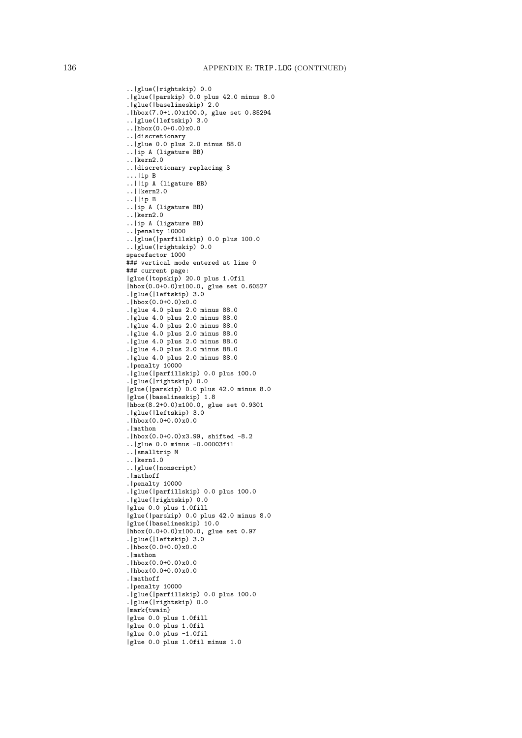```
..|glue(|rightskip) 0.0
.|glue(|parskip) 0.0 plus 42.0 minus 8.0
.|glue(|baselineskip) 2.0
.|hbox(7.0+1.0)x100.0, glue set 0.85294
..|glue(|leftskip) 3.0
..|hbox(0.0+0.0)x0.0
..|discretionary
..|glue 0.0 plus 2.0 minus 88.0
..|ip A (ligature BB)
..|kern2.0
..|discretionary replacing 3
...|ip B
..||ip A (ligature BB)
..||kern2.0
..||ip B
..|ip A (ligature BB)
..|kern2.0
..|ip A (ligature BB)
..|penalty 10000
..|glue(|parfillskip) 0.0 plus 100.0
..|glue(|rightskip) 0.0
spacefactor 1000
### vertical mode entered at line 0
### current page:
|glue(|topskip) 20.0 plus 1.0fil
|hbox(0.0+0.0)x100.0, glue set 0.60527
.|glue(|leftskip) 3.0
.|hbox(0.0+0.0)x0.0
.|glue 4.0 plus 2.0 minus 88.0
.|glue 4.0 plus 2.0 minus 88.0
.|glue 4.0 plus 2.0 minus 88.0
.|glue 4.0 plus 2.0 minus 88.0
.|glue 4.0 plus 2.0 minus 88.0
.|glue 4.0 plus 2.0 minus 88.0
.|glue 4.0 plus 2.0 minus 88.0
.|penalty 10000
.|glue(|parfillskip) 0.0 plus 100.0
.|glue(|rightskip) 0.0
|glue(|parskip) 0.0 plus 42.0 minus 8.0
|glue(|baselineskip) 1.8
|hbox(8.2+0.0)x100.0, glue set 0.9301
.|glue(|leftskip) 3.0
.|hbox(0.0+0.0)x0.0
.|mathon
.|hbox(0.0+0.0)x3.99, shifted -8.2
..|glue 0.0 minus -0.00003fil
..|smalltrip M
..|kern1.0
..|glue(|nonscript)
.|mathoff
.|penalty 10000
.|glue(|parfillskip) 0.0 plus 100.0
.|glue(|rightskip) 0.0
|glue 0.0 plus 1.0fill
|glue(|parskip) 0.0 plus 42.0 minus 8.0
|glue(|baselineskip) 10.0
|hbox(0.0+0.0)x100.0, glue set 0.97
.|glue(|leftskip) 3.0
.|hbox(0.0+0.0)x0.0
.|mathon
.|hbox(0.0+0.0)x0.0
.|hbox(0.0+0.0)x0.0
.|mathoff
.|penalty 10000
.|glue(|parfillskip) 0.0 plus 100.0
.|glue(|rightskip) 0.0
|mark{twain}
|glue 0.0 plus 1.0fill
|glue 0.0 plus 1.0fil
|glue 0.0 plus -1.0fil
|glue 0.0 plus 1.0fil minus 1.0
```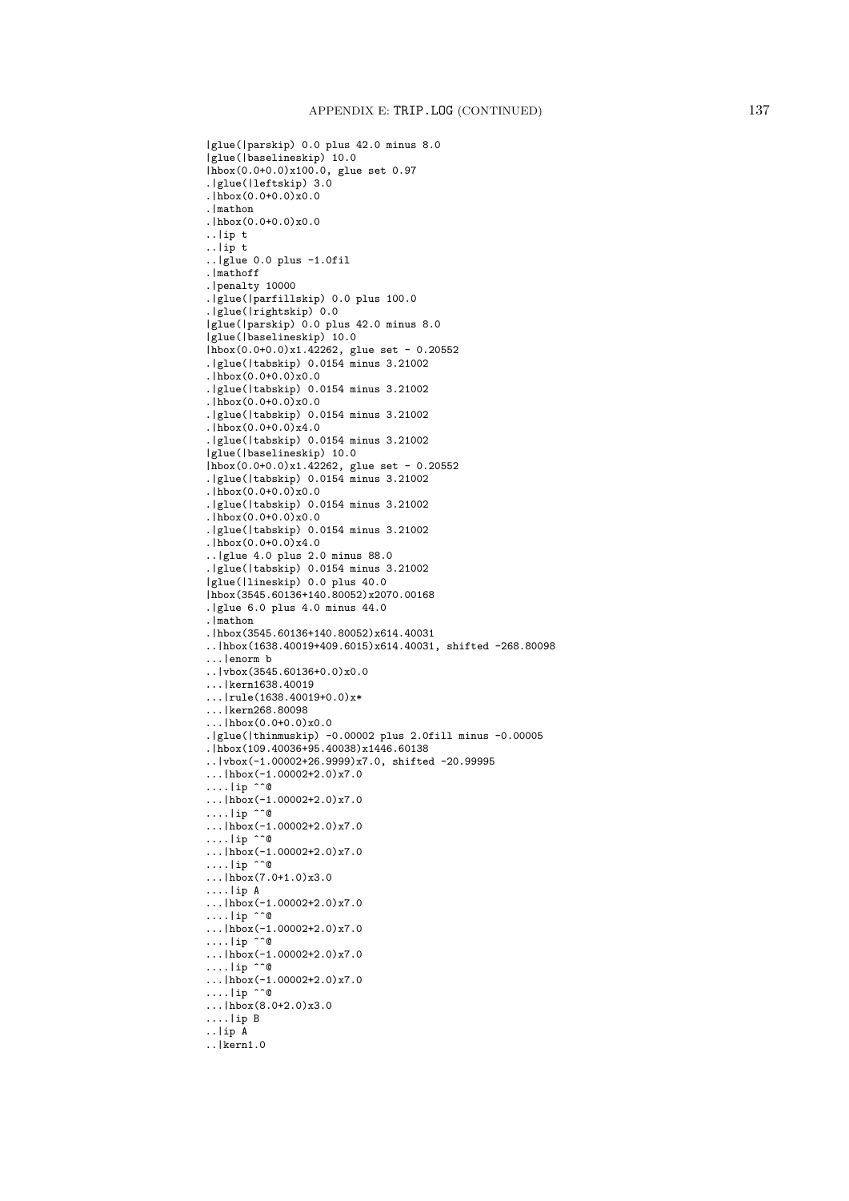```
\glue(\parskip) 0.0 plus 42.0 minus 8.0
\glue(\baselineskip) 10.0
\hbox(0.0+0.0)x100.0, glue set 0.97
.\glue(\leftskip) 3.0
.\hbox(0.0+0.0)x0.0
.\mathon
.\hbox(0.0+0.0)x0.0
..\ip t
..\ip t
..\glue 0.0 plus -1.0fil
.\mathoff
.\penalty 10000
.\glue(\parfillskip) 0.0 plus 100.0
.\glue(\rightskip) 0.0
\glue(\parskip) 0.0 plus 42.0 minus 8.0
\glue(\baselineskip) 10.0
\hbox(0.0+0.0)x1.42262, glue set - 0.20552
.\glue(\tabskip) 0.0154 minus 3.21002
.\hbox(0.0+0.0)x0.0
.\glue(\tabskip) 0.0154 minus 3.21002
.\hbox(0.0+0.0)x0.0
.\glue(\tabskip) 0.0154 minus 3.21002
.\hbox(0.0+0.0)x4.0
.\glue(\tabskip) 0.0154 minus 3.21002
\glue(\baselineskip) 10.0
\hbox(0.0+0.0)x1.42262, glue set - 0.20552
.\glue(\tabskip) 0.0154 minus 3.21002
.\hbox(0.0+0.0)x0.0
.\glue(\tabskip) 0.0154 minus 3.21002
.\hbox(0.0+0.0)x0.0
.\glue(\tabskip) 0.0154 minus 3.21002
.\hbox(0.0+0.0)x4.0
..\glue 4.0 plus 2.0 minus 88.0
.\glue(\tabskip) 0.0154 minus 3.21002
\glue(\lineskip) 0.0 plus 40.0
\hbox(3545.60136+140.80052)x2070.00168
.\glue 6.0 plus 4.0 minus 44.0
.\mathon
.\hbox(3545.60136+140.80052)x614.40031
..\hbox(1638.40019+409.6015)x614.40031, shifted -268.80098
...\enorm b
..\vbox(3545.60136+0.0)x0.0
...\kern1638.40019
...\rule(1638.40019+0.0)x*
...\kern268.80098
...\hbox(0.0+0.0)x0.0
.\glue(\thinmuskip) -0.00002 plus 2.0fill minus -0.00005
.\hbox(109.40036+95.40038)x1446.60138
..\vbox(-1.00002+26.9999)x7.0, shifted -20.99995
...\hbox(-1.00002+2.0)x7.0
....\ip ^^@
...\hbox(-1.00002+2.0)x7.0
....\ip ^^@
...\hbox(-1.00002+2.0)x7.0
....\ip ^^@
...\hbox(-1.00002+2.0)x7.0
....\ip ^^@
...\hbox(7.0+1.0)x3.0
....\ip A
...\hbox(-1.00002+2.0)x7.0
....\ip ^^@
...\hbox(-1.00002+2.0)x7.0
....\ip ^^@
...\hbox(-1.00002+2.0)x7.0
....\ip ^^@
...\hbox(-1.00002+2.0)x7.0
....\ip ^^@
...\hbox(8.0+2.0)x3.0
....\ip B
..\ip A
..\kern1.0
```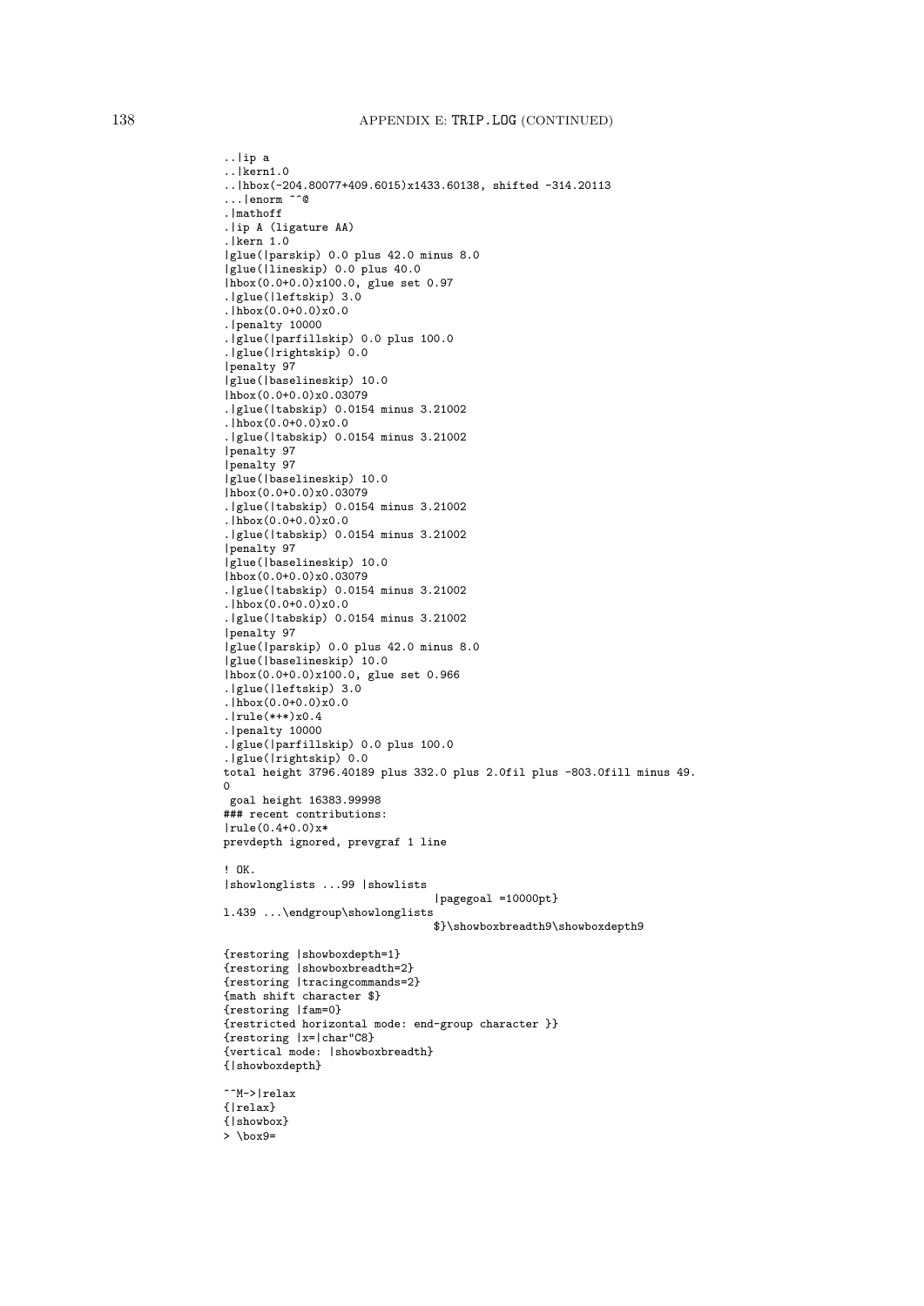```
..|ip a
..|kern1.0
..|hbox(-204.80077+409.6015)x1433.60138, shifted -314.20113
...|enorm ^^@
.|mathoff
.|ip A (ligature AA)
.|kern 1.0
|glue(|parskip) 0.0 plus 42.0 minus 8.0
|glue(|lineskip) 0.0 plus 40.0
|hbox(0.0+0.0)x100.0, glue set 0.97
.|glue(|leftskip) 3.0
.|hbox(0.0+0.0)x0.0
.|penalty 10000
.|glue(|parfillskip) 0.0 plus 100.0
.|glue(|rightskip) 0.0
|penalty 97
|glue(|baselineskip) 10.0
|hbox(0.0+0.0)x0.03079
.|glue(|tabskip) 0.0154 minus 3.21002
.|hbox(0.0+0.0)x0.0
.|glue(|tabskip) 0.0154 minus 3.21002
|penalty 97
|penalty 97
|glue(|baselineskip) 10.0
|hbox(0.0+0.0)x0.03079
.|glue(|tabskip) 0.0154 minus 3.21002
.|hbox(0.0+0.0)x0.0
.|glue(|tabskip) 0.0154 minus 3.21002
|penalty 97
|glue(|baselineskip) 10.0
|hbox(0.0+0.0)x0.03079
.|glue(|tabskip) 0.0154 minus 3.21002
.|hbox(0.0+0.0)x0.0
.|glue(|tabskip) 0.0154 minus 3.21002
|penalty 97
|glue(|parskip) 0.0 plus 42.0 minus 8.0
|glue(|baselineskip) 10.0
|hbox(0.0+0.0)x100.0, glue set 0.966
.|glue(|leftskip) 3.0
.|hbox(0.0+0.0)x0.0
.|rule(*+*)x0.4
.|penalty 10000
.|glue(|parfillskip) 0.0 plus 100.0
.|glue(|rightskip) 0.0
total height 3796.40189 plus 332.0 plus 2.0fil plus -803.0fill minus 49.
0
 goal height 16383.99998
### recent contributions:
|rule(0.4+0.0)x*
prevdepth ignored, prevgraf 1 line

! OK.
|showlonglists ...99 |showlists
                                |pagegoal =10000pt}
l.439 ...\endgroup\showlonglists
                                $}\showboxbreadth9\showboxdepth9

{restoring |showboxdepth=1}
{restoring |showboxbreadth=2}
{restoring |tracingcommands=2}
{math shift character $}
{restoring |fam=0}
{restricted horizontal mode: end-group character }}
{restoring |x=|char"C8}
{vertical mode: |showboxbreadth}
{|showboxdepth}

^^M->|relax
{|relax}
{|showbox}
> \box9=
```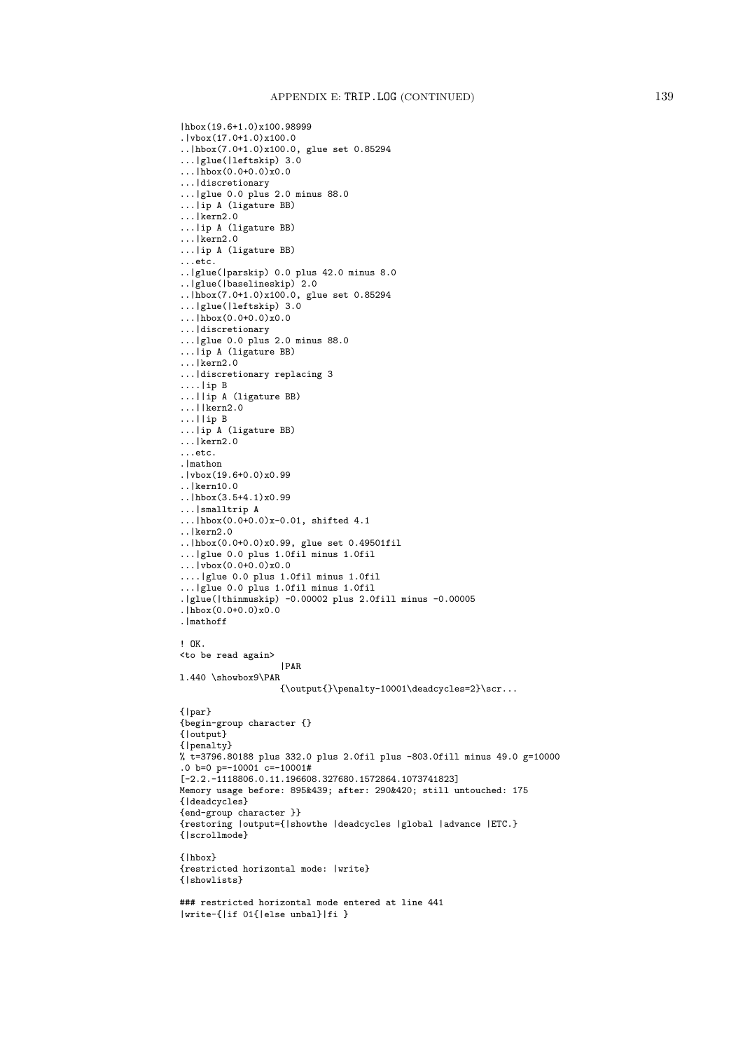```
|hbox(19.6+1.0)x100.98999
.|vbox(17.0+1.0)x100.0
..|hbox(7.0+1.0)x100.0, glue set 0.85294
...|glue(|leftskip) 3.0
...|hbox(0.0+0.0)x0.0
...|discretionary
...|glue 0.0 plus 2.0 minus 88.0
...|ip A (ligature BB)
...|kern2.0
...|ip A (ligature BB)
...|kern2.0
...|ip A (ligature BB)
...etc.
..|glue(|parskip) 0.0 plus 42.0 minus 8.0
..|glue(|baselineskip) 2.0
..|hbox(7.0+1.0)x100.0, glue set 0.85294
...|glue(|leftskip) 3.0
...|hbox(0.0+0.0)x0.0
...|discretionary
...|glue 0.0 plus 2.0 minus 88.0
...|ip A (ligature BB)
...|kern2.0
...|discretionary replacing 3
....|ip B
...||ip A (ligature BB)
...||kern2.0
...||ip B
...|ip A (ligature BB)
...|kern2.0
...etc.
.|mathon
.|vbox(19.6+0.0)x0.99
..|kern10.0
..|hbox(3.5+4.1)x0.99
...|smalltrip A
...|hbox(0.0+0.0)x-0.01, shifted 4.1
..|kern2.0
..|hbox(0.0+0.0)x0.99, glue set 0.49501fil
...|glue 0.0 plus 1.0fil minus 1.0fil
...|vbox(0.0+0.0)x0.0
....|glue 0.0 plus 1.0fil minus 1.0fil
...|glue 0.0 plus 1.0fil minus 1.0fil
.|glue(|thinmuskip) -0.00002 plus 2.0fill minus -0.00005
.|hbox(0.0+0.0)x0.0
.|mathoff

! OK.
<to be read again>
                   |PAR
l.440 \showbox9\PAR
                   {\output{}\penalty-10001\deadcycles=2}\scr...

{|par}
{begin-group character {}
{|output}
{|penalty}
% t=3796.80188 plus 332.0 plus 2.0fil plus -803.0fill minus 49.0 g=10000
.0 b=0 p=-10001 c=-10001#
[-2.2.-1118806.0.11.196608.327680.1572864.1073741823]
Memory usage before: 895&439; after: 290&420; still untouched: 175
{|deadcycles}
{end-group character }}
{restoring |output={|showthe |deadcycles |global |advance |ETC.}
{|scrollmode}

{|hbox}
{restricted horizontal mode: |write}
{|showlists}

### restricted horizontal mode entered at line 441
|write-{|if 01{|else unbal}|fi }
```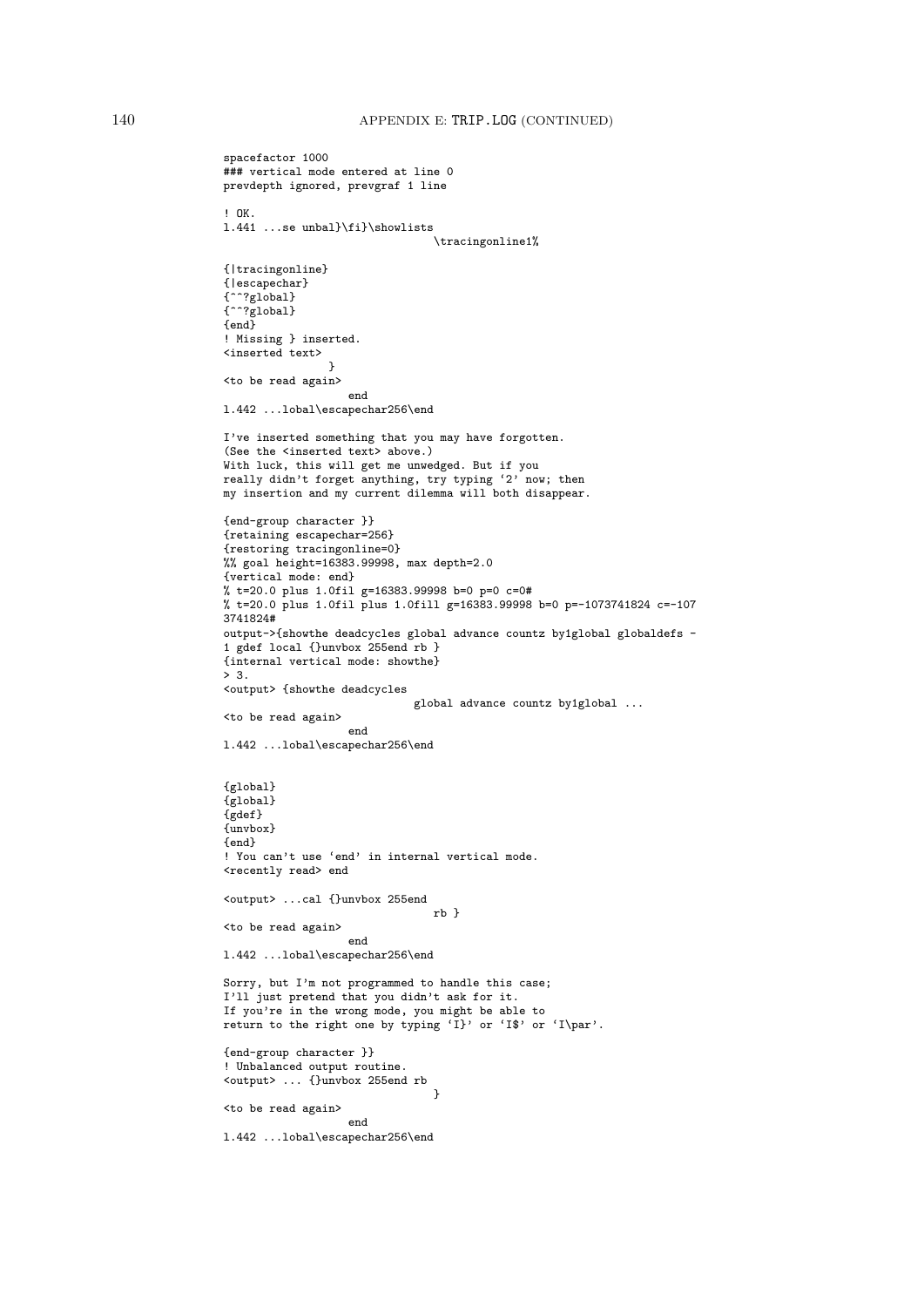```
spacefactor 1000
### vertical mode entered at line 0
prevdepth ignored, prevgraf 1 line

! OK.
l.441 ...se unbal}\fi}\showlists
                                \tracingonline1%

{|tracingonline}
{|escapechar}
{^^?global}
{^^?global}
{end}
! Missing } inserted.
<inserted text>
               }
<to be read again>
                   end
l.442 ...lobal\escapechar256\end

I've inserted something that you may have forgotten.
(See the <inserted text> above.)
With luck, this will get me unwedged. But if you
really didn't forget anything, try typing `2' now; then
my insertion and my current dilemma will both disappear.

{end-group character }}
{retaining escapechar=256}
{restoring tracingonline=0}
%% goal height=16383.99998, max depth=2.0
{vertical mode: end}
% t=20.0 plus 1.0fil g=16383.99998 b=0 p=0 c=0#
% t=20.0 plus 1.0fil plus 1.0fill g=16383.99998 b=0 p=-1073741824 c=-107
3741824#
output->{showthe deadcycles global advance countz by1global globaldefs -
1 gdef local {}unvbox 255end rb }
{internal vertical mode: showthe}
> 3.
<output> {showthe deadcycles
                             global advance countz by1global ...
<to be read again>
                   end
l.442 ...lobal\escapechar256\end


{global}
{global}
{gdef}
{unvbox}
{end}
! You can't use `end' in internal vertical mode.
<recently read> end

<output> ...cal {}unvbox 255end
                                rb }
<to be read again>
                   end
l.442 ...lobal\escapechar256\end

Sorry, but I'm not programmed to handle this case;
I'll just pretend that you didn't ask for it.
If you're in the wrong mode, you might be able to
return to the right one by typing `I}' or `I$' or `I\par'.

{end-group character }}
! Unbalanced output routine.
<output> ... {}unvbox 255end rb
                                }
<to be read again>
                   end
l.442 ...lobal\escapechar256\end
```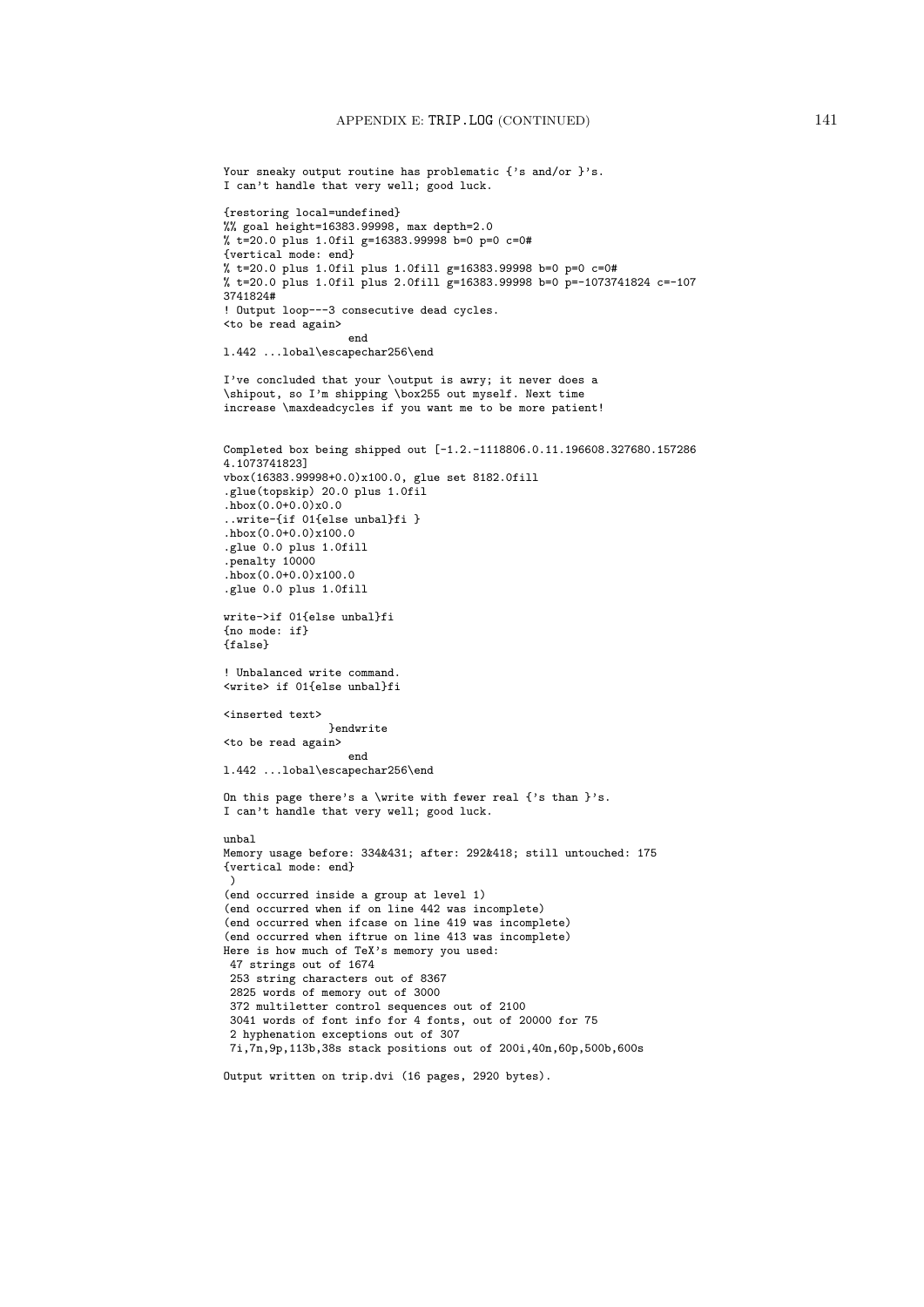```
Your sneaky output routine has problematic {'s and/or }'s.
I can't handle that very well; good luck.

{restoring local=undefined}
%% goal height=16383.99998, max depth=2.0
% t=20.0 plus 1.0fil g=16383.99998 b=0 p=0 c=0#
{vertical mode: end}
% t=20.0 plus 1.0fil plus 1.0fill g=16383.99998 b=0 p=0 c=0#
% t=20.0 plus 1.0fil plus 2.0fill g=16383.99998 b=0 p=-1073741824 c=-107
3741824#
! Output loop---3 consecutive dead cycles.
<to be read again>
                   end
l.442 ...lobal\escapechar256\end

I've concluded that your \output is awry; it never does a
\shipout, so I'm shipping \box255 out myself. Next time
increase \maxdeadcycles if you want me to be more patient!


Completed box being shipped out [-1.2.-1118806.0.11.196608.327680.157286
4.1073741823]
vbox(16383.99998+0.0)x100.0, glue set 8182.0fill
.glue(topskip) 20.0 plus 1.0fil
.hbox(0.0+0.0)x0.0
..write-{if 01{else unbal}fi }
.hbox(0.0+0.0)x100.0
.glue 0.0 plus 1.0fill
.penalty 10000
.hbox(0.0+0.0)x100.0
.glue 0.0 plus 1.0fill

write->if 01{else unbal}fi
{no mode: if}
{false}

! Unbalanced write command.
<write> if 01{else unbal}fi

<inserted text>
                }endwrite
<to be read again>
                   end
l.442 ...lobal\escapechar256\end

On this page there's a \write with fewer real {'s than }'s.
I can't handle that very well; good luck.

unbal
Memory usage before: 334&431; after: 292&418; still untouched: 175
{vertical mode: end}
 )
(end occurred inside a group at level 1)
(end occurred when if on line 442 was incomplete)
(end occurred when ifcase on line 419 was incomplete)
(end occurred when iftrue on line 413 was incomplete)
Here is how much of TeX's memory you used:
 47 strings out of 1674
 253 string characters out of 8367
 2825 words of memory out of 3000
 372 multiletter control sequences out of 2100
 3041 words of font info for 4 fonts, out of 20000 for 75
 2 hyphenation exceptions out of 307
 7i,7n,9p,113b,38s stack positions out of 200i,40n,60p,500b,600s

Output written on trip.dvi (16 pages, 2920 bytes).
```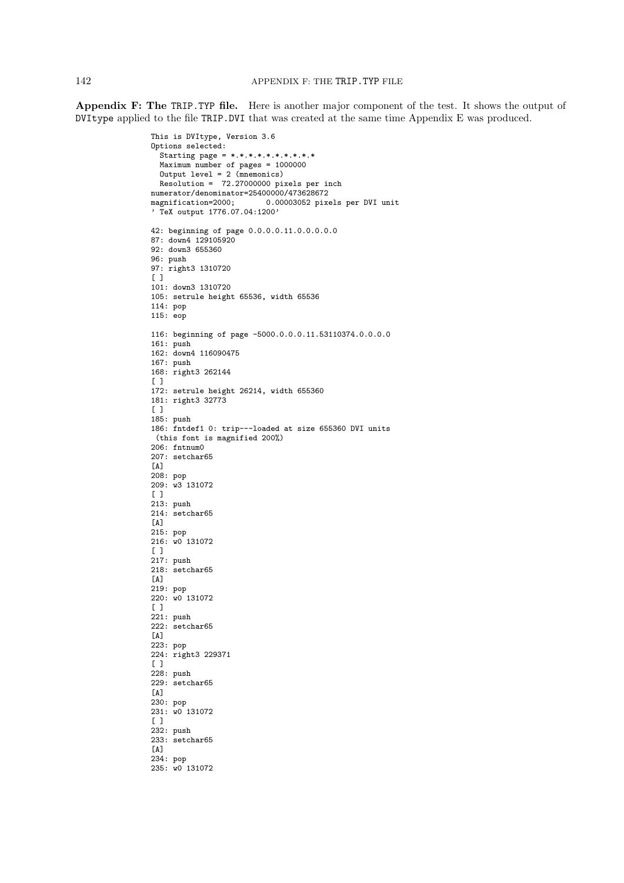**Appendix F: The TRIP.TYP file.** Here is another major component of the test. It shows the output of DVItype applied to the file TRIP.DVI that was created at the same time Appendix E was produced.

```
This is DVItype, Version 3.6
Options selected:
  Starting page = *.*.*.*.*.*.*.*.*.*
  Maximum number of pages = 1000000
  Output level = 2 (mnemonics)
  Resolution =  72.27000000 pixels per inch
numerator/denominator=25400000/473628672
magnification=2000;       0.00003052 pixels per DVI unit
' TeX output 1776.07.04:1200'

42: beginning of page 0.0.0.0.11.0.0.0.0.0
87: down4 129105920
92: down3 655360
96: push
97: right3 1310720
[ ]
101: down3 1310720
105: setrule height 65536, width 65536
114: pop
115: eop

116: beginning of page -5000.0.0.0.11.53110374.0.0.0.0
161: push
162: down4 116090475
167: push
168: right3 262144
[ ]
172: setrule height 26214, width 655360
181: right3 32773
[ ]
185: push
186: fntdef1 0: trip---loaded at size 655360 DVI units
 (this font is magnified 200%)
206: fntnum0
207: setchar65
[A]
208: pop
209: w3 131072
[ ]
213: push
214: setchar65
[A]
215: pop
216: w0 131072
[ ]
217: push
218: setchar65
[A]
219: pop
220: w0 131072
[ ]
221: push
222: setchar65
[A]
223: pop
224: right3 229371
[ ]
228: push
229: setchar65
[A]
230: pop
231: w0 131072
[ ]
232: push
233: setchar65
[A]
234: pop
235: w0 131072
```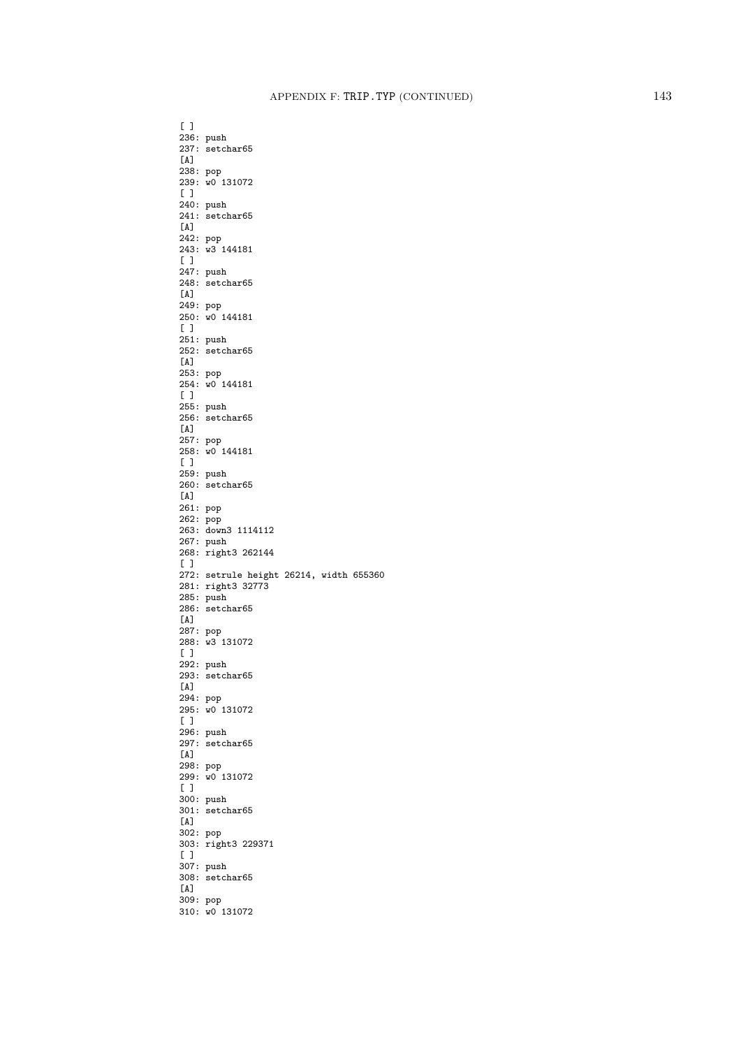```
[ ]
236: push
237: setchar65
[A]
238: pop
239: w0 131072
[ ]
240: push
241: setchar65
[A]
242: pop
243: w3 144181
[ ]
247: push
248: setchar65
[A]
249: pop
250: w0 144181
[ ]
251: push
252: setchar65
[A]
253: pop
254: w0 144181
[ ]
255: push
256: setchar65
[A]
257: pop
258: w0 144181
[ ]
259: push
260: setchar65
[A]
261: pop
262: pop
263: down3 1114112
267: push
268: right3 262144
[ ]
272: setrule height 26214, width 655360
281: right3 32773
285: push
286: setchar65
[A]
287: pop
288: w3 131072
[ ]
292: push
293: setchar65
[A]
294: pop
295: w0 131072
[ ]
296: push
297: setchar65
[A]
298: pop
299: w0 131072
[ ]
300: push
301: setchar65
[A]
302: pop
303: right3 229371
[ ]
307: push
308: setchar65
[A]
309: pop
310: w0 131072
```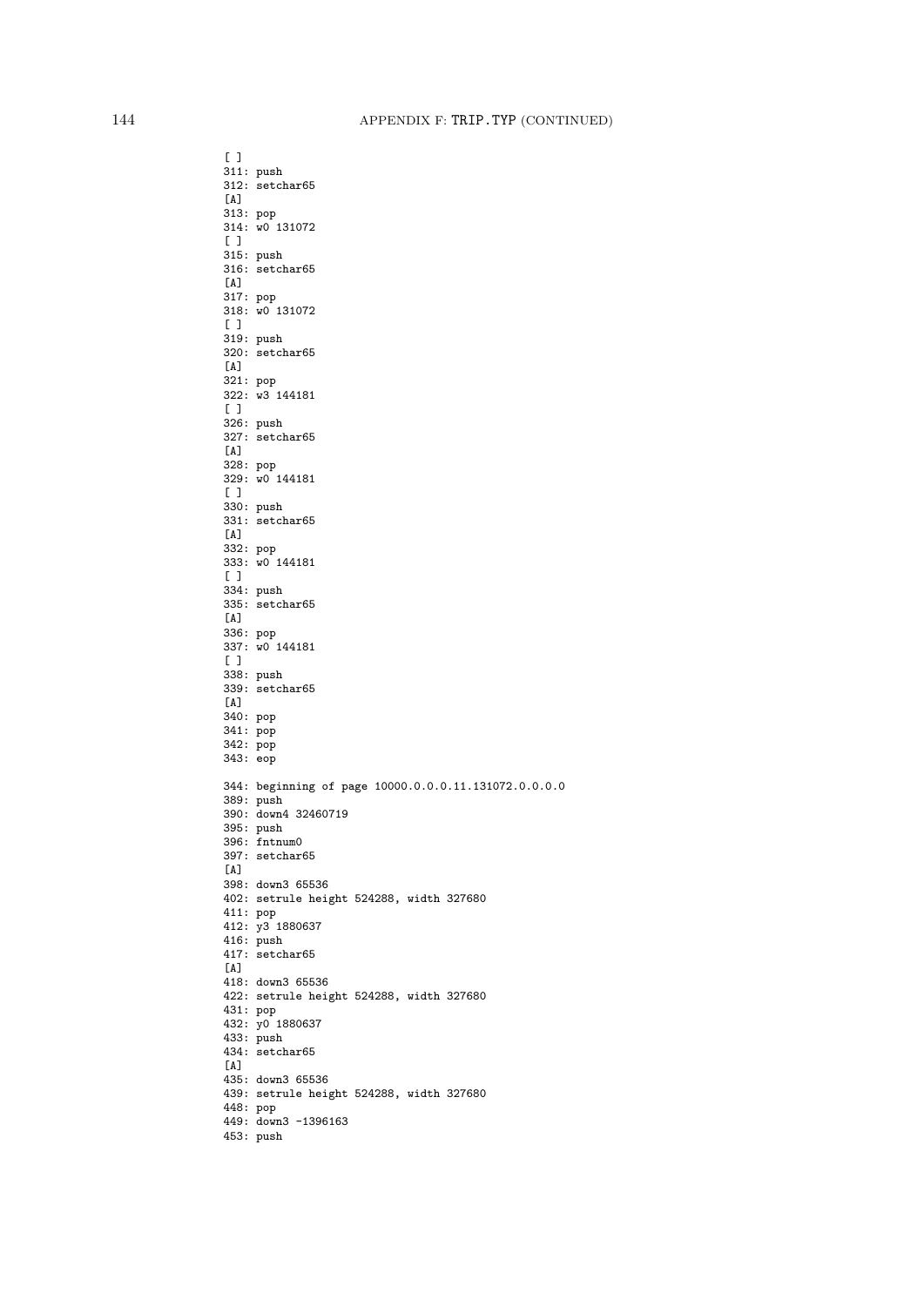```
[ ]
311: push
312: setchar65
[A]
313: pop
314: w0 131072
[ ]
315: push
316: setchar65
[A]
317: pop
318: w0 131072
[ ]
319: push
320: setchar65
[A]
321: pop
322: w3 144181
[ ]
326: push
327: setchar65
[A]
328: pop
329: w0 144181
[ ]
330: push
331: setchar65
[A]
332: pop
333: w0 144181
[ ]
334: push
335: setchar65
[A]
336: pop
337: w0 144181
[ ]
338: push
339: setchar65
[A]
340: pop
341: pop
342: pop
343: eop

344: beginning of page 10000.0.0.0.11.131072.0.0.0.0
389: push
390: down4 32460719
395: push
396: fntnum0
397: setchar65
[A]
398: down3 65536
402: setrule height 524288, width 327680
411: pop
412: y3 1880637
416: push
417: setchar65
[A]
418: down3 65536
422: setrule height 524288, width 327680
431: pop
432: y0 1880637
433: push
434: setchar65
[A]
435: down3 65536
439: setrule height 524288, width 327680
448: pop
449: down3 -1396163
453: push
```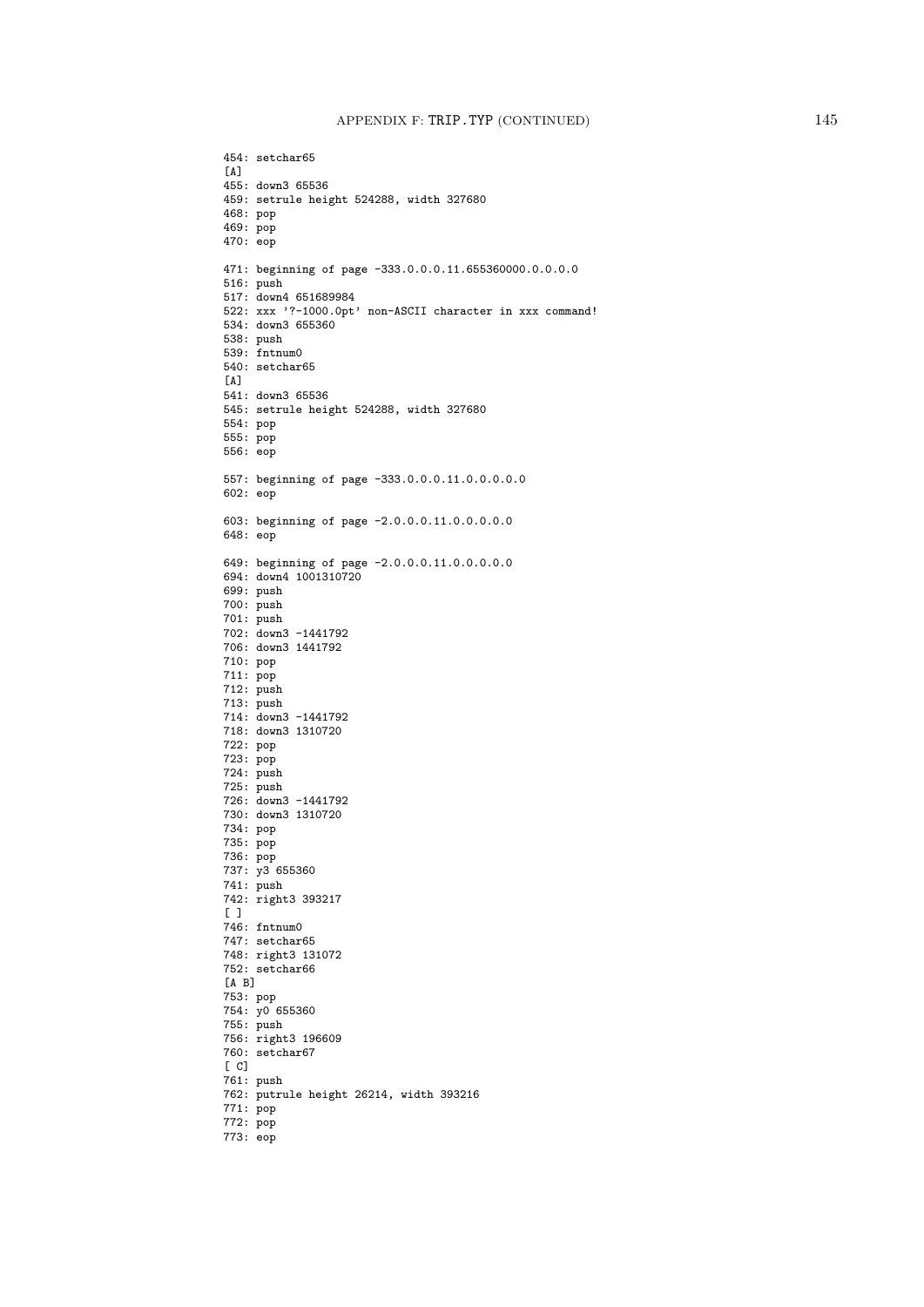```
454: setchar65
[A]
455: down3 65536
459: setrule height 524288, width 327680
468: pop
469: pop
470: eop

471: beginning of page -333.0.0.0.11.655360000.0.0.0.0
516: push
517: down4 651689984
522: xxx '?-1000.0pt' non-ASCII character in xxx command!
534: down3 655360
538: push
539: fntnum0
540: setchar65
[A]
541: down3 65536
545: setrule height 524288, width 327680
554: pop
555: pop
556: eop

557: beginning of page -333.0.0.0.11.0.0.0.0.0
602: eop

603: beginning of page -2.0.0.0.11.0.0.0.0.0
648: eop

649: beginning of page -2.0.0.0.11.0.0.0.0.0
694: down4 1001310720
699: push
700: push
701: push
702: down3 -1441792
706: down3 1441792
710: pop
711: pop
712: push
713: push
714: down3 -1441792
718: down3 1310720
722: pop
723: pop
724: push
725: push
726: down3 -1441792
730: down3 1310720
734: pop
735: pop
736: pop
737: y3 655360
741: push
742: right3 393217
[ ]
746: fntnum0
747: setchar65
748: right3 131072
752: setchar66
[A B]
753: pop
754: y0 655360
755: push
756: right3 196609
760: setchar67
[ C]
761: push
762: putrule height 26214, width 393216
771: pop
772: pop
773: eop
```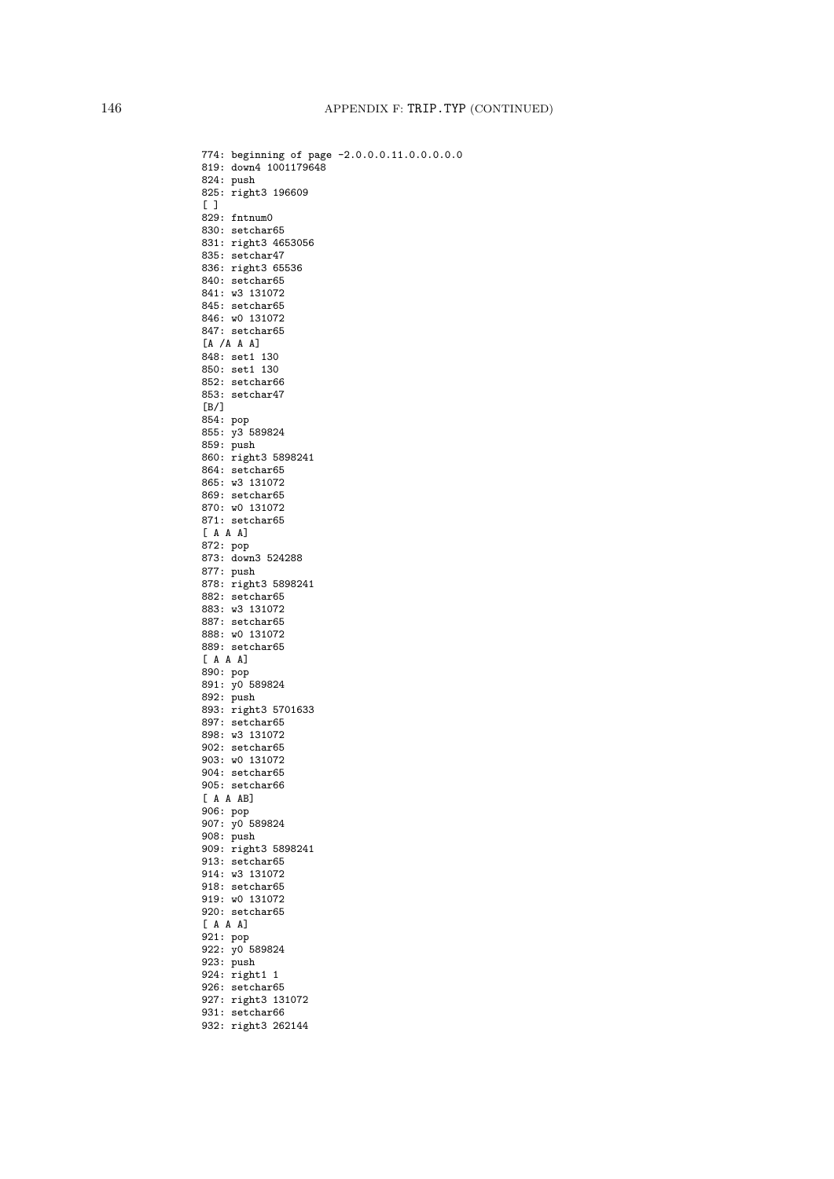```
774: beginning of page -2.0.0.0.11.0.0.0.0.0
819: down4 1001179648
824: push
825: right3 196609
[ ]
829: fntnum0
830: setchar65
831: right3 4653056
835: setchar47
836: right3 65536
840: setchar65
841: w3 131072
845: setchar65
846: w0 131072
847: setchar65
[A /A A A]
848: set1 130
850: set1 130
852: setchar66
853: setchar47
[B/]
854: pop
855: y3 589824
859: push
860: right3 5898241
864: setchar65
865: w3 131072
869: setchar65
870: w0 131072
871: setchar65
[ A A A]
872: pop
873: down3 524288
877: push
878: right3 5898241
882: setchar65
883: w3 131072
887: setchar65
888: w0 131072
889: setchar65
[ A A A]
890: pop
891: y0 589824
892: push
893: right3 5701633
897: setchar65
898: w3 131072
902: setchar65
903: w0 131072
904: setchar65
905: setchar66
[ A A AB]
906: pop
907: y0 589824
908: push
909: right3 5898241
913: setchar65
914: w3 131072
918: setchar65
919: w0 131072
920: setchar65
[ A A A]
921: pop
922: y0 589824
923: push
924: right1 1
926: setchar65
927: right3 131072
931: setchar66
932: right3 262144
```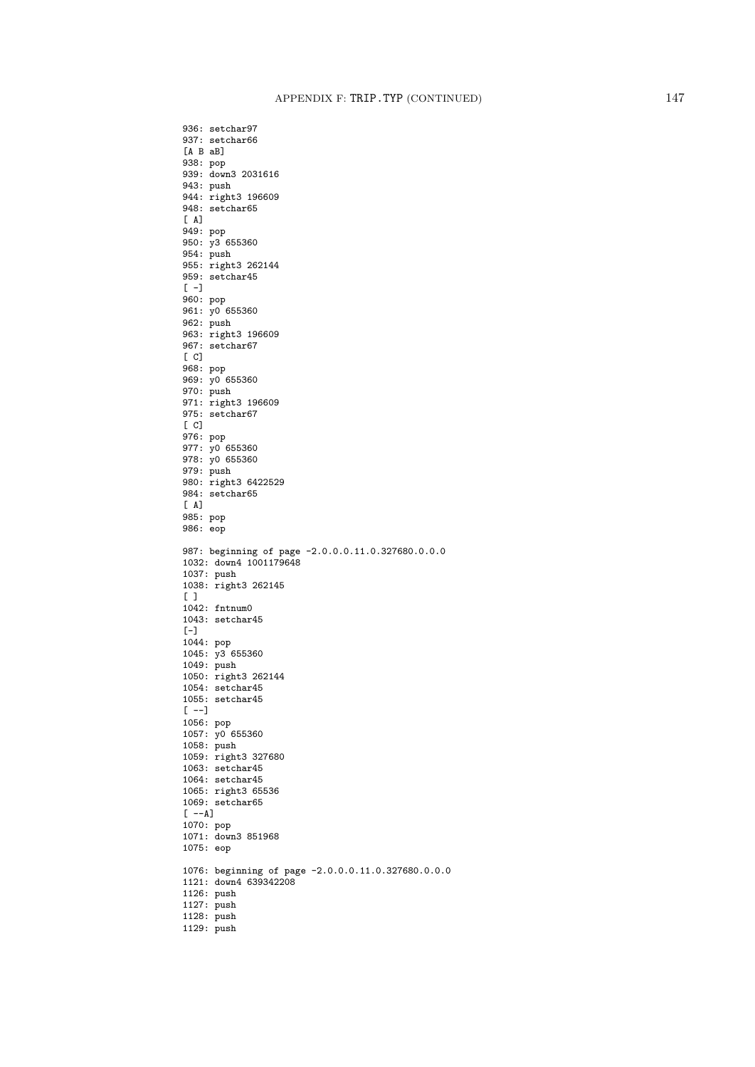```
936: setchar97
937: setchar66
[A B aB]
938: pop
939: down3 2031616
943: push
944: right3 196609
948: setchar65
[ A]
949: pop
950: y3 655360
954: push
955: right3 262144
959: setchar45
[ -]
960: pop
961: y0 655360
962: push
963: right3 196609
967: setchar67
[ C]
968: pop
969: y0 655360
970: push
971: right3 196609
975: setchar67
[ C]
976: pop
977: y0 655360
978: y0 655360
979: push
980: right3 6422529
984: setchar65
[ A]
985: pop
986: eop

987: beginning of page -2.0.0.0.11.0.327680.0.0.0
1032: down4 1001179648
1037: push
1038: right3 262145
[ ]
1042: fntnum0
1043: setchar45
[-]
1044: pop
1045: y3 655360
1049: push
1050: right3 262144
1054: setchar45
1055: setchar45
[ --]
1056: pop
1057: y0 655360
1058: push
1059: right3 327680
1063: setchar45
1064: setchar45
1065: right3 65536
1069: setchar65
[ --A]
1070: pop
1071: down3 851968
1075: eop

1076: beginning of page -2.0.0.0.11.0.327680.0.0.0
1121: down4 639342208
1126: push
1127: push
1128: push
1129: push
```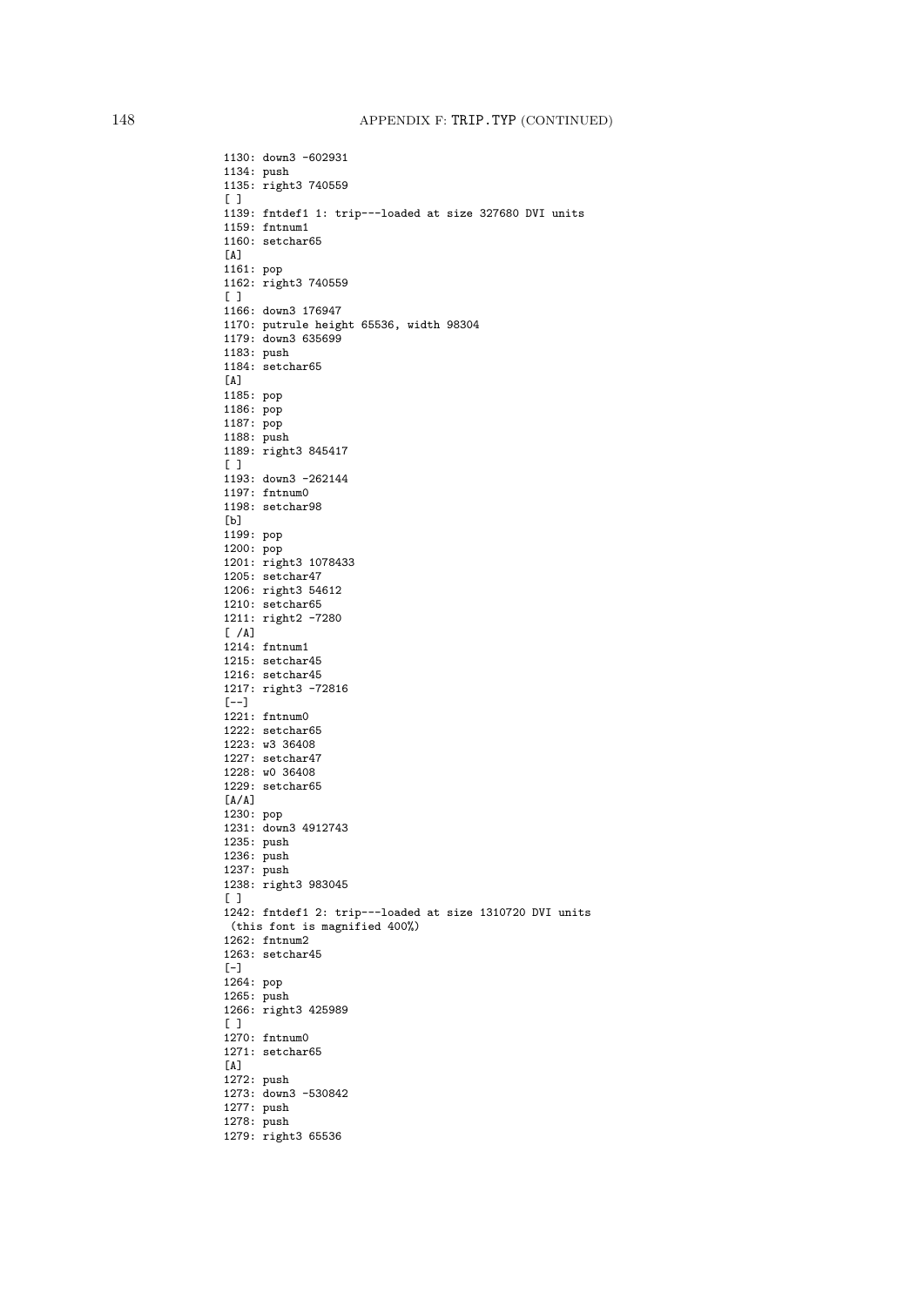```
1130: down3 -602931
1134: push
1135: right3 740559
[ ]
1139: fntdef1 1: trip---loaded at size 327680 DVI units
1159: fntnum1
1160: setchar65
[A]
1161: pop
1162: right3 740559
[ ]
1166: down3 176947
1170: putrule height 65536, width 98304
1179: down3 635699
1183: push
1184: setchar65
[A]
1185: pop
1186: pop
1187: pop
1188: push
1189: right3 845417
[ ]
1193: down3 -262144
1197: fntnum0
1198: setchar98
[b]
1199: pop
1200: pop
1201: right3 1078433
1205: setchar47
1206: right3 54612
1210: setchar65
1211: right2 -7280
[ /A]
1214: fntnum1
1215: setchar45
1216: setchar45
1217: right3 -72816
[--]
1221: fntnum0
1222: setchar65
1223: w3 36408
1227: setchar47
1228: w0 36408
1229: setchar65
[A/A]
1230: pop
1231: down3 4912743
1235: push
1236: push
1237: push
1238: right3 983045
[ ]
1242: fntdef1 2: trip---loaded at size 1310720 DVI units
 (this font is magnified 400%)
1262: fntnum2
1263: setchar45
[-]
1264: pop
1265: push
1266: right3 425989
[ ]
1270: fntnum0
1271: setchar65
[A]
1272: push
1273: down3 -530842
1277: push
1278: push
1279: right3 65536
```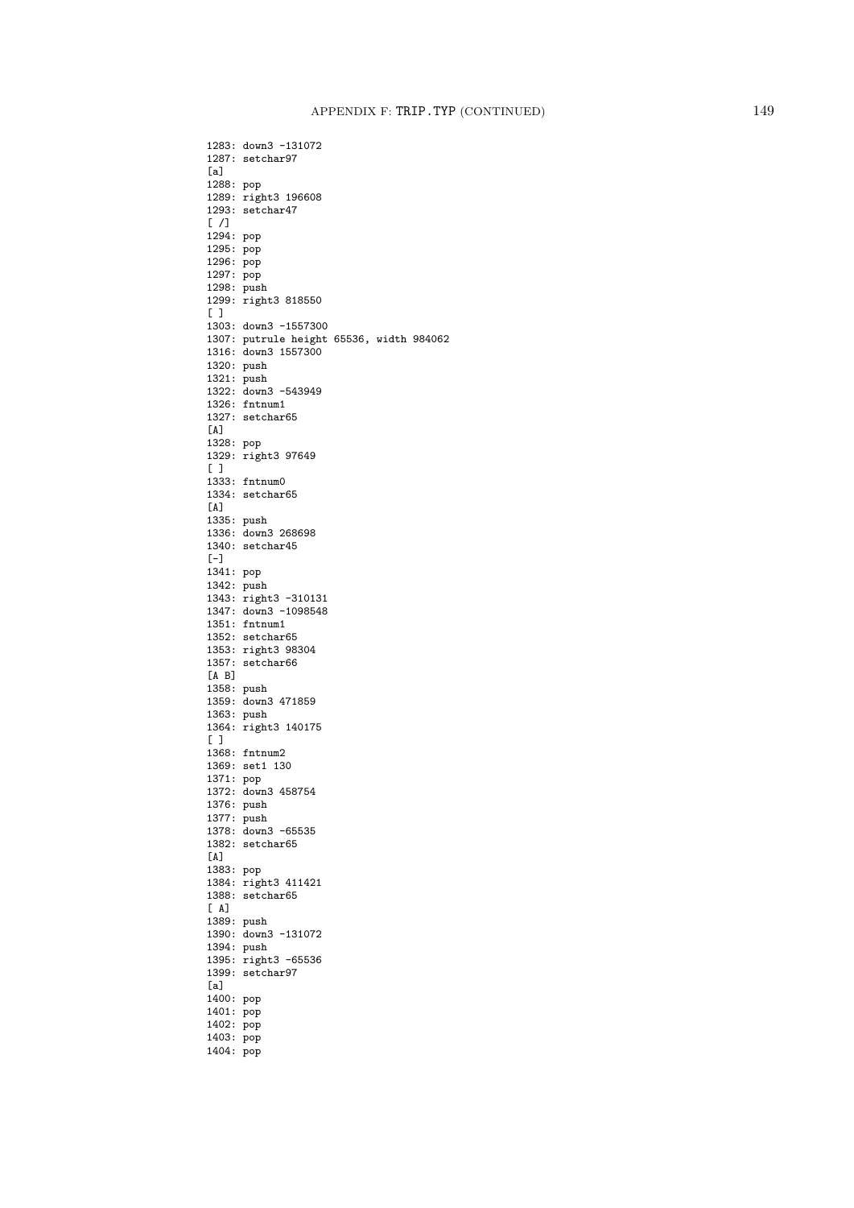```
1283: down3 -131072
1287: setchar97
[a]
1288: pop
1289: right3 196608
1293: setchar47
[ /]
1294: pop
1295: pop
1296: pop
1297: pop
1298: push
1299: right3 818550
[ ]
1303: down3 -1557300
1307: putrule height 65536, width 984062
1316: down3 1557300
1320: push
1321: push
1322: down3 -543949
1326: fntnum1
1327: setchar65
[A]
1328: pop
1329: right3 97649
[ ]
1333: fntnum0
1334: setchar65
[A]
1335: push
1336: down3 268698
1340: setchar45
[-]
1341: pop
1342: push
1343: right3 -310131
1347: down3 -1098548
1351: fntnum1
1352: setchar65
1353: right3 98304
1357: setchar66
[A B]
1358: push
1359: down3 471859
1363: push
1364: right3 140175
[ ]
1368: fntnum2
1369: set1 130
1371: pop
1372: down3 458754
1376: push
1377: push
1378: down3 -65535
1382: setchar65
[A]
1383: pop
1384: right3 411421
1388: setchar65
[ A]
1389: push
1390: down3 -131072
1394: push
1395: right3 -65536
1399: setchar97
[a]
1400: pop
1401: pop
1402: pop
1403: pop
1404: pop
```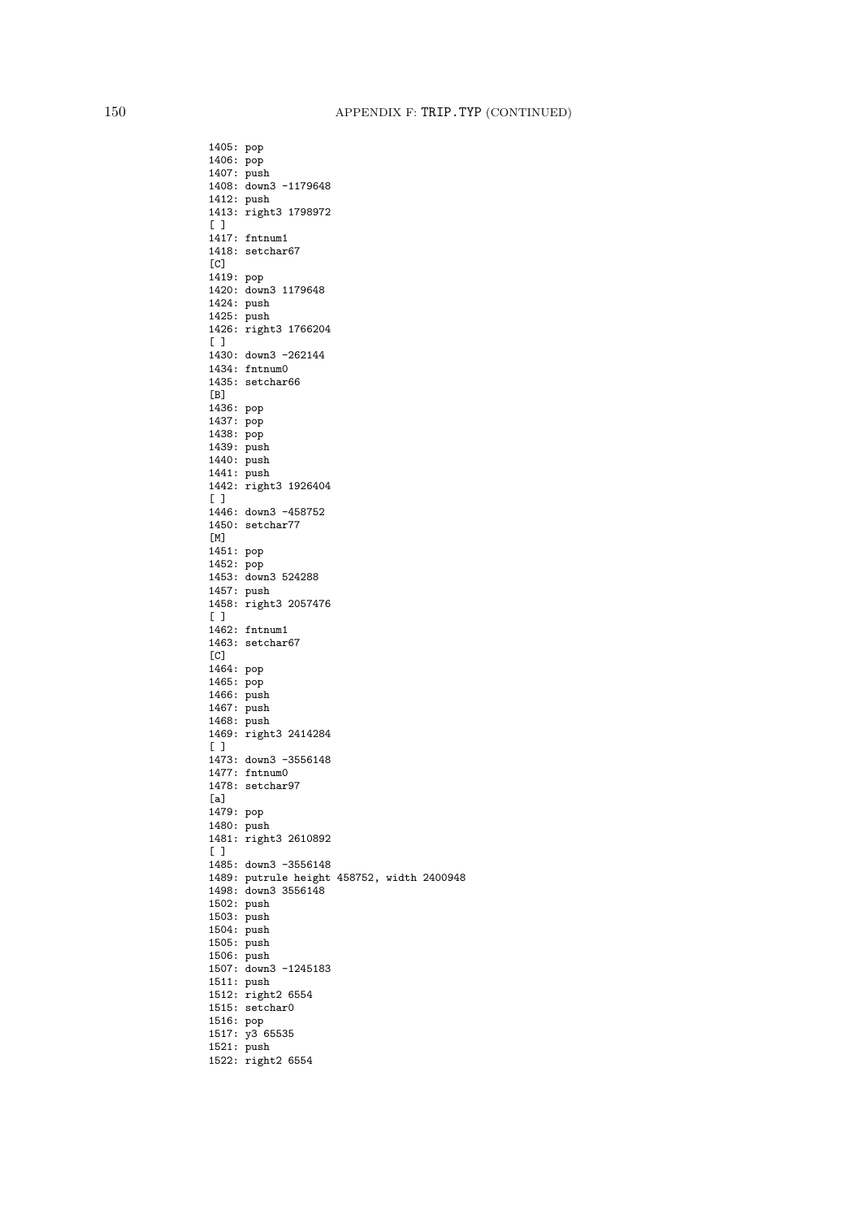```
1405: pop
1406: pop
1407: push
1408: down3 -1179648
1412: push
1413: right3 1798972
[ ]
1417: fntnum1
1418: setchar67
[C]
1419: pop
1420: down3 1179648
1424: push
1425: push
1426: right3 1766204
[ ]
1430: down3 -262144
1434: fntnum0
1435: setchar66
[B]
1436: pop
1437: pop
1438: pop
1439: push
1440: push
1441: push
1442: right3 1926404
[ ]
1446: down3 -458752
1450: setchar77
[M]
1451: pop
1452: pop
1453: down3 524288
1457: push
1458: right3 2057476
[ ]
1462: fntnum1
1463: setchar67
[C]
1464: pop
1465: pop
1466: push
1467: push
1468: push
1469: right3 2414284
[ ]
1473: down3 -3556148
1477: fntnum0
1478: setchar97
[a]
1479: pop
1480: push
1481: right3 2610892
[ ]
1485: down3 -3556148
1489: putrule height 458752, width 2400948
1498: down3 3556148
1502: push
1503: push
1504: push
1505: push
1506: push
1507: down3 -1245183
1511: push
1512: right2 6554
1515: setchar0
1516: pop
1517: y3 65535
1521: push
1522: right2 6554
```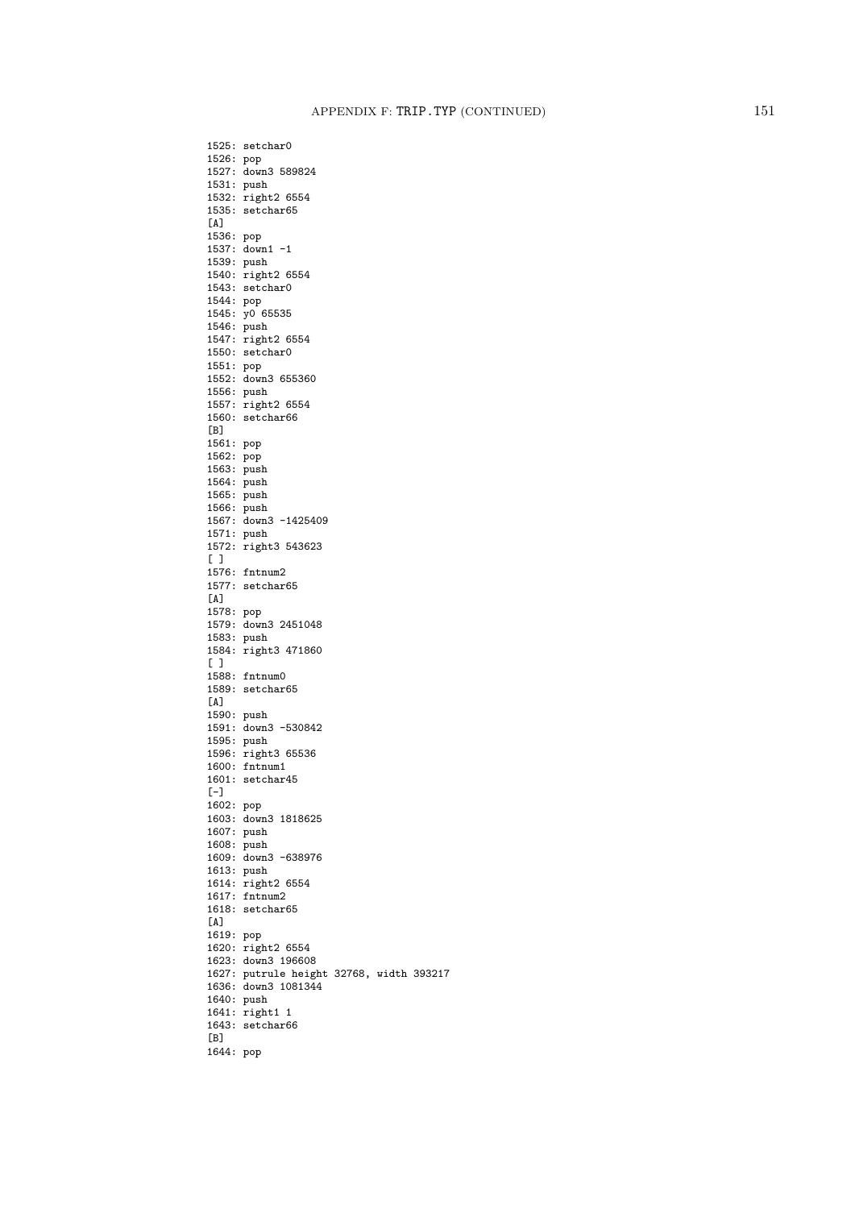```
1525: setchar0
1526: pop
1527: down3 589824
1531: push
1532: right2 6554
1535: setchar65
[A]
1536: pop
1537: down1 -1
1539: push
1540: right2 6554
1543: setchar0
1544: pop
1545: y0 65535
1546: push
1547: right2 6554
1550: setchar0
1551: pop
1552: down3 655360
1556: push
1557: right2 6554
1560: setchar66
[B]
1561: pop
1562: pop
1563: push
1564: push
1565: push
1566: push
1567: down3 -1425409
1571: push
1572: right3 543623
[ ]
1576: fntnum2
1577: setchar65
[A]
1578: pop
1579: down3 2451048
1583: push
1584: right3 471860
[ ]
1588: fntnum0
1589: setchar65
[A]
1590: push
1591: down3 -530842
1595: push
1596: right3 65536
1600: fntnum1
1601: setchar45
[-]
1602: pop
1603: down3 1818625
1607: push
1608: push
1609: down3 -638976
1613: push
1614: right2 6554
1617: fntnum2
1618: setchar65
[A]
1619: pop
1620: right2 6554
1623: down3 196608
1627: putrule height 32768, width 393217
1636: down3 1081344
1640: push
1641: right1 1
1643: setchar66
[B]
1644: pop
```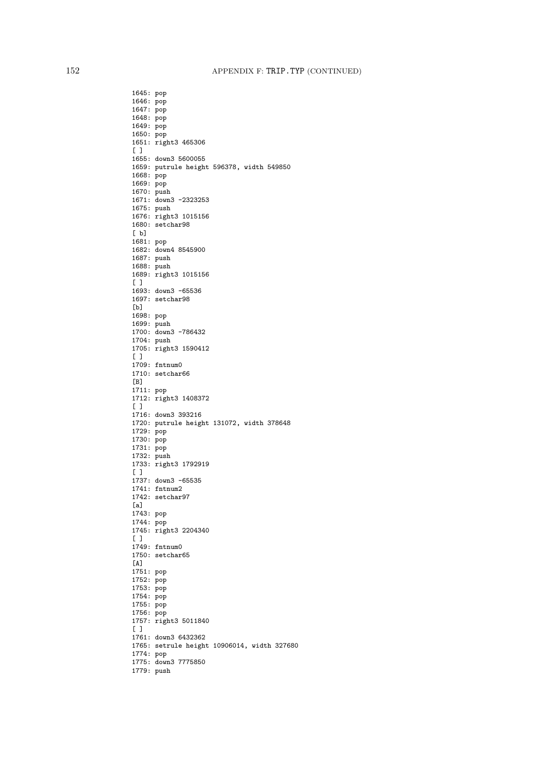```
1645: pop
1646: pop
1647: pop
1648: pop
1649: pop
1650: pop
1651: right3 465306
[ ]
1655: down3 5600055
1659: putrule height 596378, width 549850
1668: pop
1669: pop
1670: push
1671: down3 -2323253
1675: push
1676: right3 1015156
1680: setchar98
[ b]
1681: pop
1682: down4 8545900
1687: push
1688: push
1689: right3 1015156
[ ]
1693: down3 -65536
1697: setchar98
[b]
1698: pop
1699: push
1700: down3 -786432
1704: push
1705: right3 1590412
[ ]
1709: fntnum0
1710: setchar66
[B]
1711: pop
1712: right3 1408372
[ ]
1716: down3 393216
1720: putrule height 131072, width 378648
1729: pop
1730: pop
1731: pop
1732: push
1733: right3 1792919
[ ]
1737: down3 -65535
1741: fntnum2
1742: setchar97
[a]
1743: pop
1744: pop
1745: right3 2204340
[ ]
1749: fntnum0
1750: setchar65
[A]
1751: pop
1752: pop
1753: pop
1754: pop
1755: pop
1756: pop
1757: right3 5011840
[ ]
1761: down3 6432362
1765: setrule height 10906014, width 327680
1774: pop
1775: down3 7775850
1779: push
```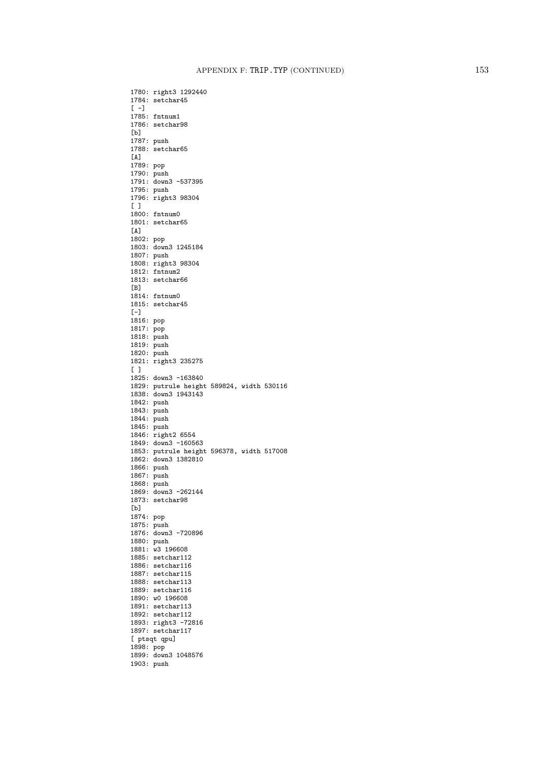```
1780: right3 1292440
1784: setchar45
[ -]
1785: fntnum1
1786: setchar98
[b]
1787: push
1788: setchar65
[A]
1789: pop
1790: push
1791: down3 -537395
1795: push
1796: right3 98304
[ ]
1800: fntnum0
1801: setchar65
[A]
1802: pop
1803: down3 1245184
1807: push
1808: right3 98304
1812: fntnum2
1813: setchar66
[B]
1814: fntnum0
1815: setchar45
[-]
1816: pop
1817: pop
1818: push
1819: push
1820: push
1821: right3 235275
[ ]
1825: down3 -163840
1829: putrule height 589824, width 530116
1838: down3 1943143
1842: push
1843: push
1844: push
1845: push
1846: right2 6554
1849: down3 -160563
1853: putrule height 596378, width 517008
1862: down3 1382810
1866: push
1867: push
1868: push
1869: down3 -262144
1873: setchar98
[b]
1874: pop
1875: push
1876: down3 -720896
1880: push
1881: w3 196608
1885: setchar112
1886: setchar116
1887: setchar115
1888: setchar113
1889: setchar116
1890: w0 196608
1891: setchar113
1892: setchar112
1893: right3 -72816
1897: setchar117
[ ptsqt qpu]
1898: pop
1899: down3 1048576
1903: push
```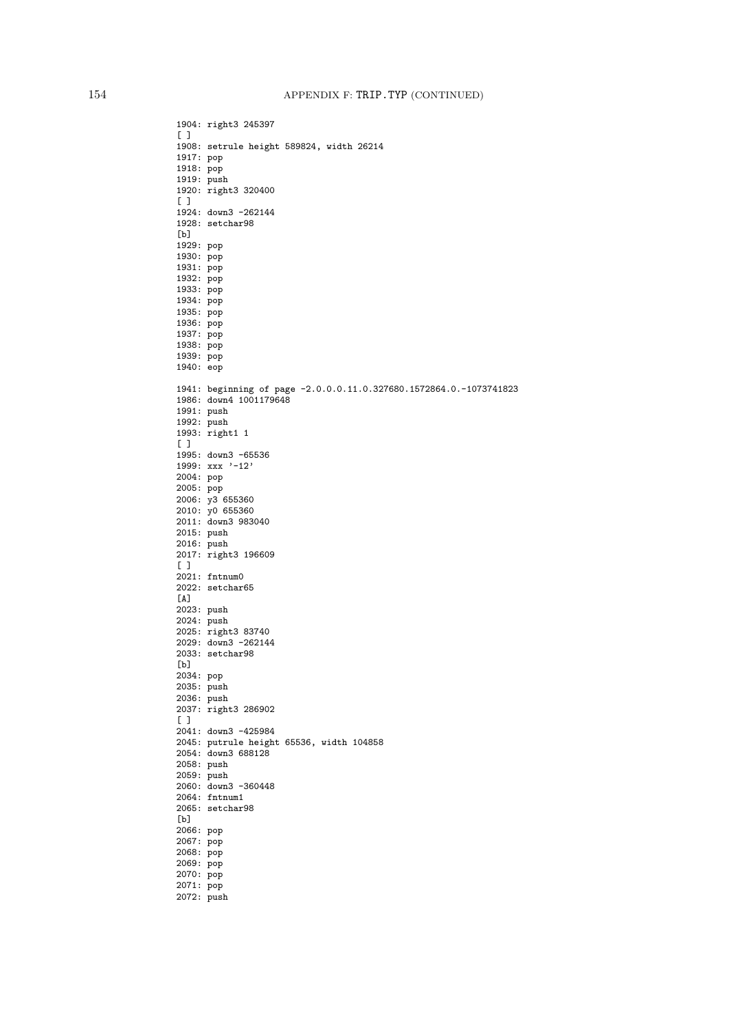```
1904: right3 245397
[ ]
1908: setrule height 589824, width 26214
1917: pop
1918: pop
1919: push
1920: right3 320400
[ ]
1924: down3 -262144
1928: setchar98
[b]
1929: pop
1930: pop
1931: pop
1932: pop
1933: pop
1934: pop
1935: pop
1936: pop
1937: pop
1938: pop
1939: pop
1940: eop

1941: beginning of page -2.0.0.0.11.0.327680.1572864.0.-1073741823
1986: down4 1001179648
1991: push
1992: push
1993: right1 1
[ ]
1995: down3 -65536
1999: xxx '-12'
2004: pop
2005: pop
2006: y3 655360
2010: y0 655360
2011: down3 983040
2015: push
2016: push
2017: right3 196609
[ ]
2021: fntnum0
2022: setchar65
[A]
2023: push
2024: push
2025: right3 83740
2029: down3 -262144
2033: setchar98
[b]
2034: pop
2035: push
2036: push
2037: right3 286902
[ ]
2041: down3 -425984
2045: putrule height 65536, width 104858
2054: down3 688128
2058: push
2059: push
2060: down3 -360448
2064: fntnum1
2065: setchar98
[b]
2066: pop
2067: pop
2068: pop
2069: pop
2070: pop
2071: pop
2072: push
```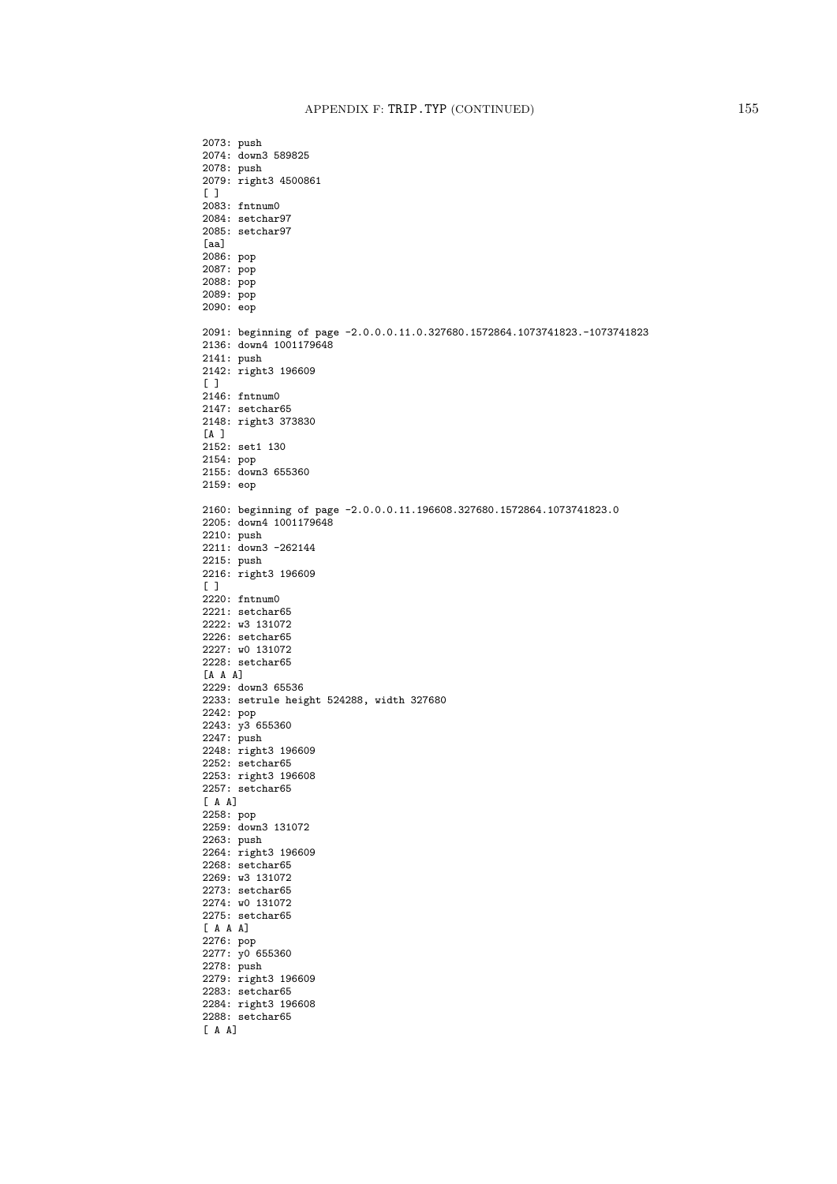```
2073: push
2074: down3 589825
2078: push
2079: right3 4500861
[ ]
2083: fntnum0
2084: setchar97
2085: setchar97
[aa]
2086: pop
2087: pop
2088: pop
2089: pop
2090: eop

2091: beginning of page -2.0.0.0.11.0.327680.1572864.1073741823.-1073741823
2136: down4 1001179648
2141: push
2142: right3 196609
[ ]
2146: fntnum0
2147: setchar65
2148: right3 373830
[A ]
2152: set1 130
2154: pop
2155: down3 655360
2159: eop

2160: beginning of page -2.0.0.0.11.196608.327680.1572864.1073741823.0
2205: down4 1001179648
2210: push
2211: down3 -262144
2215: push
2216: right3 196609
[ ]
2220: fntnum0
2221: setchar65
2222: w3 131072
2226: setchar65
2227: w0 131072
2228: setchar65
[A A A]
2229: down3 65536
2233: setrule height 524288, width 327680
2242: pop
2243: y3 655360
2247: push
2248: right3 196609
2252: setchar65
2253: right3 196608
2257: setchar65
[ A A]
2258: pop
2259: down3 131072
2263: push
2264: right3 196609
2268: setchar65
2269: w3 131072
2273: setchar65
2274: w0 131072
2275: setchar65
[ A A A]
2276: pop
2277: y0 655360
2278: push
2279: right3 196609
2283: setchar65
2284: right3 196608
2288: setchar65
[ A A]
```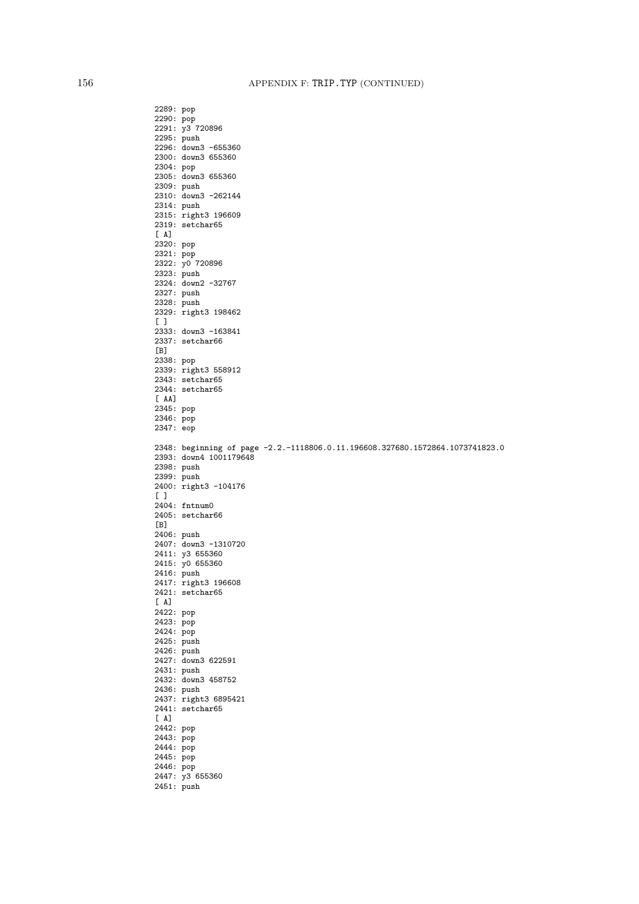```
2289: pop
2290: pop
2291: y3 720896
2295: push
2296: down3 -655360
2300: down3 655360
2304: pop
2305: down3 655360
2309: push
2310: down3 -262144
2314: push
2315: right3 196609
2319: setchar65
[ A]
2320: pop
2321: pop
2322: y0 720896
2323: push
2324: down2 -32767
2327: push
2328: push
2329: right3 198462
[ ]
2333: down3 -163841
2337: setchar66
[B]
2338: pop
2339: right3 558912
2343: setchar65
2344: setchar65
[ AA]
2345: pop
2346: pop
2347: eop

2348: beginning of page -2.2.-1118806.0.11.196608.327680.1572864.1073741823.0
2393: down4 1001179648
2398: push
2399: push
2400: right3 -104176
[ ]
2404: fntnum0
2405: setchar66
[B]
2406: push
2407: down3 -1310720
2411: y3 655360
2415: y0 655360
2416: push
2417: right3 196608
2421: setchar65
[ A]
2422: pop
2423: pop
2424: pop
2425: push
2426: push
2427: down3 622591
2431: push
2432: down3 458752
2436: push
2437: right3 6895421
2441: setchar65
[ A]
2442: pop
2443: pop
2444: pop
2445: pop
2446: pop
2447: y3 655360
2451: push
```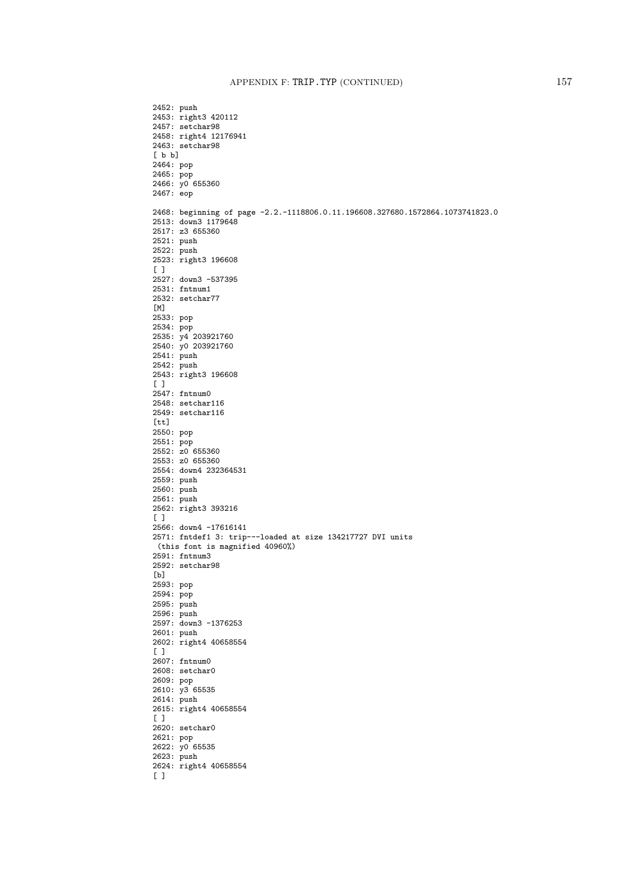```
2452: push
2453: right3 420112
2457: setchar98
2458: right4 12176941
2463: setchar98
[ b b]
2464: pop
2465: pop
2466: y0 655360
2467: eop

2468: beginning of page -2.2.-1118806.0.11.196608.327680.1572864.1073741823.0
2513: down3 1179648
2517: z3 655360
2521: push
2522: push
2523: right3 196608
[ ]
2527: down3 -537395
2531: fntnum1
2532: setchar77
[M]
2533: pop
2534: pop
2535: y4 203921760
2540: y0 203921760
2541: push
2542: push
2543: right3 196608
[ ]
2547: fntnum0
2548: setchar116
2549: setchar116
[tt]
2550: pop
2551: pop
2552: z0 655360
2553: z0 655360
2554: down4 232364531
2559: push
2560: push
2561: push
2562: right3 393216
[ ]
2566: down4 -17616141
2571: fntdef1 3: trip---loaded at size 134217727 DVI units
 (this font is magnified 40960%)
2591: fntnum3
2592: setchar98
[b]
2593: pop
2594: pop
2595: push
2596: push
2597: down3 -1376253
2601: push
2602: right4 40658554
[ ]
2607: fntnum0
2608: setchar0
2609: pop
2610: y3 65535
2614: push
2615: right4 40658554
[ ]
2620: setchar0
2621: pop
2622: y0 65535
2623: push
2624: right4 40658554
[ ]
```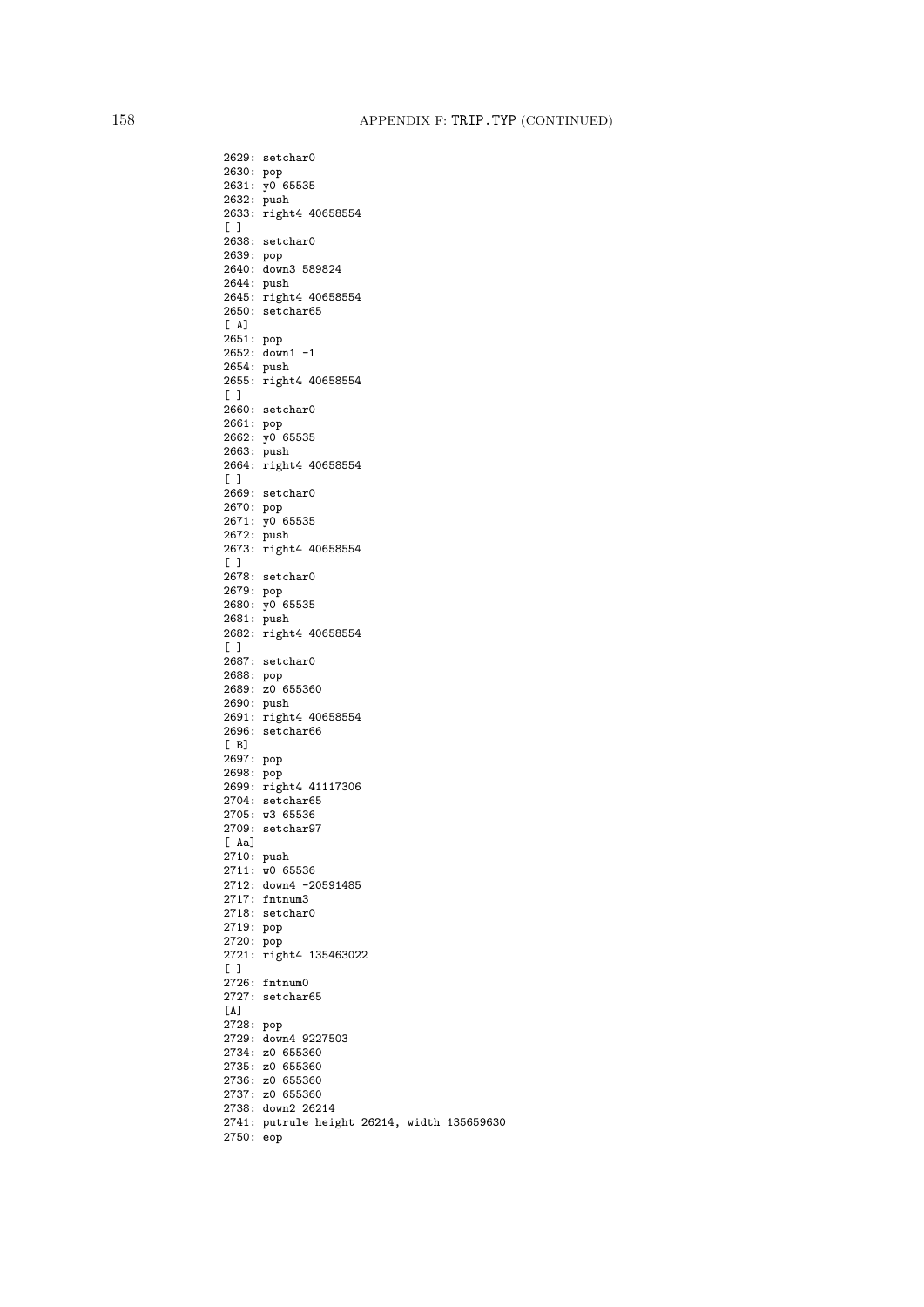```
2629: setchar0
2630: pop
2631: y0 65535
2632: push
2633: right4 40658554
[ ]
2638: setchar0
2639: pop
2640: down3 589824
2644: push
2645: right4 40658554
2650: setchar65
[ A]
2651: pop
2652: down1 -1
2654: push
2655: right4 40658554
[ ]
2660: setchar0
2661: pop
2662: y0 65535
2663: push
2664: right4 40658554
[ ]
2669: setchar0
2670: pop
2671: y0 65535
2672: push
2673: right4 40658554
[ ]
2678: setchar0
2679: pop
2680: y0 65535
2681: push
2682: right4 40658554
[ ]
2687: setchar0
2688: pop
2689: z0 655360
2690: push
2691: right4 40658554
2696: setchar66
[ B]
2697: pop
2698: pop
2699: right4 41117306
2704: setchar65
2705: w3 65536
2709: setchar97
[ Aa]
2710: push
2711: w0 65536
2712: down4 -20591485
2717: fntnum3
2718: setchar0
2719: pop
2720: pop
2721: right4 135463022
[ ]
2726: fntnum0
2727: setchar65
[A]
2728: pop
2729: down4 9227503
2734: z0 655360
2735: z0 655360
2736: z0 655360
2737: z0 655360
2738: down2 26214
2741: putrule height 26214, width 135659630
2750: eop
```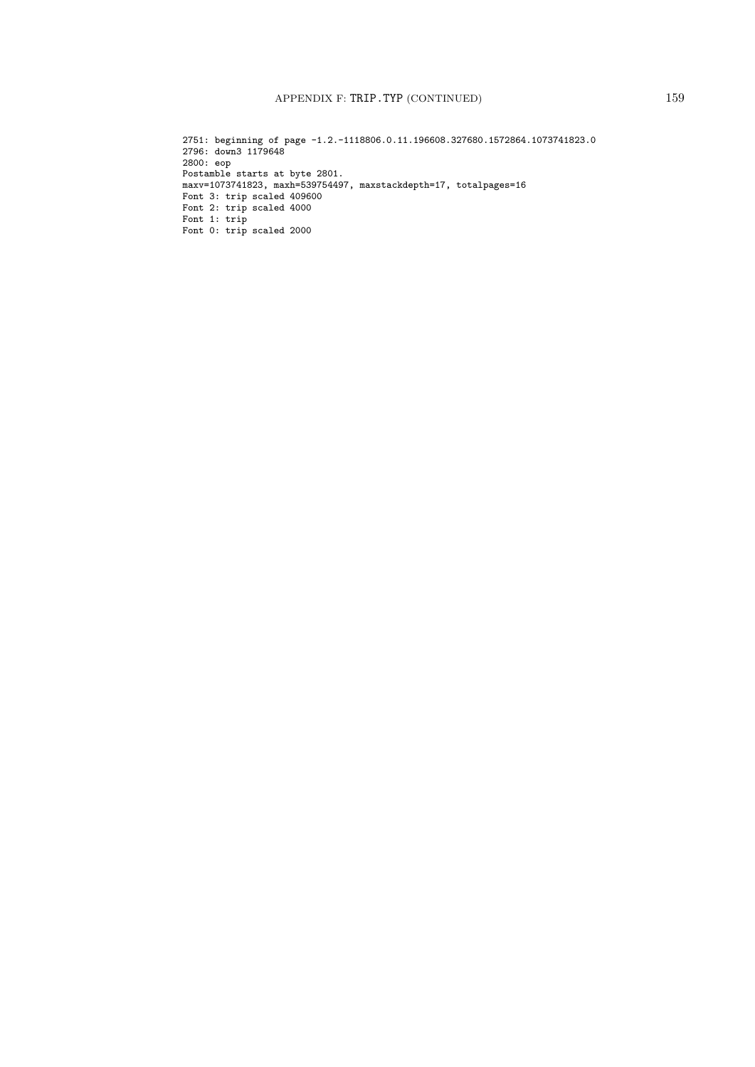```
2751: beginning of page -1.2.-1118806.0.11.196608.327680.1572864.1073741823.0
2796: down3 1179648
2800: eop
Postamble starts at byte 2801.
maxv=1073741823, maxh=539754497, maxstackdepth=17, totalpages=16
Font 3: trip scaled 409600
Font 2: trip scaled 4000
Font 1: trip
Font 0: trip scaled 2000
```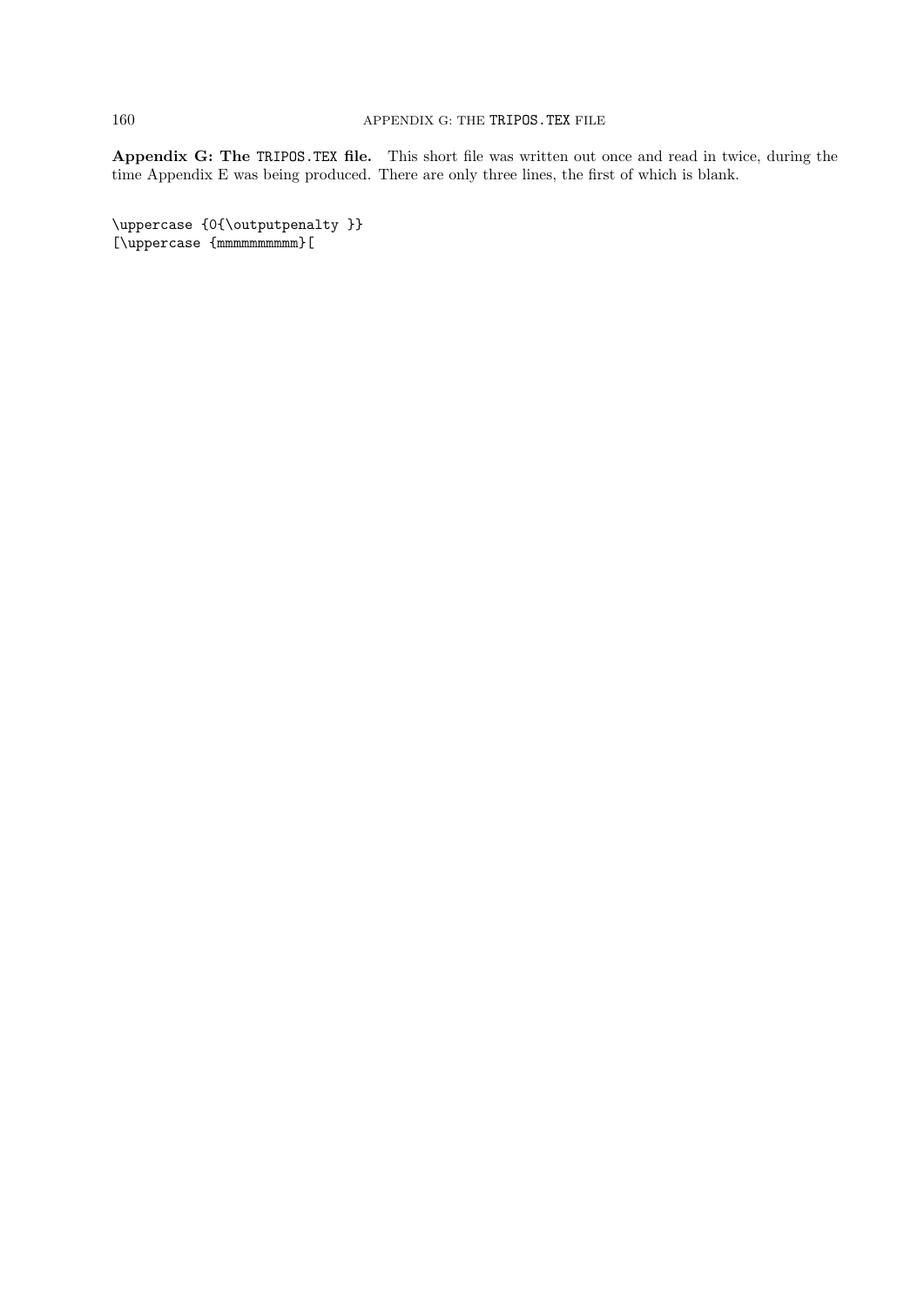**Appendix G: The `TRIPOS.TEX` file.** This short file was written out once and read in twice, during the time Appendix E was being produced. There are only three lines, the first of which is blank.

```

\uppercase {0{\outputpenalty }}
[\uppercase {mmmmmmmmmm}[
```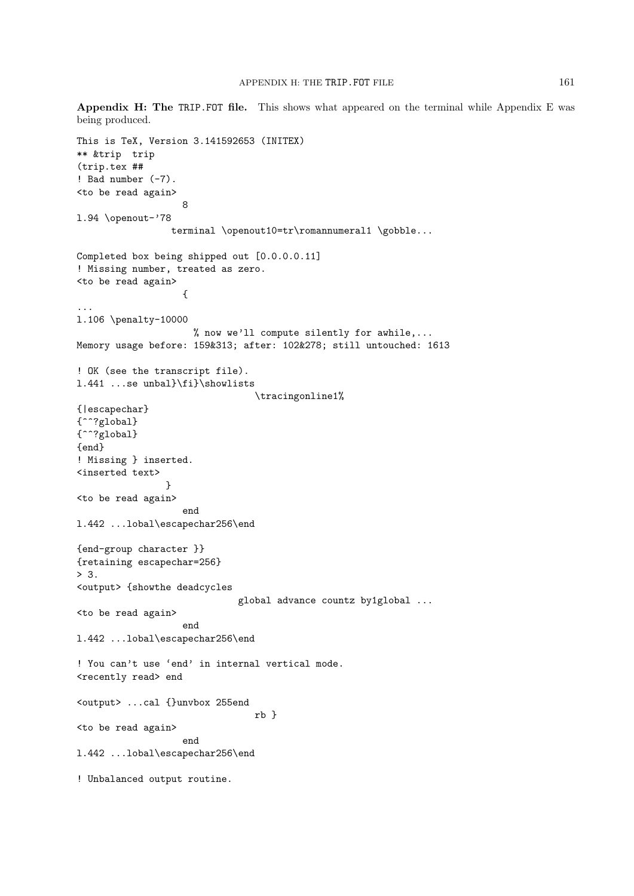**Appendix H: The TRIP.FOT file.** This shows what appeared on the terminal while Appendix E was being produced.

```
This is TeX, Version 3.141592653 (INITEX)
** &trip  trip
(trip.tex ##
! Bad number (-7).
<to be read again>
                   8
l.94 \openout-'78
                 terminal \openout10=tr\romannumeral1 \gobble...

Completed box being shipped out [0.0.0.0.11]
! Missing number, treated as zero.
<to be read again>
                   {
...
l.106 \penalty-10000
                     % now we'll compute silently for awhile,...
Memory usage before: 159&313; after: 102&278; still untouched: 1613

! OK (see the transcript file).
l.441 ...se unbal}\fi}\showlists
                                 \tracingonline1%
{|escapechar}
{^^?global}
{^^?global}
{end}
! Missing } inserted.
<inserted text>
                }
<to be read again>
                   end
l.442 ...lobal\escapechar256\end

{end-group character }}
{retaining escapechar=256}
> 3.
<output> {showthe deadcycles
                              global advance countz by1global ...
<to be read again>
                   end
l.442 ...lobal\escapechar256\end

! You can't use `end' in internal vertical mode.
<recently read> end

<output> ...cal {}unvbox 255end
                                 rb }
<to be read again>
                   end
l.442 ...lobal\escapechar256\end

! Unbalanced output routine.
```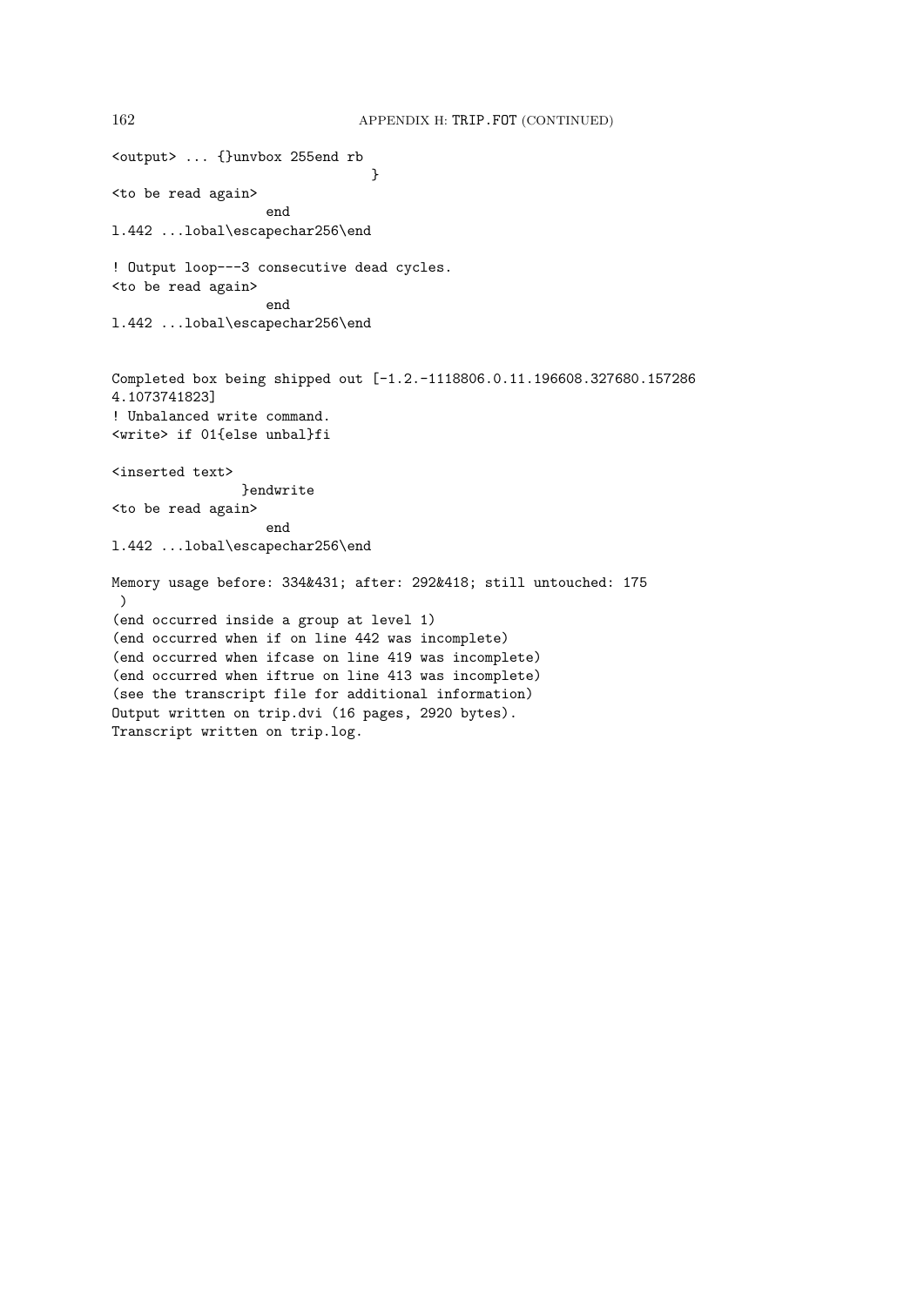```
<output> ... {}unvbox 255end rb
                                }
<to be read again>
                   end
l.442 ...lobal\escapechar256\end

! Output loop---3 consecutive dead cycles.
<to be read again>
                   end
l.442 ...lobal\escapechar256\end


Completed box being shipped out [-1.2.-1118806.0.11.196608.327680.157286
4.1073741823]
! Unbalanced write command.
<write> if 01{else unbal}fi

<inserted text>
                }endwrite
<to be read again>
                   end
l.442 ...lobal\escapechar256\end

Memory usage before: 334&431; after: 292&418; still untouched: 175
 )
(end occurred inside a group at level 1)
(end occurred when if on line 442 was incomplete)
(end occurred when ifcase on line 419 was incomplete)
(end occurred when iftrue on line 413 was incomplete)
(see the transcript file for additional information)
Output written on trip.dvi (16 pages, 2920 bytes).
Transcript written on trip.log.
```